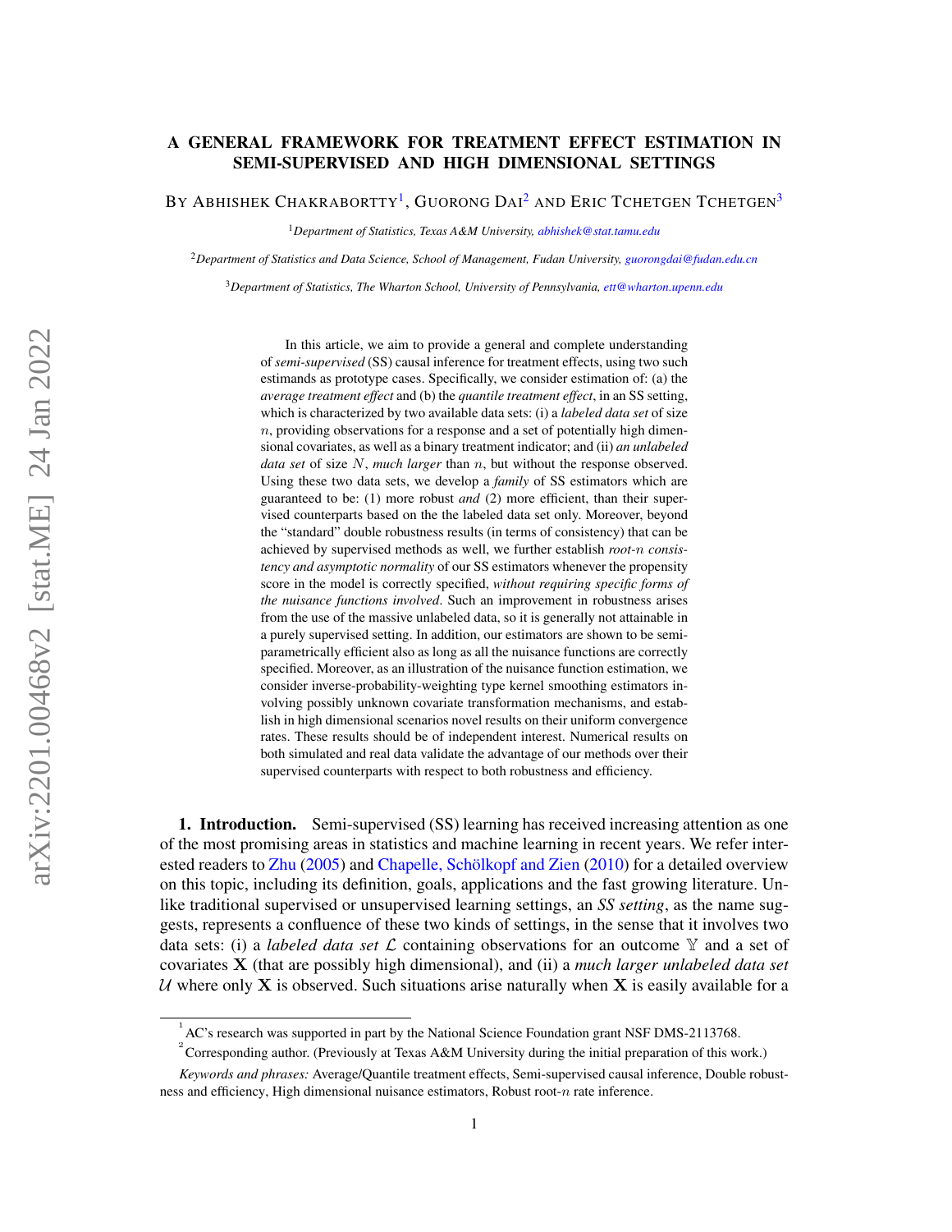# A GENERAL FRAMEWORK FOR TREATMENT EFFECT ESTIMATION IN SEMI-SUPERVISED AND HIGH DIMENSIONAL SETTINGS

BY ABHISHEK CHAKRABORTTY[1], GUORONG DAI[2] AND ERIC TCHETGEN TCHETGEN[3]

[1]*Department of Statistics, Texas A&M University, abhishek@stat.tamu.edu*

[2]*Department of Statistics and Data Science, School of Management, Fudan University, guorongdai@fudan.edu.cn*

[3]*Department of Statistics, The Wharton School, University of Pennsylvania, ett@wharton.upenn.edu*

In this article, we aim to provide a general and complete understanding of *semi-supervised* (SS) causal inference for treatment effects, using two such estimands as prototype cases. Specifically, we consider estimation of: (a) the *average treatment effect* and (b) the *quantile treatment effect*, in an SS setting, which is characterized by two available data sets: (i) a *labeled data set* of size $n$, providing observations for a response and a set of potentially high dimensional covariates, as well as a binary treatment indicator; and (ii) *an unlabeled data set* of size $N$, *much larger* than $n$, but without the response observed. Using these two data sets, we develop a *family* of SS estimators which are guaranteed to be: (1) more robust *and* (2) more efficient, than their supervised counterparts based on the the labeled data set only. Moreover, beyond the "standard" double robustness results (in terms of consistency) that can be achieved by supervised methods as well, we further establish *root-$n$ consistency and asymptotic normality* of our SS estimators whenever the propensity score in the model is correctly specified, *without requiring specific forms of the nuisance functions involved*. Such an improvement in robustness arises from the use of the massive unlabeled data, so it is generally not attainable in a purely supervised setting. In addition, our estimators are shown to be semi-parametrically efficient also as long as all the nuisance functions are correctly specified. Moreover, as an illustration of the nuisance function estimation, we consider inverse-probability-weighting type kernel smoothing estimators involving possibly unknown covariate transformation mechanisms, and establish in high dimensional scenarios novel results on their uniform convergence rates. These results should be of independent interest. Numerical results on both simulated and real data validate the advantage of our methods over their supervised counterparts with respect to both robustness and efficiency.

**1. Introduction.** Semi-supervised (SS) learning has received increasing attention as one of the most promising areas in statistics and machine learning in recent years. We refer interested readers to Zhu (2005) and Chapelle, Schölkopf and Zien (2010) for a detailed overview on this topic, including its definition, goals, applications and the fast growing literature. Unlike traditional supervised or unsupervised learning settings, an *SS setting*, as the name suggests, represents a confluence of these two kinds of settings, in the sense that it involves two data sets: (i) a *labeled data set* $\mathcal{L}$ containing observations for an outcome $\mathbb{Y}$ and a set of covariates $\mathbf{X}$ (that are possibly high dimensional), and (ii) a *much larger unlabeled data set* $\mathcal{U}$ where only $\mathbf{X}$ is observed. Such situations arise naturally when $\mathbf{X}$ is easily available for a

[1] AC's research was supported in part by the National Science Foundation grant NSF DMS-2113768.

[2] Corresponding author. (Previously at Texas A&M University during the initial preparation of this work.)

*Keywords and phrases:* Average/Quantile treatment effects, Semi-supervised causal inference, Double robustness and efficiency, High dimensional nuisance estimators, Robust root-$n$ rate inference.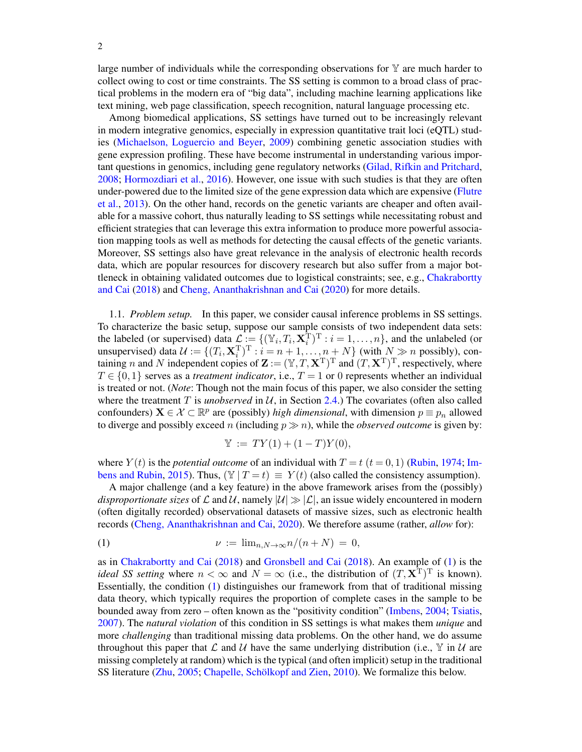large number of individuals while the corresponding observations for $\mathbb{Y}$ are much harder to collect owing to cost or time constraints. The SS setting is common to a broad class of practical problems in the modern era of "big data", including machine learning applications like text mining, web page classification, speech recognition, natural language processing etc.

Among biomedical applications, SS settings have turned out to be increasingly relevant in modern integrative genomics, especially in expression quantitative trait loci (eQTL) studies (Michaelson, Loguercio and Beyer, 2009) combining genetic association studies with gene expression profiling. These have become instrumental in understanding various important questions in genomics, including gene regulatory networks (Gilad, Rifkin and Pritchard, 2008; Hormozdiari et al., 2016). However, one issue with such studies is that they are often under-powered due to the limited size of the gene expression data which are expensive (Flutre et al., 2013). On the other hand, records on the genetic variants are cheaper and often available for a massive cohort, thus naturally leading to SS settings while necessitating robust and efficient strategies that can leverage this extra information to produce more powerful association mapping tools as well as methods for detecting the causal effects of the genetic variants. Moreover, SS settings also have great relevance in the analysis of electronic health records data, which are popular resources for discovery research but also suffer from a major bottleneck in obtaining validated outcomes due to logistical constraints; see, e.g., Chakrabortty and Cai (2018) and Cheng, Ananthakrishnan and Cai (2020) for more details.

1.1. *Problem setup.* In this paper, we consider causal inference problems in SS settings. To characterize the basic setup, suppose our sample consists of two independent data sets: the labeled (or supervised) data $\mathcal{L} := \{(\mathbb{Y}_i, T_i, \mathbf{X}_i^{\mathrm{T}})^{\mathrm{T}} : i = 1, \ldots, n\}$, and the unlabeled (or unsupervised) data $\mathcal{U} := \{(T_i, \mathbf{X}_i^{\mathrm{T}})^{\mathrm{T}} : i = n+1, \ldots, n+N\}$ (with $N \gg n$ possibly), containing $n$ and $N$ independent copies of $\mathbf{Z} := (\mathbb{Y}, T, \mathbf{X}^{\mathrm{T}})^{\mathrm{T}}$ and $(T, \mathbf{X}^{\mathrm{T}})^{\mathrm{T}}$, respectively, where $T \in \{0, 1\}$ serves as a *treatment indicator*, i.e., $T = 1$ or $0$ represents whether an individual is treated or not. (*Note*: Though not the main focus of this paper, we also consider the setting where the treatment $T$ is *unobserved* in $\mathcal{U}$, in Section 2.4.) The covariates (often also called confounders) $\mathbf{X} \in \mathcal{X} \subset \mathbb{R}^p$ are (possibly) *high dimensional*, with dimension $p \equiv p_n$ allowed to diverge and possibly exceed $n$ (including $p \gg n$), while the *observed outcome* is given by:

$$\mathbb{Y} := TY(1) + (1-T)Y(0),$$

where $Y(t)$ is the *potential outcome* of an individual with $T = t$ $(t = 0, 1)$ (Rubin, 1974; Imbens and Rubin, 2015). Thus, $(\mathbb{Y} \mid T = t) \equiv Y(t)$ (also called the consistency assumption).

A major challenge (and a key feature) in the above framework arises from the (possibly) *disproportionate sizes* of $\mathcal{L}$ and $\mathcal{U}$, namely $|\mathcal{U}| \gg |\mathcal{L}|$, an issue widely encountered in modern (often digitally recorded) observational datasets of massive sizes, such as electronic health records (Cheng, Ananthakrishnan and Cai, 2020). We therefore assume (rather, *allow* for):

$$\nu := \lim_{n,N \to \infty} n/(n+N) = 0, \tag{1}$$

as in Chakrabortty and Cai (2018) and Gronsbell and Cai (2018). An example of (1) is the *ideal SS setting* where $n < \infty$ and $N = \infty$ (i.e., the distribution of $(T, \mathbf{X}^{\mathrm{T}})^{\mathrm{T}}$ is known). Essentially, the condition (1) distinguishes our framework from that of traditional missing data theory, which typically requires the proportion of complete cases in the sample to be bounded away from zero – often known as the "positivity condition" (Imbens, 2004; Tsiatis, 2007). The *natural violation* of this condition in SS settings is what makes them *unique* and more *challenging* than traditional missing data problems. On the other hand, we do assume throughout this paper that $\mathcal{L}$ and $\mathcal{U}$ have the same underlying distribution (i.e., $\mathbb{Y}$ in $\mathcal{U}$ are missing completely at random) which is the typical (and often implicit) setup in the traditional SS literature (Zhu, 2005; Chapelle, Schölkopf and Zien, 2010). We formalize this below.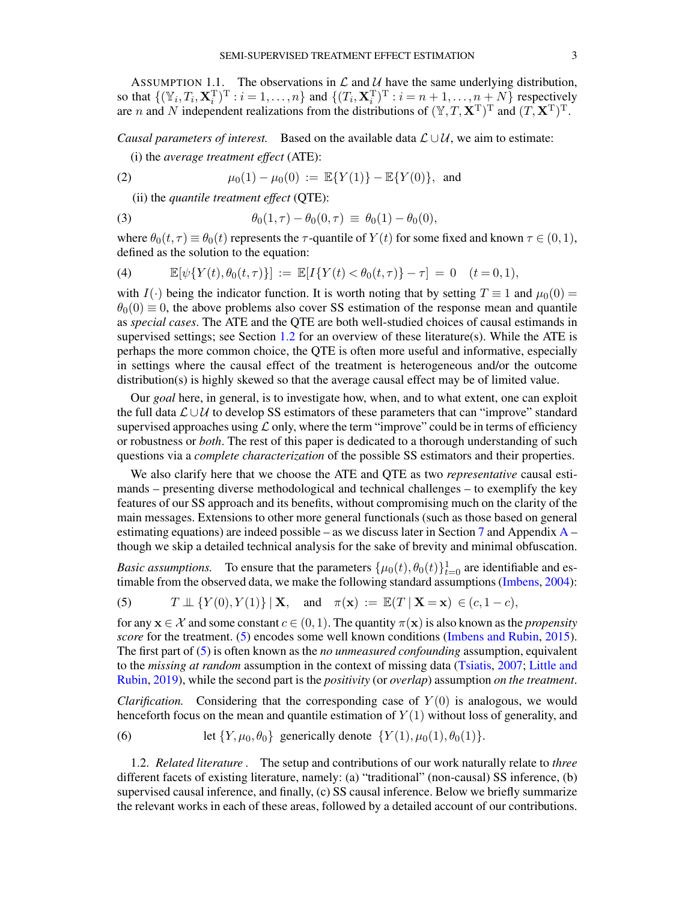ASSUMPTION 1.1. The observations in $\mathcal{L}$ and $\mathcal{U}$ have the same underlying distribution, so that $\{(\mathbb{Y}_i, T_i, \mathbf{X}_i^{\mathrm{T}})^{\mathrm{T}} : i = 1, \ldots, n\}$ and $\{(T_i, \mathbf{X}_i^{\mathrm{T}})^{\mathrm{T}} : i = n+1, \ldots, n+N\}$ respectively are $n$ and $N$ independent realizations from the distributions of $(\mathbb{Y}, T, \mathbf{X}^{\mathrm{T}})^{\mathrm{T}}$ and $(T, \mathbf{X}^{\mathrm{T}})^{\mathrm{T}}$.

*Causal parameters of interest.* Based on the available data $\mathcal{L} \cup \mathcal{U}$, we aim to estimate:

(i) the *average treatment effect* (ATE):

$$\mu_0(1) - \mu_0(0) \; := \; \mathbb{E}\{Y(1)\} - \mathbb{E}\{Y(0)\}, \;\; \text{and} \tag{2}$$

(ii) the *quantile treatment effect* (QTE):

$$\theta_0(1, \tau) - \theta_0(0, \tau) \; \equiv \; \theta_0(1) - \theta_0(0), \tag{3}$$

where $\theta_0(t, \tau) \equiv \theta_0(t)$ represents the $\tau$-quantile of $Y(t)$ for some fixed and known $\tau \in (0, 1)$, defined as the solution to the equation:

$$\mathbb{E}[\psi\{Y(t), \theta_0(t, \tau)\}] \; := \; \mathbb{E}[I\{Y(t) < \theta_0(t, \tau)\} - \tau] \; = \; 0 \quad (t = 0, 1), \tag{4}$$

with $I(\cdot)$ being the indicator function. It is worth noting that by setting $T \equiv 1$ and $\mu_0(0) = \theta_0(0) \equiv 0$, the above problems also cover SS estimation of the response mean and quantile as *special cases*. The ATE and the QTE are both well-studied choices of causal estimands in supervised settings; see Section 1.2 for an overview of these literature(s). While the ATE is perhaps the more common choice, the QTE is often more useful and informative, especially in settings where the causal effect of the treatment is heterogeneous and/or the outcome distribution(s) is highly skewed so that the average causal effect may be of limited value.

Our *goal* here, in general, is to investigate how, when, and to what extent, one can exploit the full data $\mathcal{L} \cup \mathcal{U}$ to develop SS estimators of these parameters that can "improve" standard supervised approaches using $\mathcal{L}$ only, where the term "improve" could be in terms of efficiency or robustness or *both*. The rest of this paper is dedicated to a thorough understanding of such questions via a *complete characterization* of the possible SS estimators and their properties.

We also clarify here that we choose the ATE and QTE as two *representative* causal estimands – presenting diverse methodological and technical challenges – to exemplify the key features of our SS approach and its benefits, without compromising much on the clarity of the main messages. Extensions to other more general functionals (such as those based on general estimating equations) are indeed possible – as we discuss later in Section 7 and Appendix A – though we skip a detailed technical analysis for the sake of brevity and minimal obfuscation.

*Basic assumptions.* To ensure that the parameters $\{\mu_0(t), \theta_0(t)\}_{t=0}^{1}$ are identifiable and estimable from the observed data, we make the following standard assumptions (Imbens, 2004):

$$T \perp\!\!\!\perp \{Y(0), Y(1)\} \mid \mathbf{X}, \quad \text{and} \quad \pi(\mathbf{x}) \; := \; \mathbb{E}(T \mid \mathbf{X} = \mathbf{x}) \; \in (c, 1 - c), \tag{5}$$

for any $\mathbf{x} \in \mathcal{X}$ and some constant $c \in (0, 1)$. The quantity $\pi(\mathbf{x})$ is also known as the *propensity score* for the treatment. (5) encodes some well known conditions (Imbens and Rubin, 2015). The first part of (5) is often known as the *no unmeasured confounding* assumption, equivalent to the *missing at random* assumption in the context of missing data (Tsiatis, 2007; Little and Rubin, 2019), while the second part is the *positivity* (or *overlap*) assumption *on the treatment*.

*Clarification.* Considering that the corresponding case of $Y(0)$ is analogous, we would henceforth focus on the mean and quantile estimation of $Y(1)$ without loss of generality, and

$$\text{let } \{Y, \mu_0, \theta_0\} \;\; \text{generically denote} \;\; \{Y(1), \mu_0(1), \theta_0(1)\}. \tag{6}$$

### 1.2. *Related literature* .

The setup and contributions of our work naturally relate to *three* different facets of existing literature, namely: (a) "traditional" (non-causal) SS inference, (b) supervised causal inference, and finally, (c) SS causal inference. Below we briefly summarize the relevant works in each of these areas, followed by a detailed account of our contributions.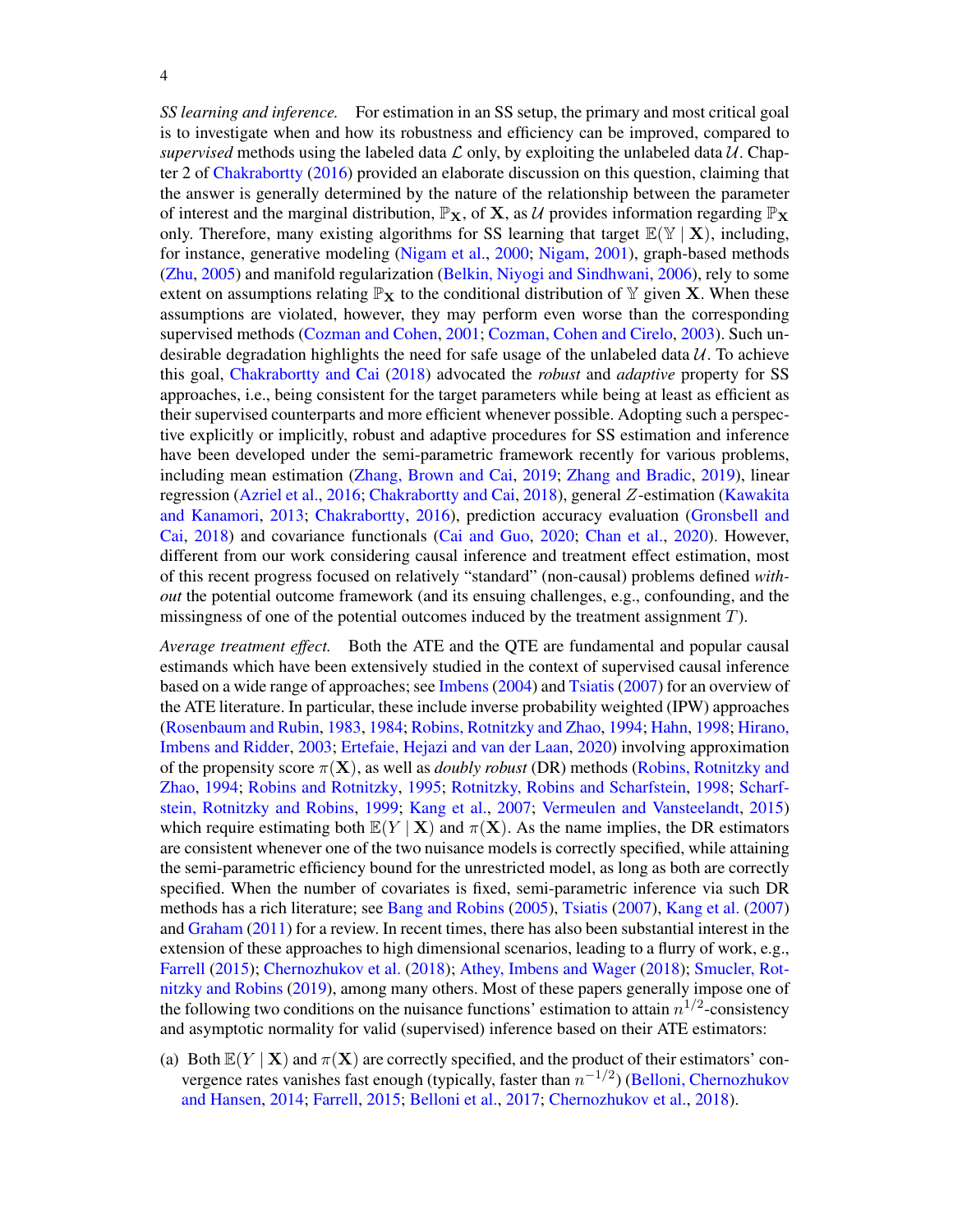*SS learning and inference.* For estimation in an SS setup, the primary and most critical goal is to investigate when and how its robustness and efficiency can be improved, compared to *supervised* methods using the labeled data $\mathcal{L}$ only, by exploiting the unlabeled data $\mathcal{U}$. Chapter 2 of Chakrabortty (2016) provided an elaborate discussion on this question, claiming that the answer is generally determined by the nature of the relationship between the parameter of interest and the marginal distribution, $\mathbb{P}_{\mathbf{X}}$, of $\mathbf{X}$, as $\mathcal{U}$ provides information regarding $\mathbb{P}_{\mathbf{X}}$ only. Therefore, many existing algorithms for SS learning that target $\mathbb{E}(\mathbb{Y} \mid \mathbf{X})$, including, for instance, generative modeling (Nigam et al., 2000; Nigam, 2001), graph-based methods (Zhu, 2005) and manifold regularization (Belkin, Niyogi and Sindhwani, 2006), rely to some extent on assumptions relating $\mathbb{P}_{\mathbf{X}}$ to the conditional distribution of $\mathbb{Y}$ given $\mathbf{X}$. When these assumptions are violated, however, they may perform even worse than the corresponding supervised methods (Cozman and Cohen, 2001; Cozman, Cohen and Cirelo, 2003). Such undesirable degradation highlights the need for safe usage of the unlabeled data $\mathcal{U}$. To achieve this goal, Chakrabortty and Cai (2018) advocated the *robust* and *adaptive* property for SS approaches, i.e., being consistent for the target parameters while being at least as efficient as their supervised counterparts and more efficient whenever possible. Adopting such a perspective explicitly or implicitly, robust and adaptive procedures for SS estimation and inference have been developed under the semi-parametric framework recently for various problems, including mean estimation (Zhang, Brown and Cai, 2019; Zhang and Bradic, 2019), linear regression (Azriel et al., 2016; Chakrabortty and Cai, 2018), general $Z$-estimation (Kawakita and Kanamori, 2013; Chakrabortty, 2016), prediction accuracy evaluation (Gronsbell and Cai, 2018) and covariance functionals (Cai and Guo, 2020; Chan et al., 2020). However, different from our work considering causal inference and treatment effect estimation, most of this recent progress focused on relatively "standard" (non-causal) problems defined *without* the potential outcome framework (and its ensuing challenges, e.g., confounding, and the missingness of one of the potential outcomes induced by the treatment assignment $T$).

*Average treatment effect.* Both the ATE and the QTE are fundamental and popular causal estimands which have been extensively studied in the context of supervised causal inference based on a wide range of approaches; see Imbens (2004) and Tsiatis (2007) for an overview of the ATE literature. In particular, these include inverse probability weighted (IPW) approaches (Rosenbaum and Rubin, 1983, 1984; Robins, Rotnitzky and Zhao, 1994; Hahn, 1998; Hirano, Imbens and Ridder, 2003; Ertefaie, Hejazi and van der Laan, 2020) involving approximation of the propensity score $\pi(\mathbf{X})$, as well as *doubly robust* (DR) methods (Robins, Rotnitzky and Zhao, 1994; Robins and Rotnitzky, 1995; Rotnitzky, Robins and Scharfstein, 1998; Scharfstein, Rotnitzky and Robins, 1999; Kang et al., 2007; Vermeulen and Vansteelandt, 2015) which require estimating both $\mathbb{E}(Y \mid \mathbf{X})$ and $\pi(\mathbf{X})$. As the name implies, the DR estimators are consistent whenever one of the two nuisance models is correctly specified, while attaining the semi-parametric efficiency bound for the unrestricted model, as long as both are correctly specified. When the number of covariates is fixed, semi-parametric inference via such DR methods has a rich literature; see Bang and Robins (2005), Tsiatis (2007), Kang et al. (2007) and Graham (2011) for a review. In recent times, there has also been substantial interest in the extension of these approaches to high dimensional scenarios, leading to a flurry of work, e.g., Farrell (2015); Chernozhukov et al. (2018); Athey, Imbens and Wager (2018); Smucler, Rotnitzky and Robins (2019), among many others. Most of these papers generally impose one of the following two conditions on the nuisance functions' estimation to attain $n^{1/2}$-consistency and asymptotic normality for valid (supervised) inference based on their ATE estimators:

(a) Both $\mathbb{E}(Y \mid \mathbf{X})$ and $\pi(\mathbf{X})$ are correctly specified, and the product of their estimators' convergence rates vanishes fast enough (typically, faster than $n^{-1/2}$) (Belloni, Chernozhukov and Hansen, 2014; Farrell, 2015; Belloni et al., 2017; Chernozhukov et al., 2018).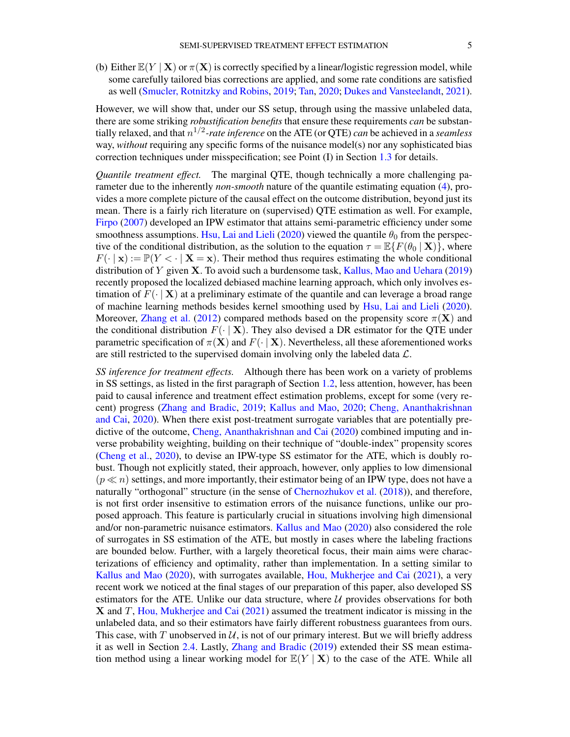(b) Either $\mathbb{E}(Y \mid \mathbf{X})$ or $\pi(\mathbf{X})$ is correctly specified by a linear/logistic regression model, while some carefully tailored bias corrections are applied, and some rate conditions are satisfied as well (Smucler, Rotnitzky and Robins, 2019; Tan, 2020; Dukes and Vansteelandt, 2021).

However, we will show that, under our SS setup, through using the massive unlabeled data, there are some striking *robustification benefits* that ensure these requirements *can* be substantially relaxed, and that $n^{1/2}$*-rate inference* on the ATE (or QTE) *can* be achieved in a *seamless* way, *without* requiring any specific forms of the nuisance model(s) nor any sophisticated bias correction techniques under misspecification; see Point (I) in Section 1.3 for details.

*Quantile treatment effect.* The marginal QTE, though technically a more challenging parameter due to the inherently *non-smooth* nature of the quantile estimating equation (4), provides a more complete picture of the causal effect on the outcome distribution, beyond just its mean. There is a fairly rich literature on (supervised) QTE estimation as well. For example, Firpo (2007) developed an IPW estimator that attains semi-parametric efficiency under some smoothness assumptions. Hsu, Lai and Lieli (2020) viewed the quantile $\theta_0$ from the perspective of the conditional distribution, as the solution to the equation $\tau = \mathbb{E}\{F(\theta_0 \mid \mathbf{X})\}$, where $F(\cdot \mid \mathbf{x}) := \mathbb{P}(Y < \cdot \mid \mathbf{X} = \mathbf{x})$. Their method thus requires estimating the whole conditional distribution of $Y$ given $\mathbf{X}$. To avoid such a burdensome task, Kallus, Mao and Uehara (2019) recently proposed the localized debiased machine learning approach, which only involves estimation of $F(\cdot \mid \mathbf{X})$ at a preliminary estimate of the quantile and can leverage a broad range of machine learning methods besides kernel smoothing used by Hsu, Lai and Lieli (2020). Moreover, Zhang et al. (2012) compared methods based on the propensity score $\pi(\mathbf{X})$ and the conditional distribution $F(\cdot \mid \mathbf{X})$. They also devised a DR estimator for the QTE under parametric specification of $\pi(\mathbf{X})$ and $F(\cdot \mid \mathbf{X})$. Nevertheless, all these aforementioned works are still restricted to the supervised domain involving only the labeled data $\mathcal{L}$.

*SS inference for treatment effects.* Although there has been work on a variety of problems in SS settings, as listed in the first paragraph of Section 1.2, less attention, however, has been paid to causal inference and treatment effect estimation problems, except for some (very recent) progress (Zhang and Bradic, 2019; Kallus and Mao, 2020; Cheng, Ananthakrishnan and Cai, 2020). When there exist post-treatment surrogate variables that are potentially predictive of the outcome, Cheng, Ananthakrishnan and Cai (2020) combined imputing and inverse probability weighting, building on their technique of "double-index" propensity scores (Cheng et al., 2020), to devise an IPW-type SS estimator for the ATE, which is doubly robust. Though not explicitly stated, their approach, however, only applies to low dimensional ($p \ll n$) settings, and more importantly, their estimator being of an IPW type, does not have a naturally "orthogonal" structure (in the sense of Chernozhukov et al. (2018)), and therefore, is not first order insensitive to estimation errors of the nuisance functions, unlike our proposed approach. This feature is particularly crucial in situations involving high dimensional and/or non-parametric nuisance estimators. Kallus and Mao (2020) also considered the role of surrogates in SS estimation of the ATE, but mostly in cases where the labeling fractions are bounded below. Further, with a largely theoretical focus, their main aims were characterizations of efficiency and optimality, rather than implementation. In a setting similar to Kallus and Mao (2020), with surrogates available, Hou, Mukherjee and Cai (2021), a very recent work we noticed at the final stages of our preparation of this paper, also developed SS estimators for the ATE. Unlike our data structure, where $\mathcal{U}$ provides observations for both $\mathbf{X}$ and $T$, Hou, Mukherjee and Cai (2021) assumed the treatment indicator is missing in the unlabeled data, and so their estimators have fairly different robustness guarantees from ours. This case, with $T$ unobserved in $\mathcal{U}$, is not of our primary interest. But we will briefly address it as well in Section 2.4. Lastly, Zhang and Bradic (2019) extended their SS mean estimation method using a linear working model for $\mathbb{E}(Y \mid \mathbf{X})$ to the case of the ATE. While all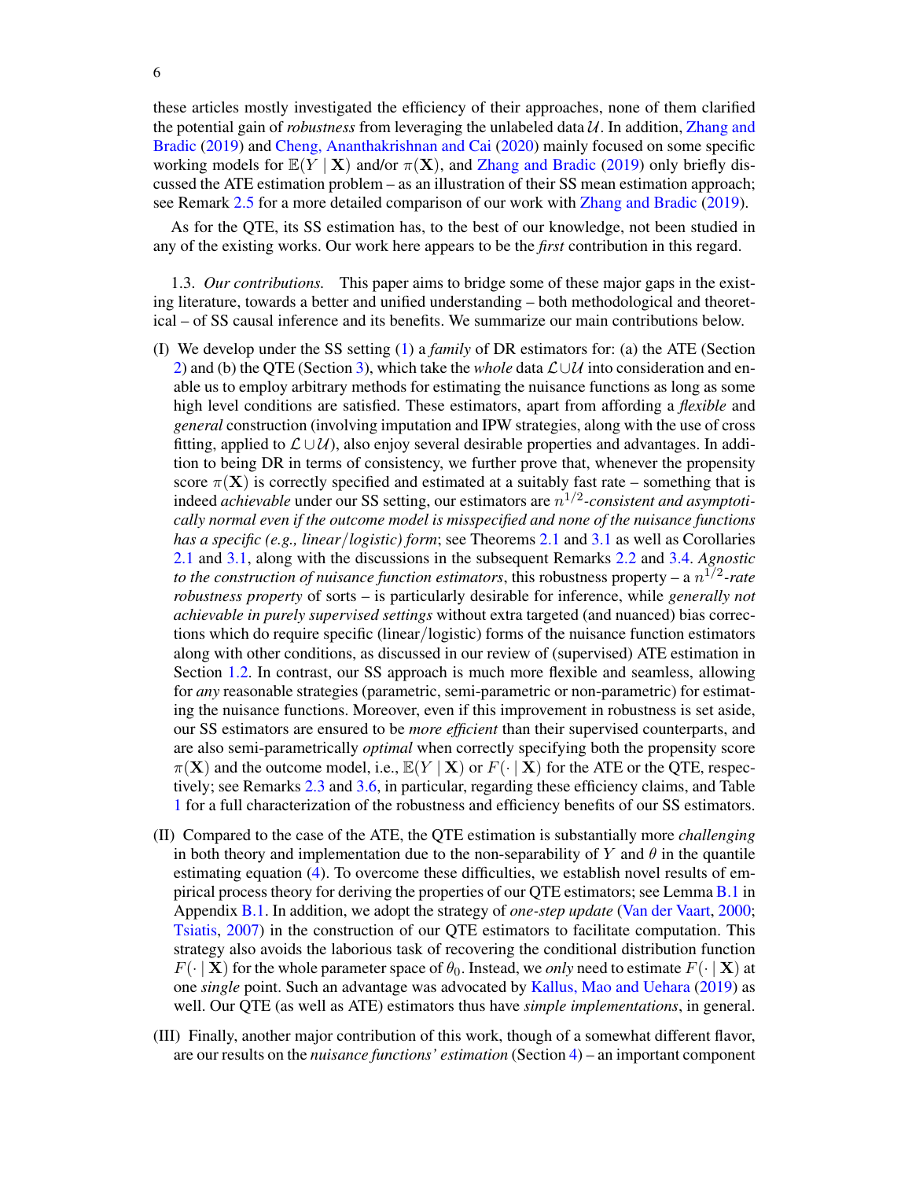these articles mostly investigated the efficiency of their approaches, none of them clarified the potential gain of *robustness* from leveraging the unlabeled data $\mathcal{U}$. In addition, Zhang and Bradic (2019) and Cheng, Ananthakrishnan and Cai (2020) mainly focused on some specific working models for $\mathbb{E}(Y \mid \mathbf{X})$ and/or $\pi(\mathbf{X})$, and Zhang and Bradic (2019) only briefly discussed the ATE estimation problem – as an illustration of their SS mean estimation approach; see Remark 2.5 for a more detailed comparison of our work with Zhang and Bradic (2019).

As for the QTE, its SS estimation has, to the best of our knowledge, not been studied in any of the existing works. Our work here appears to be the *first* contribution in this regard.

### 1.3. *Our contributions.*

This paper aims to bridge some of these major gaps in the existing literature, towards a better and unified understanding – both methodological and theoretical – of SS causal inference and its benefits. We summarize our main contributions below.

(I) We develop under the SS setting (1) a *family* of DR estimators for: (a) the ATE (Section 2) and (b) the QTE (Section 3), which take the *whole* data $\mathcal{L}\cup\mathcal{U}$ into consideration and enable us to employ arbitrary methods for estimating the nuisance functions as long as some high level conditions are satisfied. These estimators, apart from affording a *flexible* and *general* construction (involving imputation and IPW strategies, along with the use of cross fitting, applied to $\mathcal{L}\cup\mathcal{U}$), also enjoy several desirable properties and advantages. In addition to being DR in terms of consistency, we further prove that, whenever the propensity score $\pi(\mathbf{X})$ is correctly specified and estimated at a suitably fast rate – something that is indeed *achievable* under our SS setting, our estimators are *$n^{1/2}$-consistent and asymptotically normal even if the outcome model is misspecified and none of the nuisance functions has a specific (e.g., linear/logistic) form*; see Theorems 2.1 and 3.1 as well as Corollaries 2.1 and 3.1, along with the discussions in the subsequent Remarks 2.2 and 3.4. *Agnostic to the construction of nuisance function estimators*, this robustness property – a *$n^{1/2}$-rate robustness property* of sorts – is particularly desirable for inference, while *generally not achievable in purely supervised settings* without extra targeted (and nuanced) bias corrections which do require specific (linear/logistic) forms of the nuisance function estimators along with other conditions, as discussed in our review of (supervised) ATE estimation in Section 1.2. In contrast, our SS approach is much more flexible and seamless, allowing for *any* reasonable strategies (parametric, semi-parametric or non-parametric) for estimating the nuisance functions. Moreover, even if this improvement in robustness is set aside, our SS estimators are ensured to be *more efficient* than their supervised counterparts, and are also semi-parametrically *optimal* when correctly specifying both the propensity score $\pi(\mathbf{X})$ and the outcome model, i.e., $\mathbb{E}(Y \mid \mathbf{X})$ or $F(\cdot \mid \mathbf{X})$ for the ATE or the QTE, respectively; see Remarks 2.3 and 3.6, in particular, regarding these efficiency claims, and Table 1 for a full characterization of the robustness and efficiency benefits of our SS estimators.

(II) Compared to the case of the ATE, the QTE estimation is substantially more *challenging* in both theory and implementation due to the non-separability of $Y$ and $\theta$ in the quantile estimating equation (4). To overcome these difficulties, we establish novel results of empirical process theory for deriving the properties of our QTE estimators; see Lemma B.1 in Appendix B.1. In addition, we adopt the strategy of *one-step update* (Van der Vaart, 2000; Tsiatis, 2007) in the construction of our QTE estimators to facilitate computation. This strategy also avoids the laborious task of recovering the conditional distribution function $F(\cdot \mid \mathbf{X})$ for the whole parameter space of $\theta_0$. Instead, we *only* need to estimate $F(\cdot \mid \mathbf{X})$ at one *single* point. Such an advantage was advocated by Kallus, Mao and Uehara (2019) as well. Our QTE (as well as ATE) estimators thus have *simple implementations*, in general.

(III) Finally, another major contribution of this work, though of a somewhat different flavor, are our results on the *nuisance functions' estimation* (Section 4) – an important component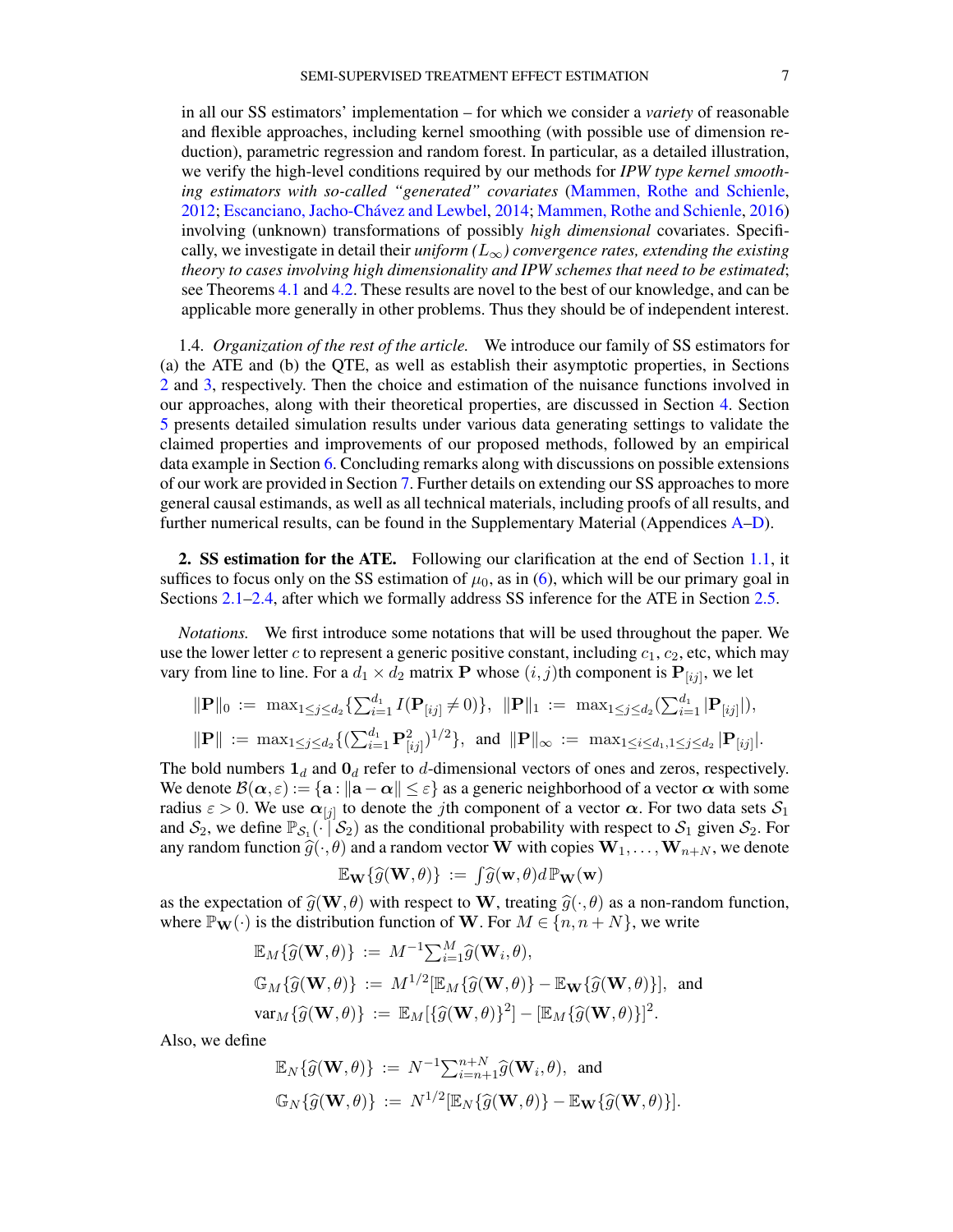in all our SS estimators' implementation – for which we consider a *variety* of reasonable and flexible approaches, including kernel smoothing (with possible use of dimension reduction), parametric regression and random forest. In particular, as a detailed illustration, we verify the high-level conditions required by our methods for *IPW type kernel smoothing estimators with so-called "generated" covariates* (Mammen, Rothe and Schienle, 2012; Escanciano, Jacho-Chávez and Lewbel, 2014; Mammen, Rothe and Schienle, 2016) involving (unknown) transformations of possibly *high dimensional* covariates. Specifically, we investigate in detail their *uniform ($L_\infty$) convergence rates, extending the existing theory to cases involving high dimensionality and IPW schemes that need to be estimated*; see Theorems 4.1 and 4.2. These results are novel to the best of our knowledge, and can be applicable more generally in other problems. Thus they should be of independent interest.

1.4. *Organization of the rest of the article.* We introduce our family of SS estimators for (a) the ATE and (b) the QTE, as well as establish their asymptotic properties, in Sections 2 and 3, respectively. Then the choice and estimation of the nuisance functions involved in our approaches, along with their theoretical properties, are discussed in Section 4. Section 5 presents detailed simulation results under various data generating settings to validate the claimed properties and improvements of our proposed methods, followed by an empirical data example in Section 6. Concluding remarks along with discussions on possible extensions of our work are provided in Section 7. Further details on extending our SS approaches to more general causal estimands, as well as all technical materials, including proofs of all results, and further numerical results, can be found in the Supplementary Material (Appendices A–D).

## 2. SS estimation for the ATE.

Following our clarification at the end of Section 1.1, it suffices to focus only on the SS estimation of $\mu_0$, as in (6), which will be our primary goal in Sections 2.1–2.4, after which we formally address SS inference for the ATE in Section 2.5.

*Notations.* We first introduce some notations that will be used throughout the paper. We use the lower letter $c$ to represent a generic positive constant, including $c_1$, $c_2$, etc, which may vary from line to line. For a $d_1 \times d_2$ matrix $\mathbf{P}$ whose $(i,j)$th component is $\mathbf{P}_{[ij]}$, we let

$$\|\mathbf{P}\|_0 := \max_{1\leq j\leq d_2}\{\textstyle\sum_{i=1}^{d_1} I(\mathbf{P}_{[ij]}\neq 0)\}, \quad \|\mathbf{P}\|_1 := \max_{1\leq j\leq d_2}(\textstyle\sum_{i=1}^{d_1}|\mathbf{P}_{[ij]}|),$$

$$\|\mathbf{P}\| := \max_{1\leq j\leq d_2}\{(\textstyle\sum_{i=1}^{d_1}\mathbf{P}_{[ij]}^2)^{1/2}\}, \text{ and } \|\mathbf{P}\|_\infty := \max_{1\leq i\leq d_1, 1\leq j\leq d_2}|\mathbf{P}_{[ij]}|.$$

The bold numbers $\mathbf{1}_d$ and $\mathbf{0}_d$ refer to $d$-dimensional vectors of ones and zeros, respectively. We denote $\mathcal{B}(\boldsymbol{\alpha},\varepsilon) := \{\mathbf{a} : \|\mathbf{a}-\boldsymbol{\alpha}\| \leq \varepsilon\}$ as a generic neighborhood of a vector $\boldsymbol{\alpha}$ with some radius $\varepsilon > 0$. We use $\boldsymbol{\alpha}_{[j]}$ to denote the $j$th component of a vector $\boldsymbol{\alpha}$. For two data sets $\mathcal{S}_1$ and $\mathcal{S}_2$, we define $\mathbb{P}_{\mathcal{S}_1}(\cdot \mid \mathcal{S}_2)$ as the conditional probability with respect to $\mathcal{S}_1$ given $\mathcal{S}_2$. For any random function $\widehat{g}(\cdot,\theta)$ and a random vector $\mathbf{W}$ with copies $\mathbf{W}_1,\ldots,\mathbf{W}_{n+N}$, we denote

$$\mathbb{E}_{\mathbf{W}}\{\widehat{g}(\mathbf{W},\theta)\} := \textstyle\int \widehat{g}(\mathbf{w},\theta)\, d\,\mathbb{P}_{\mathbf{W}}(\mathbf{w})$$

as the expectation of $\widehat{g}(\mathbf{W},\theta)$ with respect to $\mathbf{W}$, treating $\widehat{g}(\cdot,\theta)$ as a non-random function, where $\mathbb{P}_{\mathbf{W}}(\cdot)$ is the distribution function of $\mathbf{W}$. For $M \in \{n, n+N\}$, we write

$$\mathbb{E}_M\{\widehat{g}(\mathbf{W},\theta)\} := M^{-1}\textstyle\sum_{i=1}^M \widehat{g}(\mathbf{W}_i,\theta),$$

$$\mathbb{G}_M\{\widehat{g}(\mathbf{W},\theta)\} := M^{1/2}[\mathbb{E}_M\{\widehat{g}(\mathbf{W},\theta)\} - \mathbb{E}_{\mathbf{W}}\{\widehat{g}(\mathbf{W},\theta)\}], \text{ and}$$

$$\mathrm{var}_M\{\widehat{g}(\mathbf{W},\theta)\} := \mathbb{E}_M[\{\widehat{g}(\mathbf{W},\theta)\}^2] - [\mathbb{E}_M\{\widehat{g}(\mathbf{W},\theta)\}]^2.$$

Also, we define

$$\mathbb{E}_N\{\widehat{g}(\mathbf{W},\theta)\} := N^{-1}\textstyle\sum_{i=n+1}^{n+N}\widehat{g}(\mathbf{W}_i,\theta), \text{ and}$$

$$\mathbb{G}_N\{\widehat{g}(\mathbf{W},\theta)\} := N^{1/2}[\mathbb{E}_N\{\widehat{g}(\mathbf{W},\theta)\} - \mathbb{E}_{\mathbf{W}}\{\widehat{g}(\mathbf{W},\theta)\}].$$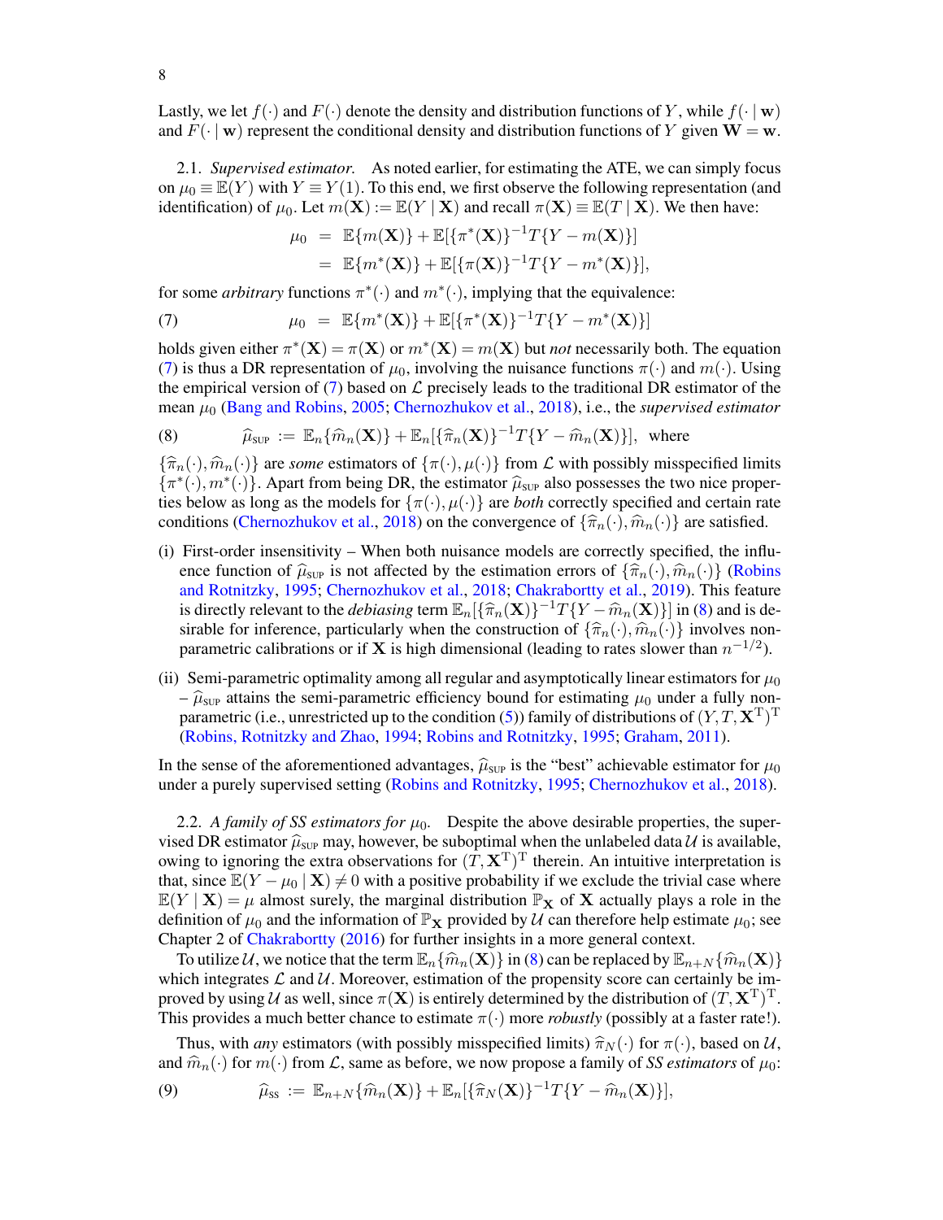Lastly, we let $f(\cdot)$ and $F(\cdot)$ denote the density and distribution functions of $Y$, while $f(\cdot \mid \mathbf{w})$ and $F(\cdot \mid \mathbf{w})$ represent the conditional density and distribution functions of $Y$ given $\mathbf{W} = \mathbf{w}$.

2.1. *Supervised estimator.* As noted earlier, for estimating the ATE, we can simply focus on $\mu_0 \equiv \mathbb{E}(Y)$ with $Y \equiv Y(1)$. To this end, we first observe the following representation (and identification) of $\mu_0$. Let $m(\mathbf{X}) := \mathbb{E}(Y \mid \mathbf{X})$ and recall $\pi(\mathbf{X}) \equiv \mathbb{E}(T \mid \mathbf{X})$. We then have:

$$
\begin{aligned}
\mu_0 &= \mathbb{E}\{m(\mathbf{X})\} + \mathbb{E}[\{\pi^*(\mathbf{X})\}^{-1} T\{Y - m(\mathbf{X})\}] \\
&= \mathbb{E}\{m^*(\mathbf{X})\} + \mathbb{E}[\{\pi(\mathbf{X})\}^{-1} T\{Y - m^*(\mathbf{X})\}],
\end{aligned}
$$

for some *arbitrary* functions $\pi^*(\cdot)$ and $m^*(\cdot)$, implying that the equivalence:

$$
\mu_0 = \mathbb{E}\{m^*(\mathbf{X})\} + \mathbb{E}[\{\pi^*(\mathbf{X})\}^{-1} T\{Y - m^*(\mathbf{X})\}] \tag{7}
$$

holds given either $\pi^*(\mathbf{X}) = \pi(\mathbf{X})$ or $m^*(\mathbf{X}) = m(\mathbf{X})$ but *not* necessarily both. The equation (7) is thus a DR representation of $\mu_0$, involving the nuisance functions $\pi(\cdot)$ and $m(\cdot)$. Using the empirical version of (7) based on $\mathcal{L}$ precisely leads to the traditional DR estimator of the mean $\mu_0$ (Bang and Robins, 2005; Chernozhukov et al., 2018), i.e., the *supervised estimator*

$$
\widehat{\mu}_{\text{SUP}} := \mathbb{E}_n\{\widehat{m}_n(\mathbf{X})\} + \mathbb{E}_n[\{\widehat{\pi}_n(\mathbf{X})\}^{-1} T\{Y - \widehat{m}_n(\mathbf{X})\}], \quad \text{where} \tag{8}
$$

$\{\widehat{\pi}_n(\cdot), \widehat{m}_n(\cdot)\}$ are *some* estimators of $\{\pi(\cdot), \mu(\cdot)\}$ from $\mathcal{L}$ with possibly misspecified limits $\{\pi^*(\cdot), m^*(\cdot)\}$. Apart from being DR, the estimator $\widehat{\mu}_{\text{SUP}}$ also possesses the two nice properties below as long as the models for $\{\pi(\cdot), \mu(\cdot)\}$ are *both* correctly specified and certain rate conditions (Chernozhukov et al., 2018) on the convergence of $\{\widehat{\pi}_n(\cdot), \widehat{m}_n(\cdot)\}$ are satisfied.

(i) First-order insensitivity – When both nuisance models are correctly specified, the influence function of $\widehat{\mu}_{\text{SUP}}$ is not affected by the estimation errors of $\{\widehat{\pi}_n(\cdot), \widehat{m}_n(\cdot)\}$ (Robins and Rotnitzky, 1995; Chernozhukov et al., 2018; Chakrabortty et al., 2019). This feature is directly relevant to the *debiasing* term $\mathbb{E}_n[\{\widehat{\pi}_n(\mathbf{X})\}^{-1} T\{Y - \widehat{m}_n(\mathbf{X})\}]$ in (8) and is desirable for inference, particularly when the construction of $\{\widehat{\pi}_n(\cdot), \widehat{m}_n(\cdot)\}$ involves nonparametric calibrations or if $\mathbf{X}$ is high dimensional (leading to rates slower than $n^{-1/2}$).

(ii) Semi-parametric optimality among all regular and asymptotically linear estimators for $\mu_0$ – $\widehat{\mu}_{\text{SUP}}$ attains the semi-parametric efficiency bound for estimating $\mu_0$ under a fully nonparametric (i.e., unrestricted up to the condition (5)) family of distributions of $(Y, T, \mathbf{X}^{\mathrm{T}})^{\mathrm{T}}$ (Robins, Rotnitzky and Zhao, 1994; Robins and Rotnitzky, 1995; Graham, 2011).

In the sense of the aforementioned advantages, $\widehat{\mu}_{\text{SUP}}$ is the "best" achievable estimator for $\mu_0$ under a purely supervised setting (Robins and Rotnitzky, 1995; Chernozhukov et al., 2018).

2.2. *A family of SS estimators for $\mu_0$.* Despite the above desirable properties, the supervised DR estimator $\widehat{\mu}_{\text{SUP}}$ may, however, be suboptimal when the unlabeled data $\mathcal{U}$ is available, owing to ignoring the extra observations for $(T, \mathbf{X}^{\mathrm{T}})^{\mathrm{T}}$ therein. An intuitive interpretation is that, since $\mathbb{E}(Y - \mu_0 \mid \mathbf{X}) \neq 0$ with a positive probability if we exclude the trivial case where $\mathbb{E}(Y \mid \mathbf{X}) = \mu$ almost surely, the marginal distribution $\mathbb{P}_{\mathbf{X}}$ of $\mathbf{X}$ actually plays a role in the definition of $\mu_0$ and the information of $\mathbb{P}_{\mathbf{X}}$ provided by $\mathcal{U}$ can therefore help estimate $\mu_0$; see Chapter 2 of Chakrabortty (2016) for further insights in a more general context.

To utilize $\mathcal{U}$, we notice that the term $\mathbb{E}_n\{\widehat{m}_n(\mathbf{X})\}$ in (8) can be replaced by $\mathbb{E}_{n+N}\{\widehat{m}_n(\mathbf{X})\}$ which integrates $\mathcal{L}$ and $\mathcal{U}$. Moreover, estimation of the propensity score can certainly be improved by using $\mathcal{U}$ as well, since $\pi(\mathbf{X})$ is entirely determined by the distribution of $(T, \mathbf{X}^{\mathrm{T}})^{\mathrm{T}}$. This provides a much better chance to estimate $\pi(\cdot)$ more *robustly* (possibly at a faster rate!).

Thus, with *any* estimators (with possibly misspecified limits) $\widehat{\pi}_N(\cdot)$ for $\pi(\cdot)$, based on $\mathcal{U}$, and $\widehat{m}_n(\cdot)$ for $m(\cdot)$ from $\mathcal{L}$, same as before, we now propose a family of *SS estimators* of $\mu_0$:

$$
\widehat{\mu}_{\text{SS}} := \mathbb{E}_{n+N}\{\widehat{m}_n(\mathbf{X})\} + \mathbb{E}_n[\{\widehat{\pi}_N(\mathbf{X})\}^{-1} T\{Y - \widehat{m}_n(\mathbf{X})\}], \tag{9}
$$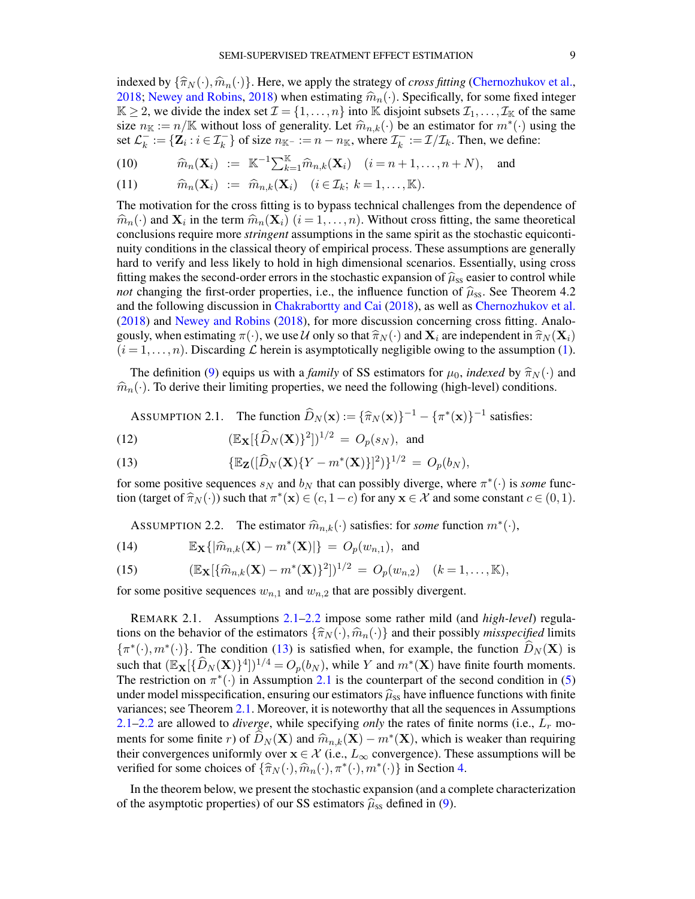indexed by $\{\widehat{\pi}_N(\cdot),\widehat{m}_n(\cdot)\}$. Here, we apply the strategy of *cross fitting* (Chernozhukov et al., 2018; Newey and Robins, 2018) when estimating $\widehat{m}_n(\cdot)$. Specifically, for some fixed integer $\mathbb{K}\geq 2$, we divide the index set $\mathcal{I}=\{1,\ldots,n\}$ into $\mathbb{K}$ disjoint subsets $\mathcal{I}_1,\ldots,\mathcal{I}_{\mathbb{K}}$ of the same size $n_{\mathbb{K}}:=n/\mathbb{K}$ without loss of generality. Let $\widehat{m}_{n,k}(\cdot)$ be an estimator for $m^*(\cdot)$ using the set $\mathcal{L}_k^- := \{\mathbf{Z}_i : i\in\mathcal{I}_k^-\}$ of size $n_{\mathbb{K}^-}:=n-n_{\mathbb{K}}$, where $\mathcal{I}_k^- := \mathcal{I}/\mathcal{I}_k$. Then, we define:

$$\widehat{m}_n(\mathbf{X}_i) \;:=\; \mathbb{K}^{-1}\textstyle\sum_{k=1}^{\mathbb{K}}\widehat{m}_{n,k}(\mathbf{X}_i) \quad (i=n+1,\ldots,n+N), \quad \text{and} \tag{10}$$

$$\widehat{m}_n(\mathbf{X}_i) \;:=\; \widehat{m}_{n,k}(\mathbf{X}_i) \quad (i\in\mathcal{I}_k;\ k=1,\ldots,\mathbb{K}). \tag{11}$$

The motivation for the cross fitting is to bypass technical challenges from the dependence of $\widehat{m}_n(\cdot)$ and $\mathbf{X}_i$ in the term $\widehat{m}_n(\mathbf{X}_i)$ $(i=1,\ldots,n)$. Without cross fitting, the same theoretical conclusions require more *stringent* assumptions in the same spirit as the stochastic equicontinuity conditions in the classical theory of empirical process. These assumptions are generally hard to verify and less likely to hold in high dimensional scenarios. Essentially, using cross fitting makes the second-order errors in the stochastic expansion of $\widehat{\mu}_{\text{SS}}$ easier to control while *not* changing the first-order properties, i.e., the influence function of $\widehat{\mu}_{\text{SS}}$. See Theorem 4.2 and the following discussion in Chakrabortty and Cai (2018), as well as Chernozhukov et al. (2018) and Newey and Robins (2018), for more discussion concerning cross fitting. Analogously, when estimating $\pi(\cdot)$, we use $\mathcal{U}$ only so that $\widehat{\pi}_N(\cdot)$ and $\mathbf{X}_i$ are independent in $\widehat{\pi}_N(\mathbf{X}_i)$ $(i=1,\ldots,n)$. Discarding $\mathcal{L}$ herein is asymptotically negligible owing to the assumption (1).

The definition (9) equips us with a *family* of SS estimators for $\mu_0$, *indexed* by $\widehat{\pi}_N(\cdot)$ and $\widehat{m}_n(\cdot)$. To derive their limiting properties, we need the following (high-level) conditions.

ASSUMPTION 2.1. The function $\widehat{D}_N(\mathbf{x}):=\{\widehat{\pi}_N(\mathbf{x})\}^{-1}-\{\pi^*(\mathbf{x})\}^{-1}$ satisfies:

$$(\mathbb{E}_{\mathbf{X}}[\{\widehat{D}_N(\mathbf{X})\}^2])^{1/2} \;=\; O_p(s_N), \quad \text{and} \tag{12}$$

$$\{\mathbb{E}_{\mathbf{Z}}([\widehat{D}_N(\mathbf{X})\{Y-m^*(\mathbf{X})\}]^2)\}^{1/2} \;=\; O_p(b_N), \tag{13}$$

for some positive sequences $s_N$ and $b_N$ that can possibly diverge, where $\pi^*(\cdot)$ is *some* function (target of $\widehat{\pi}_N(\cdot)$) such that $\pi^*(\mathbf{x})\in(c,1-c)$ for any $\mathbf{x}\in\mathcal{X}$ and some constant $c\in(0,1)$.

ASSUMPTION 2.2. The estimator $\widehat{m}_{n,k}(\cdot)$ satisfies: for *some* function $m^*(\cdot)$,

$$\mathbb{E}_{\mathbf{X}}\{|\widehat{m}_{n,k}(\mathbf{X})-m^*(\mathbf{X})|\} \;=\; O_p(w_{n,1}), \quad \text{and} \tag{14}$$

$$(\mathbb{E}_{\mathbf{X}}[\{\widehat{m}_{n,k}(\mathbf{X})-m^*(\mathbf{X})\}^2])^{1/2} \;=\; O_p(w_{n,2}) \quad (k=1,\ldots,\mathbb{K}), \tag{15}$$

for some positive sequences $w_{n,1}$ and $w_{n,2}$ that are possibly divergent.

REMARK 2.1. Assumptions 2.1–2.2 impose some rather mild (and *high-level*) regulations on the behavior of the estimators $\{\widehat{\pi}_N(\cdot),\widehat{m}_n(\cdot)\}$ and their possibly *misspecified* limits $\{\pi^*(\cdot),m^*(\cdot)\}$. The condition (13) is satisfied when, for example, the function $\widehat{D}_N(\mathbf{X})$ is such that $(\mathbb{E}_{\mathbf{X}}[\{\widehat{D}_N(\mathbf{X})\}^4])^{1/4}=O_p(b_N)$, while $Y$ and $m^*(\mathbf{X})$ have finite fourth moments. The restriction on $\pi^*(\cdot)$ in Assumption 2.1 is the counterpart of the second condition in (5) under model misspecification, ensuring our estimators $\widehat{\mu}_{\text{SS}}$ have influence functions with finite variances; see Theorem 2.1. Moreover, it is noteworthy that all the sequences in Assumptions 2.1–2.2 are allowed to *diverge*, while specifying *only* the rates of finite norms (i.e., $L_r$ moments for some finite $r$) of $\widehat{D}_N(\mathbf{X})$ and $\widehat{m}_{n,k}(\mathbf{X})-m^*(\mathbf{X})$, which is weaker than requiring their convergences uniformly over $\mathbf{x}\in\mathcal{X}$ (i.e., $L_\infty$ convergence). These assumptions will be verified for some choices of $\{\widehat{\pi}_N(\cdot),\widehat{m}_n(\cdot),\pi^*(\cdot),m^*(\cdot)\}$ in Section 4.

In the theorem below, we present the stochastic expansion (and a complete characterization of the asymptotic properties) of our SS estimators $\widehat{\mu}_{\text{SS}}$ defined in (9).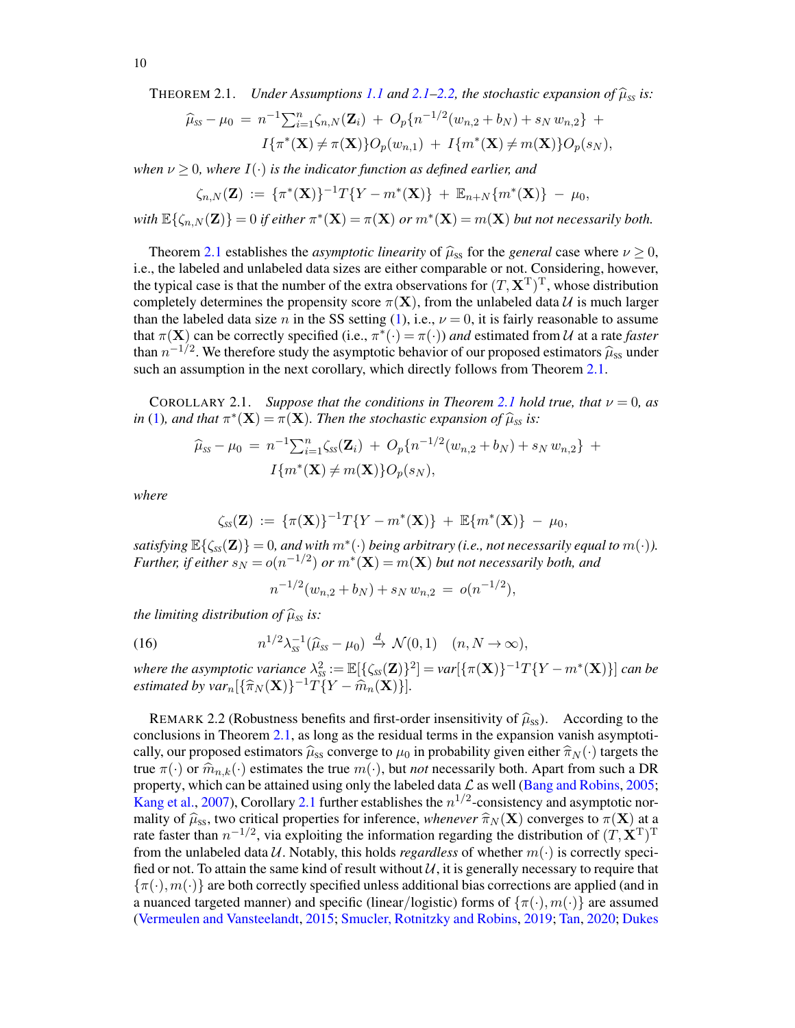THEOREM 2.1. *Under Assumptions 1.1 and 2.1–2.2, the stochastic expansion of $\widehat{\mu}_{SS}$ is:*

$$\widehat{\mu}_{SS} - \mu_0 \;=\; n^{-1}\textstyle\sum_{i=1}^{n}\zeta_{n,N}(\mathbf{Z}_i) \;+\; O_p\{n^{-1/2}(w_{n,2}+b_N) + s_N\, w_{n,2}\} \;+$$
$$I\{\pi^*(\mathbf{X}) \neq \pi(\mathbf{X})\}O_p(w_{n,1}) \;+\; I\{m^*(\mathbf{X}) \neq m(\mathbf{X})\}O_p(s_N),$$

*when $\nu \geq 0$, where $I(\cdot)$ is the indicator function as defined earlier, and*

$$\zeta_{n,N}(\mathbf{Z}) \;:=\; \{\pi^*(\mathbf{X})\}^{-1}T\{Y - m^*(\mathbf{X})\} \;+\; \mathbb{E}_{n+N}\{m^*(\mathbf{X})\} \;-\; \mu_0,$$

*with $\mathbb{E}\{\zeta_{n,N}(\mathbf{Z})\} = 0$ if either $\pi^*(\mathbf{X}) = \pi(\mathbf{X})$ or $m^*(\mathbf{X}) = m(\mathbf{X})$ but not necessarily both.*

Theorem 2.1 establishes the *asymptotic linearity* of $\widehat{\mu}_{SS}$ for the *general* case where $\nu \geq 0$, i.e., the labeled and unlabeled data sizes are either comparable or not. Considering, however, the typical case is that the number of the extra observations for $(T, \mathbf{X}^{\mathrm{T}})^{\mathrm{T}}$, whose distribution completely determines the propensity score $\pi(\mathbf{X})$, from the unlabeled data $\mathcal{U}$ is much larger than the labeled data size $n$ in the SS setting (1), i.e., $\nu = 0$, it is fairly reasonable to assume that $\pi(\mathbf{X})$ can be correctly specified (i.e., $\pi^*(\cdot) = \pi(\cdot)$) *and* estimated from $\mathcal{U}$ at a rate *faster* than $n^{-1/2}$. We therefore study the asymptotic behavior of our proposed estimators $\widehat{\mu}_{SS}$ under such an assumption in the next corollary, which directly follows from Theorem 2.1.

COROLLARY 2.1. *Suppose that the conditions in Theorem 2.1 hold true, that $\nu = 0$, as in (1), and that $\pi^*(\mathbf{X}) = \pi(\mathbf{X})$. Then the stochastic expansion of $\widehat{\mu}_{SS}$ is:*

$$\widehat{\mu}_{SS} - \mu_0 \;=\; n^{-1}\textstyle\sum_{i=1}^{n}\zeta_{SS}(\mathbf{Z}_i) \;+\; O_p\{n^{-1/2}(w_{n,2}+b_N) + s_N\, w_{n,2}\} \;+$$
$$I\{m^*(\mathbf{X}) \neq m(\mathbf{X})\}O_p(s_N),$$

*where*

$$\zeta_{SS}(\mathbf{Z}) \;:=\; \{\pi(\mathbf{X})\}^{-1}T\{Y - m^*(\mathbf{X})\} \;+\; \mathbb{E}\{m^*(\mathbf{X})\} \;-\; \mu_0,$$

*satisfying $\mathbb{E}\{\zeta_{SS}(\mathbf{Z})\} = 0$, and with $m^*(\cdot)$ being arbitrary (i.e., not necessarily equal to $m(\cdot)$). Further, if either $s_N = o(n^{-1/2})$ or $m^*(\mathbf{X}) = m(\mathbf{X})$ but not necessarily both, and*

$$n^{-1/2}(w_{n,2} + b_N) + s_N\, w_{n,2} \;=\; o(n^{-1/2}),$$

*the limiting distribution of $\widehat{\mu}_{SS}$ is:*

$$n^{1/2}\lambda_{SS}^{-1}(\widehat{\mu}_{SS} - \mu_0) \;\xrightarrow{d}\; \mathcal{N}(0,1) \quad (n, N \to \infty), \tag{16}$$

*where the asymptotic variance $\lambda_{SS}^2 := \mathbb{E}[\{\zeta_{SS}(\mathbf{Z})\}^2] = var[\{\pi(\mathbf{X})\}^{-1}T\{Y - m^*(\mathbf{X})\}]$ can be estimated by $var_n[\{\widehat{\pi}_N(\mathbf{X})\}^{-1}T\{Y - \widehat{m}_n(\mathbf{X})\}]$.*

REMARK 2.2 (Robustness benefits and first-order insensitivity of $\widehat{\mu}_{SS}$). According to the conclusions in Theorem 2.1, as long as the residual terms in the expansion vanish asymptotically, our proposed estimators $\widehat{\mu}_{SS}$ converge to $\mu_0$ in probability given either $\widehat{\pi}_N(\cdot)$ targets the true $\pi(\cdot)$ or $\widehat{m}_{n,k}(\cdot)$ estimates the true $m(\cdot)$, but *not* necessarily both. Apart from such a DR property, which can be attained using only the labeled data $\mathcal{L}$ as well (Bang and Robins, 2005; Kang et al., 2007), Corollary 2.1 further establishes the $n^{1/2}$-consistency and asymptotic normality of $\widehat{\mu}_{SS}$, two critical properties for inference, *whenever* $\widehat{\pi}_N(\mathbf{X})$ converges to $\pi(\mathbf{X})$ at a rate faster than $n^{-1/2}$, via exploiting the information regarding the distribution of $(T, \mathbf{X}^{\mathrm{T}})^{\mathrm{T}}$ from the unlabeled data $\mathcal{U}$. Notably, this holds *regardless* of whether $m(\cdot)$ is correctly specified or not. To attain the same kind of result without $\mathcal{U}$, it is generally necessary to require that $\{\pi(\cdot), m(\cdot)\}$ are both correctly specified unless additional bias corrections are applied (and in a nuanced targeted manner) and specific (linear/logistic) forms of $\{\pi(\cdot), m(\cdot)\}$ are assumed (Vermeulen and Vansteelandt, 2015; Smucler, Rotnitzky and Robins, 2019; Tan, 2020; Dukes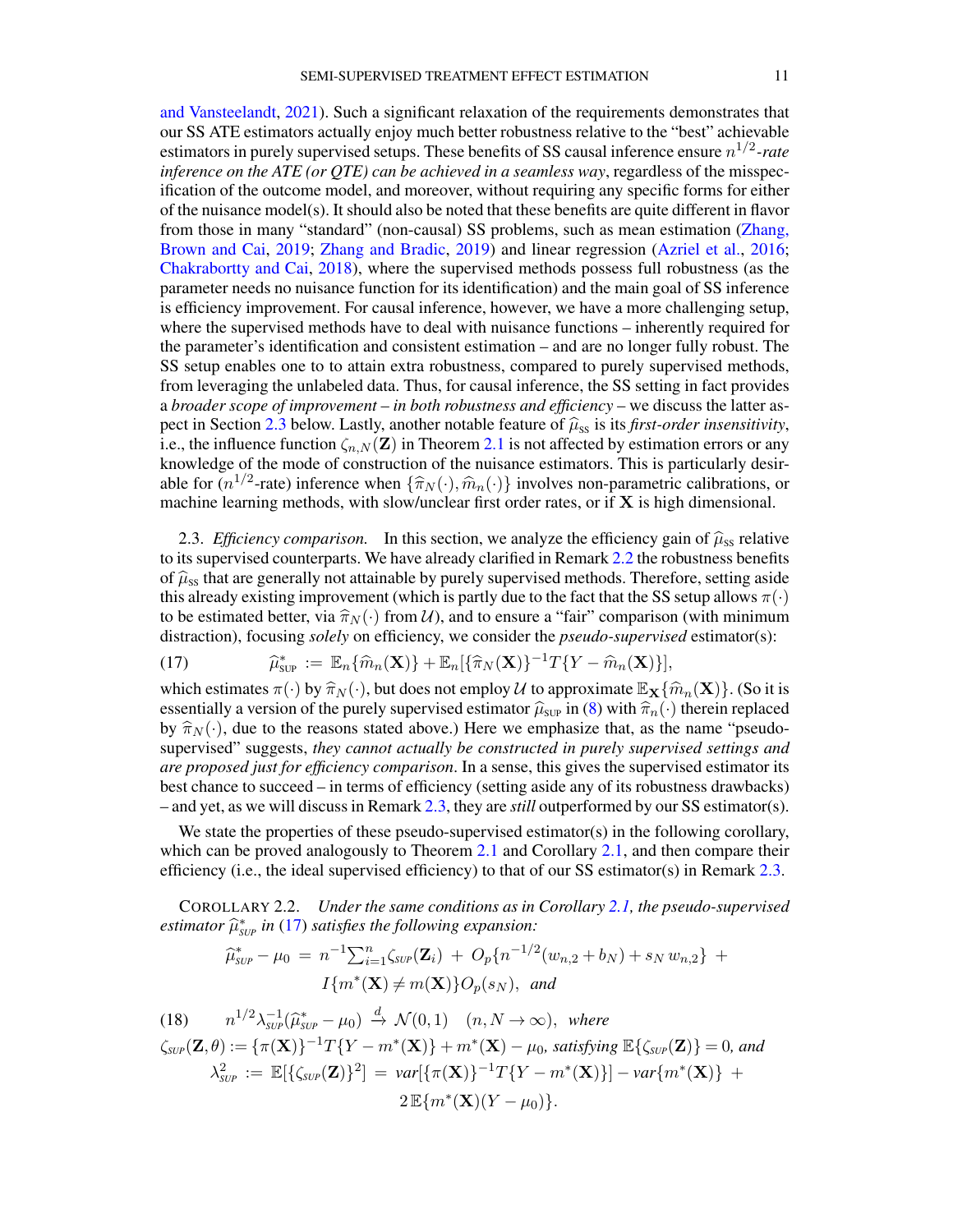and Vansteelandt, 2021). Such a significant relaxation of the requirements demonstrates that our SS ATE estimators actually enjoy much better robustness relative to the "best" achievable estimators in purely supervised setups. These benefits of SS causal inference ensure $n^{1/2}$*-rate inference on the ATE (or QTE) can be achieved in a seamless way*, regardless of the misspecification of the outcome model, and moreover, without requiring any specific forms for either of the nuisance model(s). It should also be noted that these benefits are quite different in flavor from those in many "standard" (non-causal) SS problems, such as mean estimation (Zhang, Brown and Cai, 2019; Zhang and Bradic, 2019) and linear regression (Azriel et al., 2016; Chakrabortty and Cai, 2018), where the supervised methods possess full robustness (as the parameter needs no nuisance function for its identification) and the main goal of SS inference is efficiency improvement. For causal inference, however, we have a more challenging setup, where the supervised methods have to deal with nuisance functions – inherently required for the parameter's identification and consistent estimation – and are no longer fully robust. The SS setup enables one to to attain extra robustness, compared to purely supervised methods, from leveraging the unlabeled data. Thus, for causal inference, the SS setting in fact provides a *broader scope of improvement – in both robustness and efficiency* – we discuss the latter aspect in Section 2.3 below. Lastly, another notable feature of $\widehat{\mu}_{\text{SS}}$ is its *first-order insensitivity*, i.e., the influence function $\zeta_{n,N}(\mathbf{Z})$ in Theorem 2.1 is not affected by estimation errors or any knowledge of the mode of construction of the nuisance estimators. This is particularly desirable for ($n^{1/2}$-rate) inference when $\{\widehat{\pi}_N(\cdot), \widehat{m}_n(\cdot)\}$ involves non-parametric calibrations, or machine learning methods, with slow/unclear first order rates, or if $\mathbf{X}$ is high dimensional.

2.3. *Efficiency comparison.* In this section, we analyze the efficiency gain of $\widehat{\mu}_{\text{SS}}$ relative to its supervised counterparts. We have already clarified in Remark 2.2 the robustness benefits of $\widehat{\mu}_{\text{SS}}$ that are generally not attainable by purely supervised methods. Therefore, setting aside this already existing improvement (which is partly due to the fact that the SS setup allows $\pi(\cdot)$ to be estimated better, via $\widehat{\pi}_N(\cdot)$ from $\mathcal{U}$), and to ensure a "fair" comparison (with minimum distraction), focusing *solely* on efficiency, we consider the *pseudo-supervised* estimator(s):

$$
\widehat{\mu}^*_{\text{SUP}} := \mathbb{E}_n\{\widehat{m}_n(\mathbf{X})\} + \mathbb{E}_n[\{\widehat{\pi}_N(\mathbf{X})\}^{-1}T\{Y - \widehat{m}_n(\mathbf{X})\}], \tag{17}
$$

which estimates $\pi(\cdot)$ by $\widehat{\pi}_N(\cdot)$, but does not employ $\mathcal{U}$ to approximate $\mathbb{E}_{\mathbf{X}}\{\widehat{m}_n(\mathbf{X})\}$. (So it is essentially a version of the purely supervised estimator $\widehat{\mu}_{\text{SUP}}$ in (8) with $\widehat{\pi}_n(\cdot)$ therein replaced by $\widehat{\pi}_N(\cdot)$, due to the reasons stated above.) Here we emphasize that, as the name "pseudo-supervised" suggests, *they cannot actually be constructed in purely supervised settings and are proposed just for efficiency comparison*. In a sense, this gives the supervised estimator its best chance to succeed – in terms of efficiency (setting aside any of its robustness drawbacks) – and yet, as we will discuss in Remark 2.3, they are *still* outperformed by our SS estimator(s).

We state the properties of these pseudo-supervised estimator(s) in the following corollary, which can be proved analogously to Theorem 2.1 and Corollary 2.1, and then compare their efficiency (i.e., the ideal supervised efficiency) to that of our SS estimator(s) in Remark 2.3.

COROLLARY 2.2. *Under the same conditions as in Corollary 2.1, the pseudo-supervised estimator $\widehat{\mu}^*_{\text{SUP}}$ in (17) satisfies the following expansion:*

$$
\widehat{\mu}^*_{\text{SUP}} - \mu_0 \;=\; n^{-1}\textstyle\sum_{i=1}^n \zeta_{\text{SUP}}(\mathbf{Z}_i) \;+\; O_p\{n^{-1/2}(w_{n,2} + b_N) + s_N\, w_{n,2}\} \;+\; I\{m^*(\mathbf{X}) \neq m(\mathbf{X})\} O_p(s_N), \quad \textit{and}
$$

$$
n^{1/2}\lambda_{\text{SUP}}^{-1}(\widehat{\mu}^*_{\text{SUP}} - \mu_0) \xrightarrow{d} \mathcal{N}(0,1) \quad (n, N \to \infty), \quad \textit{where} \tag{18}
$$

$\zeta_{\text{SUP}}(\mathbf{Z}, \theta) := \{\pi(\mathbf{X})\}^{-1}T\{Y - m^*(\mathbf{X})\} + m^*(\mathbf{X}) - \mu_0$*, satisfying* $\mathbb{E}\{\zeta_{\text{SUP}}(\mathbf{Z})\} = 0$*, and*

$$
\lambda^2_{\text{SUP}} := \mathbb{E}[\{\zeta_{\text{SUP}}(\mathbf{Z})\}^2] \;=\; \mathrm{var}[\{\pi(\mathbf{X})\}^{-1}T\{Y - m^*(\mathbf{X})\}] - \mathrm{var}\{m^*(\mathbf{X})\} \;+\; 2\,\mathbb{E}\{m^*(\mathbf{X})(Y - \mu_0)\}.
$$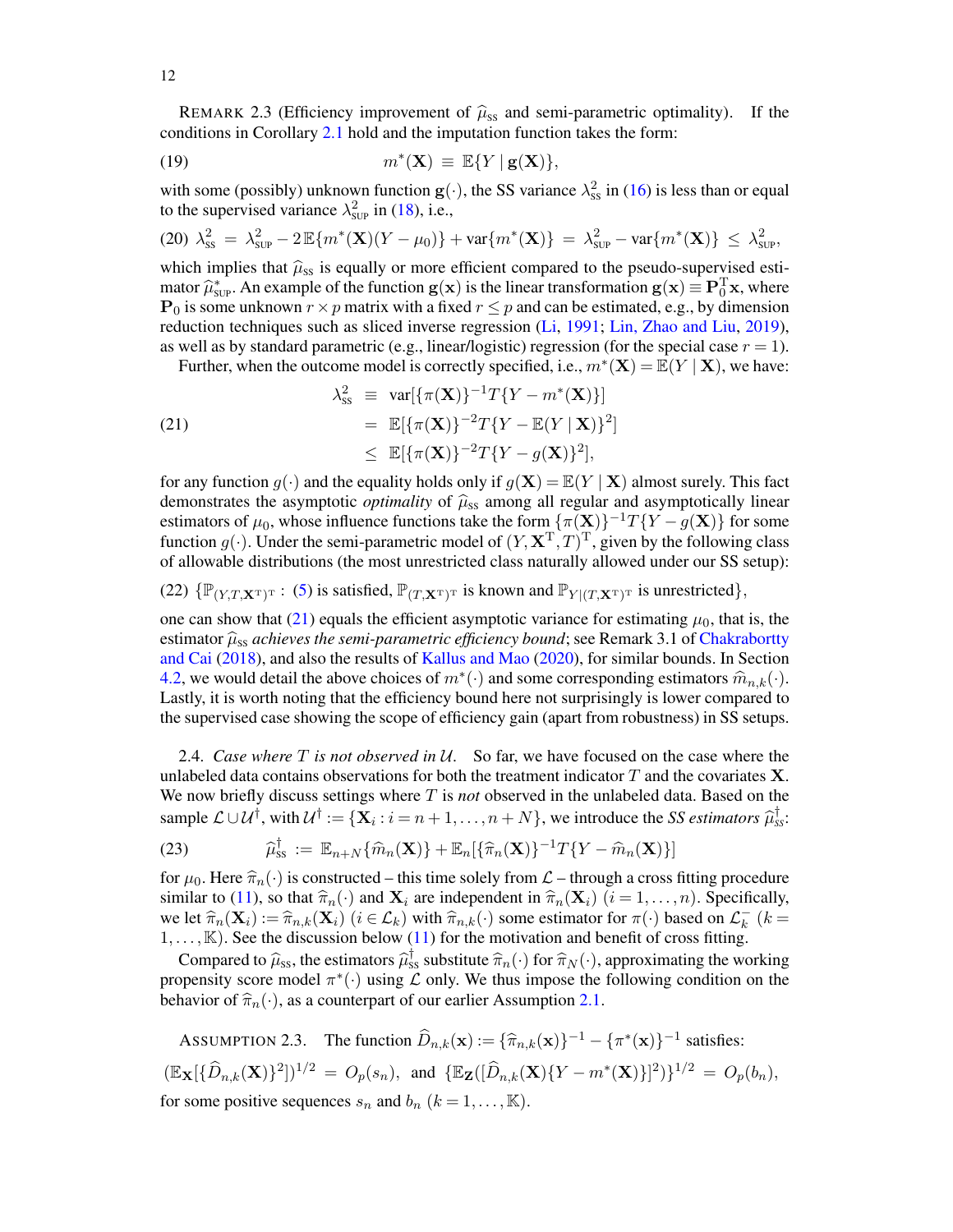REMARK 2.3 (Efficiency improvement of $\widehat{\mu}_{\text{SS}}$ and semi-parametric optimality). If the conditions in Corollary 2.1 hold and the imputation function takes the form:

$$m^*(\mathbf{X}) \equiv \mathbb{E}\{Y \mid \mathbf{g}(\mathbf{X})\}, \tag{19}$$

with some (possibly) unknown function $\mathbf{g}(\cdot)$, the SS variance $\lambda_{\text{SS}}^2$ in (16) is less than or equal to the supervised variance $\lambda_{\text{SUP}}^2$ in (18), i.e.,

$$\lambda_{\text{SS}}^2 = \lambda_{\text{SUP}}^2 - 2\,\mathbb{E}\{m^*(\mathbf{X})(Y - \mu_0)\} + \text{var}\{m^*(\mathbf{X})\} = \lambda_{\text{SUP}}^2 - \text{var}\{m^*(\mathbf{X})\} \leq \lambda_{\text{SUP}}^2, \tag{20}$$

which implies that $\widehat{\mu}_{\text{SS}}$ is equally or more efficient compared to the pseudo-supervised estimator $\widehat{\mu}_{\text{SUP}}^*$. An example of the function $\mathbf{g}(\mathbf{x})$ is the linear transformation $\mathbf{g}(\mathbf{x}) \equiv \mathbf{P}_0^{\text{T}}\mathbf{x}$, where $\mathbf{P}_0$ is some unknown $r \times p$ matrix with a fixed $r \leq p$ and can be estimated, e.g., by dimension reduction techniques such as sliced inverse regression (Li, 1991; Lin, Zhao and Liu, 2019), as well as by standard parametric (e.g., linear/logistic) regression (for the special case $r = 1$).

Further, when the outcome model is correctly specified, i.e., $m^*(\mathbf{X}) = \mathbb{E}(Y \mid \mathbf{X})$, we have:

$$\begin{aligned}
\lambda_{\text{SS}}^2 &\equiv \text{var}[\{\pi(\mathbf{X})\}^{-1}T\{Y - m^*(\mathbf{X})\}] \\
&= \mathbb{E}[\{\pi(\mathbf{X})\}^{-2}T\{Y - \mathbb{E}(Y \mid \mathbf{X})\}^2] \\
&\leq \mathbb{E}[\{\pi(\mathbf{X})\}^{-2}T\{Y - g(\mathbf{X})\}^2],
\end{aligned} \tag{21}$$

for any function $g(\cdot)$ and the equality holds only if $g(\mathbf{X}) = \mathbb{E}(Y \mid \mathbf{X})$ almost surely. This fact demonstrates the asymptotic *optimality* of $\widehat{\mu}_{\text{SS}}$ among all regular and asymptotically linear estimators of $\mu_0$, whose influence functions take the form $\{\pi(\mathbf{X})\}^{-1}T\{Y - g(\mathbf{X})\}$ for some function $g(\cdot)$. Under the semi-parametric model of $(Y, \mathbf{X}^{\text{T}}, T)^{\text{T}}$, given by the following class of allowable distributions (the most unrestricted class naturally allowed under our SS setup):

$$\{\mathbb{P}_{(Y,T,\mathbf{X}^{\text{T}})^{\text{T}}} : (5) \text{ is satisfied, } \mathbb{P}_{(T,\mathbf{X}^{\text{T}})^{\text{T}}} \text{ is known and } \mathbb{P}_{Y|(T,\mathbf{X}^{\text{T}})^{\text{T}}} \text{ is unrestricted}\}, \tag{22}$$

one can show that (21) equals the efficient asymptotic variance for estimating $\mu_0$, that is, the estimator $\widehat{\mu}_{\text{SS}}$ *achieves the semi-parametric efficiency bound*; see Remark 3.1 of Chakrabortty and Cai (2018), and also the results of Kallus and Mao (2020), for similar bounds. In Section 4.2, we would detail the above choices of $m^*(\cdot)$ and some corresponding estimators $\widehat{m}_{n,k}(\cdot)$. Lastly, it is worth noting that the efficiency bound here not surprisingly is lower compared to the supervised case showing the scope of efficiency gain (apart from robustness) in SS setups.

2.4. *Case where $T$ is not observed in $\mathcal{U}$.* So far, we have focused on the case where the unlabeled data contains observations for both the treatment indicator $T$ and the covariates $\mathbf{X}$. We now briefly discuss settings where $T$ is *not* observed in the unlabeled data. Based on the sample $\mathcal{L} \cup \mathcal{U}^\dagger$, with $\mathcal{U}^\dagger := \{\mathbf{X}_i : i = n+1, \ldots, n+N\}$, we introduce the *SS estimators* $\widehat{\mu}_{\text{SS}}^\dagger$:

$$\widehat{\mu}_{\text{SS}}^\dagger := \mathbb{E}_{n+N}\{\widehat{m}_n(\mathbf{X})\} + \mathbb{E}_n[\{\widehat{\pi}_n(\mathbf{X})\}^{-1}T\{Y - \widehat{m}_n(\mathbf{X})\}] \tag{23}$$

for $\mu_0$. Here $\widehat{\pi}_n(\cdot)$ is constructed – this time solely from $\mathcal{L}$ – through a cross fitting procedure similar to (11), so that $\widehat{\pi}_n(\cdot)$ and $\mathbf{X}_i$ are independent in $\widehat{\pi}_n(\mathbf{X}_i)$ $(i = 1, \ldots, n)$. Specifically, we let $\widehat{\pi}_n(\mathbf{X}_i) := \widehat{\pi}_{n,k}(\mathbf{X}_i)$ $(i \in \mathcal{L}_k)$ with $\widehat{\pi}_{n,k}(\cdot)$ some estimator for $\pi(\cdot)$ based on $\mathcal{L}_k^-$ $(k = 1, \ldots, \mathbb{K})$. See the discussion below (11) for the motivation and benefit of cross fitting.

Compared to $\widehat{\mu}_{\text{SS}}$, the estimators $\widehat{\mu}_{\text{SS}}^\dagger$ substitute $\widehat{\pi}_n(\cdot)$ for $\widehat{\pi}_N(\cdot)$, approximating the working propensity score model $\pi^*(\cdot)$ using $\mathcal{L}$ only. We thus impose the following condition on the behavior of $\widehat{\pi}_n(\cdot)$, as a counterpart of our earlier Assumption 2.1.

ASSUMPTION 2.3. The function $\widehat{D}_{n,k}(\mathbf{x}) := \{\widehat{\pi}_{n,k}(\mathbf{x})\}^{-1} - \{\pi^*(\mathbf{x})\}^{-1}$ satisfies:

$$(\mathbb{E}_{\mathbf{X}}[\{\widehat{D}_{n,k}(\mathbf{X})\}^2])^{1/2} = O_p(s_n), \text{ and } \{\mathbb{E}_{\mathbf{Z}}([\widehat{D}_{n,k}(\mathbf{X})\{Y - m^*(\mathbf{X})\}]^2)\}^{1/2} = O_p(b_n),$$

for some positive sequences $s_n$ and $b_n$ $(k = 1, \ldots, \mathbb{K})$.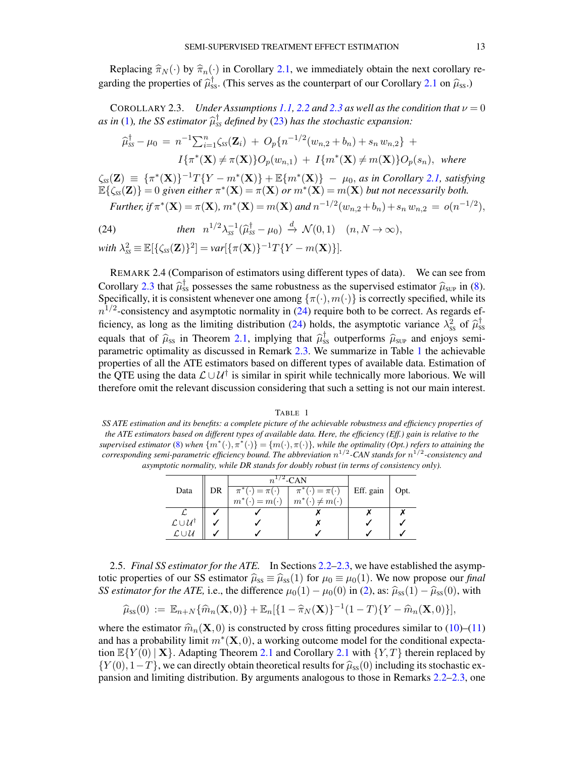Replacing $\widehat{\pi}_N(\cdot)$ by $\widehat{\pi}_n(\cdot)$ in Corollary 2.1, we immediately obtain the next corollary regarding the properties of $\widehat{\mu}_{\text{SS}}^{\dagger}$. (This serves as the counterpart of our Corollary 2.1 on $\widehat{\mu}_{\text{SS}}$.)

COROLLARY 2.3. *Under Assumptions 1.1, 2.2 and 2.3 as well as the condition that $\nu = 0$ as in (1), the SS estimator $\widehat{\mu}_{\text{SS}}^{\dagger}$ defined by (23) has the stochastic expansion:*

$$\widehat{\mu}_{SS}^{\dagger} - \mu_0 \;=\; n^{-1}\sum_{i=1}^{n}\zeta_{SS}(\mathbf{Z}_i) \;+\; O_p\{n^{-1/2}(w_{n,2}+b_n) + s_n\, w_{n,2}\} \;+$$
$$I\{\pi^*(\mathbf{X}) \neq \pi(\mathbf{X})\}O_p(w_{n,1}) \;+\; I\{m^*(\mathbf{X}) \neq m(\mathbf{X})\}O_p(s_n), \;\; \textit{where}$$

$\zeta_{SS}(\mathbf{Z}) \;\equiv\; \{\pi^*(\mathbf{X})\}^{-1}T\{Y - m^*(\mathbf{X})\} + \mathbb{E}\{m^*(\mathbf{X})\} \;-\; \mu_0$*, as in Corollary 2.1, satisfying* $\mathbb{E}\{\zeta_{SS}(\mathbf{Z})\} = 0$ *given either* $\pi^*(\mathbf{X}) = \pi(\mathbf{X})$ *or* $m^*(\mathbf{X}) = m(\mathbf{X})$ *but not necessarily both.*

*Further, if* $\pi^*(\mathbf{X}) = \pi(\mathbf{X})$, $m^*(\mathbf{X}) = m(\mathbf{X})$ *and* $n^{-1/2}(w_{n,2}+b_n) + s_n\, w_{n,2} \;=\; o(n^{-1/2})$,

$$\text{(24)} \qquad \textit{then} \;\; n^{1/2}\lambda_{SS}^{-1}(\widehat{\mu}_{SS}^{\dagger} - \mu_0) \;\xrightarrow{d}\; \mathcal{N}(0,1) \quad (n, N \to \infty),$$

*with* $\lambda_{SS}^2 \equiv \mathbb{E}[\{\zeta_{SS}(\mathbf{Z})\}^2] = \mathit{var}[\{\pi(\mathbf{X})\}^{-1}T\{Y - m(\mathbf{X})\}]$.

REMARK 2.4 (Comparison of estimators using different types of data). We can see from Corollary 2.3 that $\widehat{\mu}_{\text{SS}}^{\dagger}$ possesses the same robustness as the supervised estimator $\widehat{\mu}_{\text{SUP}}$ in (8). Specifically, it is consistent whenever one among $\{\pi(\cdot), m(\cdot)\}$ is correctly specified, while its $n^{1/2}$-consistency and asymptotic normality in (24) require both to be correct. As regards efficiency, as long as the limiting distribution (24) holds, the asymptotic variance $\lambda_{\text{SS}}^2$ of $\widehat{\mu}_{\text{SS}}^{\dagger}$ equals that of $\widehat{\mu}_{\text{SS}}$ in Theorem 2.1, implying that $\widehat{\mu}_{\text{SS}}^{\dagger}$ outperforms $\widehat{\mu}_{\text{SUP}}$ and enjoys semi-parametric optimality as discussed in Remark 2.3. We summarize in Table 1 the achievable properties of all the ATE estimators based on different types of available data. Estimation of the QTE using the data $\mathcal{L} \cup \mathcal{U}^{\dagger}$ is similar in spirit while technically more laborious. We will therefore omit the relevant discussion considering that such a setting is not our main interest.

TABLE 1

*SS ATE estimation and its benefits: a complete picture of the achievable robustness and efficiency properties of the ATE estimators based on different types of available data. Here, the efficiency (Eff.) gain is relative to the supervised estimator (8) when $\{m^*(\cdot), \pi^*(\cdot)\} = \{m(\cdot), \pi(\cdot)\}$, while the optimality (Opt.) refers to attaining the corresponding semi-parametric efficiency bound. The abbreviation $n^{1/2}$-CAN stands for $n^{1/2}$-consistency and asymptotic normality, while DR stands for doubly robust (in terms of consistency only).*

| Data | DR | $n^{1/2}$-CAN | | Eff. gain | Opt. |
|---|---|---|---|---|---|
| | | $\pi^*(\cdot) = \pi(\cdot)$ $m^*(\cdot) = m(\cdot)$ | $\pi^*(\cdot) = \pi(\cdot)$ $m^*(\cdot) \neq m(\cdot)$ | | |
| $\mathcal{L}$ | ✓ | ✓ | ✗ | ✗ | ✗ |
| $\mathcal{L} \cup \mathcal{U}^{\dagger}$ | ✓ | ✓ | ✗ | ✓ | ✓ |
| $\mathcal{L} \cup \mathcal{U}$ | ✓ | ✓ | ✓ | ✓ | ✓ |

2.5. *Final SS estimator for the ATE.* In Sections 2.2–2.3, we have established the asymptotic properties of our SS estimator $\widehat{\mu}_{\text{SS}} \equiv \widehat{\mu}_{\text{SS}}(1)$ for $\mu_0 \equiv \mu_0(1)$. We now propose our *final SS estimator for the ATE,* i.e., the difference $\mu_0(1) - \mu_0(0)$ in (2), as: $\widehat{\mu}_{\text{SS}}(1) - \widehat{\mu}_{\text{SS}}(0)$, with

$$\widehat{\mu}_{\text{SS}}(0) \;:=\; \mathbb{E}_{n+N}\{\widehat{m}_n(\mathbf{X}, 0)\} + \mathbb{E}_n[\{1 - \widehat{\pi}_N(\mathbf{X})\}^{-1}(1-T)\{Y - \widehat{m}_n(\mathbf{X}, 0)\}],$$

where the estimator $\widehat{m}_n(\mathbf{X}, 0)$ is constructed by cross fitting procedures similar to (10)–(11) and has a probability limit $m^*(\mathbf{X}, 0)$, a working outcome model for the conditional expectation $\mathbb{E}\{Y(0) \mid \mathbf{X}\}$. Adapting Theorem 2.1 and Corollary 2.1 with $\{Y, T\}$ therein replaced by $\{Y(0), 1 - T\}$, we can directly obtain theoretical results for $\widehat{\mu}_{\text{SS}}(0)$ including its stochastic expansion and limiting distribution. By arguments analogous to those in Remarks 2.2–2.3, one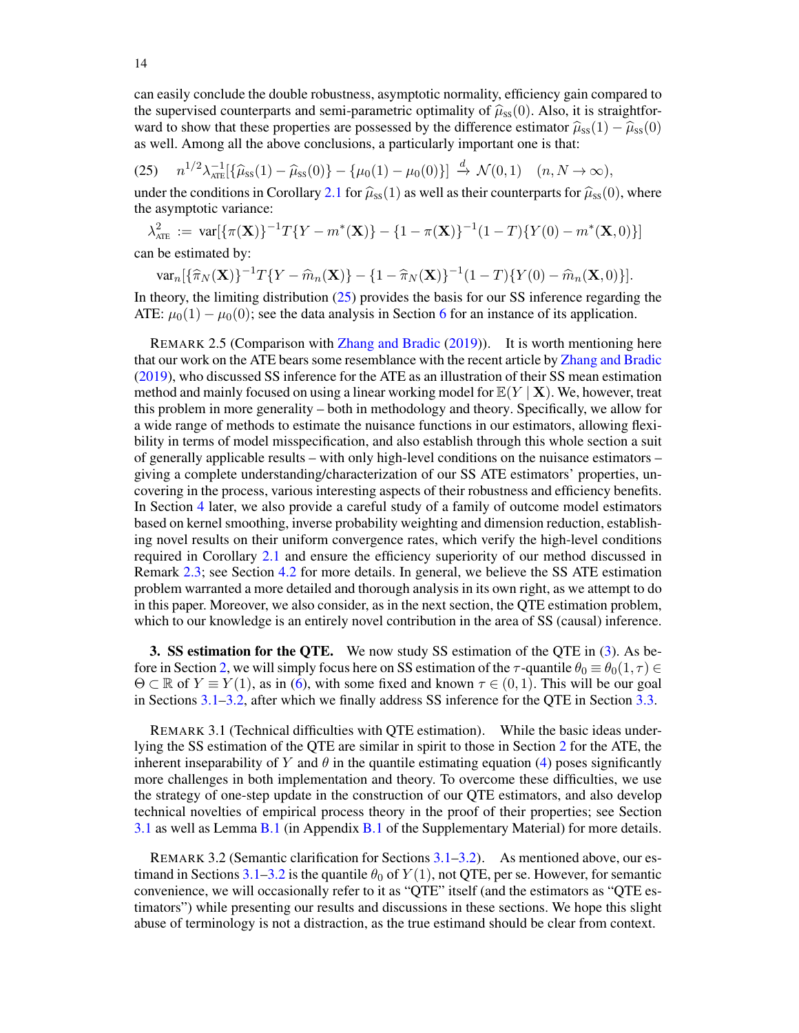can easily conclude the double robustness, asymptotic normality, efficiency gain compared to the supervised counterparts and semi-parametric optimality of $\widehat{\mu}_{\text{SS}}(0)$. Also, it is straightforward to show that these properties are possessed by the difference estimator $\widehat{\mu}_{\text{SS}}(1) - \widehat{\mu}_{\text{SS}}(0)$ as well. Among all the above conclusions, a particularly important one is that:

$$n^{1/2}\lambda_{\text{ATE}}^{-1}[\{\widehat{\mu}_{\text{SS}}(1) - \widehat{\mu}_{\text{SS}}(0)\} - \{\mu_0(1) - \mu_0(0)\}] \xrightarrow{d} \mathcal{N}(0,1) \quad (n, N \to \infty), \tag{25}$$

under the conditions in Corollary 2.1 for $\widehat{\mu}_{\text{SS}}(1)$ as well as their counterparts for $\widehat{\mu}_{\text{SS}}(0)$, where the asymptotic variance:

$$\lambda_{\text{ATE}}^2 := \text{var}[\{\pi(\mathbf{X})\}^{-1}T\{Y - m^*(\mathbf{X})\} - \{1 - \pi(\mathbf{X})\}^{-1}(1-T)\{Y(0) - m^*(\mathbf{X}, 0)\}]$$

can be estimated by:

$$\text{var}_n[\{\widehat{\pi}_N(\mathbf{X})\}^{-1}T\{Y - \widehat{m}_n(\mathbf{X})\} - \{1 - \widehat{\pi}_N(\mathbf{X})\}^{-1}(1-T)\{Y(0) - \widehat{m}_n(\mathbf{X}, 0)\}].$$

In theory, the limiting distribution (25) provides the basis for our SS inference regarding the ATE: $\mu_0(1) - \mu_0(0)$; see the data analysis in Section 6 for an instance of its application.

REMARK 2.5 (Comparison with Zhang and Bradic (2019)). It is worth mentioning here that our work on the ATE bears some resemblance with the recent article by Zhang and Bradic (2019), who discussed SS inference for the ATE as an illustration of their SS mean estimation method and mainly focused on using a linear working model for $\mathbb{E}(Y \mid \mathbf{X})$. We, however, treat this problem in more generality – both in methodology and theory. Specifically, we allow for a wide range of methods to estimate the nuisance functions in our estimators, allowing flexibility in terms of model misspecification, and also establish through this whole section a suit of generally applicable results – with only high-level conditions on the nuisance estimators – giving a complete understanding/characterization of our SS ATE estimators' properties, uncovering in the process, various interesting aspects of their robustness and efficiency benefits. In Section 4 later, we also provide a careful study of a family of outcome model estimators based on kernel smoothing, inverse probability weighting and dimension reduction, establishing novel results on their uniform convergence rates, which verify the high-level conditions required in Corollary 2.1 and ensure the efficiency superiority of our method discussed in Remark 2.3; see Section 4.2 for more details. In general, we believe the SS ATE estimation problem warranted a more detailed and thorough analysis in its own right, as we attempt to do in this paper. Moreover, we also consider, as in the next section, the QTE estimation problem, which to our knowledge is an entirely novel contribution in the area of SS (causal) inference.

## 3. SS estimation for the QTE.

We now study SS estimation of the QTE in (3). As before in Section 2, we will simply focus here on SS estimation of the $\tau$-quantile $\theta_0 \equiv \theta_0(1, \tau) \in \Theta \subset \mathbb{R}$ of $Y \equiv Y(1)$, as in (6), with some fixed and known $\tau \in (0, 1)$. This will be our goal in Sections 3.1–3.2, after which we finally address SS inference for the QTE in Section 3.3.

REMARK 3.1 (Technical difficulties with QTE estimation). While the basic ideas underlying the SS estimation of the QTE are similar in spirit to those in Section 2 for the ATE, the inherent inseparability of $Y$ and $\theta$ in the quantile estimating equation (4) poses significantly more challenges in both implementation and theory. To overcome these difficulties, we use the strategy of one-step update in the construction of our QTE estimators, and also develop technical novelties of empirical process theory in the proof of their properties; see Section 3.1 as well as Lemma B.1 (in Appendix B.1 of the Supplementary Material) for more details.

REMARK 3.2 (Semantic clarification for Sections 3.1–3.2). As mentioned above, our estimand in Sections 3.1–3.2 is the quantile $\theta_0$ of $Y(1)$, not QTE, per se. However, for semantic convenience, we will occasionally refer to it as "QTE" itself (and the estimators as "QTE estimators") while presenting our results and discussions in these sections. We hope this slight abuse of terminology is not a distraction, as the true estimand should be clear from context.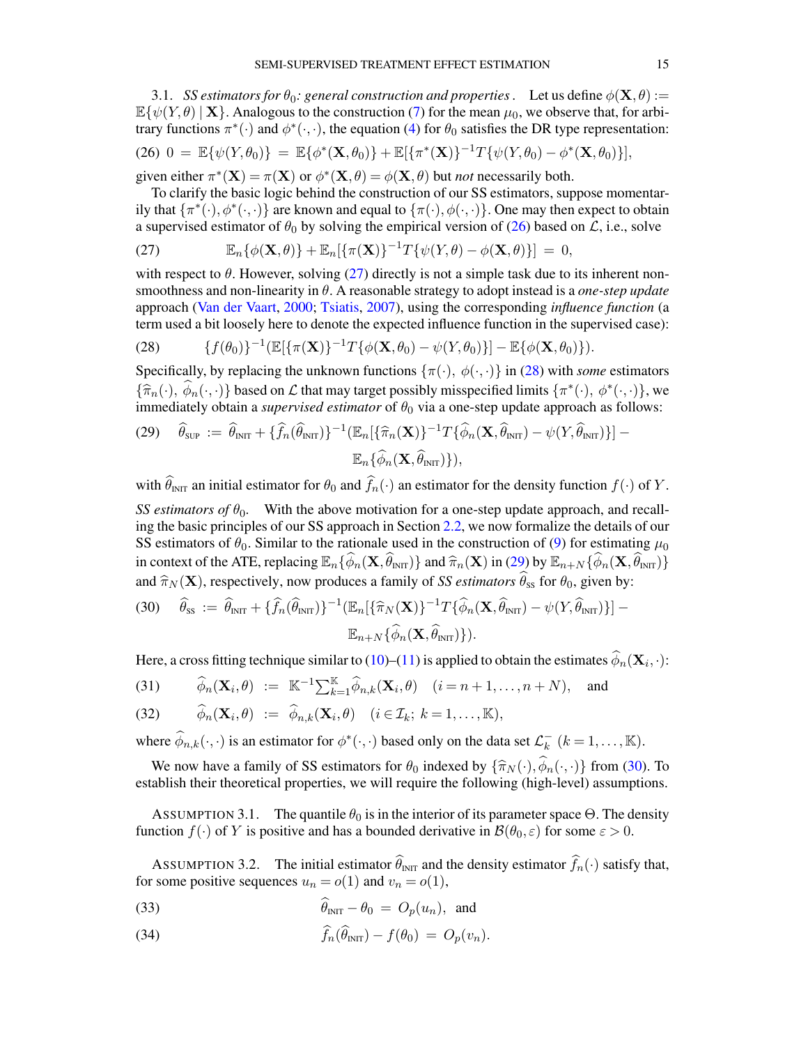3.1. *SS estimators for $\theta_0$: general construction and properties .* Let us define $\phi(\mathbf{X},\theta) := \mathbb{E}\{\psi(Y,\theta) \mid \mathbf{X}\}$. Analogous to the construction (7) for the mean $\mu_0$, we observe that, for arbitrary functions $\pi^*(\cdot)$ and $\phi^*(\cdot,\cdot)$, the equation (4) for $\theta_0$ satisfies the DR type representation:

$$(26)\quad 0 \;=\; \mathbb{E}\{\psi(Y,\theta_0)\} \;=\; \mathbb{E}\{\phi^*(\mathbf{X},\theta_0)\} + \mathbb{E}[\{\pi^*(\mathbf{X})\}^{-1}T\{\psi(Y,\theta_0) - \phi^*(\mathbf{X},\theta_0)\}],$$

given either $\pi^*(\mathbf{X}) = \pi(\mathbf{X})$ or $\phi^*(\mathbf{X},\theta) = \phi(\mathbf{X},\theta)$ but *not* necessarily both.

To clarify the basic logic behind the construction of our SS estimators, suppose momentarily that $\{\pi^*(\cdot), \phi^*(\cdot,\cdot)\}$ are known and equal to $\{\pi(\cdot), \phi(\cdot,\cdot)\}$. One may then expect to obtain a supervised estimator of $\theta_0$ by solving the empirical version of (26) based on $\mathcal{L}$, i.e., solve

$$(27)\qquad \mathbb{E}_n\{\phi(\mathbf{X},\theta)\} + \mathbb{E}_n[\{\pi(\mathbf{X})\}^{-1}T\{\psi(Y,\theta) - \phi(\mathbf{X},\theta)\}] \;=\; 0,$$

with respect to $\theta$. However, solving (27) directly is not a simple task due to its inherent non-smoothness and non-linearity in $\theta$. A reasonable strategy to adopt instead is a *one-step update* approach (Van der Vaart, 2000; Tsiatis, 2007), using the corresponding *influence function* (a term used a bit loosely here to denote the expected influence function in the supervised case):

$$(28)\qquad \{f(\theta_0)\}^{-1}(\mathbb{E}[\{\pi(\mathbf{X})\}^{-1}T\{\phi(\mathbf{X},\theta_0) - \psi(Y,\theta_0)\}] - \mathbb{E}\{\phi(\mathbf{X},\theta_0)\}).$$

Specifically, by replacing the unknown functions $\{\pi(\cdot),\ \phi(\cdot,\cdot)\}$ in (28) with *some* estimators $\{\widehat{\pi}_n(\cdot),\ \widehat{\phi}_n(\cdot,\cdot)\}$ based on $\mathcal{L}$ that may target possibly misspecified limits $\{\pi^*(\cdot),\ \phi^*(\cdot,\cdot)\}$, we immediately obtain a *supervised estimator* of $\theta_0$ via a one-step update approach as follows:

$$(29)\quad \widehat{\theta}_{\text{SUP}} \;:=\; \widehat{\theta}_{\text{INIT}} + \{\widehat{f}_n(\widehat{\theta}_{\text{INIT}})\}^{-1}(\mathbb{E}_n[\{\widehat{\pi}_n(\mathbf{X})\}^{-1}T\{\widehat{\phi}_n(\mathbf{X},\widehat{\theta}_{\text{INIT}}) - \psi(Y,\widehat{\theta}_{\text{INIT}})\}] - \mathbb{E}_n\{\widehat{\phi}_n(\mathbf{X},\widehat{\theta}_{\text{INIT}})\}),$$

with $\widehat{\theta}_{\text{INIT}}$ an initial estimator for $\theta_0$ and $\widehat{f}_n(\cdot)$ an estimator for the density function $f(\cdot)$ of $Y$.

*SS estimators of $\theta_0$.* With the above motivation for a one-step update approach, and recalling the basic principles of our SS approach in Section 2.2, we now formalize the details of our SS estimators of $\theta_0$. Similar to the rationale used in the construction of (9) for estimating $\mu_0$ in context of the ATE, replacing $\mathbb{E}_n\{\widehat{\phi}_n(\mathbf{X},\widehat{\theta}_{\text{INIT}})\}$ and $\widehat{\pi}_n(\mathbf{X})$ in (29) by $\mathbb{E}_{n+N}\{\widehat{\phi}_n(\mathbf{X},\widehat{\theta}_{\text{INIT}})\}$ and $\widehat{\pi}_N(\mathbf{X})$, respectively, now produces a family of *SS estimators* $\widehat{\theta}_{\text{SS}}$ for $\theta_0$, given by:

$$(30)\quad \widehat{\theta}_{\text{SS}} \;:=\; \widehat{\theta}_{\text{INIT}} + \{\widehat{f}_n(\widehat{\theta}_{\text{INIT}})\}^{-1}(\mathbb{E}_n[\{\widehat{\pi}_N(\mathbf{X})\}^{-1}T\{\widehat{\phi}_n(\mathbf{X},\widehat{\theta}_{\text{INIT}}) - \psi(Y,\widehat{\theta}_{\text{INIT}})\}] - \mathbb{E}_{n+N}\{\widehat{\phi}_n(\mathbf{X},\widehat{\theta}_{\text{INIT}})\}).$$

Here, a cross fitting technique similar to (10)–(11) is applied to obtain the estimates $\widehat{\phi}_n(\mathbf{X}_i,\cdot)$:

$$(31)\qquad \widehat{\phi}_n(\mathbf{X}_i,\theta) \;:=\; \mathbb{K}^{-1}\textstyle\sum_{k=1}^{\mathbb{K}}\widehat{\phi}_{n,k}(\mathbf{X}_i,\theta) \quad (i = n+1,\ldots,n+N), \quad \text{and}$$

$$(32)\qquad \widehat{\phi}_n(\mathbf{X}_i,\theta) \;:=\; \widehat{\phi}_{n,k}(\mathbf{X}_i,\theta) \quad (i \in \mathcal{I}_k;\ k = 1,\ldots,\mathbb{K}),$$

where $\widehat{\phi}_{n,k}(\cdot,\cdot)$ is an estimator for $\phi^*(\cdot,\cdot)$ based only on the data set $\mathcal{L}_k^-$ $(k = 1,\ldots,\mathbb{K})$.

We now have a family of SS estimators for $\theta_0$ indexed by $\{\widehat{\pi}_N(\cdot), \widehat{\phi}_n(\cdot,\cdot)\}$ from (30). To establish their theoretical properties, we will require the following (high-level) assumptions.

ASSUMPTION 3.1. The quantile $\theta_0$ is in the interior of its parameter space $\Theta$. The density function $f(\cdot)$ of $Y$ is positive and has a bounded derivative in $\mathcal{B}(\theta_0,\varepsilon)$ for some $\varepsilon > 0$.

ASSUMPTION 3.2. The initial estimator $\widehat{\theta}_{\text{INIT}}$ and the density estimator $\widehat{f}_n(\cdot)$ satisfy that, for some positive sequences $u_n = o(1)$ and $v_n = o(1)$,

$$(33)\qquad \widehat{\theta}_{\text{INIT}} - \theta_0 \;=\; O_p(u_n), \quad \text{and}$$

$$(34)\qquad \widehat{f}_n(\widehat{\theta}_{\text{INIT}}) - f(\theta_0) \;=\; O_p(v_n).$$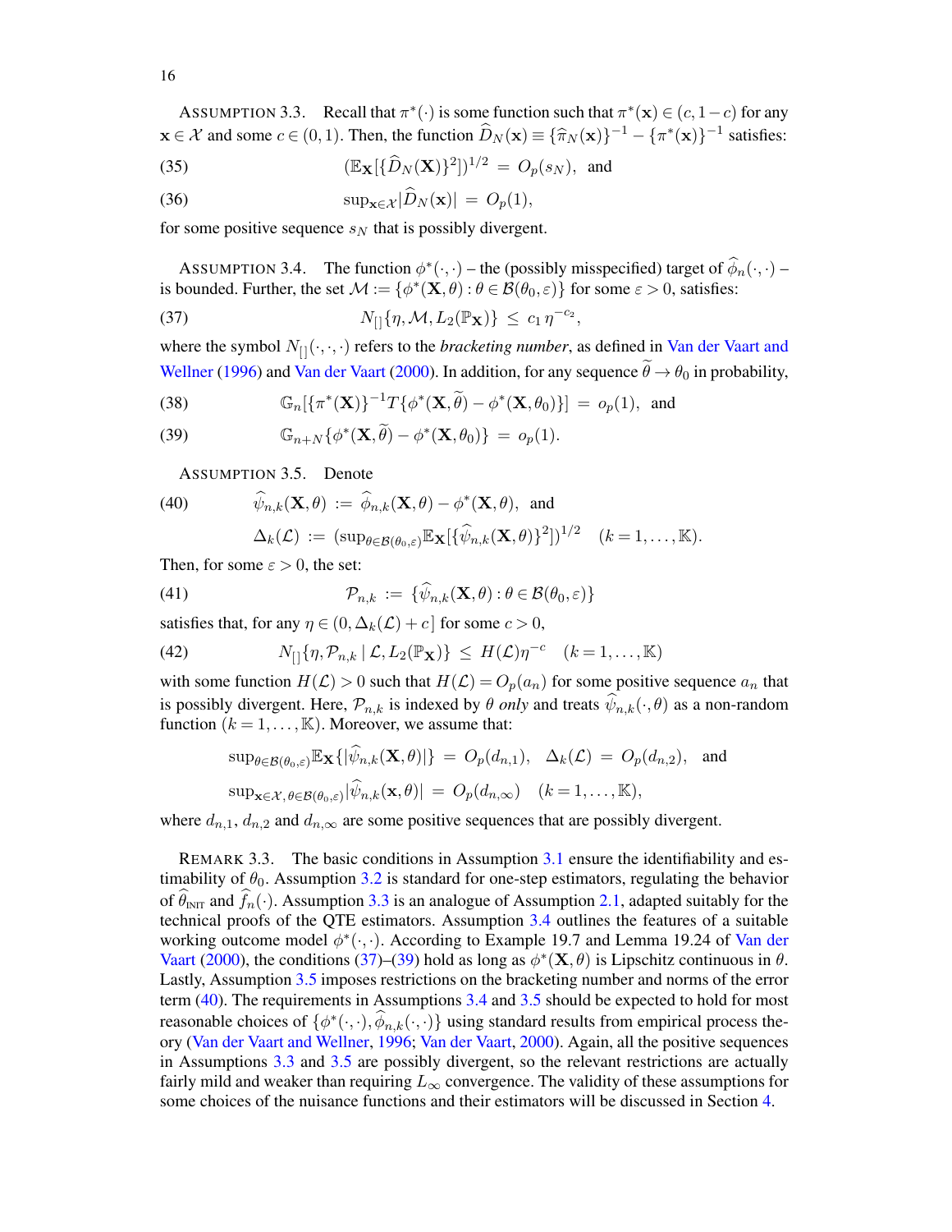ASSUMPTION 3.3. Recall that $\pi^*(\cdot)$ is some function such that $\pi^*(\mathbf{x}) \in (c, 1-c)$ for any $\mathbf{x} \in \mathcal{X}$ and some $c \in (0,1)$. Then, the function $\widehat{D}_N(\mathbf{x}) \equiv \{\widehat{\pi}_N(\mathbf{x})\}^{-1} - \{\pi^*(\mathbf{x})\}^{-1}$ satisfies:

$$(\mathbb{E}_{\mathbf{X}}[\{\widehat{D}_N(\mathbf{X})\}^2])^{1/2} \;=\; O_p(s_N), \quad \text{and} \tag{35}$$

$$\sup_{\mathbf{x}\in\mathcal{X}} |\widehat{D}_N(\mathbf{x})| \;=\; O_p(1), \tag{36}$$

for some positive sequence $s_N$ that is possibly divergent.

ASSUMPTION 3.4. The function $\phi^*(\cdot,\cdot)$ – the (possibly misspecified) target of $\widehat{\phi}_n(\cdot,\cdot)$ – is bounded. Further, the set $\mathcal{M} := \{\phi^*(\mathbf{X},\theta) : \theta \in \mathcal{B}(\theta_0,\varepsilon)\}$ for some $\varepsilon > 0$, satisfies:

$$N_{[]}\{\eta, \mathcal{M}, L_2(\mathbb{P}_{\mathbf{X}})\} \;\leq\; c_1\,\eta^{-c_2}, \tag{37}$$

where the symbol $N_{[]}(\cdot,\cdot,\cdot)$ refers to the *bracketing number*, as defined in Van der Vaart and Wellner (1996) and Van der Vaart (2000). In addition, for any sequence $\widetilde{\theta} \to \theta_0$ in probability,

$$\mathbb{G}_n[\{\pi^*(\mathbf{X})\}^{-1} T\{\phi^*(\mathbf{X},\widetilde{\theta}) - \phi^*(\mathbf{X},\theta_0)\}] \;=\; o_p(1), \quad \text{and} \tag{38}$$

$$\mathbb{G}_{n+N}\{\phi^*(\mathbf{X},\widetilde{\theta}) - \phi^*(\mathbf{X},\theta_0)\} \;=\; o_p(1). \tag{39}$$

ASSUMPTION 3.5. Denote

$$\widehat{\psi}_{n,k}(\mathbf{X},\theta) \;:=\; \widehat{\phi}_{n,k}(\mathbf{X},\theta) - \phi^*(\mathbf{X},\theta), \quad \text{and} \tag{40}$$

$$\Delta_k(\mathcal{L}) \;:=\; (\sup_{\theta\in\mathcal{B}(\theta_0,\varepsilon)} \mathbb{E}_{\mathbf{X}}[\{\widehat{\psi}_{n,k}(\mathbf{X},\theta)\}^2])^{1/2} \quad (k = 1,\ldots,\mathbb{K}).$$

Then, for some $\varepsilon > 0$, the set:

$$\mathcal{P}_{n,k} \;:=\; \{\widehat{\psi}_{n,k}(\mathbf{X},\theta) : \theta \in \mathcal{B}(\theta_0,\varepsilon)\} \tag{41}$$

satisfies that, for any $\eta \in (0, \Delta_k(\mathcal{L}) + c]$ for some $c > 0$,

$$N_{[]}\{\eta, \mathcal{P}_{n,k} \mid \mathcal{L}, L_2(\mathbb{P}_{\mathbf{X}})\} \;\leq\; H(\mathcal{L})\eta^{-c} \quad (k = 1,\ldots,\mathbb{K}) \tag{42}$$

with some function $H(\mathcal{L}) > 0$ such that $H(\mathcal{L}) = O_p(a_n)$ for some positive sequence $a_n$ that is possibly divergent. Here, $\mathcal{P}_{n,k}$ is indexed by $\theta$ *only* and treats $\widehat{\psi}_{n,k}(\cdot,\theta)$ as a non-random function $(k = 1,\ldots,\mathbb{K})$. Moreover, we assume that:

$$\sup_{\theta\in\mathcal{B}(\theta_0,\varepsilon)} \mathbb{E}_{\mathbf{X}}\{|\widehat{\psi}_{n,k}(\mathbf{X},\theta)|\} \;=\; O_p(d_{n,1}), \quad \Delta_k(\mathcal{L}) \;=\; O_p(d_{n,2}), \quad \text{and}$$

$$\sup_{\mathbf{x}\in\mathcal{X},\,\theta\in\mathcal{B}(\theta_0,\varepsilon)} |\widehat{\psi}_{n,k}(\mathbf{x},\theta)| \;=\; O_p(d_{n,\infty}) \quad (k = 1,\ldots,\mathbb{K}),$$

where $d_{n,1}$, $d_{n,2}$ and $d_{n,\infty}$ are some positive sequences that are possibly divergent.

REMARK 3.3. The basic conditions in Assumption 3.1 ensure the identifiability and estimability of $\theta_0$. Assumption 3.2 is standard for one-step estimators, regulating the behavior of $\widehat{\theta}_{\text{INIT}}$ and $\widehat{f}_n(\cdot)$. Assumption 3.3 is an analogue of Assumption 2.1, adapted suitably for the technical proofs of the QTE estimators. Assumption 3.4 outlines the features of a suitable working outcome model $\phi^*(\cdot,\cdot)$. According to Example 19.7 and Lemma 19.24 of Van der Vaart (2000), the conditions (37)–(39) hold as long as $\phi^*(\mathbf{X},\theta)$ is Lipschitz continuous in $\theta$. Lastly, Assumption 3.5 imposes restrictions on the bracketing number and norms of the error term (40). The requirements in Assumptions 3.4 and 3.5 should be expected to hold for most reasonable choices of $\{\phi^*(\cdot,\cdot), \widehat{\phi}_{n,k}(\cdot,\cdot)\}$ using standard results from empirical process theory (Van der Vaart and Wellner, 1996; Van der Vaart, 2000). Again, all the positive sequences in Assumptions 3.3 and 3.5 are possibly divergent, so the relevant restrictions are actually fairly mild and weaker than requiring $L_\infty$ convergence. The validity of these assumptions for some choices of the nuisance functions and their estimators will be discussed in Section 4.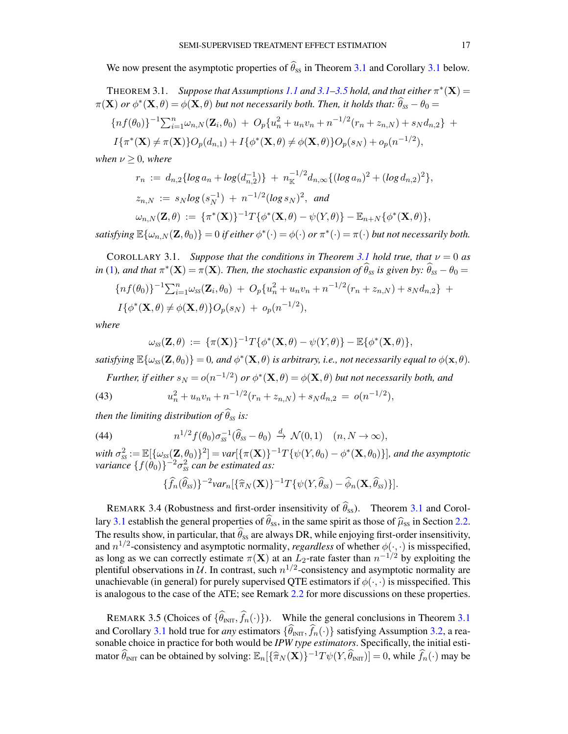We now present the asymptotic properties of $\widehat{\theta}_{\text{SS}}$ in Theorem 3.1 and Corollary 3.1 below.

THEOREM 3.1. *Suppose that Assumptions 1.1 and 3.1–3.5 hold, and that either $\pi^*(\mathbf{X}) = \pi(\mathbf{X})$ or $\phi^*(\mathbf{X},\theta) = \phi(\mathbf{X},\theta)$ but not necessarily both. Then, it holds that:* $\widehat{\theta}_{SS} - \theta_0 =$

$$\{nf(\theta_0)\}^{-1}\sum_{i=1}^{n}\omega_{n,N}(\mathbf{Z}_i,\theta_0) \; + \; O_p\{u_n^2 + u_n v_n + n^{-1/2}(r_n + z_{n,N}) + s_N d_{n,2}\} \; +$$
$$I\{\pi^*(\mathbf{X}) \neq \pi(\mathbf{X})\}O_p(d_{n,1}) + I\{\phi^*(\mathbf{X},\theta) \neq \phi(\mathbf{X},\theta)\}O_p(s_N) + o_p(n^{-1/2}),$$

*when $\nu \geq 0$, where*

$$r_n \; := \; d_{n,2}\{\log a_n + \log(d_{n,2}^{-1})\} \; + \; n_{\mathbb{K}}^{-1/2} d_{n,\infty}\{(\log a_n)^2 + (\log d_{n,2})^2\},$$
$$z_{n,N} \; := \; s_N \log(s_N^{-1}) \; + \; n^{-1/2}(\log s_N)^2, \;\text{ and}$$
$$\omega_{n,N}(\mathbf{Z},\theta) \; := \; \{\pi^*(\mathbf{X})\}^{-1}T\{\phi^*(\mathbf{X},\theta) - \psi(Y,\theta)\} - \mathbb{E}_{n+N}\{\phi^*(\mathbf{X},\theta)\},$$

*satisfying $\mathbb{E}\{\omega_{n,N}(\mathbf{Z},\theta_0)\} = 0$ if either $\phi^*(\cdot) = \phi(\cdot)$ or $\pi^*(\cdot) = \pi(\cdot)$ but not necessarily both.*

COROLLARY 3.1. *Suppose that the conditions in Theorem 3.1 hold true, that $\nu = 0$ as in (1), and that $\pi^*(\mathbf{X}) = \pi(\mathbf{X})$. Then, the stochastic expansion of $\widehat{\theta}_{SS}$ is given by:* $\widehat{\theta}_{SS} - \theta_0 =$

$$\{nf(\theta_0)\}^{-1}\sum_{i=1}^{n}\omega_{SS}(\mathbf{Z}_i,\theta_0) \; + \; O_p\{u_n^2 + u_n v_n + n^{-1/2}(r_n + z_{n,N}) + s_N d_{n,2}\} \; +$$
$$I\{\phi^*(\mathbf{X},\theta) \neq \phi(\mathbf{X},\theta)\}O_p(s_N) \; + \; o_p(n^{-1/2}),$$

*where*

$$\omega_{SS}(\mathbf{Z},\theta) \; := \; \{\pi(\mathbf{X})\}^{-1}T\{\phi^*(\mathbf{X},\theta) - \psi(Y,\theta)\} - \mathbb{E}\{\phi^*(\mathbf{X},\theta)\},$$

*satisfying $\mathbb{E}\{\omega_{SS}(\mathbf{Z},\theta_0)\} = 0$, and $\phi^*(\mathbf{X},\theta)$ is arbitrary, i.e., not necessarily equal to $\phi(\mathbf{x},\theta)$.*

*Further, if either $s_N = o(n^{-1/2})$ or $\phi^*(\mathbf{X},\theta) = \phi(\mathbf{X},\theta)$ but not necessarily both, and*

$$u_n^2 + u_n v_n + n^{-1/2}(r_n + z_{n,N}) + s_N d_{n,2} \; = \; o(n^{-1/2}), \tag{43}$$

*then the limiting distribution of $\widehat{\theta}_{SS}$ is:*

$$n^{1/2} f(\theta_0)\sigma_{SS}^{-1}(\widehat{\theta}_{SS} - \theta_0) \; \xrightarrow{d} \; \mathcal{N}(0,1) \quad (n, N \to \infty), \tag{44}$$

*with $\sigma_{SS}^2 := \mathbb{E}[\{\omega_{SS}(\mathbf{Z},\theta_0)\}^2] = \mathrm{var}[\{\pi(\mathbf{X})\}^{-1}T\{\psi(Y,\theta_0) - \phi^*(\mathbf{X},\theta_0)\}]$, and the asymptotic variance $\{f(\theta_0)\}^{-2}\sigma_{SS}^2$ can be estimated as:*

$$\{\widehat{f}_n(\widehat{\theta}_{SS})\}^{-2}\mathrm{var}_n[\{\widehat{\pi}_N(\mathbf{X})\}^{-1}T\{\psi(Y,\widehat{\theta}_{SS}) - \widehat{\phi}_n(\mathbf{X},\widehat{\theta}_{SS})\}].$$

REMARK 3.4 (Robustness and first-order insensitivity of $\widehat{\theta}_{\text{SS}}$). Theorem 3.1 and Corollary 3.1 establish the general properties of $\widehat{\theta}_{\text{SS}}$, in the same spirit as those of $\widehat{\mu}_{\text{SS}}$ in Section 2.2. The results show, in particular, that $\widehat{\theta}_{\text{SS}}$ are always DR, while enjoying first-order insensitivity, and $n^{1/2}$-consistency and asymptotic normality, *regardless* of whether $\phi(\cdot,\cdot)$ is misspecified, as long as we can correctly estimate $\pi(\mathbf{X})$ at an $L_2$-rate faster than $n^{-1/2}$ by exploiting the plentiful observations in $\mathcal{U}$. In contrast, such $n^{1/2}$-consistency and asymptotic normality are unachievable (in general) for purely supervised QTE estimators if $\phi(\cdot,\cdot)$ is misspecified. This is analogous to the case of the ATE; see Remark 2.2 for more discussions on these properties.

REMARK 3.5 (Choices of $\{\widehat{\theta}_{\text{INIT}}, \widehat{f}_n(\cdot)\}$). While the general conclusions in Theorem 3.1 and Corollary 3.1 hold true for *any* estimators $\{\widehat{\theta}_{\text{INIT}}, \widehat{f}_n(\cdot)\}$ satisfying Assumption 3.2, a reasonable choice in practice for both would be *IPW type estimators*. Specifically, the initial estimator $\widehat{\theta}_{\text{INIT}}$ can be obtained by solving: $\mathbb{E}_n[\{\widehat{\pi}_N(\mathbf{X})\}^{-1}T\psi(Y,\widehat{\theta}_{\text{INIT}})] = 0$, while $\widehat{f}_n(\cdot)$ may be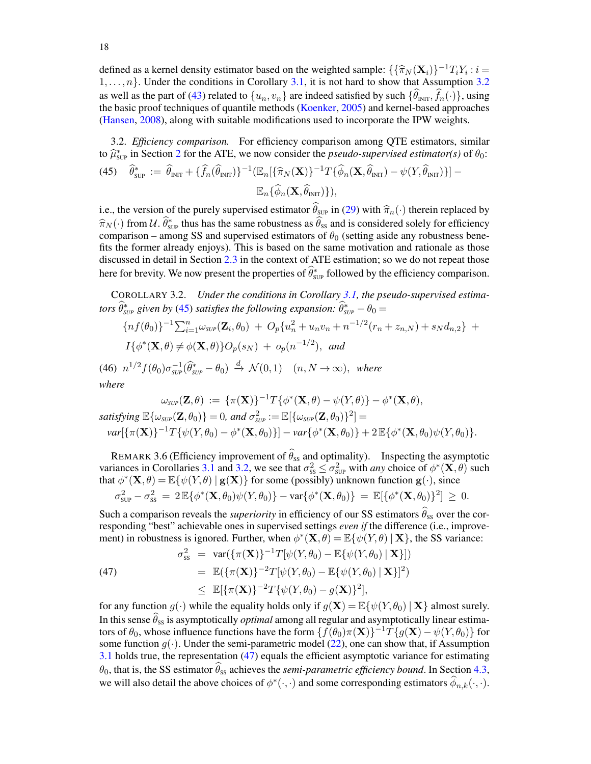defined as a kernel density estimator based on the weighted sample: $\{\{\widehat{\pi}_N(\mathbf{X}_i)\}^{-1}T_iY_i : i = 1,\ldots,n\}$. Under the conditions in Corollary 3.1, it is not hard to show that Assumption 3.2 as well as the part of (43) related to $\{u_n, v_n\}$ are indeed satisfied by such $\{\widehat{\theta}_{\text{INIT}}, \widehat{f}_n(\cdot)\}$, using the basic proof techniques of quantile methods (Koenker, 2005) and kernel-based approaches (Hansen, 2008), along with suitable modifications used to incorporate the IPW weights.

3.2. *Efficiency comparison.* For efficiency comparison among QTE estimators, similar to $\widehat{\mu}^*_{\text{SUP}}$ in Section 2 for the ATE, we now consider the *pseudo-supervised estimator(s)* of $\theta_0$:

$$
(45) \quad \widehat{\theta}^*_{\text{SUP}} := \widehat{\theta}_{\text{INIT}} + \{\widehat{f}_n(\widehat{\theta}_{\text{INIT}})\}^{-1}(\mathbb{E}_n[\{\widehat{\pi}_N(\mathbf{X})\}^{-1}T\{\widehat{\phi}_n(\mathbf{X},\widehat{\theta}_{\text{INIT}}) - \psi(Y,\widehat{\theta}_{\text{INIT}})\}] - \mathbb{E}_n\{\widehat{\phi}_n(\mathbf{X},\widehat{\theta}_{\text{INIT}})\}),
$$

i.e., the version of the purely supervised estimator $\widehat{\theta}_{\text{SUP}}$ in (29) with $\widehat{\pi}_n(\cdot)$ therein replaced by $\widehat{\pi}_N(\cdot)$ from $\mathcal{U}$. $\widehat{\theta}^*_{\text{SUP}}$ thus has the same robustness as $\widehat{\theta}_{\text{SS}}$ and is considered solely for efficiency comparison – among SS and supervised estimators of $\theta_0$ (setting aside any robustness benefits the former already enjoys). This is based on the same motivation and rationale as those discussed in detail in Section 2.3 in the context of ATE estimation; so we do not repeat those here for brevity. We now present the properties of $\widehat{\theta}^*_{\text{SUP}}$ followed by the efficiency comparison.

COROLLARY 3.2. *Under the conditions in Corollary 3.1, the pseudo-supervised estimators $\widehat{\theta}^*_{SUP}$ given by (45) satisfies the following expansion: $\widehat{\theta}^*_{SUP} - \theta_0 =$*

$$
\{nf(\theta_0)\}^{-1}\sum_{i=1}^n \omega_{SUP}(\mathbf{Z}_i,\theta_0) + O_p\{u_n^2 + u_nv_n + n^{-1/2}(r_n + z_{n,N}) + s_Nd_{n,2}\} + I\{\phi^*(\mathbf{X},\theta) \neq \phi(\mathbf{X},\theta)\}O_p(s_N) + o_p(n^{-1/2}), \text{ and}
$$

$$
(46) \quad n^{1/2}f(\theta_0)\sigma_{SUP}^{-1}(\widehat{\theta}^*_{SUP} - \theta_0) \xrightarrow{d} \mathcal{N}(0,1) \quad (n, N \to \infty), \text{ where}
$$

*where*

$$
\omega_{SUP}(\mathbf{Z},\theta) := \{\pi(\mathbf{X})\}^{-1}T\{\phi^*(\mathbf{X},\theta) - \psi(Y,\theta)\} - \phi^*(\mathbf{X},\theta),
$$

*satisfying $\mathbb{E}\{\omega_{SUP}(\mathbf{Z},\theta_0)\} = 0$, and $\sigma^2_{SUP} := \mathbb{E}[\{\omega_{SUP}(\mathbf{Z},\theta_0)\}^2] =$*

$$
var[\{\pi(\mathbf{X})\}^{-1}T\{\psi(Y,\theta_0) - \phi^*(\mathbf{X},\theta_0)\}] - var\{\phi^*(\mathbf{X},\theta_0)\} + 2\,\mathbb{E}\{\phi^*(\mathbf{X},\theta_0)\psi(Y,\theta_0)\}.
$$

REMARK 3.6 (Efficiency improvement of $\widehat{\theta}_{\text{SS}}$ and optimality). Inspecting the asymptotic variances in Corollaries 3.1 and 3.2, we see that $\sigma^2_{\text{SS}} \leq \sigma^2_{\text{SUP}}$ with *any* choice of $\phi^*(\mathbf{X},\theta)$ such that $\phi^*(\mathbf{X},\theta) = \mathbb{E}\{\psi(Y,\theta) \mid \mathbf{g}(\mathbf{X})\}$ for some (possibly) unknown function $\mathbf{g}(\cdot)$, since

$$
\sigma^2_{\text{SUP}} - \sigma^2_{\text{SS}} = 2\,\mathbb{E}\{\phi^*(\mathbf{X},\theta_0)\psi(Y,\theta_0)\} - \text{var}\{\phi^*(\mathbf{X},\theta_0)\} = \mathbb{E}[\{\phi^*(\mathbf{X},\theta_0)\}^2] \geq 0.
$$

Such a comparison reveals the *superiority* in efficiency of our SS estimators $\widehat{\theta}_{\text{SS}}$ over the corresponding "best" achievable ones in supervised settings *even if* the difference (i.e., improvement) in robustness is ignored. Further, when $\phi^*(\mathbf{X},\theta) = \mathbb{E}\{\psi(Y,\theta) \mid \mathbf{X}\}$, the SS variance:

$$
\begin{aligned}
(47) \qquad \sigma^2_{\text{SS}} &= \text{var}(\{\pi(\mathbf{X})\}^{-1}T[\psi(Y,\theta_0) - \mathbb{E}\{\psi(Y,\theta_0) \mid \mathbf{X}\}]) \\
&= \mathbb{E}(\{\pi(\mathbf{X})\}^{-2}T[\psi(Y,\theta_0) - \mathbb{E}\{\psi(Y,\theta_0) \mid \mathbf{X}\}]^2) \\
&\leq \mathbb{E}[\{\pi(\mathbf{X})\}^{-2}T\{\psi(Y,\theta_0) - g(\mathbf{X})\}^2],
\end{aligned}
$$

for any function $g(\cdot)$ while the equality holds only if $g(\mathbf{X}) = \mathbb{E}\{\psi(Y,\theta_0) \mid \mathbf{X}\}$ almost surely. In this sense $\widehat{\theta}_{\text{SS}}$ is asymptotically *optimal* among all regular and asymptotically linear estimators of $\theta_0$, whose influence functions have the form $\{f(\theta_0)\pi(\mathbf{X})\}^{-1}T\{g(\mathbf{X}) - \psi(Y,\theta_0)\}$ for some function $g(\cdot)$. Under the semi-parametric model (22), one can show that, if Assumption 3.1 holds true, the representation (47) equals the efficient asymptotic variance for estimating $\theta_0$, that is, the SS estimator $\widehat{\theta}_{\text{SS}}$ achieves the *semi-parametric efficiency bound*. In Section 4.3, we will also detail the above choices of $\phi^*(\cdot,\cdot)$ and some corresponding estimators $\widehat{\phi}_{n,k}(\cdot,\cdot)$.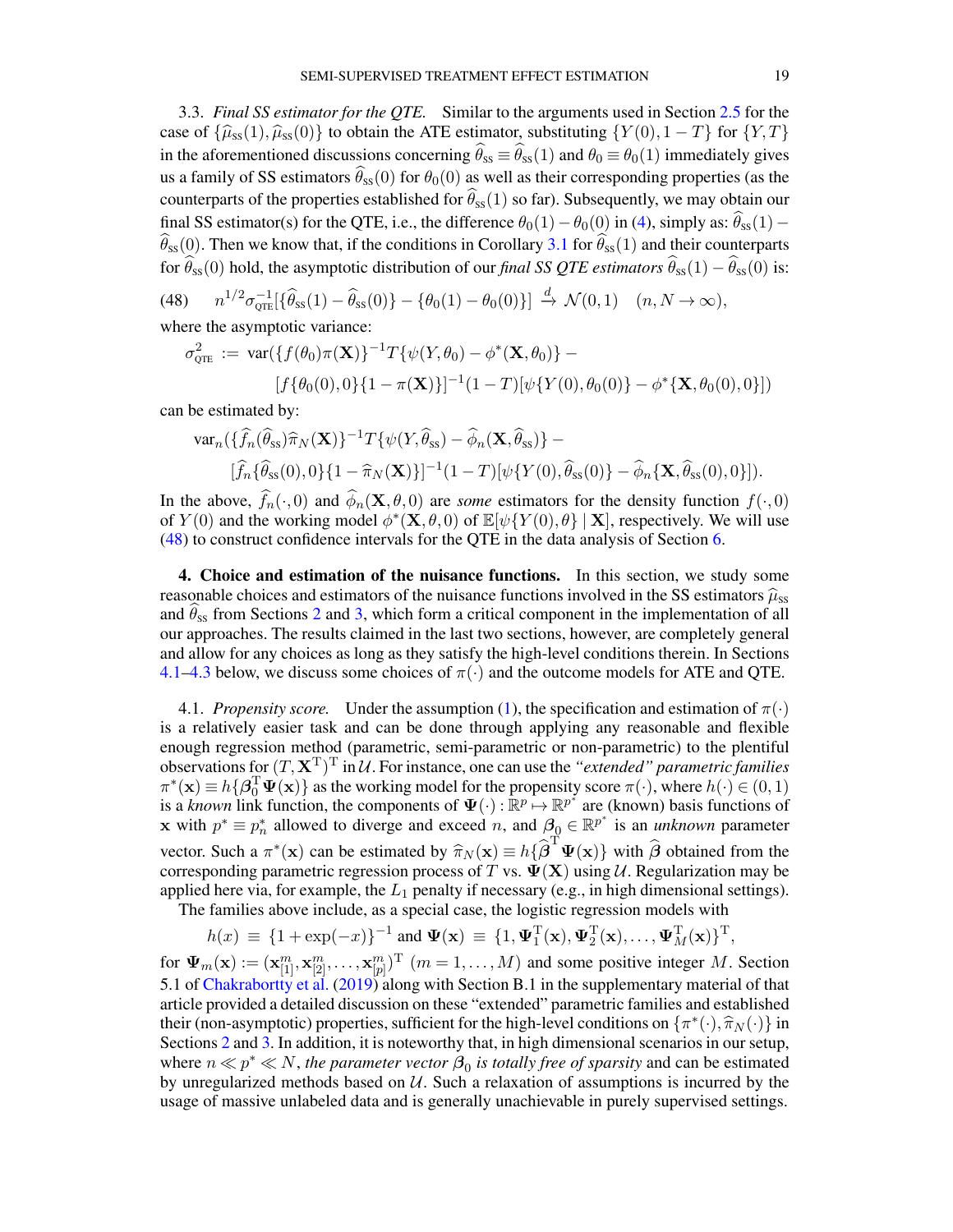3.3. *Final SS estimator for the QTE.* Similar to the arguments used in Section 2.5 for the case of $\{\widehat{\mu}_{\rm SS}(1), \widehat{\mu}_{\rm SS}(0)\}$ to obtain the ATE estimator, substituting $\{Y(0), 1-T\}$ for $\{Y, T\}$ in the aforementioned discussions concerning $\widehat{\theta}_{\rm SS} \equiv \widehat{\theta}_{\rm SS}(1)$ and $\theta_0 \equiv \theta_0(1)$ immediately gives us a family of SS estimators $\widehat{\theta}_{\rm SS}(0)$ for $\theta_0(0)$ as well as their corresponding properties (as the counterparts of the properties established for $\widehat{\theta}_{\rm SS}(1)$ so far). Subsequently, we may obtain our final SS estimator(s) for the QTE, i.e., the difference $\theta_0(1) - \theta_0(0)$ in (4), simply as: $\widehat{\theta}_{\rm SS}(1) - \widehat{\theta}_{\rm SS}(0)$. Then we know that, if the conditions in Corollary 3.1 for $\widehat{\theta}_{\rm SS}(1)$ and their counterparts for $\widehat{\theta}_{\rm SS}(0)$ hold, the asymptotic distribution of our *final SS QTE estimators* $\widehat{\theta}_{\rm SS}(1) - \widehat{\theta}_{\rm SS}(0)$ is:

$$
n^{1/2}\sigma_{\rm QTE}^{-1}[\{\widehat{\theta}_{\rm SS}(1) - \widehat{\theta}_{\rm SS}(0)\} - \{\theta_0(1) - \theta_0(0)\}] \xrightarrow{d} \mathcal{N}(0,1) \quad (n, N \to \infty), \tag{48}
$$

where the asymptotic variance:

$$
\sigma_{\rm QTE}^2 := \operatorname{var}(\{f(\theta_0)\pi(\mathbf{X})\}^{-1}T\{\psi(Y,\theta_0) - \phi^*(\mathbf{X},\theta_0)\} - [f\{\theta_0(0), 0\}\{1-\pi(\mathbf{X})\}]^{-1}(1-T)[\psi\{Y(0), \theta_0(0)\} - \phi^*\{\mathbf{X}, \theta_0(0), 0\}])
$$

can be estimated by:

$$
\operatorname{var}_n(\{\widehat{f}_n(\widehat{\theta}_{\rm SS})\widehat{\pi}_N(\mathbf{X})\}^{-1}T\{\psi(Y,\widehat{\theta}_{\rm SS}) - \widehat{\phi}_n(\mathbf{X},\widehat{\theta}_{\rm SS})\} - [\widehat{f}_n\{\widehat{\theta}_{\rm SS}(0), 0\}\{1-\widehat{\pi}_N(\mathbf{X})\}]^{-1}(1-T)[\psi\{Y(0), \widehat{\theta}_{\rm SS}(0)\} - \widehat{\phi}_n\{\mathbf{X}, \widehat{\theta}_{\rm SS}(0), 0\}]).
$$

In the above, $\widehat{f}_n(\cdot, 0)$ and $\widehat{\phi}_n(\mathbf{X}, \theta, 0)$ are *some* estimators for the density function $f(\cdot, 0)$ of $Y(0)$ and the working model $\phi^*(\mathbf{X}, \theta, 0)$ of $\mathbb{E}[\psi\{Y(0), \theta\} \mid \mathbf{X}]$, respectively. We will use (48) to construct confidence intervals for the QTE in the data analysis of Section 6.

**4. Choice and estimation of the nuisance functions.** In this section, we study some reasonable choices and estimators of the nuisance functions involved in the SS estimators $\widehat{\mu}_{\rm SS}$ and $\widehat{\theta}_{\rm SS}$ from Sections 2 and 3, which form a critical component in the implementation of all our approaches. The results claimed in the last two sections, however, are completely general and allow for any choices as long as they satisfy the high-level conditions therein. In Sections 4.1–4.3 below, we discuss some choices of $\pi(\cdot)$ and the outcome models for ATE and QTE.

4.1. *Propensity score.* Under the assumption (1), the specification and estimation of $\pi(\cdot)$ is a relatively easier task and can be done through applying any reasonable and flexible enough regression method (parametric, semi-parametric or non-parametric) to the plentiful observations for $(T, \mathbf{X}^{\rm T})^{\rm T}$ in $\mathcal{U}$. For instance, one can use the *"extended" parametric families* $\pi^*(\mathbf{x}) \equiv h\{\boldsymbol{\beta}_0^{\rm T}\boldsymbol{\Psi}(\mathbf{x})\}$ as the working model for the propensity score $\pi(\cdot)$, where $h(\cdot) \in (0,1)$ is a *known* link function, the components of $\boldsymbol{\Psi}(\cdot): \mathbb{R}^p \mapsto \mathbb{R}^{p^*}$ are (known) basis functions of $\mathbf{x}$ with $p^* \equiv p_n^*$ allowed to diverge and exceed $n$, and $\boldsymbol{\beta}_0 \in \mathbb{R}^{p^*}$ is an *unknown* parameter vector. Such a $\pi^*(\mathbf{x})$ can be estimated by $\widehat{\pi}_N(\mathbf{x}) \equiv h\{\widehat{\boldsymbol{\beta}}^{\rm T}\boldsymbol{\Psi}(\mathbf{x})\}$ with $\widehat{\boldsymbol{\beta}}$ obtained from the corresponding parametric regression process of $T$ vs. $\boldsymbol{\Psi}(\mathbf{X})$ using $\mathcal{U}$. Regularization may be applied here via, for example, the $L_1$ penalty if necessary (e.g., in high dimensional settings).

The families above include, as a special case, the logistic regression models with

$$
h(x) \equiv \{1 + \exp(-x)\}^{-1} \text{ and } \boldsymbol{\Psi}(\mathbf{x}) \equiv \{1, \boldsymbol{\Psi}_1^{\rm T}(\mathbf{x}), \boldsymbol{\Psi}_2^{\rm T}(\mathbf{x}), \ldots, \boldsymbol{\Psi}_M^{\rm T}(\mathbf{x})\}^{\rm T},
$$

for $\boldsymbol{\Psi}_m(\mathbf{x}) := (\mathbf{x}_{[1]}^m, \mathbf{x}_{[2]}^m, \ldots, \mathbf{x}_{[p]}^m)^{\rm T}$ $(m = 1, \ldots, M)$ and some positive integer $M$. Section 5.1 of Chakrabortty et al. (2019) along with Section B.1 in the supplementary material of that article provided a detailed discussion on these "extended" parametric families and established their (non-asymptotic) properties, sufficient for the high-level conditions on $\{\pi^*(\cdot), \widehat{\pi}_N(\cdot)\}$ in Sections 2 and 3. In addition, it is noteworthy that, in high dimensional scenarios in our setup, where $n \ll p^* \ll N$, *the parameter vector $\boldsymbol{\beta}_0$ is totally free of sparsity* and can be estimated by unregularized methods based on $\mathcal{U}$. Such a relaxation of assumptions is incurred by the usage of massive unlabeled data and is generally unachievable in purely supervised settings.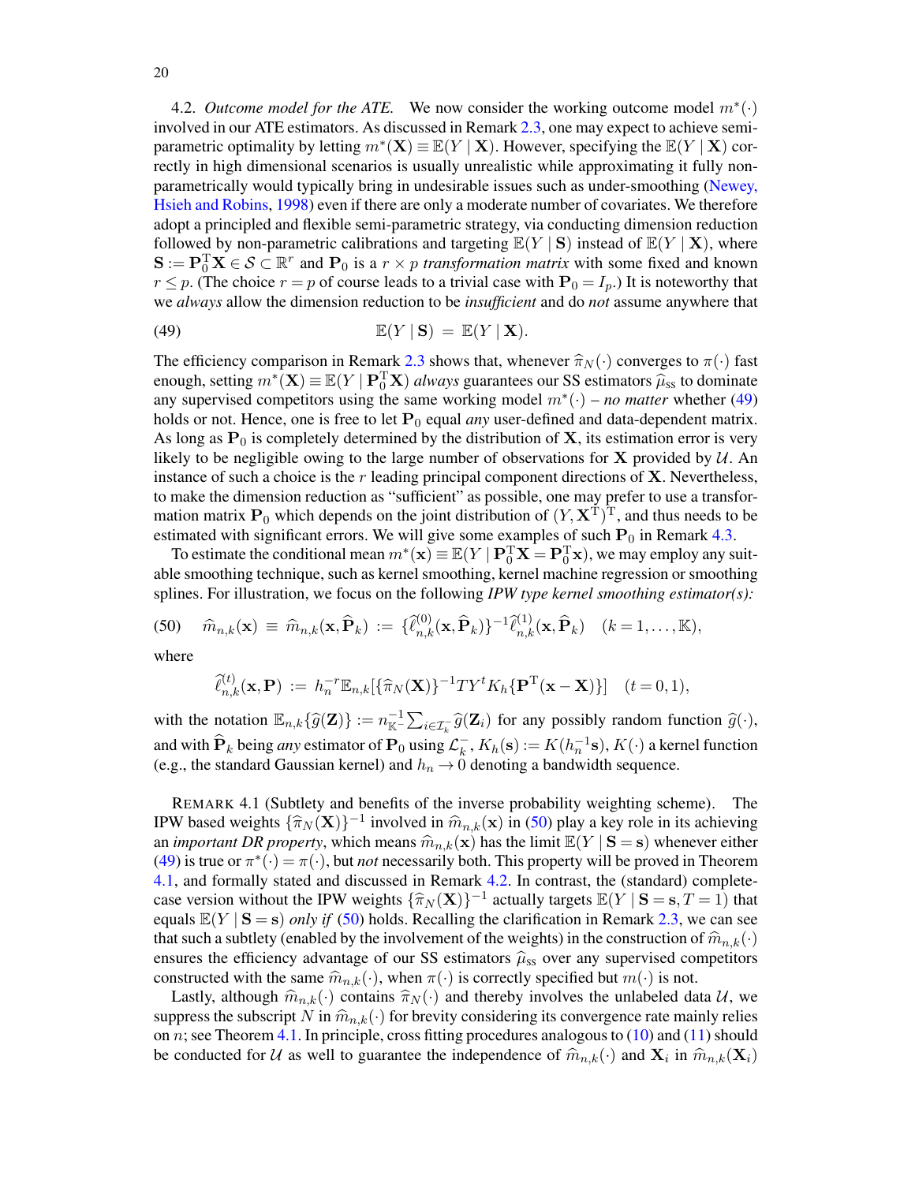4.2. *Outcome model for the ATE.* We now consider the working outcome model $m^*(\cdot)$ involved in our ATE estimators. As discussed in Remark 2.3, one may expect to achieve semi-parametric optimality by letting $m^*(\mathbf{X}) \equiv \mathbb{E}(Y \mid \mathbf{X})$. However, specifying the $\mathbb{E}(Y \mid \mathbf{X})$ correctly in high dimensional scenarios is usually unrealistic while approximating it fully non-parametrically would typically bring in undesirable issues such as under-smoothing (Newey, Hsieh and Robins, 1998) even if there are only a moderate number of covariates. We therefore adopt a principled and flexible semi-parametric strategy, via conducting dimension reduction followed by non-parametric calibrations and targeting $\mathbb{E}(Y \mid \mathbf{S})$ instead of $\mathbb{E}(Y \mid \mathbf{X})$, where $\mathbf{S} := \mathbf{P}_0^{\mathrm{T}}\mathbf{X} \in \mathcal{S} \subset \mathbb{R}^r$ and $\mathbf{P}_0$ is a $r \times p$ *transformation matrix* with some fixed and known $r \leq p$. (The choice $r = p$ of course leads to a trivial case with $\mathbf{P}_0 = I_p$.) It is noteworthy that we *always* allow the dimension reduction to be *insufficient* and do *not* assume anywhere that

$$\mathbb{E}(Y \mid \mathbf{S}) \;=\; \mathbb{E}(Y \mid \mathbf{X}). \tag{49}$$

The efficiency comparison in Remark 2.3 shows that, whenever $\widehat{\pi}_N(\cdot)$ converges to $\pi(\cdot)$ fast enough, setting $m^*(\mathbf{X}) \equiv \mathbb{E}(Y \mid \mathbf{P}_0^{\mathrm{T}}\mathbf{X})$ *always* guarantees our SS estimators $\widehat{\mu}_{\mathrm{SS}}$ to dominate any supervised competitors using the same working model $m^*(\cdot)$ – *no matter* whether (49) holds or not. Hence, one is free to let $\mathbf{P}_0$ equal *any* user-defined and data-dependent matrix. As long as $\mathbf{P}_0$ is completely determined by the distribution of $\mathbf{X}$, its estimation error is very likely to be negligible owing to the large number of observations for $\mathbf{X}$ provided by $\mathcal{U}$. An instance of such a choice is the $r$ leading principal component directions of $\mathbf{X}$. Nevertheless, to make the dimension reduction as "sufficient" as possible, one may prefer to use a transformation matrix $\mathbf{P}_0$ which depends on the joint distribution of $(Y, \mathbf{X}^{\mathrm{T}})^{\mathrm{T}}$, and thus needs to be estimated with significant errors. We will give some examples of such $\mathbf{P}_0$ in Remark 4.3.

To estimate the conditional mean $m^*(\mathbf{x}) \equiv \mathbb{E}(Y \mid \mathbf{P}_0^{\mathrm{T}}\mathbf{X} = \mathbf{P}_0^{\mathrm{T}}\mathbf{x})$, we may employ any suitable smoothing technique, such as kernel smoothing, kernel machine regression or smoothing splines. For illustration, we focus on the following *IPW type kernel smoothing estimator(s):*

$$\widehat{m}_{n,k}(\mathbf{x}) \;\equiv\; \widehat{m}_{n,k}(\mathbf{x}, \widehat{\mathbf{P}}_k) \;:=\; \{\widehat{\ell}^{(0)}_{n,k}(\mathbf{x}, \widehat{\mathbf{P}}_k)\}^{-1}\widehat{\ell}^{(1)}_{n,k}(\mathbf{x}, \widehat{\mathbf{P}}_k) \quad (k = 1, \ldots, \mathbb{K}), \tag{50}$$

where

$$\widehat{\ell}^{(t)}_{n,k}(\mathbf{x}, \mathbf{P}) \;:=\; h_n^{-r}\mathbb{E}_{n,k}[\{\widehat{\pi}_N(\mathbf{X})\}^{-1}TY^t K_h\{\mathbf{P}^{\mathrm{T}}(\mathbf{x} - \mathbf{X})\}] \quad (t = 0, 1),$$

with the notation $\mathbb{E}_{n,k}\{\widehat{g}(\mathbf{Z})\} := n_{\mathbb{K}^-}^{-1}\sum_{i \in \mathcal{I}_k^-}\widehat{g}(\mathbf{Z}_i)$ for any possibly random function $\widehat{g}(\cdot)$, and with $\widehat{\mathbf{P}}_k$ being *any* estimator of $\mathbf{P}_0$ using $\mathcal{L}_k^-$, $K_h(\mathbf{s}) := K(h_n^{-1}\mathbf{s})$, $K(\cdot)$ a kernel function (e.g., the standard Gaussian kernel) and $h_n \to 0$ denoting a bandwidth sequence.

REMARK 4.1 (Subtlety and benefits of the inverse probability weighting scheme). The IPW based weights $\{\widehat{\pi}_N(\mathbf{X})\}^{-1}$ involved in $\widehat{m}_{n,k}(\mathbf{x})$ in (50) play a key role in its achieving an *important DR property*, which means $\widehat{m}_{n,k}(\mathbf{x})$ has the limit $\mathbb{E}(Y \mid \mathbf{S} = \mathbf{s})$ whenever either (49) is true or $\pi^*(\cdot) = \pi(\cdot)$, but *not* necessarily both. This property will be proved in Theorem 4.1, and formally stated and discussed in Remark 4.2. In contrast, the (standard) complete-case version without the IPW weights $\{\widehat{\pi}_N(\mathbf{X})\}^{-1}$ actually targets $\mathbb{E}(Y \mid \mathbf{S} = \mathbf{s}, T = 1)$ that equals $\mathbb{E}(Y \mid \mathbf{S} = \mathbf{s})$ *only if* (50) holds. Recalling the clarification in Remark 2.3, we can see that such a subtlety (enabled by the involvement of the weights) in the construction of $\widehat{m}_{n,k}(\cdot)$ ensures the efficiency advantage of our SS estimators $\widehat{\mu}_{\mathrm{SS}}$ over any supervised competitors constructed with the same $\widehat{m}_{n,k}(\cdot)$, when $\pi(\cdot)$ is correctly specified but $m(\cdot)$ is not.

Lastly, although $\widehat{m}_{n,k}(\cdot)$ contains $\widehat{\pi}_N(\cdot)$ and thereby involves the unlabeled data $\mathcal{U}$, we suppress the subscript $N$ in $\widehat{m}_{n,k}(\cdot)$ for brevity considering its convergence rate mainly relies on $n$; see Theorem 4.1. In principle, cross fitting procedures analogous to (10) and (11) should be conducted for $\mathcal{U}$ as well to guarantee the independence of $\widehat{m}_{n,k}(\cdot)$ and $\mathbf{X}_i$ in $\widehat{m}_{n,k}(\mathbf{X}_i)$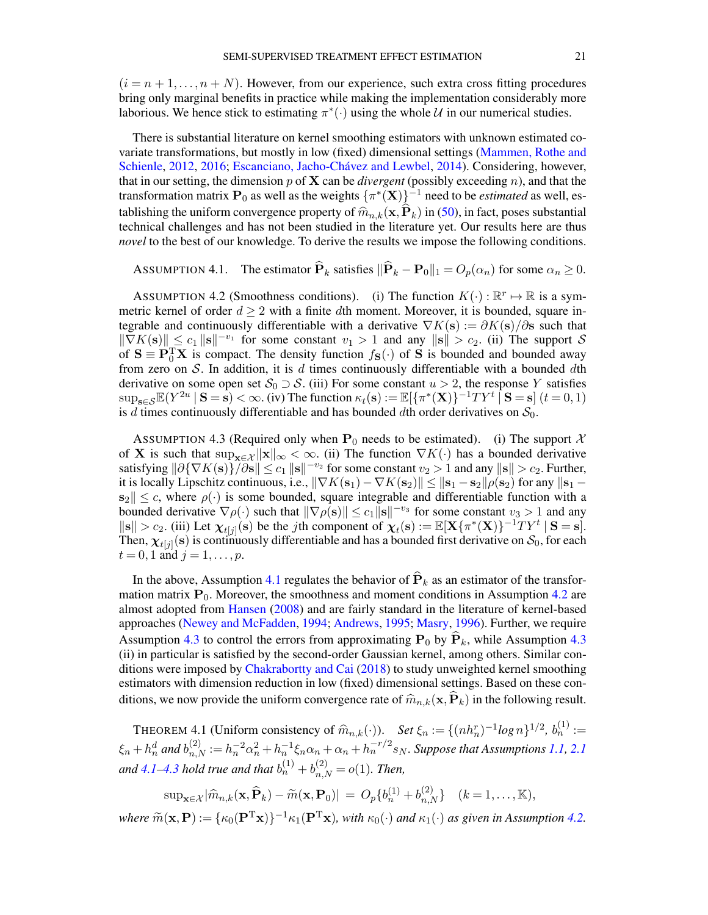($i = n+1, \ldots, n+N$). However, from our experience, such extra cross fitting procedures bring only marginal benefits in practice while making the implementation considerably more laborious. We hence stick to estimating $\pi^*(\cdot)$ using the whole $\mathcal{U}$ in our numerical studies.

There is substantial literature on kernel smoothing estimators with unknown estimated covariate transformations, but mostly in low (fixed) dimensional settings (Mammen, Rothe and Schienle, 2012, 2016; Escanciano, Jacho-Chávez and Lewbel, 2014). Considering, however, that in our setting, the dimension $p$ of $\mathbf{X}$ can be *divergent* (possibly exceeding $n$), and that the transformation matrix $\mathbf{P}_0$ as well as the weights $\{\pi^*(\mathbf{X})\}^{-1}$ need to be *estimated* as well, establishing the uniform convergence property of $\widehat{m}_{n,k}(\mathbf{x}, \widehat{\mathbf{P}}_k)$ in (50), in fact, poses substantial technical challenges and has not been studied in the literature yet. Our results here are thus *novel* to the best of our knowledge. To derive the results we impose the following conditions.

ASSUMPTION 4.1. The estimator $\widehat{\mathbf{P}}_k$ satisfies $\|\widehat{\mathbf{P}}_k - \mathbf{P}_0\|_1 = O_p(\alpha_n)$ for some $\alpha_n \geq 0$.

ASSUMPTION 4.2 (Smoothness conditions). (i) The function $K(\cdot): \mathbb{R}^r \mapsto \mathbb{R}$ is a symmetric kernel of order $d \geq 2$ with a finite $d$th moment. Moreover, it is bounded, square integrable and continuously differentiable with a derivative $\nabla K(\mathbf{s}) := \partial K(\mathbf{s})/\partial \mathbf{s}$ such that $\|\nabla K(\mathbf{s})\| \leq c_1 \|\mathbf{s}\|^{-v_1}$ for some constant $v_1 > 1$ and any $\|\mathbf{s}\| > c_2$. (ii) The support $\mathcal{S}$ of $\mathbf{S} \equiv \mathbf{P}_0^{\mathrm{T}} \mathbf{X}$ is compact. The density function $f_{\mathbf{S}}(\cdot)$ of $\mathbf{S}$ is bounded and bounded away from zero on $\mathcal{S}$. In addition, it is $d$ times continuously differentiable with a bounded $d$th derivative on some open set $\mathcal{S}_0 \supset \mathcal{S}$. (iii) For some constant $u > 2$, the response $Y$ satisfies $\sup_{\mathbf{s} \in \mathcal{S}} \mathbb{E}(Y^{2u} \mid \mathbf{S} = \mathbf{s}) < \infty$. (iv) The function $\kappa_t(\mathbf{s}) := \mathbb{E}[\{\pi^*(\mathbf{X})\}^{-1} T Y^t \mid \mathbf{S} = \mathbf{s}]$ $(t = 0, 1)$ is $d$ times continuously differentiable and has bounded $d$th order derivatives on $\mathcal{S}_0$.

ASSUMPTION 4.3 (Required only when $\mathbf{P}_0$ needs to be estimated). (i) The support $\mathcal{X}$ of $\mathbf{X}$ is such that $\sup_{\mathbf{x} \in \mathcal{X}} \|\mathbf{x}\|_\infty < \infty$. (ii) The function $\nabla K(\cdot)$ has a bounded derivative satisfying $\|\partial\{\nabla K(\mathbf{s})\}/\partial \mathbf{s}\| \leq c_1 \|\mathbf{s}\|^{-v_2}$ for some constant $v_2 > 1$ and any $\|\mathbf{s}\| > c_2$. Further, it is locally Lipschitz continuous, i.e., $\|\nabla K(\mathbf{s}_1) - \nabla K(\mathbf{s}_2)\| \leq \|\mathbf{s}_1 - \mathbf{s}_2\| \rho(\mathbf{s}_2)$ for any $\|\mathbf{s}_1 - \mathbf{s}_2\| \leq c$, where $\rho(\cdot)$ is some bounded, square integrable and differentiable function with a bounded derivative $\nabla \rho(\cdot)$ such that $\|\nabla \rho(\mathbf{s})\| \leq c_1 \|\mathbf{s}\|^{-v_3}$ for some constant $v_3 > 1$ and any $\|\mathbf{s}\| > c_2$. (iii) Let $\boldsymbol{\chi}_{t[j]}(\mathbf{s})$ be the $j$th component of $\boldsymbol{\chi}_t(\mathbf{s}) := \mathbb{E}[\mathbf{X}\{\pi^*(\mathbf{X})\}^{-1} T Y^t \mid \mathbf{S} = \mathbf{s}]$. Then, $\boldsymbol{\chi}_{t[j]}(\mathbf{s})$ is continuously differentiable and has a bounded first derivative on $\mathcal{S}_0$, for each $t = 0, 1$ and $j = 1, \ldots, p$.

In the above, Assumption 4.1 regulates the behavior of $\widehat{\mathbf{P}}_k$ as an estimator of the transformation matrix $\mathbf{P}_0$. Moreover, the smoothness and moment conditions in Assumption 4.2 are almost adopted from Hansen (2008) and are fairly standard in the literature of kernel-based approaches (Newey and McFadden, 1994; Andrews, 1995; Masry, 1996). Further, we require Assumption 4.3 to control the errors from approximating $\mathbf{P}_0$ by $\widehat{\mathbf{P}}_k$, while Assumption 4.3 (ii) in particular is satisfied by the second-order Gaussian kernel, among others. Similar conditions were imposed by Chakrabortty and Cai (2018) to study unweighted kernel smoothing estimators with dimension reduction in low (fixed) dimensional settings. Based on these conditions, we now provide the uniform convergence rate of $\widehat{m}_{n,k}(\mathbf{x}, \widehat{\mathbf{P}}_k)$ in the following result.

THEOREM 4.1 (Uniform consistency of $\widehat{m}_{n,k}(\cdot)$). *Set $\xi_n := \{(n h_n^r)^{-1} \log n\}^{1/2}$, $b_n^{(1)} := \xi_n + h_n^d$ and $b_{n,N}^{(2)} := h_n^{-2} \alpha_n^2 + h_n^{-1} \xi_n \alpha_n + \alpha_n + h_n^{-r/2} s_N$. Suppose that Assumptions 1.1, 2.1 and 4.1–4.3 hold true and that $b_n^{(1)} + b_{n,N}^{(2)} = o(1)$. Then,*

$$\sup_{\mathbf{x} \in \mathcal{X}} |\widehat{m}_{n,k}(\mathbf{x}, \widehat{\mathbf{P}}_k) - \widetilde{m}(\mathbf{x}, \mathbf{P}_0)| = O_p\{b_n^{(1)} + b_{n,N}^{(2)}\} \quad (k = 1, \ldots, \mathbb{K}),$$

*where $\widetilde{m}(\mathbf{x}, \mathbf{P}) := \{\kappa_0(\mathbf{P}^{\mathrm{T}} \mathbf{x})\}^{-1} \kappa_1(\mathbf{P}^{\mathrm{T}} \mathbf{x})$, with $\kappa_0(\cdot)$ and $\kappa_1(\cdot)$ as given in Assumption 4.2.*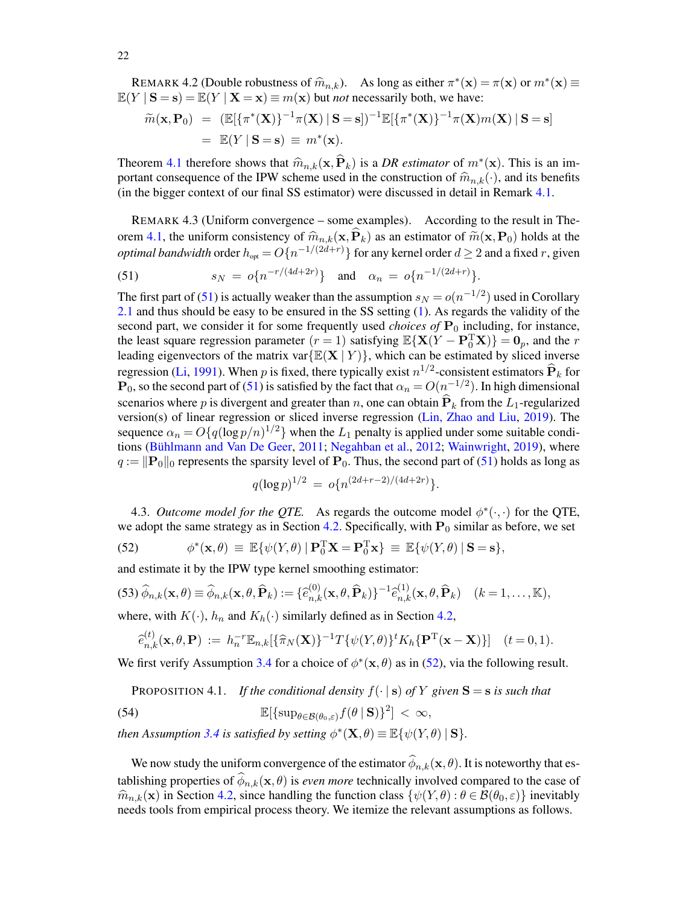REMARK 4.2 (Double robustness of $\widehat{m}_{n,k}$). As long as either $\pi^*(\mathbf{x}) = \pi(\mathbf{x})$ or $m^*(\mathbf{x}) \equiv \mathbb{E}(Y \mid \mathbf{S} = \mathbf{s}) = \mathbb{E}(Y \mid \mathbf{X} = \mathbf{x}) \equiv m(\mathbf{x})$ but *not* necessarily both, we have:

$$
\begin{aligned}
\widetilde{m}(\mathbf{x}, \mathbf{P}_0) &= (\mathbb{E}[\{\pi^*(\mathbf{X})\}^{-1}\pi(\mathbf{X}) \mid \mathbf{S} = \mathbf{s}])^{-1}\mathbb{E}[\{\pi^*(\mathbf{X})\}^{-1}\pi(\mathbf{X})m(\mathbf{X}) \mid \mathbf{S} = \mathbf{s}] \\
&= \mathbb{E}(Y \mid \mathbf{S} = \mathbf{s}) \equiv m^*(\mathbf{x}).
\end{aligned}
$$

Theorem 4.1 therefore shows that $\widehat{m}_{n,k}(\mathbf{x}, \widehat{\mathbf{P}}_k)$ is a *DR estimator* of $m^*(\mathbf{x})$. This is an important consequence of the IPW scheme used in the construction of $\widehat{m}_{n,k}(\cdot)$, and its benefits (in the bigger context of our final SS estimator) were discussed in detail in Remark 4.1.

REMARK 4.3 (Uniform convergence – some examples). According to the result in Theorem 4.1, the uniform consistency of $\widehat{m}_{n,k}(\mathbf{x}, \widehat{\mathbf{P}}_k)$ as an estimator of $\widetilde{m}(\mathbf{x}, \mathbf{P}_0)$ holds at the *optimal bandwidth* order $h_{\text{opt}} = O\{n^{-1/(2d+r)}\}$ for any kernel order $d \geq 2$ and a fixed $r$, given

$$
s_N = o\{n^{-r/(4d+2r)}\} \quad \text{and} \quad \alpha_n = o\{n^{-1/(2d+r)}\}. \tag{51}
$$

The first part of (51) is actually weaker than the assumption $s_N = o(n^{-1/2})$ used in Corollary 2.1 and thus should be easy to be ensured in the SS setting (1). As regards the validity of the second part, we consider it for some frequently used *choices of* $\mathbf{P}_0$ including, for instance, the least square regression parameter $(r = 1)$ satisfying $\mathbb{E}\{\mathbf{X}(Y - \mathbf{P}_0^{\mathrm{T}}\mathbf{X})\} = \mathbf{0}_p$, and the $r$ leading eigenvectors of the matrix $\text{var}\{\mathbb{E}(\mathbf{X} \mid Y)\}$, which can be estimated by sliced inverse regression (Li, 1991). When $p$ is fixed, there typically exist $n^{1/2}$-consistent estimators $\widehat{\mathbf{P}}_k$ for $\mathbf{P}_0$, so the second part of (51) is satisfied by the fact that $\alpha_n = O(n^{-1/2})$. In high dimensional scenarios where $p$ is divergent and greater than $n$, one can obtain $\widehat{\mathbf{P}}_k$ from the $L_1$-regularized version(s) of linear regression or sliced inverse regression (Lin, Zhao and Liu, 2019). The sequence $\alpha_n = O\{q(\log p/n)^{1/2}\}$ when the $L_1$ penalty is applied under some suitable conditions (Bühlmann and Van De Geer, 2011; Negahban et al., 2012; Wainwright, 2019), where $q := \|\mathbf{P}_0\|_0$ represents the sparsity level of $\mathbf{P}_0$. Thus, the second part of (51) holds as long as

$$
q(\log p)^{1/2} = o\{n^{(2d+r-2)/(4d+2r)}\}.
$$

4.3. *Outcome model for the QTE.* As regards the outcome model $\phi^*(\cdot, \cdot)$ for the QTE, we adopt the same strategy as in Section 4.2. Specifically, with $\mathbf{P}_0$ similar as before, we set

$$
\phi^*(\mathbf{x}, \theta) \equiv \mathbb{E}\{\psi(Y, \theta) \mid \mathbf{P}_0^{\mathrm{T}}\mathbf{X} = \mathbf{P}_0^{\mathrm{T}}\mathbf{x}\} \equiv \mathbb{E}\{\psi(Y, \theta) \mid \mathbf{S} = \mathbf{s}\}, \tag{52}
$$

and estimate it by the IPW type kernel smoothing estimator:

$$
\widehat{\phi}_{n,k}(\mathbf{x}, \theta) \equiv \widehat{\phi}_{n,k}(\mathbf{x}, \theta, \widehat{\mathbf{P}}_k) := \{\widehat{e}_{n,k}^{(0)}(\mathbf{x}, \theta, \widehat{\mathbf{P}}_k)\}^{-1}\widehat{e}_{n,k}^{(1)}(\mathbf{x}, \theta, \widehat{\mathbf{P}}_k) \quad (k = 1, \ldots, \mathbb{K}), \tag{53}
$$

where, with $K(\cdot)$, $h_n$ and $K_h(\cdot)$ similarly defined as in Section 4.2,

$$
\widehat{e}_{n,k}^{(t)}(\mathbf{x}, \theta, \mathbf{P}) := h_n^{-r}\mathbb{E}_{n,k}[\{\widehat{\pi}_N(\mathbf{X})\}^{-1}T\{\psi(Y, \theta)\}^t K_h\{\mathbf{P}^{\mathrm{T}}(\mathbf{x} - \mathbf{X})\}] \quad (t = 0, 1).
$$

We first verify Assumption 3.4 for a choice of $\phi^*(\mathbf{x}, \theta)$ as in (52), via the following result.

PROPOSITION 4.1. *If the conditional density $f(\cdot \mid \mathbf{s})$ of $Y$ given $\mathbf{S} = \mathbf{s}$ is such that*

$$
\mathbb{E}[\{\sup\nolimits_{\theta \in \mathcal{B}(\theta_0, \varepsilon)} f(\theta \mid \mathbf{S})\}^2] < \infty, \tag{54}
$$

*then Assumption 3.4 is satisfied by setting $\phi^*(\mathbf{X}, \theta) \equiv \mathbb{E}\{\psi(Y, \theta) \mid \mathbf{S}\}$.*

We now study the uniform convergence of the estimator $\widehat{\phi}_{n,k}(\mathbf{x}, \theta)$. It is noteworthy that establishing properties of $\widehat{\phi}_{n,k}(\mathbf{x}, \theta)$ is *even more* technically involved compared to the case of $\widehat{m}_{n,k}(\mathbf{x})$ in Section 4.2, since handling the function class $\{\psi(Y, \theta) : \theta \in \mathcal{B}(\theta_0, \varepsilon)\}$ inevitably needs tools from empirical process theory. We itemize the relevant assumptions as follows.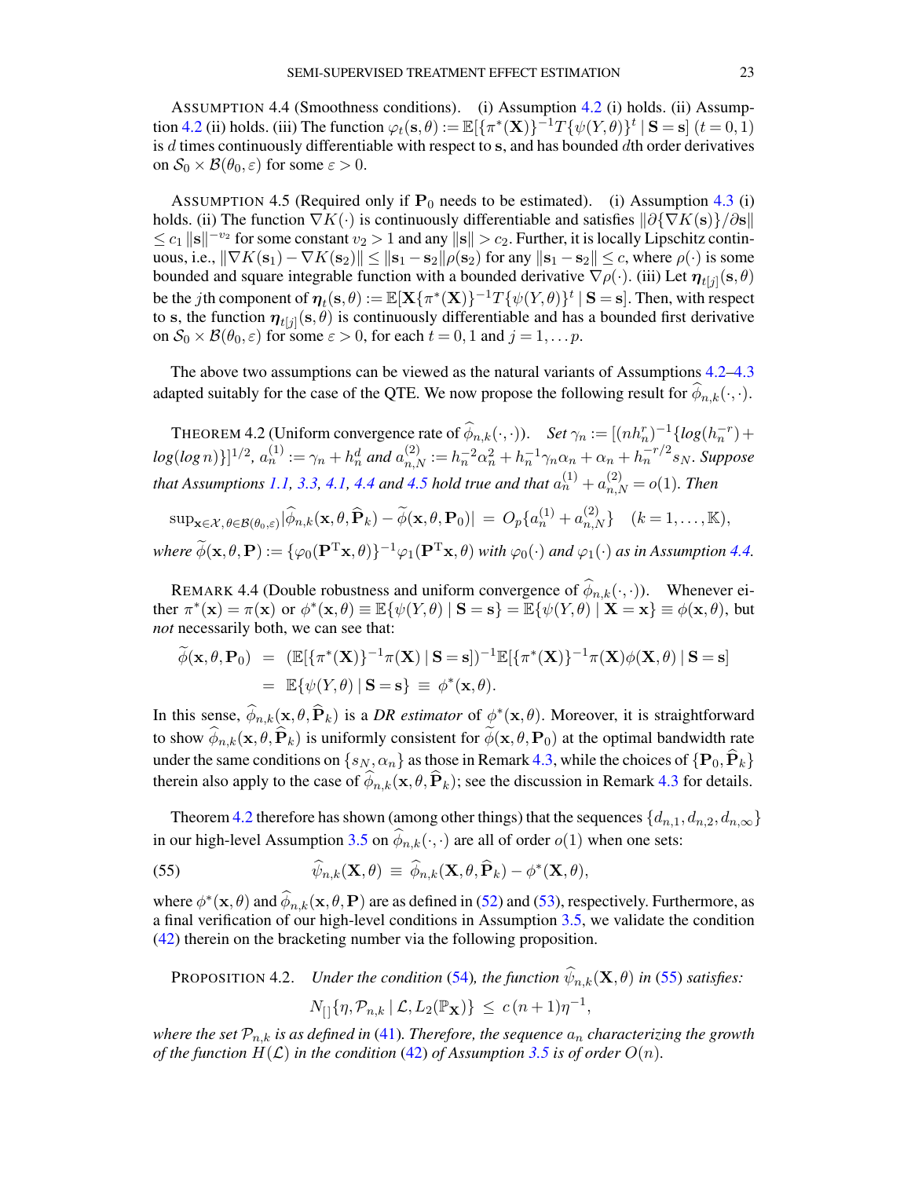ASSUMPTION 4.4 (Smoothness conditions). (i) Assumption 4.2 (i) holds. (ii) Assumption 4.2 (ii) holds. (iii) The function $\varphi_t(\mathbf{s},\theta) := \mathbb{E}[\{\pi^*(\mathbf{X})\}^{-1}T\{\psi(Y,\theta)\}^t \mid \mathbf{S}=\mathbf{s}]$ $(t=0,1)$ is $d$ times continuously differentiable with respect to $\mathbf{s}$, and has bounded $d$th order derivatives on $\mathcal{S}_0 \times \mathcal{B}(\theta_0,\varepsilon)$ for some $\varepsilon > 0$.

ASSUMPTION 4.5 (Required only if $\mathbf{P}_0$ needs to be estimated). (i) Assumption 4.3 (i) holds. (ii) The function $\nabla K(\cdot)$ is continuously differentiable and satisfies $\|\partial\{\nabla K(\mathbf{s})\}/\partial \mathbf{s}\| \leq c_1 \|\mathbf{s}\|^{-v_2}$ for some constant $v_2 > 1$ and any $\|\mathbf{s}\| > c_2$. Further, it is locally Lipschitz continuous, i.e., $\|\nabla K(\mathbf{s}_1) - \nabla K(\mathbf{s}_2)\| \leq \|\mathbf{s}_1 - \mathbf{s}_2\|\rho(\mathbf{s}_2)$ for any $\|\mathbf{s}_1 - \mathbf{s}_2\| \leq c$, where $\rho(\cdot)$ is some bounded and square integrable function with a bounded derivative $\nabla\rho(\cdot)$. (iii) Let $\boldsymbol{\eta}_{t[j]}(\mathbf{s},\theta)$ be the $j$th component of $\boldsymbol{\eta}_t(\mathbf{s},\theta) := \mathbb{E}[\mathbf{X}\{\pi^*(\mathbf{X})\}^{-1}T\{\psi(Y,\theta)\}^t \mid \mathbf{S}=\mathbf{s}]$. Then, with respect to $\mathbf{s}$, the function $\boldsymbol{\eta}_{t[j]}(\mathbf{s},\theta)$ is continuously differentiable and has a bounded first derivative on $\mathcal{S}_0 \times \mathcal{B}(\theta_0,\varepsilon)$ for some $\varepsilon > 0$, for each $t=0,1$ and $j=1,\ldots p$.

The above two assumptions can be viewed as the natural variants of Assumptions 4.2–4.3 adapted suitably for the case of the QTE. We now propose the following result for $\widehat{\phi}_{n,k}(\cdot,\cdot)$.

THEOREM 4.2 (Uniform convergence rate of $\widehat{\phi}_{n,k}(\cdot,\cdot)$). *Set $\gamma_n := [(nh_n^r)^{-1}\{log(h_n^{-r}) + log(log\, n)\}]^{1/2}$, $a_n^{(1)} := \gamma_n + h_n^d$ and $a_{n,N}^{(2)} := h_n^{-2}\alpha_n^2 + h_n^{-1}\gamma_n\alpha_n + \alpha_n + h_n^{-r/2}s_N$. Suppose that Assumptions 1.1, 3.3, 4.1, 4.4 and 4.5 hold true and that $a_n^{(1)} + a_{n,N}^{(2)} = o(1)$. Then*

$$\sup_{\mathbf{x}\in\mathcal{X},\,\theta\in\mathcal{B}(\theta_0,\varepsilon)}|\widehat{\phi}_{n,k}(\mathbf{x},\theta,\widehat{\mathbf{P}}_k) - \widetilde{\phi}(\mathbf{x},\theta,\mathbf{P}_0)| \;=\; O_p\{a_n^{(1)} + a_{n,N}^{(2)}\} \quad (k=1,\ldots,\mathbb{K}),$$

*where $\widetilde{\phi}(\mathbf{x},\theta,\mathbf{P}) := \{\varphi_0(\mathbf{P}^{\mathrm{T}}\mathbf{x},\theta)\}^{-1}\varphi_1(\mathbf{P}^{\mathrm{T}}\mathbf{x},\theta)$ with $\varphi_0(\cdot)$ and $\varphi_1(\cdot)$ as in Assumption 4.4.*

REMARK 4.4 (Double robustness and uniform convergence of $\widehat{\phi}_{n,k}(\cdot,\cdot)$). Whenever either $\pi^*(\mathbf{x}) = \pi(\mathbf{x})$ or $\phi^*(\mathbf{x},\theta) \equiv \mathbb{E}\{\psi(Y,\theta) \mid \mathbf{S}=\mathbf{s}\} = \mathbb{E}\{\psi(Y,\theta) \mid \mathbf{X}=\mathbf{x}\} \equiv \phi(\mathbf{x},\theta)$, but *not* necessarily both, we can see that:

$$\begin{aligned}
\widetilde{\phi}(\mathbf{x},\theta,\mathbf{P}_0) &= (\mathbb{E}[\{\pi^*(\mathbf{X})\}^{-1}\pi(\mathbf{X}) \mid \mathbf{S}=\mathbf{s}])^{-1}\mathbb{E}[\{\pi^*(\mathbf{X})\}^{-1}\pi(\mathbf{X})\phi(\mathbf{X},\theta) \mid \mathbf{S}=\mathbf{s}] \\
&= \mathbb{E}\{\psi(Y,\theta) \mid \mathbf{S}=\mathbf{s}\} \;\equiv\; \phi^*(\mathbf{x},\theta).
\end{aligned}$$

In this sense, $\widehat{\phi}_{n,k}(\mathbf{x},\theta,\widehat{\mathbf{P}}_k)$ is a *DR estimator* of $\phi^*(\mathbf{x},\theta)$. Moreover, it is straightforward to show $\widehat{\phi}_{n,k}(\mathbf{x},\theta,\widehat{\mathbf{P}}_k)$ is uniformly consistent for $\widetilde{\phi}(\mathbf{x},\theta,\mathbf{P}_0)$ at the optimal bandwidth rate under the same conditions on $\{s_N,\alpha_n\}$ as those in Remark 4.3, while the choices of $\{\mathbf{P}_0,\widehat{\mathbf{P}}_k\}$ therein also apply to the case of $\widehat{\phi}_{n,k}(\mathbf{x},\theta,\widehat{\mathbf{P}}_k)$; see the discussion in Remark 4.3 for details.

Theorem 4.2 therefore has shown (among other things) that the sequences $\{d_{n,1},d_{n,2},d_{n,\infty}\}$ in our high-level Assumption 3.5 on $\widehat{\phi}_{n,k}(\cdot,\cdot)$ are all of order $o(1)$ when one sets:

$$\widehat{\psi}_{n,k}(\mathbf{X},\theta) \;\equiv\; \widehat{\phi}_{n,k}(\mathbf{X},\theta,\widehat{\mathbf{P}}_k) - \phi^*(\mathbf{X},\theta), \tag{55}$$

where $\phi^*(\mathbf{x},\theta)$ and $\widehat{\phi}_{n,k}(\mathbf{x},\theta,\mathbf{P})$ are as defined in (52) and (53), respectively. Furthermore, as a final verification of our high-level conditions in Assumption 3.5, we validate the condition (42) therein on the bracketing number via the following proposition.

PROPOSITION 4.2. *Under the condition (54), the function $\widehat{\psi}_{n,k}(\mathbf{X},\theta)$ in (55) satisfies:*

$$N_{[\,]}\{\eta,\mathcal{P}_{n,k} \mid \mathcal{L}, L_2(\mathbb{P}_{\mathbf{X}})\} \;\leq\; c\,(n+1)\eta^{-1},$$

*where the set $\mathcal{P}_{n,k}$ is as defined in (41). Therefore, the sequence $a_n$ characterizing the growth of the function $H(\mathcal{L})$ in the condition (42) of Assumption 3.5 is of order $O(n)$.*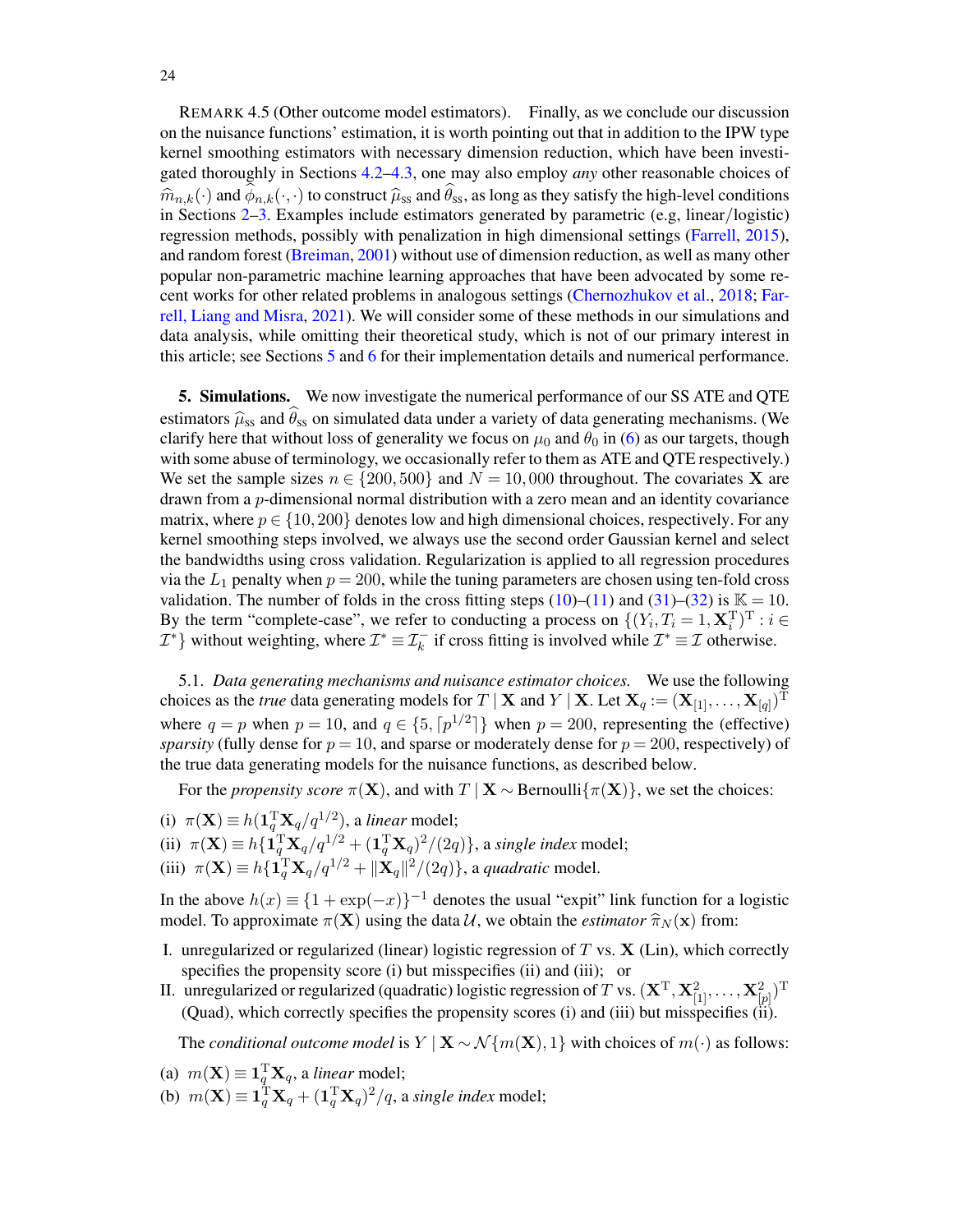REMARK 4.5 (Other outcome model estimators). Finally, as we conclude our discussion on the nuisance functions' estimation, it is worth pointing out that in addition to the IPW type kernel smoothing estimators with necessary dimension reduction, which have been investigated thoroughly in Sections 4.2–4.3, one may also employ *any* other reasonable choices of $\widehat{m}_{n,k}(\cdot)$ and $\widetilde{\phi}_{n,k}(\cdot,\cdot)$ to construct $\widehat{\mu}_{\rm ss}$ and $\widehat{\theta}_{\rm ss}$, as long as they satisfy the high-level conditions in Sections 2–3. Examples include estimators generated by parametric (e.g, linear/logistic) regression methods, possibly with penalization in high dimensional settings (Farrell, 2015), and random forest (Breiman, 2001) without use of dimension reduction, as well as many other popular non-parametric machine learning approaches that have been advocated by some recent works for other related problems in analogous settings (Chernozhukov et al., 2018; Farrell, Liang and Misra, 2021). We will consider some of these methods in our simulations and data analysis, while omitting their theoretical study, which is not of our primary interest in this article; see Sections 5 and 6 for their implementation details and numerical performance.

**5. Simulations.** We now investigate the numerical performance of our SS ATE and QTE estimators $\widehat{\mu}_{\rm ss}$ and $\widehat{\theta}_{\rm ss}$ on simulated data under a variety of data generating mechanisms. (We clarify here that without loss of generality we focus on $\mu_0$ and $\theta_0$ in (6) as our targets, though with some abuse of terminology, we occasionally refer to them as ATE and QTE respectively.) We set the sample sizes $n \in \{200, 500\}$ and $N = 10{,}000$ throughout. The covariates $\mathbf{X}$ are drawn from a $p$-dimensional normal distribution with a zero mean and an identity covariance matrix, where $p \in \{10, 200\}$ denotes low and high dimensional choices, respectively. For any kernel smoothing steps involved, we always use the second order Gaussian kernel and select the bandwidths using cross validation. Regularization is applied to all regression procedures via the $L_1$ penalty when $p = 200$, while the tuning parameters are chosen using ten-fold cross validation. The number of folds in the cross fitting steps (10)–(11) and (31)–(32) is $\mathbb{K} = 10$. By the term "complete-case", we refer to conducting a process on $\{(Y_i, T_i = 1, \mathbf{X}_i^{\rm T})^{\rm T} : i \in \mathcal{I}^*\}$ without weighting, where $\mathcal{I}^* \equiv \mathcal{I}_k^-$ if cross fitting is involved while $\mathcal{I}^* \equiv \mathcal{I}$ otherwise.

5.1. *Data generating mechanisms and nuisance estimator choices.* We use the following choices as the *true* data generating models for $T \mid \mathbf{X}$ and $Y \mid \mathbf{X}$. Let $\mathbf{X}_q := (\mathbf{X}_{[1]}, \ldots, \mathbf{X}_{[q]})^{\rm T}$ where $q = p$ when $p = 10$, and $q \in \{5, \lceil p^{1/2} \rceil\}$ when $p = 200$, representing the (effective) *sparsity* (fully dense for $p = 10$, and sparse or moderately dense for $p = 200$, respectively) of the true data generating models for the nuisance functions, as described below.

For the *propensity score* $\pi(\mathbf{X})$, and with $T \mid \mathbf{X} \sim \text{Bernoulli}\{\pi(\mathbf{X})\}$, we set the choices:

(i) $\pi(\mathbf{X}) \equiv h(\mathbf{1}_q^{\rm T}\mathbf{X}_q/q^{1/2})$, a *linear* model;
(ii) $\pi(\mathbf{X}) \equiv h\{\mathbf{1}_q^{\rm T}\mathbf{X}_q/q^{1/2} + (\mathbf{1}_q^{\rm T}\mathbf{X}_q)^2/(2q)\}$, a *single index* model;
(iii) $\pi(\mathbf{X}) \equiv h\{\mathbf{1}_q^{\rm T}\mathbf{X}_q/q^{1/2} + \|\mathbf{X}_q\|^2/(2q)\}$, a *quadratic* model.

In the above $h(x) \equiv \{1 + \exp(-x)\}^{-1}$ denotes the usual "expit" link function for a logistic model. To approximate $\pi(\mathbf{X})$ using the data $\mathcal{U}$, we obtain the *estimator* $\widehat{\pi}_N(\mathbf{x})$ from:

I. unregularized or regularized (linear) logistic regression of $T$ vs. $\mathbf{X}$ (Lin), which correctly specifies the propensity score (i) but misspecifies (ii) and (iii); or
II. unregularized or regularized (quadratic) logistic regression of $T$ vs. $(\mathbf{X}^{\rm T}, \mathbf{X}_{[1]}^2, \ldots, \mathbf{X}_{[p]}^2)^{\rm T}$ (Quad), which correctly specifies the propensity scores (i) and (iii) but misspecifies (ii).

The *conditional outcome model* is $Y \mid \mathbf{X} \sim \mathcal{N}\{m(\mathbf{X}), 1\}$ with choices of $m(\cdot)$ as follows:

(a) $m(\mathbf{X}) \equiv \mathbf{1}_q^{\rm T}\mathbf{X}_q$, a *linear* model;
(b) $m(\mathbf{X}) \equiv \mathbf{1}_q^{\rm T}\mathbf{X}_q + (\mathbf{1}_q^{\rm T}\mathbf{X}_q)^2/q$, a *single index* model;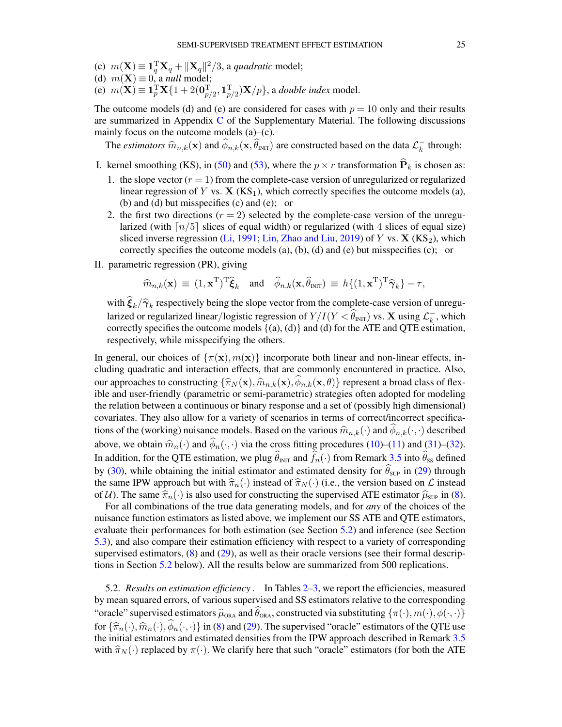(c) $m(\mathbf{X}) \equiv \mathbf{1}_q^{\mathrm{T}} \mathbf{X}_q + \|\mathbf{X}_q\|^2/3$, a *quadratic* model;
(d) $m(\mathbf{X}) \equiv 0$, a *null* model;
(e) $m(\mathbf{X}) \equiv \mathbf{1}_p^{\mathrm{T}} \mathbf{X}\{1 + 2(\mathbf{0}_{p/2}^{\mathrm{T}}, \mathbf{1}_{p/2}^{\mathrm{T}})\mathbf{X}/p\}$, a *double index* model.

The outcome models (d) and (e) are considered for cases with $p = 10$ only and their results are summarized in Appendix C of the Supplementary Material. The following discussions mainly focus on the outcome models (a)–(c).

The *estimators* $\widehat{m}_{n,k}(\mathbf{x})$ and $\widehat{\phi}_{n,k}(\mathbf{x}, \widehat{\theta}_{\text{INIT}})$ are constructed based on the data $\mathcal{L}_k^-$ through:

I. kernel smoothing (KS), in (50) and (53), where the $p \times r$ transformation $\widehat{\mathbf{P}}_k$ is chosen as:
   1. the slope vector ($r = 1$) from the complete-case version of unregularized or regularized linear regression of $Y$ vs. $\mathbf{X}$ (KS$_1$), which correctly specifies the outcome models (a), (b) and (d) but misspecifies (c) and (e); or
   2. the first two directions ($r = 2$) selected by the complete-case version of the unregularized (with $\lceil n/5 \rceil$ slices of equal width) or regularized (with 4 slices of equal size) sliced inverse regression (Li, 1991; Lin, Zhao and Liu, 2019) of $Y$ vs. $\mathbf{X}$ (KS$_2$), which correctly specifies the outcome models (a), (b), (d) and (e) but misspecifies (c); or

II. parametric regression (PR), giving

$$\widehat{m}_{n,k}(\mathbf{x}) \equiv (1, \mathbf{x}^{\mathrm{T}})^{\mathrm{T}} \widehat{\boldsymbol{\xi}}_k \quad \text{and} \quad \widehat{\phi}_{n,k}(\mathbf{x}, \widehat{\theta}_{\text{INIT}}) \equiv h\{(1, \mathbf{x}^{\mathrm{T}})^{\mathrm{T}} \widehat{\boldsymbol{\gamma}}_k\} - \tau,$$

with $\widehat{\boldsymbol{\xi}}_k / \widehat{\boldsymbol{\gamma}}_k$ respectively being the slope vector from the complete-case version of unregularized or regularized linear/logistic regression of $Y / I(Y < \widehat{\theta}_{\text{INIT}})$ vs. $\mathbf{X}$ using $\mathcal{L}_k^-$, which correctly specifies the outcome models $\{$(a), (d)$\}$ and (d) for the ATE and QTE estimation, respectively, while misspecifying the others.

In general, our choices of $\{\pi(\mathbf{x}), m(\mathbf{x})\}$ incorporate both linear and non-linear effects, including quadratic and interaction effects, that are commonly encountered in practice. Also, our approaches to constructing $\{\widehat{\pi}_N(\mathbf{x}), \widehat{m}_{n,k}(\mathbf{x}), \widehat{\phi}_{n,k}(\mathbf{x}, \theta)\}$ represent a broad class of flexible and user-friendly (parametric or semi-parametric) strategies often adopted for modeling the relation between a continuous or binary response and a set of (possibly high dimensional) covariates. They also allow for a variety of scenarios in terms of correct/incorrect specifications of the (working) nuisance models. Based on the various $\widehat{m}_{n,k}(\cdot)$ and $\widehat{\phi}_{n,k}(\cdot, \cdot)$ described above, we obtain $\widehat{m}_n(\cdot)$ and $\widehat{\phi}_n(\cdot, \cdot)$ via the cross fitting procedures (10)–(11) and (31)–(32). In addition, for the QTE estimation, we plug $\widehat{\theta}_{\text{INIT}}$ and $\widehat{f}_n(\cdot)$ from Remark 3.5 into $\widehat{\theta}_{\text{SS}}$ defined by (30), while obtaining the initial estimator and estimated density for $\widehat{\theta}_{\text{SUP}}$ in (29) through the same IPW approach but with $\widehat{\pi}_n(\cdot)$ instead of $\widehat{\pi}_N(\cdot)$ (i.e., the version based on $\mathcal{L}$ instead of $\mathcal{U}$). The same $\widehat{\pi}_n(\cdot)$ is also used for constructing the supervised ATE estimator $\widehat{\mu}_{\text{SUP}}$ in (8).

For all combinations of the true data generating models, and for *any* of the choices of the nuisance function estimators as listed above, we implement our SS ATE and QTE estimators, evaluate their performances for both estimation (see Section 5.2) and inference (see Section 5.3), and also compare their estimation efficiency with respect to a variety of corresponding supervised estimators, (8) and (29), as well as their oracle versions (see their formal descriptions in Section 5.2 below). All the results below are summarized from 500 replications.

5.2. *Results on estimation efficiency*. In Tables 2–3, we report the efficiencies, measured by mean squared errors, of various supervised and SS estimators relative to the corresponding "oracle" supervised estimators $\widehat{\mu}_{\text{ORA}}$ and $\widehat{\theta}_{\text{ORA}}$, constructed via substituting $\{\pi(\cdot), m(\cdot), \phi(\cdot, \cdot)\}$ for $\{\widehat{\pi}_n(\cdot), \widehat{m}_n(\cdot), \widehat{\phi}_n(\cdot, \cdot)\}$ in (8) and (29). The supervised "oracle" estimators of the QTE use the initial estimators and estimated densities from the IPW approach described in Remark 3.5 with $\widehat{\pi}_N(\cdot)$ replaced by $\pi(\cdot)$. We clarify here that such "oracle" estimators (for both the ATE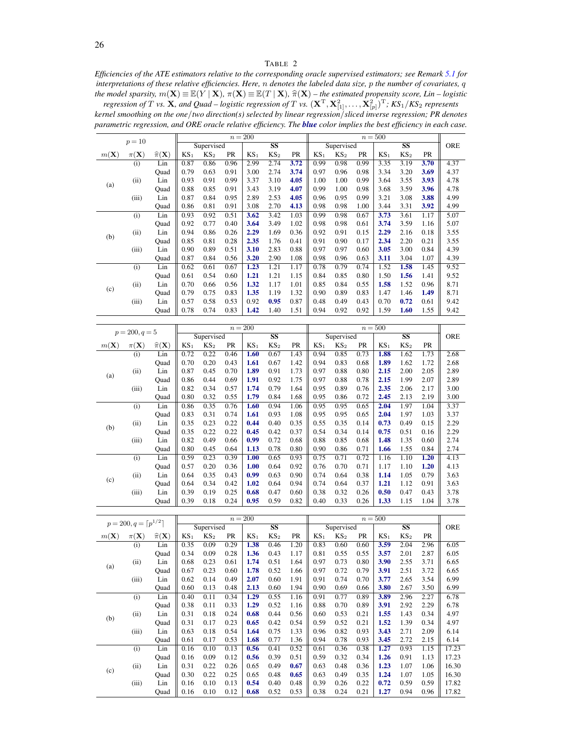TABLE 2

*Efficiencies of the ATE estimators relative to the corresponding oracle supervised estimators; see Remark 5.1 for interpretations of these relative efficiencies. Here, $n$ denotes the labeled data size, $p$ the number of covariates, $q$ the model sparsity, $m(\mathbf{X}) \equiv \mathbb{E}(Y \mid \mathbf{X})$, $\pi(\mathbf{X}) \equiv \mathbb{E}(T \mid \mathbf{X})$, $\widehat{\pi}(\mathbf{X})$ – the estimated propensity score, Lin – logistic regression of $T$ vs. $\mathbf{X}$, and Quad – logistic regression of $T$ vs. $(\mathbf{X}^{\mathrm{T}}, \mathbf{X}_{[1]}^2, \ldots, \mathbf{X}_{[p]}^2)^{\mathrm{T}}$; $KS_1/KS_2$ represents kernel smoothing on the one/two direction(s) selected by linear regression/sliced inverse regression; PR denotes parametric regression, and ORE oracle relative efficiency. The **blue** color implies the best efficiency in each case.*

| $p=10$ | | | $n=200$ | | | | | | $n=500$ | | | | | | ORE |
|---|---|---|---|---|---|---|---|---|---|---|---|---|---|---|---|
| | | | Supervised | | | SS | | | Supervised | | | SS | | | |
| $m(\mathbf{X})$ | $\pi(\mathbf{X})$ | $\widehat{\pi}(\mathbf{X})$ | $KS_1$ | $KS_2$ | PR | $KS_1$ | $KS_2$ | PR | $KS_1$ | $KS_2$ | PR | $KS_1$ | $KS_2$ | PR | |
| (a) | (i) | Lin | 0.87 | 0.86 | 0.96 | 2.99 | 2.74 | **3.72** | 0.99 | 0.98 | 0.99 | 3.35 | 3.19 | **3.70** | 4.37 |
| | | Quad | 0.79 | 0.63 | 0.91 | 3.00 | 2.74 | **3.74** | 0.97 | 0.96 | 0.98 | 3.34 | 3.20 | **3.69** | 4.37 |
| | (ii) | Lin | 0.93 | 0.91 | 0.99 | 3.37 | 3.10 | **4.05** | 1.00 | 1.00 | 0.99 | 3.64 | 3.55 | **3.93** | 4.78 |
| | | Quad | 0.88 | 0.85 | 0.91 | 3.43 | 3.19 | **4.07** | 0.99 | 1.00 | 0.98 | 3.68 | 3.59 | **3.96** | 4.78 |
| | (iii) | Lin | 0.87 | 0.84 | 0.95 | 2.89 | 2.53 | **4.05** | 0.96 | 0.95 | 0.99 | 3.21 | 3.08 | **3.88** | 4.99 |
| | | Quad | 0.86 | 0.81 | 0.91 | 3.08 | 2.70 | **4.13** | 0.98 | 0.98 | 1.00 | 3.44 | 3.31 | **3.92** | 4.99 |
| (b) | (i) | Lin | 0.93 | 0.92 | 0.51 | **3.62** | 3.42 | 1.03 | 0.99 | 0.98 | 0.67 | **3.73** | 3.61 | 1.17 | 5.07 |
| | | Quad | 0.92 | 0.77 | 0.40 | **3.64** | 3.49 | 1.02 | 0.98 | 0.98 | 0.61 | **3.74** | 3.59 | 1.16 | 5.07 |
| | (ii) | Lin | 0.94 | 0.86 | 0.26 | **2.29** | 1.69 | 0.36 | 0.92 | 0.91 | 0.15 | **2.29** | 2.16 | 0.18 | 3.55 |
| | | Quad | 0.85 | 0.81 | 0.28 | **2.35** | 1.76 | 0.41 | 0.91 | 0.90 | 0.17 | **2.34** | 2.20 | 0.21 | 3.55 |
| | (iii) | Lin | 0.90 | 0.89 | 0.51 | **3.10** | 2.83 | 0.88 | 0.97 | 0.97 | 0.60 | **3.05** | 3.00 | 0.84 | 4.39 |
| | | Quad | 0.87 | 0.84 | 0.56 | **3.20** | 2.90 | 1.08 | 0.98 | 0.96 | 0.63 | **3.11** | 3.04 | 1.07 | 4.39 |
| (c) | (i) | Lin | 0.62 | 0.61 | 0.67 | **1.23** | 1.21 | 1.17 | 0.78 | 0.79 | 0.74 | 1.52 | **1.58** | 1.45 | 9.52 |
| | | Quad | 0.61 | 0.54 | 0.60 | **1.21** | 1.21 | 1.15 | 0.84 | 0.85 | 0.80 | 1.50 | **1.56** | 1.41 | 9.52 |
| | (ii) | Lin | 0.70 | 0.66 | 0.56 | **1.32** | 1.17 | 1.01 | 0.85 | 0.84 | 0.55 | **1.58** | 1.52 | 0.96 | 8.71 |
| | | Quad | 0.79 | 0.75 | 0.83 | **1.35** | 1.19 | 1.32 | 0.90 | 0.89 | 0.83 | 1.47 | 1.46 | **1.49** | 8.71 |
| | (iii) | Lin | 0.57 | 0.58 | 0.53 | 0.92 | **0.95** | 0.87 | 0.48 | 0.49 | 0.43 | 0.70 | **0.72** | 0.61 | 9.42 |
| | | Quad | 0.78 | 0.74 | 0.83 | **1.42** | 1.40 | 1.51 | 0.94 | 0.92 | 0.92 | 1.59 | **1.60** | 1.55 | 9.42 |

| $p=200, q=5$ | | | $n=200$ | | | | | | $n=500$ | | | | | | ORE |
|---|---|---|---|---|---|---|---|---|---|---|---|---|---|---|---|
| | | | Supervised | | | SS | | | Supervised | | | SS | | | |
| $m(\mathbf{X})$ | $\pi(\mathbf{X})$ | $\widehat{\pi}(\mathbf{X})$ | $KS_1$ | $KS_2$ | PR | $KS_1$ | $KS_2$ | PR | $KS_1$ | $KS_2$ | PR | $KS_1$ | $KS_2$ | PR | |
| (a) | (i) | Lin | 0.72 | 0.22 | 0.46 | **1.60** | 0.67 | 1.43 | 0.94 | 0.85 | 0.73 | **1.88** | 1.62 | 1.73 | 2.68 |
| | | Quad | 0.70 | 0.20 | 0.43 | **1.61** | 0.67 | 1.42 | 0.94 | 0.83 | 0.68 | **1.89** | 1.62 | 1.72 | 2.68 |
| | (ii) | Lin | 0.87 | 0.45 | 0.70 | **1.89** | 0.91 | 1.73 | 0.97 | 0.88 | 0.80 | **2.15** | 2.00 | 2.05 | 2.89 |
| | | Quad | 0.86 | 0.44 | 0.69 | **1.91** | 0.92 | 1.75 | 0.97 | 0.88 | 0.78 | **2.15** | 1.99 | 2.07 | 2.89 |
| | (iii) | Lin | 0.82 | 0.34 | 0.57 | **1.74** | 0.79 | 1.64 | 0.95 | 0.89 | 0.76 | **2.35** | 2.06 | 2.17 | 3.00 |
| | | Quad | 0.80 | 0.32 | 0.55 | **1.79** | 0.84 | 1.68 | 0.95 | 0.86 | 0.72 | **2.45** | 2.13 | 2.19 | 3.00 |
| (b) | (i) | Lin | 0.86 | 0.35 | 0.76 | **1.60** | 0.94 | 1.06 | 0.95 | 0.95 | 0.65 | **2.04** | 1.97 | 1.04 | 3.37 |
| | | Quad | 0.83 | 0.31 | 0.74 | **1.61** | 0.93 | 1.08 | 0.95 | 0.95 | 0.65 | **2.04** | 1.97 | 1.03 | 3.37 |
| | (ii) | Lin | 0.35 | 0.23 | 0.22 | **0.44** | 0.40 | 0.35 | 0.55 | 0.35 | 0.14 | **0.73** | 0.49 | 0.15 | 2.29 |
| | | Quad | 0.35 | 0.22 | 0.22 | **0.45** | 0.42 | 0.37 | 0.54 | 0.34 | 0.14 | **0.75** | 0.51 | 0.16 | 2.29 |
| | (iii) | Lin | 0.82 | 0.49 | 0.66 | **0.99** | 0.72 | 0.68 | 0.88 | 0.85 | 0.68 | **1.48** | 1.35 | 0.60 | 2.74 |
| | | Quad | 0.80 | 0.45 | 0.64 | **1.13** | 0.78 | 0.80 | 0.90 | 0.86 | 0.71 | **1.66** | 1.55 | 0.84 | 2.74 |
| (c) | (i) | Lin | 0.59 | 0.23 | 0.39 | **1.00** | 0.65 | 0.93 | 0.75 | 0.71 | 0.72 | 1.16 | 1.10 | **1.20** | 4.13 |
| | | Quad | 0.57 | 0.20 | 0.36 | **1.00** | 0.64 | 0.92 | 0.76 | 0.70 | 0.71 | 1.17 | 1.10 | **1.20** | 4.13 |
| | (ii) | Lin | 0.64 | 0.35 | 0.43 | **0.99** | 0.63 | 0.90 | 0.74 | 0.64 | 0.38 | **1.14** | 1.05 | 0.79 | 3.63 |
| | | Quad | 0.64 | 0.34 | 0.42 | **1.02** | 0.64 | 0.94 | 0.74 | 0.64 | 0.37 | **1.21** | 1.12 | 0.91 | 3.63 |
| | (iii) | Lin | 0.39 | 0.19 | 0.25 | **0.68** | 0.47 | 0.60 | 0.38 | 0.32 | 0.26 | **0.50** | 0.47 | 0.43 | 3.78 |
| | | Quad | 0.39 | 0.18 | 0.24 | **0.95** | 0.59 | 0.82 | 0.40 | 0.33 | 0.26 | **1.33** | 1.15 | 1.04 | 3.78 |

| $p=200, q=\lceil p^{1/2} \rceil$ | | | $n=200$ | | | | | | $n=500$ | | | | | | ORE |
|---|---|---|---|---|---|---|---|---|---|---|---|---|---|---|---|
| | | | Supervised | | | SS | | | Supervised | | | SS | | | |
| $m(\mathbf{X})$ | $\pi(\mathbf{X})$ | $\widehat{\pi}(\mathbf{X})$ | $KS_1$ | $KS_2$ | PR | $KS_1$ | $KS_2$ | PR | $KS_1$ | $KS_2$ | PR | $KS_1$ | $KS_2$ | PR | |
| (a) | (i) | Lin | 0.35 | 0.09 | 0.29 | **1.38** | 0.46 | 1.20 | 0.83 | 0.60 | 0.60 | **3.59** | 2.04 | 2.96 | 6.05 |
| | | Quad | 0.34 | 0.09 | 0.28 | **1.36** | 0.43 | 1.17 | 0.81 | 0.55 | 0.55 | **3.57** | 2.01 | 2.87 | 6.05 |
| | (ii) | Lin | 0.68 | 0.23 | 0.61 | **1.74** | 0.51 | 1.64 | 0.97 | 0.73 | 0.80 | **3.90** | 2.55 | 3.71 | 6.65 |
| | | Quad | 0.67 | 0.23 | 0.60 | **1.78** | 0.52 | 1.66 | 0.97 | 0.72 | 0.79 | **3.91** | 2.51 | 3.72 | 6.65 |
| | (iii) | Lin | 0.62 | 0.14 | 0.49 | **2.07** | 0.60 | 1.91 | 0.91 | 0.74 | 0.70 | **3.77** | 2.65 | 3.54 | 6.99 |
| | | Quad | 0.60 | 0.13 | 0.48 | **2.13** | 0.60 | 1.94 | 0.90 | 0.69 | 0.66 | **3.80** | 2.67 | 3.50 | 6.99 |
| (b) | (i) | Lin | 0.40 | 0.11 | 0.34 | **1.29** | 0.55 | 1.16 | 0.91 | 0.77 | 0.89 | **3.89** | 2.96 | 2.27 | 6.78 |
| | | Quad | 0.38 | 0.11 | 0.33 | **1.29** | 0.52 | 1.16 | 0.88 | 0.70 | 0.89 | **3.91** | 2.92 | 2.29 | 6.78 |
| | (ii) | Lin | 0.31 | 0.18 | 0.24 | **0.68** | 0.44 | 0.56 | 0.60 | 0.53 | 0.21 | **1.55** | 1.43 | 0.34 | 4.97 |
| | | Quad | 0.31 | 0.17 | 0.23 | **0.65** | 0.42 | 0.54 | 0.59 | 0.52 | 0.21 | **1.52** | 1.39 | 0.34 | 4.97 |
| | (iii) | Lin | 0.63 | 0.18 | 0.54 | **1.64** | 0.75 | 1.33 | 0.96 | 0.82 | 0.93 | **3.43** | 2.71 | 2.09 | 6.14 |
| | | Quad | 0.61 | 0.17 | 0.53 | **1.68** | 0.77 | 1.36 | 0.94 | 0.78 | 0.93 | **3.45** | 2.72 | 2.15 | 6.14 |
| (c) | (i) | Lin | 0.16 | 0.10 | 0.13 | **0.56** | 0.41 | 0.52 | 0.61 | 0.36 | 0.38 | **1.27** | 0.93 | 1.15 | 17.23 |
| | | Quad | 0.16 | 0.09 | 0.12 | **0.56** | 0.39 | 0.51 | 0.59 | 0.32 | 0.34 | **1.26** | 0.91 | 1.13 | 17.23 |
| | (ii) | Lin | 0.31 | 0.22 | 0.26 | 0.65 | 0.49 | **0.67** | 0.63 | 0.48 | 0.36 | **1.23** | 1.07 | 1.06 | 16.30 |
| | | Quad | 0.30 | 0.22 | 0.25 | 0.65 | 0.48 | **0.65** | 0.63 | 0.49 | 0.35 | **1.24** | 1.07 | 1.05 | 16.30 |
| | (iii) | Lin | 0.16 | 0.10 | 0.13 | **0.54** | 0.40 | 0.48 | 0.39 | 0.26 | 0.22 | **0.72** | 0.59 | 0.59 | 17.82 |
| | | Quad | 0.16 | 0.10 | 0.12 | **0.68** | 0.52 | 0.53 | 0.38 | 0.24 | 0.21 | **1.27** | 0.94 | 0.96 | 17.82 |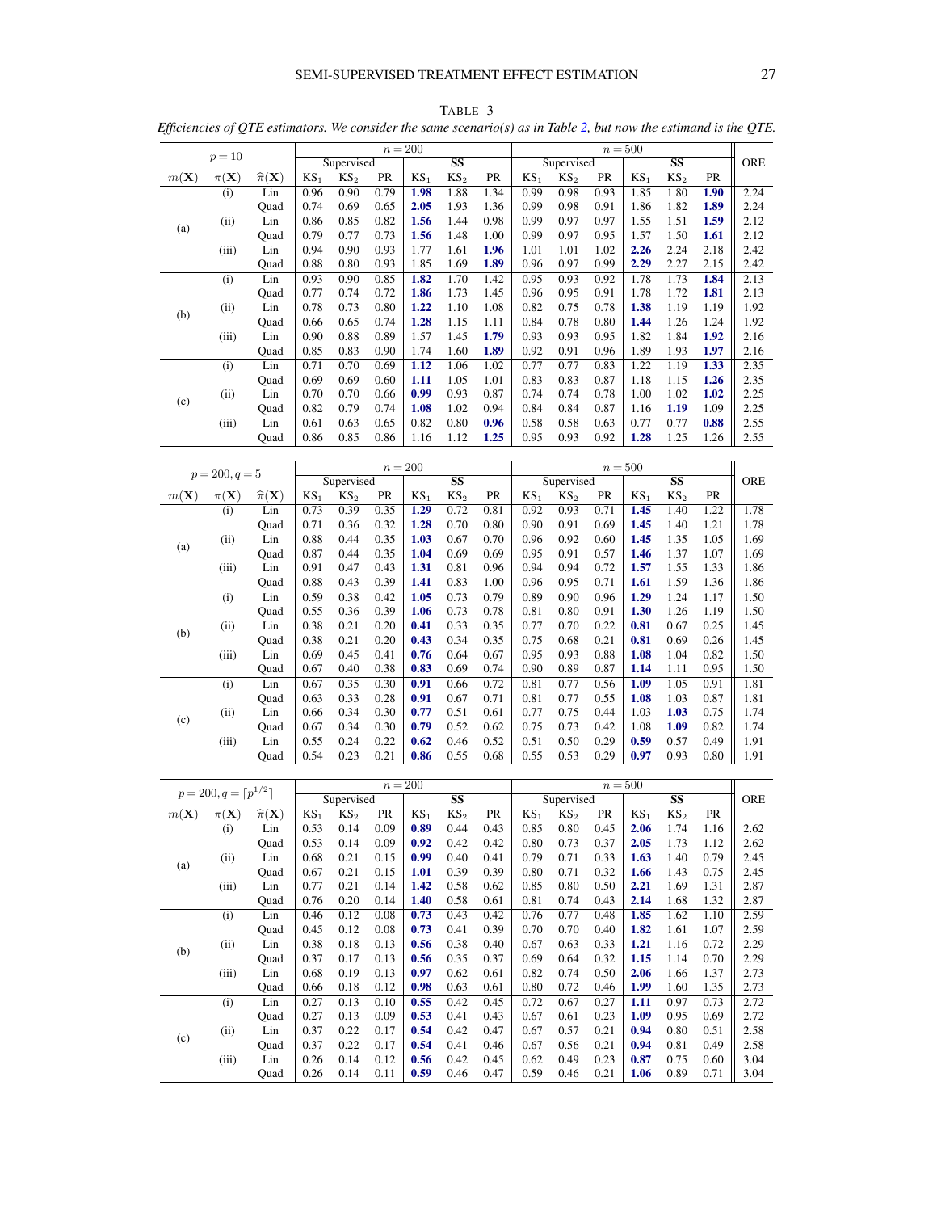TABLE 3

*Efficiencies of QTE estimators. We consider the same scenario(s) as in Table 2, but now the estimand is the QTE.*

| $p = 10$ | | | $n = 200$ | | | | | | $n = 500$ | | | | | | ORE |
|---|---|---|---|---|---|---|---|---|---|---|---|---|---|---|---|
| | | | Supervised | | | SS | | | Supervised | | | SS | | | |
| $m(\mathbf{X})$ | $\pi(\mathbf{X})$ | $\widehat{\pi}(\mathbf{X})$ | KS$_1$ | KS$_2$ | PR | KS$_1$ | KS$_2$ | PR | KS$_1$ | KS$_2$ | PR | KS$_1$ | KS$_2$ | PR | |
| (a) | (i) | Lin | 0.96 | 0.90 | 0.79 | **1.98** | 1.88 | 1.34 | 0.99 | 0.98 | 0.93 | 1.85 | 1.80 | **1.90** | 2.24 |
| | | Quad | 0.74 | 0.69 | 0.65 | **2.05** | 1.93 | 1.36 | 0.99 | 0.98 | 0.91 | 1.86 | 1.82 | **1.89** | 2.24 |
| | (ii) | Lin | 0.86 | 0.85 | 0.82 | **1.56** | 1.44 | 0.98 | 0.99 | 0.97 | 0.97 | 1.55 | 1.51 | **1.59** | 2.12 |
| | | Quad | 0.79 | 0.77 | 0.73 | **1.56** | 1.48 | 1.00 | 0.99 | 0.97 | 0.95 | 1.57 | 1.50 | **1.61** | 2.12 |
| | (iii) | Lin | 0.94 | 0.90 | 0.93 | 1.77 | 1.61 | **1.96** | 1.01 | 1.01 | 1.02 | **2.26** | 2.24 | 2.18 | 2.42 |
| | | Quad | 0.88 | 0.80 | 0.93 | 1.85 | 1.69 | **1.89** | 0.96 | 0.97 | 0.99 | **2.29** | 2.27 | 2.15 | 2.42 |
| (b) | (i) | Lin | 0.93 | 0.90 | 0.85 | **1.82** | 1.70 | 1.42 | 0.95 | 0.93 | 0.92 | 1.78 | 1.73 | **1.84** | 2.13 |
| | | Quad | 0.77 | 0.74 | 0.72 | **1.86** | 1.73 | 1.45 | 0.96 | 0.95 | 0.91 | 1.78 | 1.72 | **1.81** | 2.13 |
| | (ii) | Lin | 0.78 | 0.73 | 0.80 | **1.22** | 1.10 | 1.08 | 0.82 | 0.75 | 0.78 | **1.38** | 1.19 | 1.19 | 1.92 |
| | | Quad | 0.66 | 0.65 | 0.74 | **1.28** | 1.15 | 1.11 | 0.84 | 0.78 | 0.80 | **1.44** | 1.26 | 1.24 | 1.92 |
| | (iii) | Lin | 0.90 | 0.88 | 0.89 | 1.57 | 1.45 | **1.79** | 0.93 | 0.93 | 0.95 | 1.82 | 1.84 | **1.92** | 2.16 |
| | | Quad | 0.85 | 0.83 | 0.90 | 1.74 | 1.60 | **1.89** | 0.92 | 0.91 | 0.96 | 1.89 | 1.93 | **1.97** | 2.16 |
| (c) | (i) | Lin | 0.71 | 0.70 | 0.69 | **1.12** | 1.06 | 1.02 | 0.77 | 0.77 | 0.83 | 1.22 | 1.19 | **1.33** | 2.35 |
| | | Quad | 0.69 | 0.69 | 0.60 | **1.11** | 1.05 | 1.01 | 0.83 | 0.83 | 0.87 | 1.18 | 1.15 | **1.26** | 2.35 |
| | (ii) | Lin | 0.70 | 0.70 | 0.66 | **0.99** | 0.93 | 0.87 | 0.74 | 0.74 | 0.78 | 1.00 | 1.02 | **1.02** | 2.25 |
| | | Quad | 0.82 | 0.79 | 0.74 | **1.08** | 1.02 | 0.94 | 0.84 | 0.84 | 0.87 | 1.16 | **1.19** | 1.09 | 2.25 |
| | (iii) | Lin | 0.61 | 0.63 | 0.65 | 0.82 | 0.80 | **0.96** | 0.58 | 0.58 | 0.63 | 0.77 | 0.77 | **0.88** | 2.55 |
| | | Quad | 0.86 | 0.85 | 0.86 | 1.16 | 1.12 | **1.25** | 0.95 | 0.93 | 0.92 | **1.28** | 1.25 | 1.26 | 2.55 |

| $p = 200, q = 5$ | | | $n = 200$ | | | | | | $n = 500$ | | | | | | ORE |
|---|---|---|---|---|---|---|---|---|---|---|---|---|---|---|---|
| | | | Supervised | | | SS | | | Supervised | | | SS | | | |
| $m(\mathbf{X})$ | $\pi(\mathbf{X})$ | $\widehat{\pi}(\mathbf{X})$ | KS$_1$ | KS$_2$ | PR | KS$_1$ | KS$_2$ | PR | KS$_1$ | KS$_2$ | PR | KS$_1$ | KS$_2$ | PR | |
| (a) | (i) | Lin | 0.73 | 0.39 | 0.35 | **1.29** | 0.72 | 0.81 | 0.92 | 0.93 | 0.71 | **1.45** | 1.40 | 1.22 | 1.78 |
| | | Quad | 0.71 | 0.36 | 0.32 | **1.28** | 0.70 | 0.80 | 0.90 | 0.91 | 0.69 | **1.45** | 1.40 | 1.21 | 1.78 |
| | (ii) | Lin | 0.88 | 0.44 | 0.35 | **1.03** | 0.67 | 0.70 | 0.96 | 0.92 | 0.60 | **1.45** | 1.35 | 1.05 | 1.69 |
| | | Quad | 0.87 | 0.44 | 0.35 | **1.04** | 0.69 | 0.69 | 0.95 | 0.91 | 0.57 | **1.46** | 1.37 | 1.07 | 1.69 |
| | (iii) | Lin | 0.91 | 0.47 | 0.43 | **1.31** | 0.81 | 0.96 | 0.94 | 0.94 | 0.72 | **1.57** | 1.55 | 1.33 | 1.86 |
| | | Quad | 0.88 | 0.43 | 0.39 | **1.41** | 0.83 | 1.00 | 0.96 | 0.95 | 0.71 | **1.61** | 1.59 | 1.36 | 1.86 |
| (b) | (i) | Lin | 0.59 | 0.38 | 0.42 | **1.05** | 0.73 | 0.79 | 0.89 | 0.90 | 0.96 | **1.29** | 1.24 | 1.17 | 1.50 |
| | | Quad | 0.55 | 0.36 | 0.39 | **1.06** | 0.73 | 0.78 | 0.81 | 0.80 | 0.91 | **1.30** | 1.26 | 1.19 | 1.50 |
| | (ii) | Lin | 0.38 | 0.21 | 0.20 | **0.41** | 0.33 | 0.35 | 0.77 | 0.70 | 0.22 | **0.81** | 0.67 | 0.25 | 1.45 |
| | | Quad | 0.38 | 0.21 | 0.20 | **0.43** | 0.34 | 0.35 | 0.75 | 0.68 | 0.21 | **0.81** | 0.69 | 0.26 | 1.45 |
| | (iii) | Lin | 0.69 | 0.45 | 0.41 | **0.76** | 0.64 | 0.67 | 0.95 | 0.93 | 0.88 | **1.08** | 1.04 | 0.82 | 1.50 |
| | | Quad | 0.67 | 0.40 | 0.38 | **0.83** | 0.69 | 0.74 | 0.90 | 0.89 | 0.87 | **1.14** | 1.11 | 0.95 | 1.50 |
| (c) | (i) | Lin | 0.67 | 0.35 | 0.30 | **0.91** | 0.66 | 0.72 | 0.81 | 0.77 | 0.56 | **1.09** | 1.05 | 0.91 | 1.81 |
| | | Quad | 0.63 | 0.33 | 0.28 | **0.91** | 0.67 | 0.71 | 0.81 | 0.77 | 0.55 | **1.08** | 1.03 | 0.87 | 1.81 |
| | (ii) | Lin | 0.66 | 0.34 | 0.30 | **0.77** | 0.51 | 0.61 | 0.77 | 0.75 | 0.44 | 1.03 | **1.03** | 0.75 | 1.74 |
| | | Quad | 0.67 | 0.34 | 0.30 | **0.79** | 0.52 | 0.62 | 0.75 | 0.73 | 0.42 | 1.08 | **1.09** | 0.82 | 1.74 |
| | (iii) | Lin | 0.55 | 0.24 | 0.22 | **0.62** | 0.46 | 0.52 | 0.51 | 0.50 | 0.29 | **0.59** | 0.57 | 0.49 | 1.91 |
| | | Quad | 0.54 | 0.23 | 0.21 | **0.86** | 0.55 | 0.68 | 0.55 | 0.53 | 0.29 | **0.97** | 0.93 | 0.80 | 1.91 |

| $p = 200, q = \lceil p^{1/2} \rceil$ | | | $n = 200$ | | | | | | $n = 500$ | | | | | | ORE |
|---|---|---|---|---|---|---|---|---|---|---|---|---|---|---|---|
| | | | Supervised | | | SS | | | Supervised | | | SS | | | |
| $m(\mathbf{X})$ | $\pi(\mathbf{X})$ | $\widehat{\pi}(\mathbf{X})$ | KS$_1$ | KS$_2$ | PR | KS$_1$ | KS$_2$ | PR | KS$_1$ | KS$_2$ | PR | KS$_1$ | KS$_2$ | PR | |
| (a) | (i) | Lin | 0.53 | 0.14 | 0.09 | **0.89** | 0.44 | 0.43 | 0.85 | 0.80 | 0.45 | **2.06** | 1.74 | 1.16 | 2.62 |
| | | Quad | 0.53 | 0.14 | 0.09 | **0.92** | 0.42 | 0.42 | 0.80 | 0.73 | 0.37 | **2.05** | 1.73 | 1.12 | 2.62 |
| | (ii) | Lin | 0.68 | 0.21 | 0.15 | **0.99** | 0.40 | 0.41 | 0.79 | 0.71 | 0.33 | **1.63** | 1.40 | 0.79 | 2.45 |
| | | Quad | 0.67 | 0.21 | 0.15 | **1.01** | 0.39 | 0.39 | 0.80 | 0.71 | 0.32 | **1.66** | 1.43 | 0.75 | 2.45 |
| | (iii) | Lin | 0.77 | 0.21 | 0.14 | **1.42** | 0.58 | 0.62 | 0.85 | 0.80 | 0.50 | **2.21** | 1.69 | 1.31 | 2.87 |
| | | Quad | 0.76 | 0.20 | 0.14 | **1.40** | 0.58 | 0.61 | 0.81 | 0.74 | 0.43 | **2.14** | 1.68 | 1.32 | 2.87 |
| (b) | (i) | Lin | 0.46 | 0.12 | 0.08 | **0.73** | 0.43 | 0.42 | 0.76 | 0.77 | 0.48 | **1.85** | 1.62 | 1.10 | 2.59 |
| | | Quad | 0.45 | 0.12 | 0.08 | **0.73** | 0.41 | 0.39 | 0.70 | 0.70 | 0.40 | **1.82** | 1.61 | 1.07 | 2.59 |
| | (ii) | Lin | 0.38 | 0.18 | 0.13 | **0.56** | 0.38 | 0.40 | 0.67 | 0.63 | 0.33 | **1.21** | 1.16 | 0.72 | 2.29 |
| | | Quad | 0.37 | 0.17 | 0.13 | **0.56** | 0.35 | 0.37 | 0.69 | 0.64 | 0.32 | **1.15** | 1.14 | 0.70 | 2.29 |
| | (iii) | Lin | 0.68 | 0.19 | 0.13 | **0.97** | 0.62 | 0.61 | 0.82 | 0.74 | 0.50 | **2.06** | 1.66 | 1.37 | 2.73 |
| | | Quad | 0.66 | 0.18 | 0.12 | **0.98** | 0.63 | 0.61 | 0.80 | 0.72 | 0.46 | **1.99** | 1.60 | 1.35 | 2.73 |
| (c) | (i) | Lin | 0.27 | 0.13 | 0.10 | **0.55** | 0.42 | 0.45 | 0.72 | 0.67 | 0.27 | **1.11** | 0.97 | 0.73 | 2.72 |
| | | Quad | 0.27 | 0.13 | 0.09 | **0.53** | 0.41 | 0.43 | 0.67 | 0.61 | 0.23 | **1.09** | 0.95 | 0.69 | 2.72 |
| | (ii) | Lin | 0.37 | 0.22 | 0.17 | **0.54** | 0.42 | 0.47 | 0.67 | 0.57 | 0.21 | **0.94** | 0.80 | 0.51 | 2.58 |
| | | Quad | 0.37 | 0.22 | 0.17 | **0.54** | 0.41 | 0.46 | 0.67 | 0.56 | 0.21 | **0.94** | 0.81 | 0.49 | 2.58 |
| | (iii) | Lin | 0.26 | 0.14 | 0.12 | **0.56** | 0.42 | 0.45 | 0.62 | 0.49 | 0.23 | **0.87** | 0.75 | 0.60 | 3.04 |
| | | Quad | 0.26 | 0.14 | 0.11 | **0.59** | 0.46 | 0.47 | 0.59 | 0.46 | 0.21 | **1.06** | 0.89 | 0.71 | 3.04 |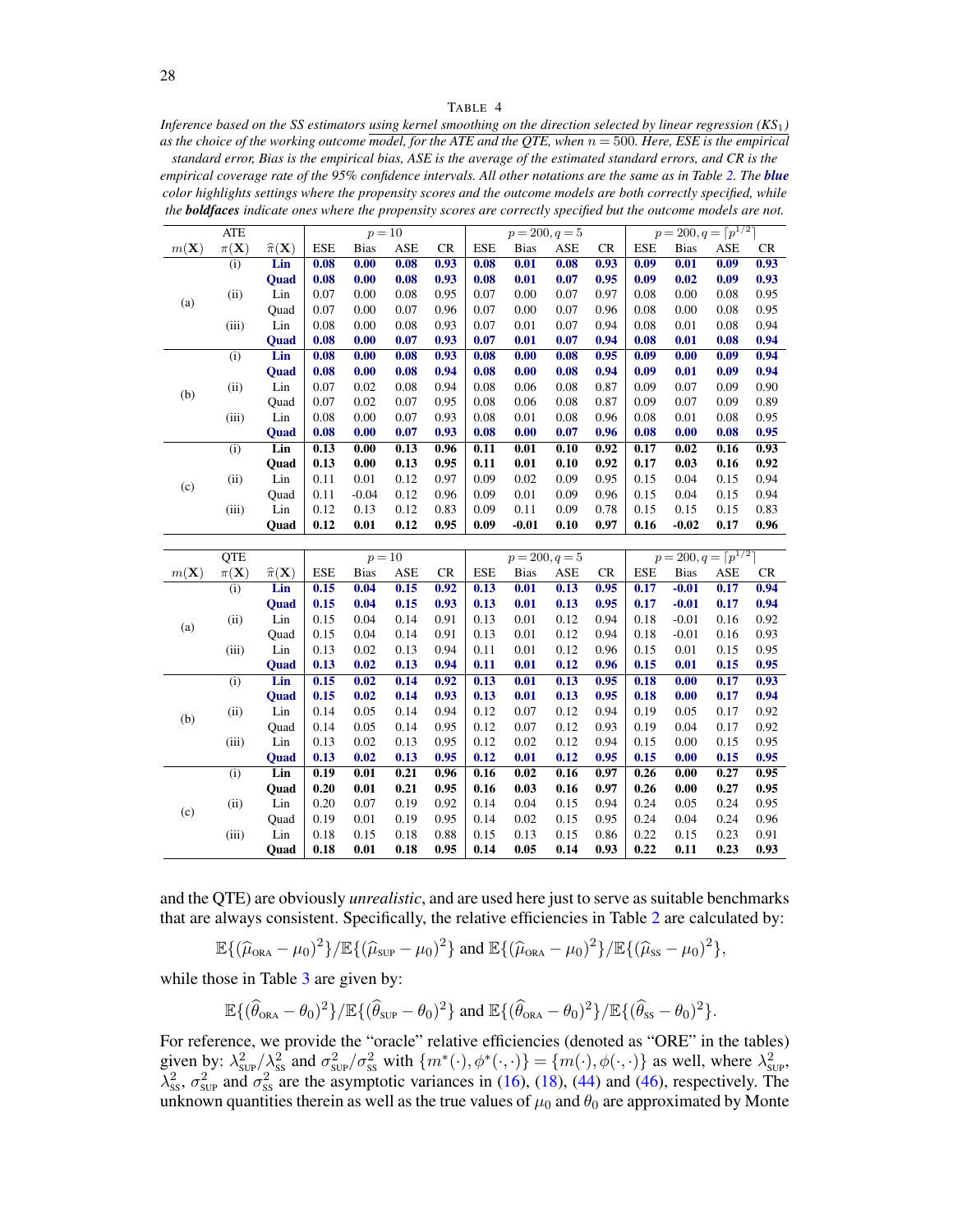TABLE 4

*Inference based on the SS estimators using kernel smoothing on the direction selected by linear regression ($KS_1$) as the choice of the working outcome model, for the ATE and the QTE, when $n = 500$. Here, ESE is the empirical standard error, Bias is the empirical bias, ASE is the average of the estimated standard errors, and CR is the empirical coverage rate of the 95% confidence intervals. All other notations are the same as in Table 2. The **blue** color highlights settings where the propensity scores and the outcome models are both correctly specified, while the **boldfaces** indicate ones where the propensity scores are correctly specified but the outcome models are not.*

| ATE | | | $p=10$ | | | | $p=200, q=5$ | | | | $p=200, q=\lceil p^{1/2}\rceil$ | | | |
|---|---|---|---|---|---|---|---|---|---|---|---|---|---|---|
| $m(\mathbf{X})$ | $\pi(\mathbf{X})$ | $\widehat{\pi}(\mathbf{X})$ | ESE | Bias | ASE | CR | ESE | Bias | ASE | CR | ESE | Bias | ASE | CR |
| (a) | (i) | **Lin** | **0.08** | **0.00** | **0.08** | **0.93** | **0.08** | **0.01** | **0.08** | **0.93** | **0.09** | **0.01** | **0.09** | **0.93** |
| | | **Quad** | **0.08** | **0.00** | **0.08** | **0.93** | **0.08** | **0.01** | **0.07** | **0.95** | **0.09** | **0.02** | **0.09** | **0.93** |
| | (ii) | Lin | 0.07 | 0.00 | 0.08 | 0.95 | 0.07 | 0.00 | 0.07 | 0.97 | 0.08 | 0.00 | 0.08 | 0.95 |
| | | Quad | 0.07 | 0.00 | 0.07 | 0.96 | 0.07 | 0.00 | 0.07 | 0.96 | 0.08 | 0.00 | 0.08 | 0.95 |
| | (iii) | Lin | 0.08 | 0.00 | 0.08 | 0.93 | 0.07 | 0.01 | 0.07 | 0.94 | 0.08 | 0.01 | 0.08 | 0.94 |
| | | **Quad** | **0.08** | **0.00** | **0.07** | **0.93** | **0.07** | **0.01** | **0.07** | **0.94** | **0.08** | **0.01** | **0.08** | **0.94** |
| (b) | (i) | **Lin** | **0.08** | **0.00** | **0.08** | **0.93** | **0.08** | **0.00** | **0.08** | **0.95** | **0.09** | **0.00** | **0.09** | **0.94** |
| | | **Quad** | **0.08** | **0.00** | **0.08** | **0.94** | **0.08** | **0.00** | **0.08** | **0.94** | **0.09** | **0.01** | **0.09** | **0.94** |
| | (ii) | Lin | 0.07 | 0.02 | 0.08 | 0.94 | 0.08 | 0.06 | 0.08 | 0.87 | 0.09 | 0.07 | 0.09 | 0.90 |
| | | Quad | 0.07 | 0.02 | 0.07 | 0.95 | 0.08 | 0.06 | 0.08 | 0.87 | 0.09 | 0.07 | 0.09 | 0.89 |
| | (iii) | Lin | 0.08 | 0.00 | 0.07 | 0.93 | 0.08 | 0.01 | 0.08 | 0.96 | 0.08 | 0.01 | 0.08 | 0.95 |
| | | **Quad** | **0.08** | **0.00** | **0.07** | **0.93** | **0.08** | **0.00** | **0.07** | **0.96** | **0.08** | **0.00** | **0.08** | **0.95** |
| (c) | (i) | **Lin** | **0.13** | **0.00** | **0.13** | **0.96** | **0.11** | **0.01** | **0.10** | **0.92** | **0.17** | **0.02** | **0.16** | **0.93** |
| | | **Quad** | **0.13** | **0.00** | **0.13** | **0.95** | **0.11** | **0.01** | **0.10** | **0.92** | **0.17** | **0.03** | **0.16** | **0.92** |
| | (ii) | Lin | 0.11 | 0.01 | 0.12 | 0.97 | 0.09 | 0.02 | 0.09 | 0.95 | 0.15 | 0.04 | 0.15 | 0.94 |
| | | Quad | 0.11 | -0.04 | 0.12 | 0.96 | 0.09 | 0.01 | 0.09 | 0.96 | 0.15 | 0.04 | 0.15 | 0.94 |
| | (iii) | Lin | 0.12 | 0.13 | 0.12 | 0.83 | 0.09 | 0.11 | 0.09 | 0.78 | 0.15 | 0.15 | 0.15 | 0.83 |
| | | **Quad** | **0.12** | **0.01** | **0.12** | **0.95** | **0.09** | **-0.01** | **0.10** | **0.97** | **0.16** | **-0.02** | **0.17** | **0.96** |

| QTE | | | $p=10$ | | | | $p=200, q=5$ | | | | $p=200, q=\lceil p^{1/2}\rceil$ | | | |
|---|---|---|---|---|---|---|---|---|---|---|---|---|---|---|
| $m(\mathbf{X})$ | $\pi(\mathbf{X})$ | $\widehat{\pi}(\mathbf{X})$ | ESE | Bias | ASE | CR | ESE | Bias | ASE | CR | ESE | Bias | ASE | CR |
| (a) | (i) | **Lin** | **0.15** | **0.04** | **0.15** | **0.92** | **0.13** | **0.01** | **0.13** | **0.95** | **0.17** | **-0.01** | **0.17** | **0.94** |
| | | **Quad** | **0.15** | **0.04** | **0.15** | **0.93** | **0.13** | **0.01** | **0.13** | **0.95** | **0.17** | **-0.01** | **0.17** | **0.94** |
| | (ii) | Lin | 0.15 | 0.04 | 0.14 | 0.91 | 0.13 | 0.01 | 0.12 | 0.94 | 0.18 | -0.01 | 0.16 | 0.92 |
| | | Quad | 0.15 | 0.04 | 0.14 | 0.91 | 0.13 | 0.01 | 0.12 | 0.94 | 0.18 | -0.01 | 0.16 | 0.93 |
| | (iii) | Lin | 0.13 | 0.02 | 0.13 | 0.94 | 0.11 | 0.01 | 0.12 | 0.96 | 0.15 | 0.01 | 0.15 | 0.95 |
| | | **Quad** | **0.13** | **0.02** | **0.13** | **0.94** | **0.11** | **0.01** | **0.12** | **0.96** | **0.15** | **0.01** | **0.15** | **0.95** |
| (b) | (i) | **Lin** | **0.15** | **0.02** | **0.14** | **0.92** | **0.13** | **0.01** | **0.13** | **0.95** | **0.18** | **0.00** | **0.17** | **0.93** |
| | | **Quad** | **0.15** | **0.02** | **0.14** | **0.93** | **0.13** | **0.01** | **0.13** | **0.95** | **0.18** | **0.00** | **0.17** | **0.94** |
| | (ii) | Lin | 0.14 | 0.05 | 0.14 | 0.94 | 0.12 | 0.07 | 0.12 | 0.94 | 0.19 | 0.05 | 0.17 | 0.92 |
| | | Quad | 0.14 | 0.05 | 0.14 | 0.95 | 0.12 | 0.07 | 0.12 | 0.93 | 0.19 | 0.04 | 0.17 | 0.92 |
| | (iii) | Lin | 0.13 | 0.02 | 0.13 | 0.95 | 0.12 | 0.02 | 0.12 | 0.94 | 0.15 | 0.00 | 0.15 | 0.95 |
| | | **Quad** | **0.13** | **0.02** | **0.13** | **0.95** | **0.12** | **0.01** | **0.12** | **0.95** | **0.15** | **0.00** | **0.15** | **0.95** |
| (c) | (i) | **Lin** | **0.19** | **0.01** | **0.21** | **0.96** | **0.16** | **0.02** | **0.16** | **0.97** | **0.26** | **0.00** | **0.27** | **0.95** |
| | | **Quad** | **0.20** | **0.01** | **0.21** | **0.95** | **0.16** | **0.03** | **0.16** | **0.97** | **0.26** | **0.00** | **0.27** | **0.95** |
| | (ii) | Lin | 0.20 | 0.07 | 0.19 | 0.92 | 0.14 | 0.04 | 0.15 | 0.94 | 0.24 | 0.05 | 0.24 | 0.95 |
| | | Quad | 0.19 | 0.01 | 0.19 | 0.95 | 0.14 | 0.02 | 0.15 | 0.95 | 0.24 | 0.04 | 0.24 | 0.96 |
| | (iii) | Lin | 0.18 | 0.15 | 0.18 | 0.88 | 0.15 | 0.13 | 0.15 | 0.86 | 0.22 | 0.15 | 0.23 | 0.91 |
| | | **Quad** | **0.18** | **0.01** | **0.18** | **0.95** | **0.14** | **0.05** | **0.14** | **0.93** | **0.22** | **0.11** | **0.23** | **0.93** |

and the QTE) are obviously *unrealistic*, and are used here just to serve as suitable benchmarks that are always consistent. Specifically, the relative efficiencies in Table 2 are calculated by:

$$\mathbb{E}\{(\widehat{\mu}_{\text{ORA}} - \mu_0)^2\}/\mathbb{E}\{(\widehat{\mu}_{\text{SUP}} - \mu_0)^2\} \text{ and } \mathbb{E}\{(\widehat{\mu}_{\text{ORA}} - \mu_0)^2\}/\mathbb{E}\{(\widehat{\mu}_{\text{SS}} - \mu_0)^2\},$$

while those in Table 3 are given by:

$$\mathbb{E}\{(\widehat{\theta}_{\text{ORA}} - \theta_0)^2\}/\mathbb{E}\{(\widehat{\theta}_{\text{SUP}} - \theta_0)^2\} \text{ and } \mathbb{E}\{(\widehat{\theta}_{\text{ORA}} - \theta_0)^2\}/\mathbb{E}\{(\widehat{\theta}_{\text{SS}} - \theta_0)^2\}.$$

For reference, we provide the "oracle" relative efficiencies (denoted as "ORE" in the tables) given by: $\lambda^2_{\text{SUP}}/\lambda^2_{\text{SS}}$ and $\sigma^2_{\text{SUP}}/\sigma^2_{\text{SS}}$ with $\{m^*(\cdot), \phi^*(\cdot,\cdot)\} = \{m(\cdot), \phi(\cdot,\cdot)\}$ as well, where $\lambda^2_{\text{SUP}}$, $\lambda^2_{\text{SS}}$, $\sigma^2_{\text{SUP}}$ and $\sigma^2_{\text{SS}}$ are the asymptotic variances in (16), (18), (44) and (46), respectively. The unknown quantities therein as well as the true values of $\mu_0$ and $\theta_0$ are approximated by Monte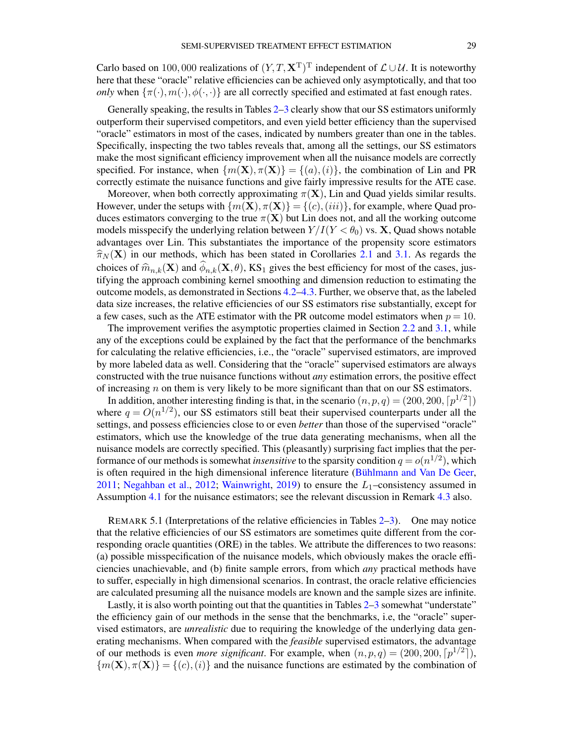Carlo based on $100,000$ realizations of $(Y,T,\mathbf{X}^{\mathrm{T}})^{\mathrm{T}}$ independent of $\mathcal{L}\cup\mathcal{U}$. It is noteworthy here that these "oracle" relative efficiencies can be achieved only asymptotically, and that too *only* when $\{\pi(\cdot),m(\cdot),\phi(\cdot,\cdot)\}$ are all correctly specified and estimated at fast enough rates.

Generally speaking, the results in Tables 2–3 clearly show that our SS estimators uniformly outperform their supervised competitors, and even yield better efficiency than the supervised "oracle" estimators in most of the cases, indicated by numbers greater than one in the tables. Specifically, inspecting the two tables reveals that, among all the settings, our SS estimators make the most significant efficiency improvement when all the nuisance models are correctly specified. For instance, when $\{m(\mathbf{X}),\pi(\mathbf{X})\}=\{(a),(i)\}$, the combination of Lin and PR correctly estimate the nuisance functions and give fairly impressive results for the ATE case.

Moreover, when both correctly approximating $\pi(\mathbf{X})$, Lin and Quad yields similar results. However, under the setups with $\{m(\mathbf{X}),\pi(\mathbf{X})\}=\{(c),(iii)\}$, for example, where Quad produces estimators converging to the true $\pi(\mathbf{X})$ but Lin does not, and all the working outcome models misspecify the underlying relation between $Y/I(Y<\theta_0)$ vs. $\mathbf{X}$, Quad shows notable advantages over Lin. This substantiates the importance of the propensity score estimators $\widehat{\pi}_N(\mathbf{X})$ in our methods, which has been stated in Corollaries 2.1 and 3.1. As regards the choices of $\widehat{m}_{n,k}(\mathbf{X})$ and $\widehat{\phi}_{n,k}(\mathbf{X},\theta)$, KS$_1$ gives the best efficiency for most of the cases, justifying the approach combining kernel smoothing and dimension reduction to estimating the outcome models, as demonstrated in Sections 4.2–4.3. Further, we observe that, as the labeled data size increases, the relative efficiencies of our SS estimators rise substantially, except for a few cases, such as the ATE estimator with the PR outcome model estimators when $p=10$.

The improvement verifies the asymptotic properties claimed in Section 2.2 and 3.1, while any of the exceptions could be explained by the fact that the performance of the benchmarks for calculating the relative efficiencies, i.e., the "oracle" supervised estimators, are improved by more labeled data as well. Considering that the "oracle" supervised estimators are always constructed with the true nuisance functions without *any* estimation errors, the positive effect of increasing $n$ on them is very likely to be more significant than that on our SS estimators.

In addition, another interesting finding is that, in the scenario $(n,p,q)=(200,200,\lceil p^{1/2}\rceil)$ where $q=O(n^{1/2})$, our SS estimators still beat their supervised counterparts under all the settings, and possess efficiencies close to or even *better* than those of the supervised "oracle" estimators, which use the knowledge of the true data generating mechanisms, when all the nuisance models are correctly specified. This (pleasantly) surprising fact implies that the performance of our methods is somewhat *insensitive* to the sparsity condition $q=o(n^{1/2})$, which is often required in the high dimensional inference literature (Bühlmann and Van De Geer, 2011; Negahban et al., 2012; Wainwright, 2019) to ensure the $L_1$–consistency assumed in Assumption 4.1 for the nuisance estimators; see the relevant discussion in Remark 4.3 also.

REMARK 5.1 (Interpretations of the relative efficiencies in Tables 2–3). One may notice that the relative efficiencies of our SS estimators are sometimes quite different from the corresponding oracle quantities (ORE) in the tables. We attribute the differences to two reasons: (a) possible misspecification of the nuisance models, which obviously makes the oracle efficiencies unachievable, and (b) finite sample errors, from which *any* practical methods have to suffer, especially in high dimensional scenarios. In contrast, the oracle relative efficiencies are calculated presuming all the nuisance models are known and the sample sizes are infinite.

Lastly, it is also worth pointing out that the quantities in Tables 2–3 somewhat "understate" the efficiency gain of our methods in the sense that the benchmarks, i.e, the "oracle" supervised estimators, are *unrealistic* due to requiring the knowledge of the underlying data generating mechanisms. When compared with the *feasible* supervised estimators, the advantage of our methods is even *more significant*. For example, when $(n,p,q)=(200,200,\lceil p^{1/2}\rceil)$, $\{m(\mathbf{X}),\pi(\mathbf{X})\}=\{(c),(i)\}$ and the nuisance functions are estimated by the combination of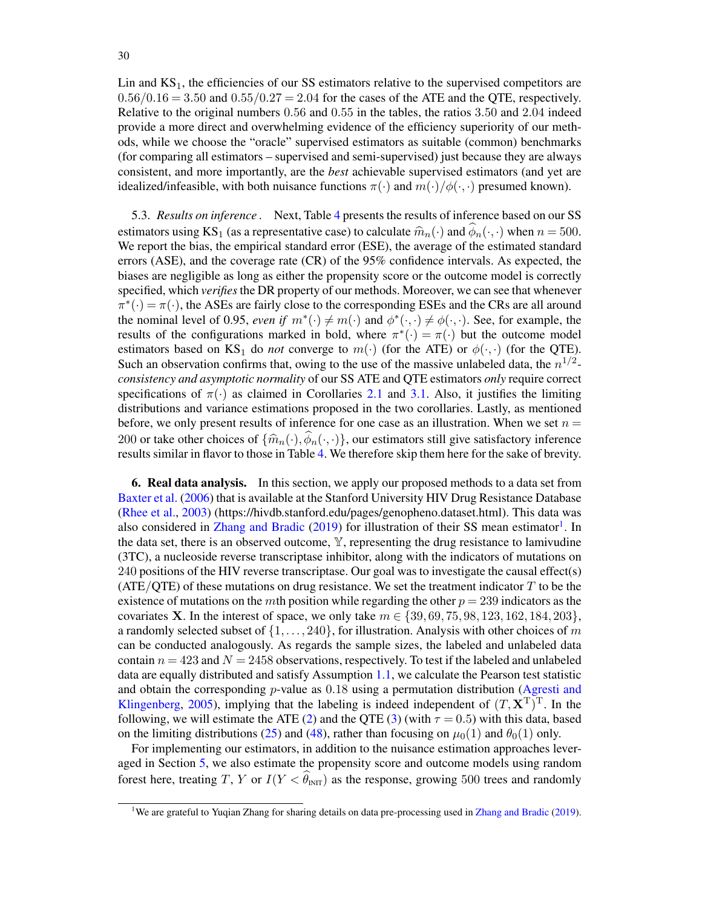Lin and $\text{KS}_1$, the efficiencies of our SS estimators relative to the supervised competitors are $0.56/0.16 = 3.50$ and $0.55/0.27 = 2.04$ for the cases of the ATE and the QTE, respectively. Relative to the original numbers $0.56$ and $0.55$ in the tables, the ratios $3.50$ and $2.04$ indeed provide a more direct and overwhelming evidence of the efficiency superiority of our methods, while we choose the "oracle" supervised estimators as suitable (common) benchmarks (for comparing all estimators – supervised and semi-supervised) just because they are always consistent, and more importantly, are the *best* achievable supervised estimators (and yet are idealized/infeasible, with both nuisance functions $\pi(\cdot)$ and $m(\cdot)/\phi(\cdot,\cdot)$ presumed known).

5.3. *Results on inference* . Next, Table 4 presents the results of inference based on our SS estimators using $\text{KS}_1$ (as a representative case) to calculate $\widehat{m}_n(\cdot)$ and $\widehat{\phi}_n(\cdot,\cdot)$ when $n = 500$. We report the bias, the empirical standard error (ESE), the average of the estimated standard errors (ASE), and the coverage rate (CR) of the 95% confidence intervals. As expected, the biases are negligible as long as either the propensity score or the outcome model is correctly specified, which *verifies* the DR property of our methods. Moreover, we can see that whenever $\pi^*(\cdot) = \pi(\cdot)$, the ASEs are fairly close to the corresponding ESEs and the CRs are all around the nominal level of 0.95, *even if* $m^*(\cdot) \neq m(\cdot)$ and $\phi^*(\cdot,\cdot) \neq \phi(\cdot,\cdot)$. See, for example, the results of the configurations marked in bold, where $\pi^*(\cdot) = \pi(\cdot)$ but the outcome model estimators based on $\text{KS}_1$ do *not* converge to $m(\cdot)$ (for the ATE) or $\phi(\cdot,\cdot)$ (for the QTE). Such an observation confirms that, owing to the use of the massive unlabeled data, the $n^{1/2}$-*consistency and asymptotic normality* of our SS ATE and QTE estimators *only* require correct specifications of $\pi(\cdot)$ as claimed in Corollaries 2.1 and 3.1. Also, it justifies the limiting distributions and variance estimations proposed in the two corollaries. Lastly, as mentioned before, we only present results of inference for one case as an illustration. When we set $n = 200$ or take other choices of $\{\widehat{m}_n(\cdot), \widehat{\phi}_n(\cdot,\cdot)\}$, our estimators still give satisfactory inference results similar in flavor to those in Table 4. We therefore skip them here for the sake of brevity.

## 6. Real data analysis.

In this section, we apply our proposed methods to a data set from Baxter et al. (2006) that is available at the Stanford University HIV Drug Resistance Database (Rhee et al., 2003) (https://hivdb.stanford.edu/pages/genopheno.dataset.html). This data was also considered in Zhang and Bradic (2019) for illustration of their SS mean estimator[1]. In the data set, there is an observed outcome, $\mathbb{Y}$, representing the drug resistance to lamivudine (3TC), a nucleoside reverse transcriptase inhibitor, along with the indicators of mutations on 240 positions of the HIV reverse transcriptase. Our goal was to investigate the causal effect(s) (ATE/QTE) of these mutations on drug resistance. We set the treatment indicator $T$ to be the existence of mutations on the $m$th position while regarding the other $p = 239$ indicators as the covariates $\mathbf{X}$. In the interest of space, we only take $m \in \{39, 69, 75, 98, 123, 162, 184, 203\}$, a randomly selected subset of $\{1, \ldots, 240\}$, for illustration. Analysis with other choices of $m$ can be conducted analogously. As regards the sample sizes, the labeled and unlabeled data contain $n = 423$ and $N = 2458$ observations, respectively. To test if the labeled and unlabeled data are equally distributed and satisfy Assumption 1.1, we calculate the Pearson test statistic and obtain the corresponding $p$-value as $0.18$ using a permutation distribution (Agresti and Klingenberg, 2005), implying that the labeling is indeed independent of $(T, \mathbf{X}^{\mathrm{T}})^{\mathrm{T}}$. In the following, we will estimate the ATE (2) and the QTE (3) (with $\tau = 0.5$) with this data, based on the limiting distributions (25) and (48), rather than focusing on $\mu_0(1)$ and $\theta_0(1)$ only.

For implementing our estimators, in addition to the nuisance estimation approaches leveraged in Section 5, we also estimate the propensity score and outcome models using random forest here, treating $T$, $Y$ or $I(Y < \widehat{\theta}_{\text{INIT}})$ as the response, growing 500 trees and randomly

[1] We are grateful to Yuqian Zhang for sharing details on data pre-processing used in Zhang and Bradic (2019).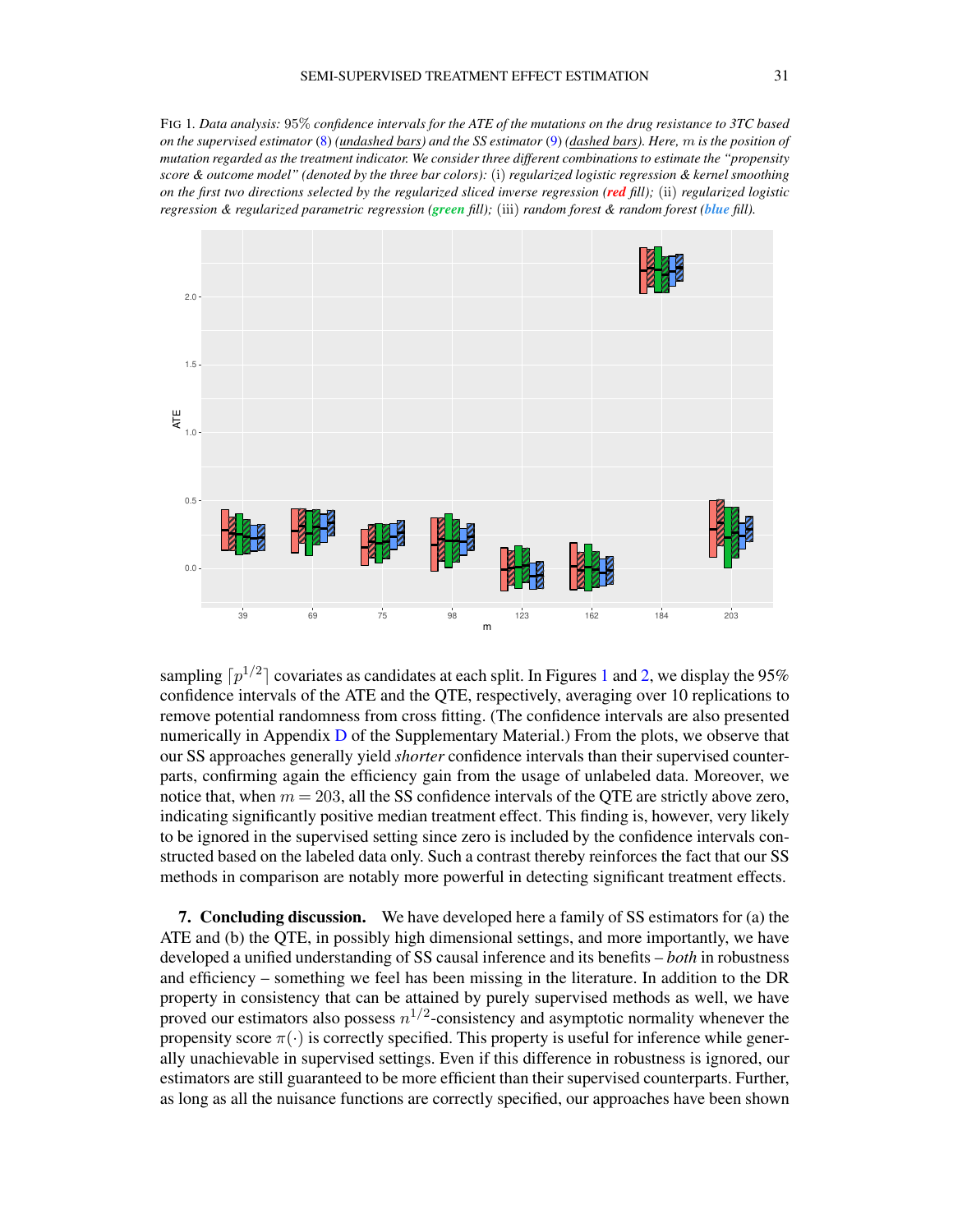FIG 1. *Data analysis:* 95% *confidence intervals for the ATE of the mutations on the drug resistance to 3TC based on the supervised estimator* (8) *(undashed bars) and the SS estimator* (9) *(dashed bars). Here, $m$ is the position of mutation regarded as the treatment indicator. We consider three different combinations to estimate the "propensity score & outcome model" (denoted by the three bar colors):* (i) *regularized logistic regression & kernel smoothing on the first two directions selected by the regularized sliced inverse regression (**red** fill);* (ii) *regularized logistic regression & regularized parametric regression (**green** fill);* (iii) *random forest & random forest (**blue** fill).*

sampling $\lceil p^{1/2} \rceil$ covariates as candidates at each split. In Figures 1 and 2, we display the 95% confidence intervals of the ATE and the QTE, respectively, averaging over 10 replications to remove potential randomness from cross fitting. (The confidence intervals are also presented numerically in Appendix D of the Supplementary Material.) From the plots, we observe that our SS approaches generally yield *shorter* confidence intervals than their supervised counterparts, confirming again the efficiency gain from the usage of unlabeled data. Moreover, we notice that, when $m = 203$, all the SS confidence intervals of the QTE are strictly above zero, indicating significantly positive median treatment effect. This finding is, however, very likely to be ignored in the supervised setting since zero is included by the confidence intervals constructed based on the labeled data only. Such a contrast thereby reinforces the fact that our SS methods in comparison are notably more powerful in detecting significant treatment effects.

## 7. Concluding discussion.

We have developed here a family of SS estimators for (a) the ATE and (b) the QTE, in possibly high dimensional settings, and more importantly, we have developed a unified understanding of SS causal inference and its benefits – *both* in robustness and efficiency – something we feel has been missing in the literature. In addition to the DR property in consistency that can be attained by purely supervised methods as well, we have proved our estimators also possess $n^{1/2}$-consistency and asymptotic normality whenever the propensity score $\pi(\cdot)$ is correctly specified. This property is useful for inference while generally unachievable in supervised settings. Even if this difference in robustness is ignored, our estimators are still guaranteed to be more efficient than their supervised counterparts. Further, as long as all the nuisance functions are correctly specified, our approaches have been shown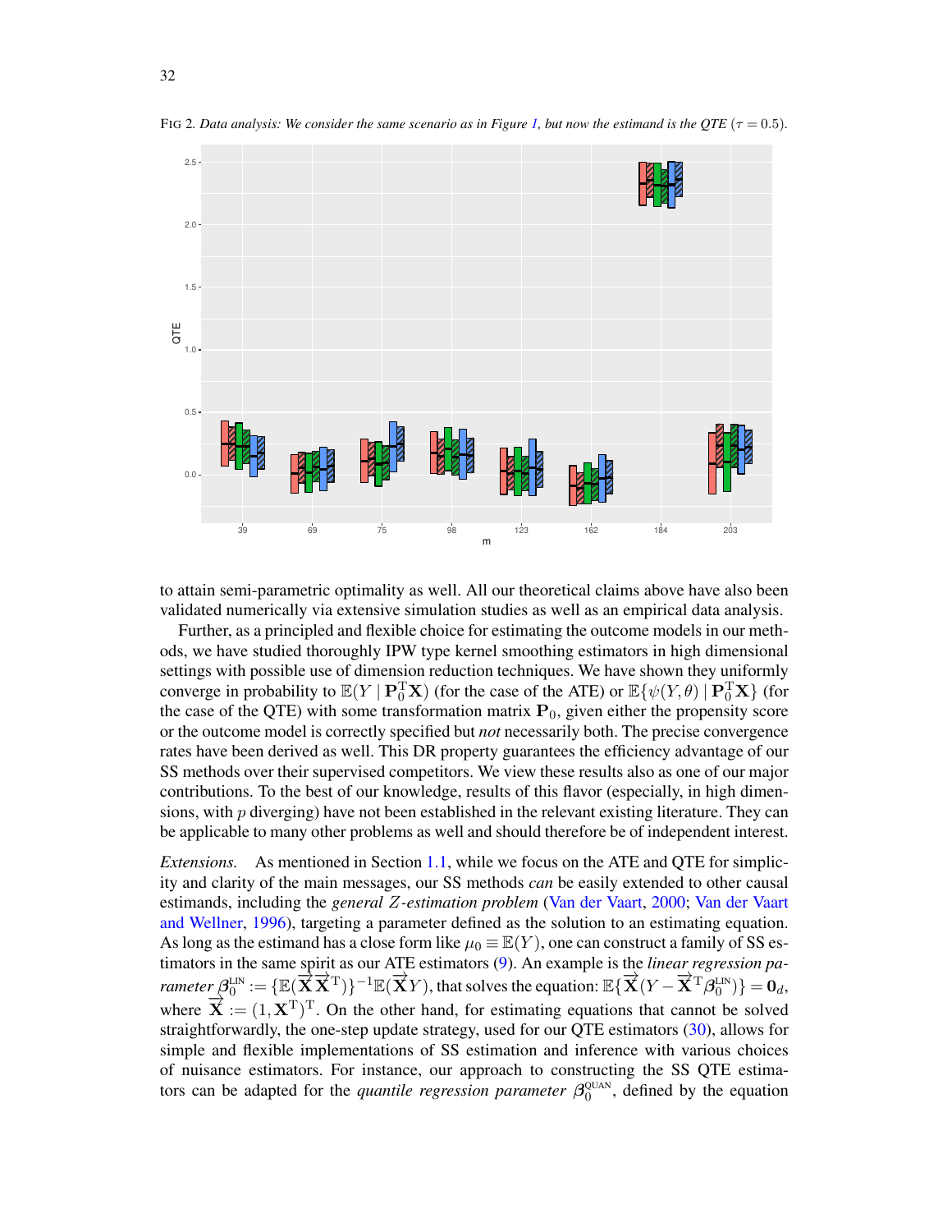FIG 2. *Data analysis: We consider the same scenario as in Figure 1, but now the estimand is the QTE ($\tau = 0.5$).*

to attain semi-parametric optimality as well. All our theoretical claims above have also been validated numerically via extensive simulation studies as well as an empirical data analysis.

Further, as a principled and flexible choice for estimating the outcome models in our methods, we have studied thoroughly IPW type kernel smoothing estimators in high dimensional settings with possible use of dimension reduction techniques. We have shown they uniformly converge in probability to $\mathbb{E}(Y \mid \mathbf{P}_0^{\mathrm{T}}\mathbf{X})$ (for the case of the ATE) or $\mathbb{E}\{\psi(Y,\theta) \mid \mathbf{P}_0^{\mathrm{T}}\mathbf{X}\}$ (for the case of the QTE) with some transformation matrix $\mathbf{P}_0$, given either the propensity score or the outcome model is correctly specified but *not* necessarily both. The precise convergence rates have been derived as well. This DR property guarantees the efficiency advantage of our SS methods over their supervised competitors. We view these results also as one of our major contributions. To the best of our knowledge, results of this flavor (especially, in high dimensions, with $p$ diverging) have not been established in the relevant existing literature. They can be applicable to many other problems as well and should therefore be of independent interest.

*Extensions.* As mentioned in Section 1.1, while we focus on the ATE and QTE for simplicity and clarity of the main messages, our SS methods *can* be easily extended to other causal estimands, including the *general Z-estimation problem* (Van der Vaart, 2000; Van der Vaart and Wellner, 1996), targeting a parameter defined as the solution to an estimating equation. As long as the estimand has a close form like $\mu_0 \equiv \mathbb{E}(Y)$, one can construct a family of SS estimators in the same spirit as our ATE estimators (9). An example is the *linear regression parameter* $\boldsymbol{\beta}_0^{\mathrm{LIN}} := \{\mathbb{E}(\overrightarrow{\mathbf{X}}\overrightarrow{\mathbf{X}}^{\mathrm{T}})\}^{-1}\mathbb{E}(\overrightarrow{\mathbf{X}}Y)$, that solves the equation: $\mathbb{E}\{\overrightarrow{\mathbf{X}}(Y - \overrightarrow{\mathbf{X}}^{\mathrm{T}}\boldsymbol{\beta}_0^{\mathrm{LIN}})\} = \mathbf{0}_d$, where $\overrightarrow{\mathbf{X}} := (1, \mathbf{X}^{\mathrm{T}})^{\mathrm{T}}$. On the other hand, for estimating equations that cannot be solved straightforwardly, the one-step update strategy, used for our QTE estimators (30), allows for simple and flexible implementations of SS estimation and inference with various choices of nuisance estimators. For instance, our approach to constructing the SS QTE estimators can be adapted for the *quantile regression parameter* $\boldsymbol{\beta}_0^{\mathrm{QUAN}}$, defined by the equation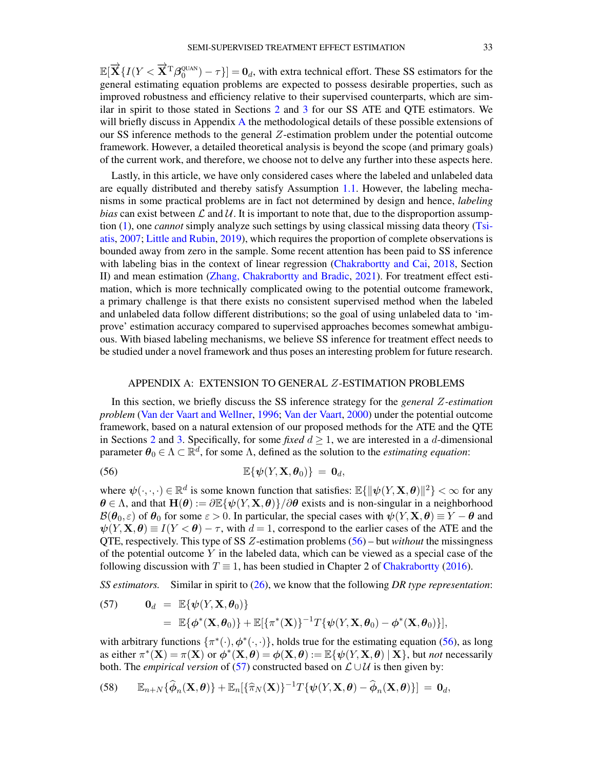$\mathbb{E}[\overrightarrow{\mathbf{X}}\{I(Y < \overrightarrow{\mathbf{X}}^{\mathrm{T}}\boldsymbol{\beta}_0^{\text{QUAN}}) - \tau\}] = \mathbf{0}_d$, with extra technical effort. These SS estimators for the general estimating equation problems are expected to possess desirable properties, such as improved robustness and efficiency relative to their supervised counterparts, which are similar in spirit to those stated in Sections 2 and 3 for our SS ATE and QTE estimators. We will briefly discuss in Appendix A the methodological details of these possible extensions of our SS inference methods to the general $Z$-estimation problem under the potential outcome framework. However, a detailed theoretical analysis is beyond the scope (and primary goals) of the current work, and therefore, we choose not to delve any further into these aspects here.

Lastly, in this article, we have only considered cases where the labeled and unlabeled data are equally distributed and thereby satisfy Assumption 1.1. However, the labeling mechanisms in some practical problems are in fact not determined by design and hence, *labeling bias* can exist between $\mathcal{L}$ and $\mathcal{U}$. It is important to note that, due to the disproportion assumption (1), one *cannot* simply analyze such settings by using classical missing data theory (Tsiatis, 2007; Little and Rubin, 2019), which requires the proportion of complete observations is bounded away from zero in the sample. Some recent attention has been paid to SS inference with labeling bias in the context of linear regression (Chakrabortty and Cai, 2018, Section II) and mean estimation (Zhang, Chakrabortty and Bradic, 2021). For treatment effect estimation, which is more technically complicated owing to the potential outcome framework, a primary challenge is that there exists no consistent supervised method when the labeled and unlabeled data follow different distributions; so the goal of using unlabeled data to 'improve' estimation accuracy compared to supervised approaches becomes somewhat ambiguous. With biased labeling mechanisms, we believe SS inference for treatment effect needs to be studied under a novel framework and thus poses an interesting problem for future research.

## APPENDIX A: EXTENSION TO GENERAL $Z$-ESTIMATION PROBLEMS

In this section, we briefly discuss the SS inference strategy for the *general $Z$-estimation problem* (Van der Vaart and Wellner, 1996; Van der Vaart, 2000) under the potential outcome framework, based on a natural extension of our proposed methods for the ATE and the QTE in Sections 2 and 3. Specifically, for some *fixed* $d \geq 1$, we are interested in a $d$-dimensional parameter $\boldsymbol{\theta}_0 \in \Lambda \subset \mathbb{R}^d$, for some $\Lambda$, defined as the solution to the *estimating equation*:

$$\mathbb{E}\{\boldsymbol{\psi}(Y, \mathbf{X}, \boldsymbol{\theta}_0)\} \;=\; \mathbf{0}_d, \tag{56}$$

where $\boldsymbol{\psi}(\cdot,\cdot,\cdot) \in \mathbb{R}^d$ is some known function that satisfies: $\mathbb{E}\{\|\boldsymbol{\psi}(Y, \mathbf{X}, \boldsymbol{\theta})\|^2\} < \infty$ for any $\boldsymbol{\theta} \in \Lambda$, and that $\mathbf{H}(\boldsymbol{\theta}) := \partial \mathbb{E}\{\boldsymbol{\psi}(Y, \mathbf{X}, \boldsymbol{\theta})\}/\partial \boldsymbol{\theta}$ exists and is non-singular in a neighborhood $\mathcal{B}(\boldsymbol{\theta}_0, \varepsilon)$ of $\boldsymbol{\theta}_0$ for some $\varepsilon > 0$. In particular, the special cases with $\boldsymbol{\psi}(Y, \mathbf{X}, \boldsymbol{\theta}) \equiv Y - \boldsymbol{\theta}$ and $\boldsymbol{\psi}(Y, \mathbf{X}, \boldsymbol{\theta}) \equiv I(Y < \boldsymbol{\theta}) - \tau$, with $d = 1$, correspond to the earlier cases of the ATE and the QTE, respectively. This type of SS $Z$-estimation problems (56) – but *without* the missingness of the potential outcome $Y$ in the labeled data, which can be viewed as a special case of the following discussion with $T \equiv 1$, has been studied in Chapter 2 of Chakrabortty (2016).

*SS estimators.* Similar in spirit to (26), we know that the following *DR type representation*:

$$\begin{aligned}
\mathbf{0}_d \;&=\; \mathbb{E}\{\boldsymbol{\psi}(Y, \mathbf{X}, \boldsymbol{\theta}_0)\} \\
&=\; \mathbb{E}\{\boldsymbol{\phi}^*(\mathbf{X}, \boldsymbol{\theta}_0)\} + \mathbb{E}[\{\pi^*(\mathbf{X})\}^{-1} T\{\boldsymbol{\psi}(Y, \mathbf{X}, \boldsymbol{\theta}_0) - \boldsymbol{\phi}^*(\mathbf{X}, \boldsymbol{\theta}_0)\}],
\end{aligned} \tag{57}$$

with arbitrary functions $\{\pi^*(\cdot), \boldsymbol{\phi}^*(\cdot,\cdot)\}$, holds true for the estimating equation (56), as long as either $\pi^*(\mathbf{X}) = \pi(\mathbf{X})$ or $\boldsymbol{\phi}^*(\mathbf{X}, \boldsymbol{\theta}) = \boldsymbol{\phi}(\mathbf{X}, \boldsymbol{\theta}) := \mathbb{E}\{\boldsymbol{\psi}(Y, \mathbf{X}, \boldsymbol{\theta}) \mid \mathbf{X}\}$, but *not* necessarily both. The *empirical version* of (57) constructed based on $\mathcal{L} \cup \mathcal{U}$ is then given by:

$$\mathbb{E}_{n+N}\{\widehat{\boldsymbol{\phi}}_n(\mathbf{X}, \boldsymbol{\theta})\} + \mathbb{E}_n[\{\widehat{\pi}_N(\mathbf{X})\}^{-1} T\{\boldsymbol{\psi}(Y, \mathbf{X}, \boldsymbol{\theta}) - \widehat{\boldsymbol{\phi}}_n(\mathbf{X}, \boldsymbol{\theta})\}] \;=\; \mathbf{0}_d, \tag{58}$$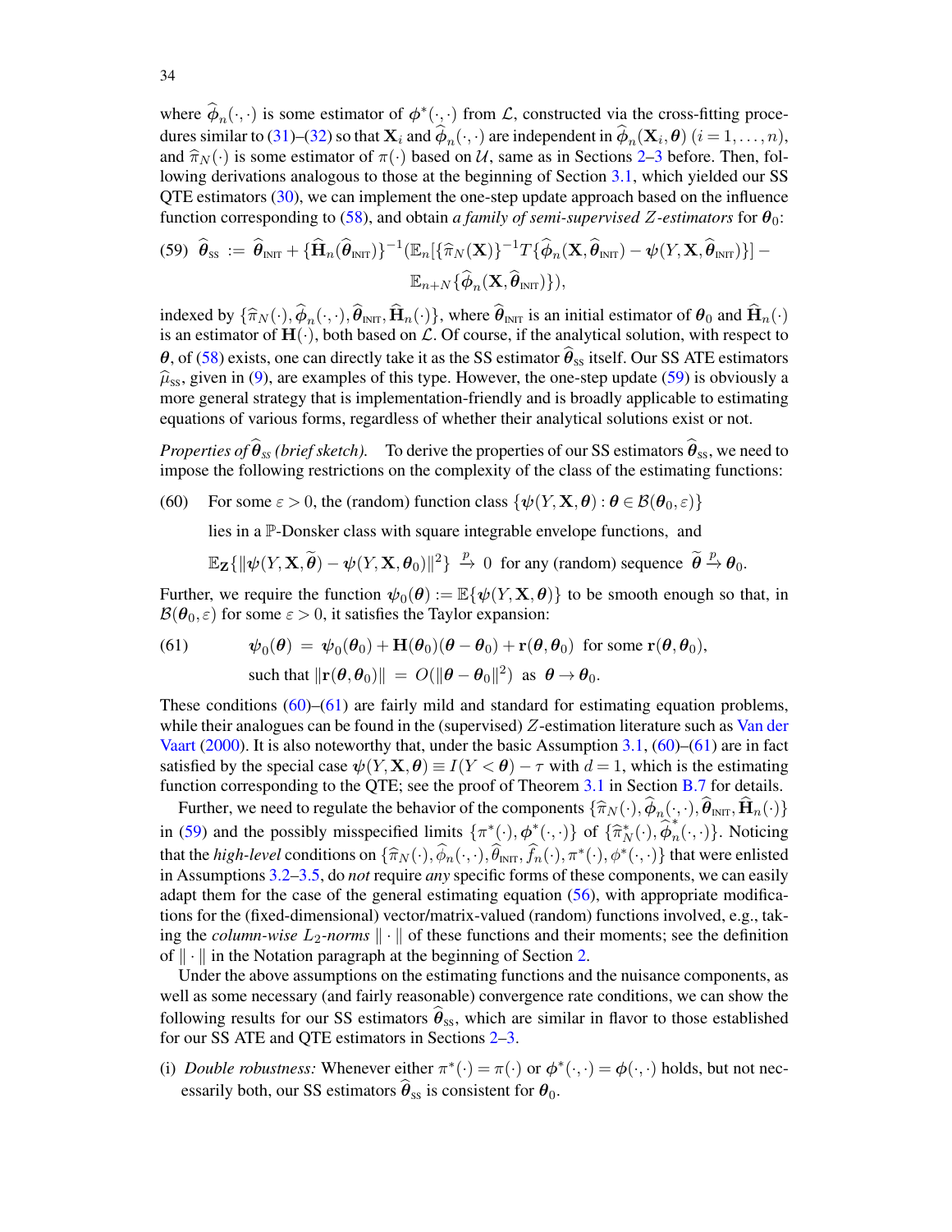where $\widehat{\phi}_n(\cdot,\cdot)$ is some estimator of $\phi^*(\cdot,\cdot)$ from $\mathcal{L}$, constructed via the cross-fitting procedures similar to (31)–(32) so that $\mathbf{X}_i$ and $\widehat{\phi}_n(\cdot,\cdot)$ are independent in $\widehat{\phi}_n(\mathbf{X}_i,\boldsymbol{\theta})$ $(i=1,\ldots,n)$, and $\widehat{\pi}_N(\cdot)$ is some estimator of $\pi(\cdot)$ based on $\mathcal{U}$, same as in Sections 2–3 before. Then, following derivations analogous to those at the beginning of Section 3.1, which yielded our SS QTE estimators (30), we can implement the one-step update approach based on the influence function corresponding to (58), and obtain *a family of semi-supervised $Z$-estimators* for $\boldsymbol{\theta}_0$:

$$
(59)\quad \widehat{\boldsymbol{\theta}}_{\mathrm{SS}} := \widehat{\boldsymbol{\theta}}_{\mathrm{INIT}} + \{\widehat{\mathbf{H}}_n(\widehat{\boldsymbol{\theta}}_{\mathrm{INIT}})\}^{-1}\big(\mathbb{E}_n[\{\widehat{\pi}_N(\mathbf{X})\}^{-1}T\{\widehat{\phi}_n(\mathbf{X},\widehat{\boldsymbol{\theta}}_{\mathrm{INIT}}) - \boldsymbol{\psi}(Y,\mathbf{X},\widehat{\boldsymbol{\theta}}_{\mathrm{INIT}})\}] - \mathbb{E}_{n+N}\{\widehat{\phi}_n(\mathbf{X},\widehat{\boldsymbol{\theta}}_{\mathrm{INIT}})\}\big),
$$

indexed by $\{\widehat{\pi}_N(\cdot),\widehat{\phi}_n(\cdot,\cdot),\widehat{\boldsymbol{\theta}}_{\mathrm{INIT}},\widehat{\mathbf{H}}_n(\cdot)\}$, where $\widehat{\boldsymbol{\theta}}_{\mathrm{INIT}}$ is an initial estimator of $\boldsymbol{\theta}_0$ and $\widehat{\mathbf{H}}_n(\cdot)$ is an estimator of $\mathbf{H}(\cdot)$, both based on $\mathcal{L}$. Of course, if the analytical solution, with respect to $\boldsymbol{\theta}$, of (58) exists, one can directly take it as the SS estimator $\widehat{\boldsymbol{\theta}}_{\mathrm{SS}}$ itself. Our SS ATE estimators $\widehat{\mu}_{\mathrm{SS}}$, given in (9), are examples of this type. However, the one-step update (59) is obviously a more general strategy that is implementation-friendly and is broadly applicable to estimating equations of various forms, regardless of whether their analytical solutions exist or not.

*Properties of $\widehat{\boldsymbol{\theta}}_{SS}$ (brief sketch).* To derive the properties of our SS estimators $\widehat{\boldsymbol{\theta}}_{\mathrm{SS}}$, we need to impose the following restrictions on the complexity of the class of the estimating functions:

(60) For some $\varepsilon>0$, the (random) function class $\{\boldsymbol{\psi}(Y,\mathbf{X},\boldsymbol{\theta}):\boldsymbol{\theta}\in\mathcal{B}(\boldsymbol{\theta}_0,\varepsilon)\}$ lies in a $\mathbb{P}$-Donsker class with square integrable envelope functions, and

$$
\mathbb{E}_{\mathbf{Z}}\{\|\boldsymbol{\psi}(Y,\mathbf{X},\widetilde{\boldsymbol{\theta}}) - \boldsymbol{\psi}(Y,\mathbf{X},\boldsymbol{\theta}_0)\|^2\} \xrightarrow{p} 0 \ \text{ for any (random) sequence } \ \widetilde{\boldsymbol{\theta}} \xrightarrow{p} \boldsymbol{\theta}_0.
$$

Further, we require the function $\boldsymbol{\psi}_0(\boldsymbol{\theta}) := \mathbb{E}\{\boldsymbol{\psi}(Y,\mathbf{X},\boldsymbol{\theta})\}$ to be smooth enough so that, in $\mathcal{B}(\boldsymbol{\theta}_0,\varepsilon)$ for some $\varepsilon>0$, it satisfies the Taylor expansion:

$$
(61)\qquad \boldsymbol{\psi}_0(\boldsymbol{\theta}) = \boldsymbol{\psi}_0(\boldsymbol{\theta}_0) + \mathbf{H}(\boldsymbol{\theta}_0)(\boldsymbol{\theta}-\boldsymbol{\theta}_0) + \mathbf{r}(\boldsymbol{\theta},\boldsymbol{\theta}_0) \ \text{ for some } \mathbf{r}(\boldsymbol{\theta},\boldsymbol{\theta}_0),
$$
$$
\text{such that } \|\mathbf{r}(\boldsymbol{\theta},\boldsymbol{\theta}_0)\| = O(\|\boldsymbol{\theta}-\boldsymbol{\theta}_0\|^2) \ \text{ as } \ \boldsymbol{\theta}\to\boldsymbol{\theta}_0.
$$

These conditions (60)–(61) are fairly mild and standard for estimating equation problems, while their analogues can be found in the (supervised) $Z$-estimation literature such as Van der Vaart (2000). It is also noteworthy that, under the basic Assumption 3.1, (60)–(61) are in fact satisfied by the special case $\boldsymbol{\psi}(Y,\mathbf{X},\boldsymbol{\theta}) \equiv I(Y<\boldsymbol{\theta})-\tau$ with $d=1$, which is the estimating function corresponding to the QTE; see the proof of Theorem 3.1 in Section B.7 for details.

Further, we need to regulate the behavior of the components $\{\widehat{\pi}_N(\cdot),\widehat{\phi}_n(\cdot,\cdot),\widehat{\boldsymbol{\theta}}_{\mathrm{INIT}},\widehat{\mathbf{H}}_n(\cdot)\}$ in (59) and the possibly misspecified limits $\{\pi^*(\cdot),\phi^*(\cdot,\cdot)\}$ of $\{\widehat{\pi}_N^*(\cdot),\widehat{\phi}_n^*(\cdot,\cdot)\}$. Noticing that the *high-level* conditions on $\{\widehat{\pi}_N(\cdot),\widehat{\phi}_n(\cdot,\cdot),\widehat{\theta}_{\mathrm{INIT}},\widehat{f}_n(\cdot),\pi^*(\cdot),\phi^*(\cdot,\cdot)\}$ that were enlisted in Assumptions 3.2–3.5, do *not* require *any* specific forms of these components, we can easily adapt them for the case of the general estimating equation (56), with appropriate modifications for the (fixed-dimensional) vector/matrix-valued (random) functions involved, e.g., taking the *column-wise $L_2$-norms* $\|\cdot\|$ of these functions and their moments; see the definition of $\|\cdot\|$ in the Notation paragraph at the beginning of Section 2.

Under the above assumptions on the estimating functions and the nuisance components, as well as some necessary (and fairly reasonable) convergence rate conditions, we can show the following results for our SS estimators $\widehat{\boldsymbol{\theta}}_{\mathrm{SS}}$, which are similar in flavor to those established for our SS ATE and QTE estimators in Sections 2–3.

(i) *Double robustness:* Whenever either $\pi^*(\cdot)=\pi(\cdot)$ or $\phi^*(\cdot,\cdot)=\phi(\cdot,\cdot)$ holds, but not necessarily both, our SS estimators $\widehat{\boldsymbol{\theta}}_{\mathrm{SS}}$ is consistent for $\boldsymbol{\theta}_0$.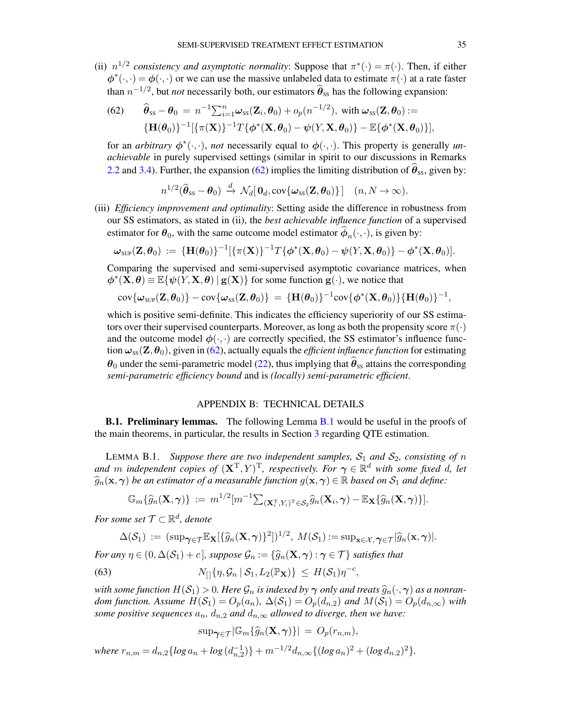(ii) $n^{1/2}$ *consistency and asymptotic normality*: Suppose that $\pi^*(\cdot) = \pi(\cdot)$. Then, if either $\boldsymbol{\phi}^*(\cdot,\cdot) = \boldsymbol{\phi}(\cdot,\cdot)$ or we can use the massive unlabeled data to estimate $\pi(\cdot)$ at a rate faster than $n^{-1/2}$, but *not* necessarily both, our estimators $\widehat{\boldsymbol{\theta}}_{\text{SS}}$ has the following expansion:

$$
\widehat{\boldsymbol{\theta}}_{\text{SS}} - \boldsymbol{\theta}_0 \;=\; n^{-1}\textstyle\sum_{i=1}^n \boldsymbol{\omega}_{\text{SS}}(\mathbf{Z}_i,\boldsymbol{\theta}_0) + o_p(n^{-1/2}), \text{ with } \boldsymbol{\omega}_{\text{SS}}(\mathbf{Z},\boldsymbol{\theta}_0) := \\ \{\mathbf{H}(\boldsymbol{\theta}_0)\}^{-1}[\{\pi(\mathbf{X})\}^{-1}T\{\boldsymbol{\phi}^*(\mathbf{X},\boldsymbol{\theta}_0) - \boldsymbol{\psi}(Y,\mathbf{X},\boldsymbol{\theta}_0)\} - \mathbb{E}\{\boldsymbol{\phi}^*(\mathbf{X},\boldsymbol{\theta}_0)\}], \tag{62}
$$

for an *arbitrary* $\boldsymbol{\phi}^*(\cdot,\cdot)$, *not* necessarily equal to $\boldsymbol{\phi}(\cdot,\cdot)$. This property is generally *unachievable* in purely supervised settings (similar in spirit to our discussions in Remarks 2.2 and 3.4). Further, the expansion (62) implies the limiting distribution of $\widehat{\boldsymbol{\theta}}_{\text{SS}}$, given by:

$$
n^{1/2}(\widehat{\boldsymbol{\theta}}_{\text{SS}} - \boldsymbol{\theta}_0) \;\xrightarrow{d}\; \mathcal{N}_d[\mathbf{0}_d, \text{cov}\{\boldsymbol{\omega}_{\text{SS}}(\mathbf{Z},\boldsymbol{\theta}_0)\}] \quad (n, N \to \infty).
$$

(iii) *Efficiency improvement and optimality*: Setting aside the difference in robustness from our SS estimators, as stated in (ii), the *best achievable influence function* of a supervised estimator for $\boldsymbol{\theta}_0$, with the same outcome model estimator $\widehat{\boldsymbol{\phi}}_n(\cdot,\cdot)$, is given by:

$$
\boldsymbol{\omega}_{\text{SUP}}(\mathbf{Z},\boldsymbol{\theta}_0) \;:=\; \{\mathbf{H}(\boldsymbol{\theta}_0)\}^{-1}[\{\pi(\mathbf{X})\}^{-1}T\{\boldsymbol{\phi}^*(\mathbf{X},\boldsymbol{\theta}_0) - \boldsymbol{\psi}(Y,\mathbf{X},\boldsymbol{\theta}_0)\} - \boldsymbol{\phi}^*(\mathbf{X},\boldsymbol{\theta}_0)].
$$

Comparing the supervised and semi-supervised asymptotic covariance matrices, when $\boldsymbol{\phi}^*(\mathbf{X},\boldsymbol{\theta}) \equiv \mathbb{E}\{\boldsymbol{\psi}(Y,\mathbf{X},\boldsymbol{\theta}) \mid \mathbf{g}(\mathbf{X})\}$ for some function $\mathbf{g}(\cdot)$, we notice that

$$
\text{cov}\{\boldsymbol{\omega}_{\text{SUP}}(\mathbf{Z},\boldsymbol{\theta}_0)\} - \text{cov}\{\boldsymbol{\omega}_{\text{SS}}(\mathbf{Z},\boldsymbol{\theta}_0)\} \;=\; \{\mathbf{H}(\boldsymbol{\theta}_0)\}^{-1}\text{cov}\{\boldsymbol{\phi}^*(\mathbf{X},\boldsymbol{\theta}_0)\}\{\mathbf{H}(\boldsymbol{\theta}_0)\}^{-1},
$$

which is positive semi-definite. This indicates the efficiency superiority of our SS estimators over their supervised counterparts. Moreover, as long as both the propensity score $\pi(\cdot)$ and the outcome model $\boldsymbol{\phi}(\cdot,\cdot)$ are correctly specified, the SS estimator's influence function $\boldsymbol{\omega}_{\text{SS}}(\mathbf{Z},\boldsymbol{\theta}_0)$, given in (62), actually equals the *efficient influence function* for estimating $\boldsymbol{\theta}_0$ under the semi-parametric model (22), thus implying that $\widehat{\boldsymbol{\theta}}_{\text{SS}}$ attains the corresponding *semi-parametric efficiency bound* and is *(locally) semi-parametric efficient*.

## APPENDIX B: TECHNICAL DETAILS

**B.1. Preliminary lemmas.** The following Lemma B.1 would be useful in the proofs of the main theorems, in particular, the results in Section 3 regarding QTE estimation.

LEMMA B.1. *Suppose there are two independent samples, $\mathcal{S}_1$ and $\mathcal{S}_2$, consisting of $n$ and $m$ independent copies of $(\mathbf{X}^{\mathrm{T}}, Y)^{\mathrm{T}}$, respectively. For $\boldsymbol{\gamma} \in \mathbb{R}^d$ with some fixed $d$, let $\widehat{g}_n(\mathbf{x},\boldsymbol{\gamma})$ be an estimator of a measurable function $g(\mathbf{x},\boldsymbol{\gamma}) \in \mathbb{R}$ based on $\mathcal{S}_1$ and define:*

$$
\mathbb{G}_m\{\widehat{g}_n(\mathbf{X},\boldsymbol{\gamma})\} \;:=\; m^{1/2}[m^{-1}\textstyle\sum_{(\mathbf{X}_i^{\mathrm{T}},Y_i)^{\mathrm{T}} \in \mathcal{S}_2} \widehat{g}_n(\mathbf{X}_i,\boldsymbol{\gamma}) - \mathbb{E}_{\mathbf{X}}\{\widehat{g}_n(\mathbf{X},\boldsymbol{\gamma})\}].
$$

*For some set $\mathcal{T} \subset \mathbb{R}^d$, denote*

$$
\Delta(\mathcal{S}_1) \;:=\; (\sup_{\boldsymbol{\gamma}\in\mathcal{T}} \mathbb{E}_{\mathbf{X}}[\{\widehat{g}_n(\mathbf{X},\boldsymbol{\gamma})\}^2])^{1/2}, \; M(\mathcal{S}_1) := \sup_{\mathbf{x}\in\mathcal{X},\boldsymbol{\gamma}\in\mathcal{T}} |\widehat{g}_n(\mathbf{x},\boldsymbol{\gamma})|.
$$

*For any $\eta \in (0, \Delta(\mathcal{S}_1) + c]$, suppose $\mathcal{G}_n := \{\widehat{g}_n(\mathbf{X},\boldsymbol{\gamma}) : \boldsymbol{\gamma} \in \mathcal{T}\}$ satisfies that*

$$
N_{[\,]}\{\eta, \mathcal{G}_n \mid \mathcal{S}_1, L_2(\mathbb{P}_{\mathbf{X}})\} \;\le\; H(\mathcal{S}_1)\eta^{-c}, \tag{63}
$$

*with some function $H(\mathcal{S}_1) > 0$. Here $\mathcal{G}_n$ is indexed by $\boldsymbol{\gamma}$ only and treats $\widehat{g}_n(\cdot,\boldsymbol{\gamma})$ as a nonrandom function. Assume $H(\mathcal{S}_1) = O_p(a_n)$, $\Delta(\mathcal{S}_1) = O_p(d_{n,2})$ and $M(\mathcal{S}_1) = O_p(d_{n,\infty})$ with some positive sequences $a_n$, $d_{n,2}$ and $d_{n,\infty}$ allowed to diverge, then we have:*

$$
\sup_{\boldsymbol{\gamma}\in\mathcal{T}} |\mathbb{G}_m\{\widehat{g}_n(\mathbf{X},\boldsymbol{\gamma})\}| \;=\; O_p(r_{n,m}),
$$

*where $r_{n,m} = d_{n,2}\{\log a_n + \log(d_{n,2}^{-1})\} + m^{-1/2} d_{n,\infty}\{(\log a_n)^2 + (\log d_{n,2})^2\}$.*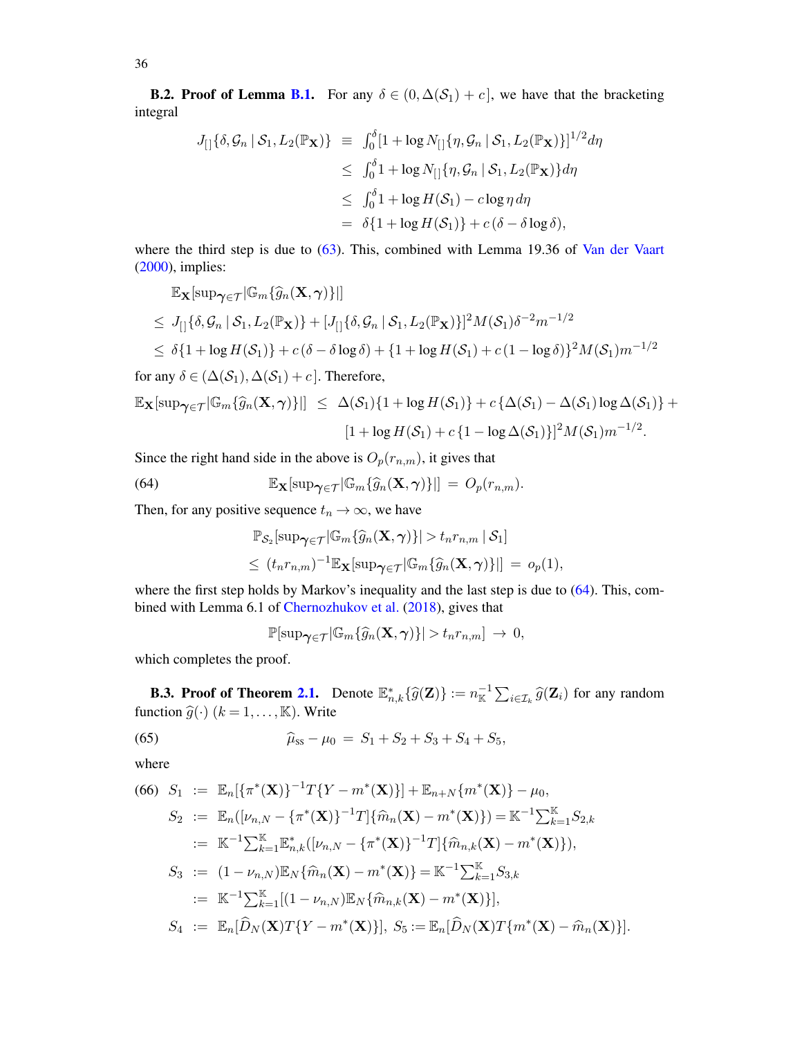**B.2. Proof of Lemma B.1.** For any $\delta \in (0, \Delta(\mathcal{S}_1) + c]$, we have that the bracketing integral

$$
\begin{aligned}
J_{[]}\{\delta, \mathcal{G}_n \mid \mathcal{S}_1, L_2(\mathbb{P}_{\mathbf{X}})\} &\equiv \int_0^\delta [1 + \log N_{[]}\{\eta, \mathcal{G}_n \mid \mathcal{S}_1, L_2(\mathbb{P}_{\mathbf{X}})\}]^{1/2} d\eta \\
&\leq \int_0^\delta 1 + \log N_{[]}\{\eta, \mathcal{G}_n \mid \mathcal{S}_1, L_2(\mathbb{P}_{\mathbf{X}})\} d\eta \\
&\leq \int_0^\delta 1 + \log H(\mathcal{S}_1) - c \log \eta \, d\eta \\
&= \delta\{1 + \log H(\mathcal{S}_1)\} + c\,(\delta - \delta \log \delta),
\end{aligned}
$$

where the third step is due to (63). This, combined with Lemma 19.36 of Van der Vaart (2000), implies:

$$
\begin{aligned}
&\mathbb{E}_{\mathbf{X}}[\sup_{\boldsymbol{\gamma} \in \mathcal{T}} |\mathbb{G}_m\{\widehat{g}_n(\mathbf{X}, \boldsymbol{\gamma})\}|] \\
\leq\; & J_{[]}\{\delta, \mathcal{G}_n \mid \mathcal{S}_1, L_2(\mathbb{P}_{\mathbf{X}})\} + [J_{[]}\{\delta, \mathcal{G}_n \mid \mathcal{S}_1, L_2(\mathbb{P}_{\mathbf{X}})\}]^2 M(\mathcal{S}_1) \delta^{-2} m^{-1/2} \\
\leq\; & \delta\{1 + \log H(\mathcal{S}_1)\} + c\,(\delta - \delta \log \delta) + \{1 + \log H(\mathcal{S}_1) + c\,(1 - \log \delta)\}^2 M(\mathcal{S}_1) m^{-1/2}
\end{aligned}
$$

for any $\delta \in (\Delta(\mathcal{S}_1), \Delta(\mathcal{S}_1) + c]$. Therefore,

$$
\begin{aligned}
\mathbb{E}_{\mathbf{X}}[\sup_{\boldsymbol{\gamma} \in \mathcal{T}} |\mathbb{G}_m\{\widehat{g}_n(\mathbf{X}, \boldsymbol{\gamma})\}|] \;\leq\; & \Delta(\mathcal{S}_1)\{1 + \log H(\mathcal{S}_1)\} + c\,\{\Delta(\mathcal{S}_1) - \Delta(\mathcal{S}_1) \log \Delta(\mathcal{S}_1)\} + \\
& [1 + \log H(\mathcal{S}_1) + c\,\{1 - \log \Delta(\mathcal{S}_1)\}]^2 M(\mathcal{S}_1) m^{-1/2}.
\end{aligned}
$$

Since the right hand side in the above is $O_p(r_{n,m})$, it gives that

$$
\mathbb{E}_{\mathbf{X}}[\sup_{\boldsymbol{\gamma} \in \mathcal{T}} |\mathbb{G}_m\{\widehat{g}_n(\mathbf{X}, \boldsymbol{\gamma})\}|] \;=\; O_p(r_{n,m}). \tag{64}
$$

Then, for any positive sequence $t_n \to \infty$, we have

$$
\begin{aligned}
&\mathbb{P}_{\mathcal{S}_2}[\sup_{\boldsymbol{\gamma} \in \mathcal{T}} |\mathbb{G}_m\{\widehat{g}_n(\mathbf{X}, \boldsymbol{\gamma})\}| > t_n r_{n,m} \mid \mathcal{S}_1] \\
\leq\; & (t_n r_{n,m})^{-1} \mathbb{E}_{\mathbf{X}}[\sup_{\boldsymbol{\gamma} \in \mathcal{T}} |\mathbb{G}_m\{\widehat{g}_n(\mathbf{X}, \boldsymbol{\gamma})\}|] \;=\; o_p(1),
\end{aligned}
$$

where the first step holds by Markov's inequality and the last step is due to (64). This, combined with Lemma 6.1 of Chernozhukov et al. (2018), gives that

$$
\mathbb{P}[\sup_{\boldsymbol{\gamma} \in \mathcal{T}} |\mathbb{G}_m\{\widehat{g}_n(\mathbf{X}, \boldsymbol{\gamma})\}| > t_n r_{n,m}] \;\to\; 0,
$$

which completes the proof.

**B.3. Proof of Theorem 2.1.** Denote $\mathbb{E}^*_{n,k}\{\widehat{g}(\mathbf{Z})\} := n_{\mathbb{K}}^{-1} \sum_{i \in \mathcal{I}_k} \widehat{g}(\mathbf{Z}_i)$ for any random function $\widehat{g}(\cdot)$ $(k = 1, \ldots, \mathbb{K})$. Write

$$
\widehat{\mu}_{\mathrm{ss}} - \mu_0 \;=\; S_1 + S_2 + S_3 + S_4 + S_5, \tag{65}
$$

where

$$
\begin{aligned}
S_1 &:= \mathbb{E}_n[\{\pi^*(\mathbf{X})\}^{-1} T\{Y - m^*(\mathbf{X})\}] + \mathbb{E}_{n+N}\{m^*(\mathbf{X})\} - \mu_0, \\
S_2 &:= \mathbb{E}_n([\nu_{n,N} - \{\pi^*(\mathbf{X})\}^{-1} T]\{\widehat{m}_n(\mathbf{X}) - m^*(\mathbf{X})\}) = \mathbb{K}^{-1} \textstyle\sum_{k=1}^{\mathbb{K}} S_{2,k} \\
&:= \mathbb{K}^{-1} \textstyle\sum_{k=1}^{\mathbb{K}} \mathbb{E}^*_{n,k}([\nu_{n,N} - \{\pi^*(\mathbf{X})\}^{-1} T]\{\widehat{m}_{n,k}(\mathbf{X}) - m^*(\mathbf{X})\}), \\
S_3 &:= (1 - \nu_{n,N}) \mathbb{E}_N\{\widehat{m}_n(\mathbf{X}) - m^*(\mathbf{X})\} = \mathbb{K}^{-1} \textstyle\sum_{k=1}^{\mathbb{K}} S_{3,k} \\
&:= \mathbb{K}^{-1} \textstyle\sum_{k=1}^{\mathbb{K}} [(1 - \nu_{n,N}) \mathbb{E}_N\{\widehat{m}_{n,k}(\mathbf{X}) - m^*(\mathbf{X})\}], \\
S_4 &:= \mathbb{E}_n[\widehat{D}_N(\mathbf{X}) T\{Y - m^*(\mathbf{X})\}], \; S_5 := \mathbb{E}_n[\widehat{D}_N(\mathbf{X}) T\{m^*(\mathbf{X}) - \widehat{m}_n(\mathbf{X})\}].
\end{aligned} \tag{66}
$$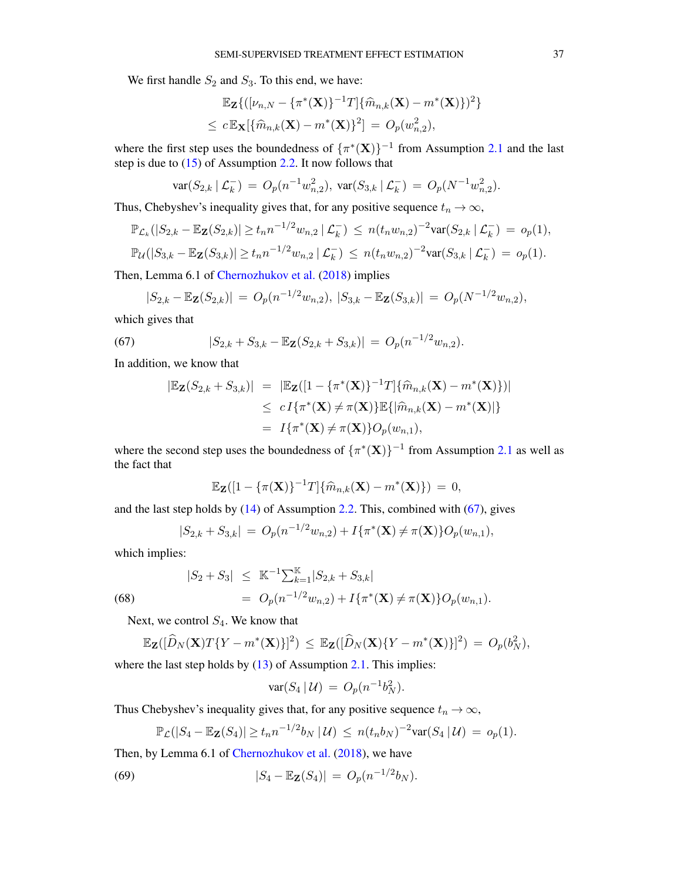We first handle $S_2$ and $S_3$. To this end, we have:

$$
\begin{aligned}
&\mathbb{E}_{\mathbf{Z}}\{([\nu_{n,N} - \{\pi^*(\mathbf{X})\}^{-1}T]\{\widehat{m}_{n,k}(\mathbf{X}) - m^*(\mathbf{X})\})^2\} \\
&\leq c\,\mathbb{E}_{\mathbf{X}}[\{\widehat{m}_{n,k}(\mathbf{X}) - m^*(\mathbf{X})\}^2] \;=\; O_p(w_{n,2}^2),
\end{aligned}
$$

where the first step uses the boundedness of $\{\pi^*(\mathbf{X})\}^{-1}$ from Assumption 2.1 and the last step is due to (15) of Assumption 2.2. It now follows that

$$
\mathrm{var}(S_{2,k} \,|\, \mathcal{L}_k^-) \;=\; O_p(n^{-1}w_{n,2}^2),\; \mathrm{var}(S_{3,k} \,|\, \mathcal{L}_k^-) \;=\; O_p(N^{-1}w_{n,2}^2).
$$

Thus, Chebyshev's inequality gives that, for any positive sequence $t_n \to \infty$,

$$
\begin{aligned}
&\mathbb{P}_{\mathcal{L}_k}(|S_{2,k} - \mathbb{E}_{\mathbf{Z}}(S_{2,k})| \geq t_n n^{-1/2} w_{n,2} \,|\, \mathcal{L}_k^-) \;\leq\; n(t_n w_{n,2})^{-2}\mathrm{var}(S_{2,k} \,|\, \mathcal{L}_k^-) \;=\; o_p(1), \\
&\mathbb{P}_{\mathcal{U}}(|S_{3,k} - \mathbb{E}_{\mathbf{Z}}(S_{3,k})| \geq t_n n^{-1/2} w_{n,2} \,|\, \mathcal{L}_k^-) \;\leq\; n(t_n w_{n,2})^{-2}\mathrm{var}(S_{3,k} \,|\, \mathcal{L}_k^-) \;=\; o_p(1).
\end{aligned}
$$

Then, Lemma 6.1 of Chernozhukov et al. (2018) implies

$$
|S_{2,k} - \mathbb{E}_{\mathbf{Z}}(S_{2,k})| \;=\; O_p(n^{-1/2}w_{n,2}),\; |S_{3,k} - \mathbb{E}_{\mathbf{Z}}(S_{3,k})| \;=\; O_p(N^{-1/2}w_{n,2}),
$$

which gives that

$$
|S_{2,k} + S_{3,k} - \mathbb{E}_{\mathbf{Z}}(S_{2,k} + S_{3,k})| \;=\; O_p(n^{-1/2}w_{n,2}). \tag{67}
$$

In addition, we know that

$$
\begin{aligned}
|\mathbb{E}_{\mathbf{Z}}(S_{2,k} + S_{3,k})| &= |\mathbb{E}_{\mathbf{Z}}([1 - \{\pi^*(\mathbf{X})\}^{-1}T]\{\widehat{m}_{n,k}(\mathbf{X}) - m^*(\mathbf{X})\})| \\
&\leq c\, I\{\pi^*(\mathbf{X}) \neq \pi(\mathbf{X})\}\mathbb{E}\{|\widehat{m}_{n,k}(\mathbf{X}) - m^*(\mathbf{X})|\} \\
&= I\{\pi^*(\mathbf{X}) \neq \pi(\mathbf{X})\}O_p(w_{n,1}),
\end{aligned}
$$

where the second step uses the boundedness of $\{\pi^*(\mathbf{X})\}^{-1}$ from Assumption 2.1 as well as the fact that

$$
\mathbb{E}_{\mathbf{Z}}([1 - \{\pi(\mathbf{X})\}^{-1}T]\{\widehat{m}_{n,k}(\mathbf{X}) - m^*(\mathbf{X})\}) \;=\; 0,
$$

and the last step holds by (14) of Assumption 2.2. This, combined with (67), gives

$$
|S_{2,k} + S_{3,k}| \;=\; O_p(n^{-1/2}w_{n,2}) + I\{\pi^*(\mathbf{X}) \neq \pi(\mathbf{X})\}O_p(w_{n,1}),
$$

which implies:

$$
\begin{aligned}
|S_2 + S_3| &\leq \mathbb{K}^{-1}\textstyle\sum_{k=1}^{\mathbb{K}}|S_{2,k} + S_{3,k}| \\
&= O_p(n^{-1/2}w_{n,2}) + I\{\pi^*(\mathbf{X}) \neq \pi(\mathbf{X})\}O_p(w_{n,1}).
\end{aligned} \tag{68}
$$

Next, we control $S_4$. We know that

$$
\mathbb{E}_{\mathbf{Z}}([\widehat{D}_N(\mathbf{X})T\{Y - m^*(\mathbf{X})\}]^2) \;\leq\; \mathbb{E}_{\mathbf{Z}}([\widehat{D}_N(\mathbf{X})\{Y - m^*(\mathbf{X})\}]^2) \;=\; O_p(b_N^2),
$$

where the last step holds by (13) of Assumption 2.1. This implies:

$$
\mathrm{var}(S_4 \,|\, \mathcal{U}) \;=\; O_p(n^{-1}b_N^2).
$$

Thus Chebyshev's inequality gives that, for any positive sequence $t_n \to \infty$,

$$
\mathbb{P}_{\mathcal{L}}(|S_4 - \mathbb{E}_{\mathbf{Z}}(S_4)| \geq t_n n^{-1/2} b_N \,|\, \mathcal{U}) \;\leq\; n(t_n b_N)^{-2}\mathrm{var}(S_4 \,|\, \mathcal{U}) \;=\; o_p(1).
$$

Then, by Lemma 6.1 of Chernozhukov et al. (2018), we have

$$
|S_4 - \mathbb{E}_{\mathbf{Z}}(S_4)| \;=\; O_p(n^{-1/2}b_N). \tag{69}
$$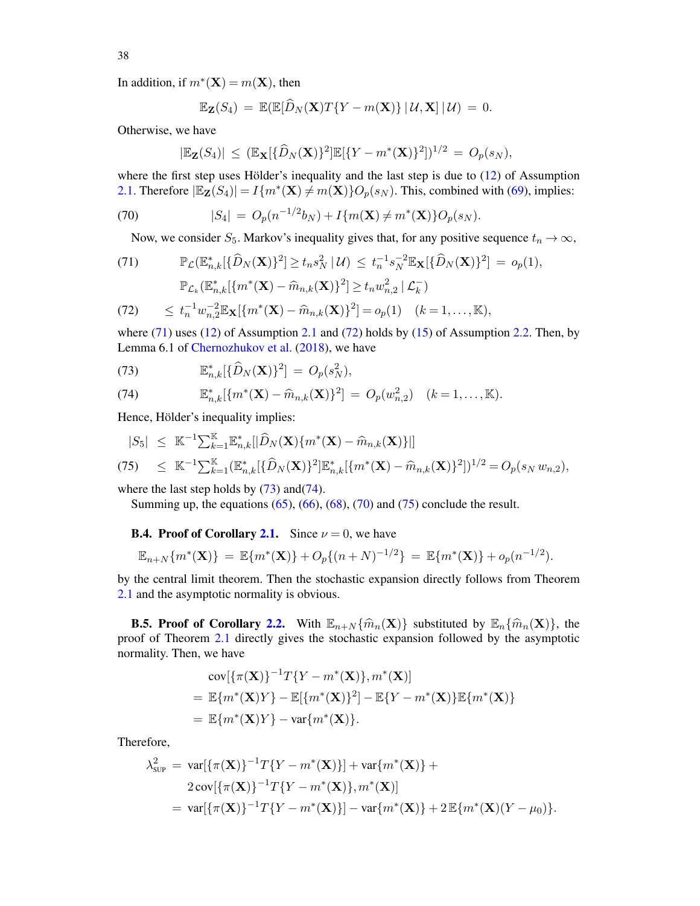In addition, if $m^*(\mathbf{X}) = m(\mathbf{X})$, then

$$\mathbb{E}_{\mathbf{Z}}(S_4) \;=\; \mathbb{E}(\mathbb{E}[\widehat{D}_N(\mathbf{X})T\{Y - m(\mathbf{X})\} \,|\, \mathcal{U}, \mathbf{X}] \,|\, \mathcal{U}) \;=\; 0.$$

Otherwise, we have

$$|\mathbb{E}_{\mathbf{Z}}(S_4)| \;\leq\; (\mathbb{E}_{\mathbf{X}}[\{\widehat{D}_N(\mathbf{X})\}^2]\mathbb{E}[\{Y - m^*(\mathbf{X})\}^2])^{1/2} \;=\; O_p(s_N),$$

where the first step uses Hölder's inequality and the last step is due to (12) of Assumption 2.1. Therefore $|\mathbb{E}_{\mathbf{Z}}(S_4)| = I\{m^*(\mathbf{X}) \neq m(\mathbf{X})\}O_p(s_N)$. This, combined with (69), implies:

$$|S_4| \;=\; O_p(n^{-1/2}b_N) + I\{m(\mathbf{X}) \neq m^*(\mathbf{X})\}O_p(s_N). \tag{70}$$

Now, we consider $S_5$. Markov's inequality gives that, for any positive sequence $t_n \to \infty$,

$$\mathbb{P}_{\mathcal{L}}(\mathbb{E}^*_{n,k}[\{\widehat{D}_N(\mathbf{X})\}^2] \geq t_n s_N^2 \,|\, \mathcal{U}) \;\leq\; t_n^{-1}s_N^{-2}\mathbb{E}_{\mathbf{X}}[\{\widehat{D}_N(\mathbf{X})\}^2] \;=\; o_p(1), \tag{71}$$

$$\mathbb{P}_{\mathcal{L}_k}(\mathbb{E}^*_{n,k}[\{m^*(\mathbf{X}) - \widehat{m}_{n,k}(\mathbf{X})\}^2] \geq t_n w_{n,2}^2 \,|\, \mathcal{L}_k^-)$$

$$\leq\; t_n^{-1}w_{n,2}^{-2}\mathbb{E}_{\mathbf{X}}[\{m^*(\mathbf{X}) - \widehat{m}_{n,k}(\mathbf{X})\}^2] = o_p(1) \quad (k = 1, \ldots, \mathbb{K}), \tag{72}$$

where (71) uses (12) of Assumption 2.1 and (72) holds by (15) of Assumption 2.2. Then, by Lemma 6.1 of Chernozhukov et al. (2018), we have

$$\mathbb{E}^*_{n,k}[\{\widehat{D}_N(\mathbf{X})\}^2] \;=\; O_p(s_N^2), \tag{73}$$

$$\mathbb{E}^*_{n,k}[\{m^*(\mathbf{X}) - \widehat{m}_{n,k}(\mathbf{X})\}^2] \;=\; O_p(w_{n,2}^2) \quad (k = 1, \ldots, \mathbb{K}). \tag{74}$$

Hence, Hölder's inequality implies:

$$|S_5| \;\leq\; \mathbb{K}^{-1}\textstyle\sum_{k=1}^{\mathbb{K}}\mathbb{E}^*_{n,k}[|\widehat{D}_N(\mathbf{X})\{m^*(\mathbf{X}) - \widehat{m}_{n,k}(\mathbf{X})\}|]$$

$$\leq\; \mathbb{K}^{-1}\textstyle\sum_{k=1}^{\mathbb{K}}(\mathbb{E}^*_{n,k}[\{\widehat{D}_N(\mathbf{X})\}^2]\mathbb{E}^*_{n,k}[\{m^*(\mathbf{X}) - \widehat{m}_{n,k}(\mathbf{X})\}^2])^{1/2} = O_p(s_N\, w_{n,2}), \tag{75}$$

where the last step holds by (73) and(74).

Summing up, the equations (65), (66), (68), (70) and (75) conclude the result.

**B.4. Proof of Corollary 2.1.** Since $\nu = 0$, we have

$$\mathbb{E}_{n+N}\{m^*(\mathbf{X})\} \;=\; \mathbb{E}\{m^*(\mathbf{X})\} + O_p\{(n+N)^{-1/2}\} \;=\; \mathbb{E}\{m^*(\mathbf{X})\} + o_p(n^{-1/2}).$$

by the central limit theorem. Then the stochastic expansion directly follows from Theorem 2.1 and the asymptotic normality is obvious.

**B.5. Proof of Corollary 2.2.** With $\mathbb{E}_{n+N}\{\widehat{m}_n(\mathbf{X})\}$ substituted by $\mathbb{E}_n\{\widehat{m}_n(\mathbf{X})\}$, the proof of Theorem 2.1 directly gives the stochastic expansion followed by the asymptotic normality. Then, we have

$$\begin{aligned}
&\operatorname{cov}[\{\pi(\mathbf{X})\}^{-1}T\{Y - m^*(\mathbf{X})\}, m^*(\mathbf{X})] \\
&= \mathbb{E}\{m^*(\mathbf{X})Y\} - \mathbb{E}[\{m^*(\mathbf{X})\}^2] - \mathbb{E}\{Y - m^*(\mathbf{X})\}\mathbb{E}\{m^*(\mathbf{X})\} \\
&= \mathbb{E}\{m^*(\mathbf{X})Y\} - \operatorname{var}\{m^*(\mathbf{X})\}.
\end{aligned}$$

Therefore,

$$\begin{aligned}
\lambda^2_{\text{SUP}} \;=\; &\operatorname{var}[\{\pi(\mathbf{X})\}^{-1}T\{Y - m^*(\mathbf{X})\}] + \operatorname{var}\{m^*(\mathbf{X})\} + \\
&2\operatorname{cov}[\{\pi(\mathbf{X})\}^{-1}T\{Y - m^*(\mathbf{X})\}, m^*(\mathbf{X})] \\
=\; &\operatorname{var}[\{\pi(\mathbf{X})\}^{-1}T\{Y - m^*(\mathbf{X})\}] - \operatorname{var}\{m^*(\mathbf{X})\} + 2\,\mathbb{E}\{m^*(\mathbf{X})(Y - \mu_0)\}.
\end{aligned}$$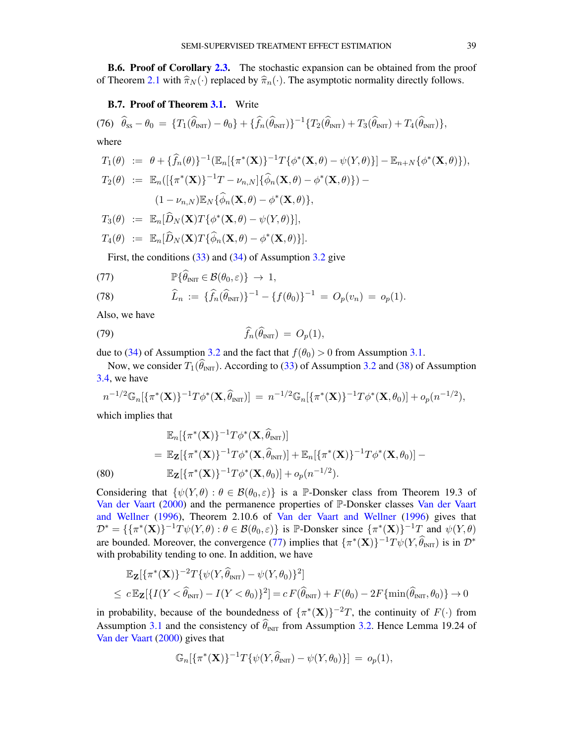**B.6. Proof of Corollary 2.3.** The stochastic expansion can be obtained from the proof of Theorem 2.1 with $\widehat{\pi}_N(\cdot)$ replaced by $\widehat{\pi}_n(\cdot)$. The asymptotic normality directly follows.

**B.7. Proof of Theorem 3.1.** Write

$$
\widehat{\theta}_{\text{SS}} - \theta_0 \;=\; \{T_1(\widehat{\theta}_{\text{INIT}}) - \theta_0\} + \{\widehat{f}_n(\widehat{\theta}_{\text{INIT}})\}^{-1}\{T_2(\widehat{\theta}_{\text{INIT}}) + T_3(\widehat{\theta}_{\text{INIT}}) + T_4(\widehat{\theta}_{\text{INIT}})\}, \tag{76}
$$

where

$$
\begin{aligned}
T_1(\theta) &:= \theta + \{\widehat{f}_n(\theta)\}^{-1}(\mathbb{E}_n[\{\pi^*(\mathbf{X})\}^{-1}T\{\phi^*(\mathbf{X},\theta) - \psi(Y,\theta)\}] - \mathbb{E}_{n+N}\{\phi^*(\mathbf{X},\theta)\}),\\
T_2(\theta) &:= \mathbb{E}_n([\{\pi^*(\mathbf{X})\}^{-1}T - \nu_{n,N}]\{\widehat{\phi}_n(\mathbf{X},\theta) - \phi^*(\mathbf{X},\theta)\}) -\\
&\qquad (1-\nu_{n,N})\mathbb{E}_N\{\widehat{\phi}_n(\mathbf{X},\theta) - \phi^*(\mathbf{X},\theta)\},\\
T_3(\theta) &:= \mathbb{E}_n[\widehat{D}_N(\mathbf{X})T\{\phi^*(\mathbf{X},\theta) - \psi(Y,\theta)\}],\\
T_4(\theta) &:= \mathbb{E}_n[\widehat{D}_N(\mathbf{X})T\{\widehat{\phi}_n(\mathbf{X},\theta) - \phi^*(\mathbf{X},\theta)\}].
\end{aligned}
$$

First, the conditions (33) and (34) of Assumption 3.2 give

$$
\mathbb{P}\{\widehat{\theta}_{\text{INIT}} \in \mathcal{B}(\theta_0,\varepsilon)\} \;\to\; 1, \tag{77}
$$

$$
\widehat{L}_n \;:=\; \{\widehat{f}_n(\widehat{\theta}_{\text{INIT}})\}^{-1} - \{f(\theta_0)\}^{-1} \;=\; O_p(v_n) \;=\; o_p(1). \tag{78}
$$

Also, we have

$$
\widehat{f}_n(\widehat{\theta}_{\text{INIT}}) \;=\; O_p(1), \tag{79}
$$

due to (34) of Assumption 3.2 and the fact that $f(\theta_0) > 0$ from Assumption 3.1.

Now, we consider $T_1(\widehat{\theta}_{\text{INIT}})$. According to (33) of Assumption 3.2 and (38) of Assumption 3.4, we have

$$
n^{-1/2}\mathbb{G}_n[\{\pi^*(\mathbf{X})\}^{-1}T\phi^*(\mathbf{X},\widehat{\theta}_{\text{INIT}})] \;=\; n^{-1/2}\mathbb{G}_n[\{\pi^*(\mathbf{X})\}^{-1}T\phi^*(\mathbf{X},\theta_0)] + o_p(n^{-1/2}),
$$

which implies that

$$
\begin{aligned}
&\mathbb{E}_n[\{\pi^*(\mathbf{X})\}^{-1}T\phi^*(\mathbf{X},\widehat{\theta}_{\text{INIT}})]\\
&= \mathbb{E}_{\mathbf{Z}}[\{\pi^*(\mathbf{X})\}^{-1}T\phi^*(\mathbf{X},\widehat{\theta}_{\text{INIT}})] + \mathbb{E}_n[\{\pi^*(\mathbf{X})\}^{-1}T\phi^*(\mathbf{X},\theta_0)] -\\
&\qquad \mathbb{E}_{\mathbf{Z}}[\{\pi^*(\mathbf{X})\}^{-1}T\phi^*(\mathbf{X},\theta_0)] + o_p(n^{-1/2}).
\end{aligned} \tag{80}
$$

Considering that $\{\psi(Y,\theta) : \theta \in \mathcal{B}(\theta_0,\varepsilon)\}$ is a $\mathbb{P}$-Donsker class from Theorem 19.3 of Van der Vaart (2000) and the permanence properties of $\mathbb{P}$-Donsker classes Van der Vaart and Wellner (1996), Theorem 2.10.6 of Van der Vaart and Wellner (1996) gives that $\mathcal{D}^* = \{\{\pi^*(\mathbf{X})\}^{-1}T\psi(Y,\theta) : \theta \in \mathcal{B}(\theta_0,\varepsilon)\}$ is $\mathbb{P}$-Donsker since $\{\pi^*(\mathbf{X})\}^{-1}T$ and $\psi(Y,\theta)$ are bounded. Moreover, the convergence (77) implies that $\{\pi^*(\mathbf{X})\}^{-1}T\psi(Y,\widehat{\theta}_{\text{INIT}})$ is in $\mathcal{D}^*$ with probability tending to one. In addition, we have

$$
\begin{aligned}
&\mathbb{E}_{\mathbf{Z}}[\{\pi^*(\mathbf{X})\}^{-2}T\{\psi(Y,\widehat{\theta}_{\text{INIT}}) - \psi(Y,\theta_0)\}^2]\\
&\leq\; c\,\mathbb{E}_{\mathbf{Z}}[\{I(Y<\widehat{\theta}_{\text{INIT}}) - I(Y<\theta_0)\}^2] = c\,F(\widehat{\theta}_{\text{INIT}}) + F(\theta_0) - 2F\{\min(\widehat{\theta}_{\text{INIT}},\theta_0)\} \to 0
\end{aligned}
$$

in probability, because of the boundedness of $\{\pi^*(\mathbf{X})\}^{-2}T$, the continuity of $F(\cdot)$ from Assumption 3.1 and the consistency of $\widehat{\theta}_{\text{INIT}}$ from Assumption 3.2. Hence Lemma 19.24 of Van der Vaart (2000) gives that

$$
\mathbb{G}_n[\{\pi^*(\mathbf{X})\}^{-1}T\{\psi(Y,\widehat{\theta}_{\text{INIT}}) - \psi(Y,\theta_0)\}] \;=\; o_p(1),
$$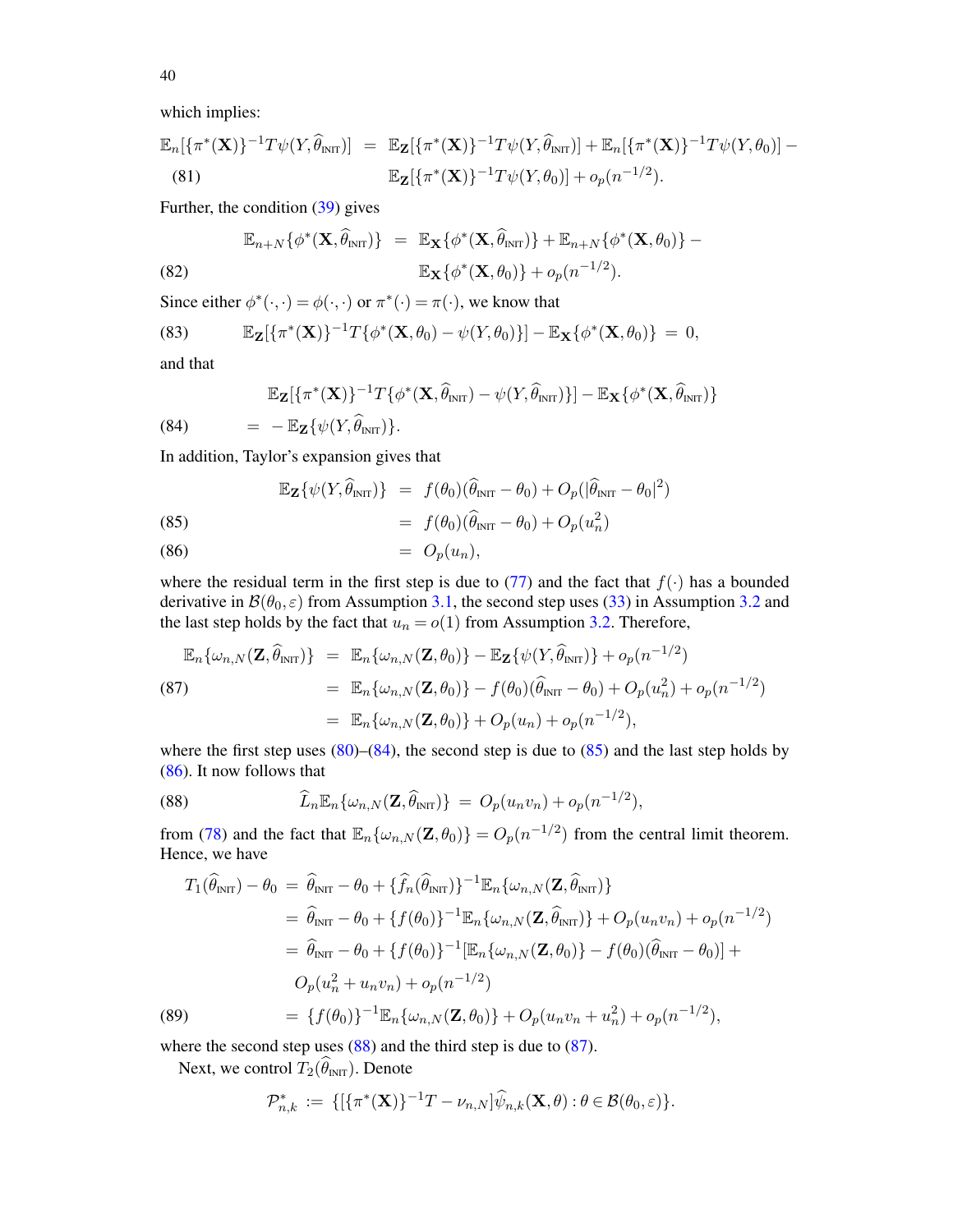which implies:

$$
\begin{aligned}
\mathbb{E}_n[\{\pi^*(\mathbf{X})\}^{-1}T\psi(Y,\widehat{\theta}_{\text{INIT}})] \;&=\; \mathbb{E}_{\mathbf{Z}}[\{\pi^*(\mathbf{X})\}^{-1}T\psi(Y,\widehat{\theta}_{\text{INIT}})] + \mathbb{E}_n[\{\pi^*(\mathbf{X})\}^{-1}T\psi(Y,\theta_0)] - \\
&\quad\; \mathbb{E}_{\mathbf{Z}}[\{\pi^*(\mathbf{X})\}^{-1}T\psi(Y,\theta_0)] + o_p(n^{-1/2}). \qquad (81)
\end{aligned}
$$

Further, the condition (39) gives

$$
\begin{aligned}
\mathbb{E}_{n+N}\{\phi^*(\mathbf{X},\widehat{\theta}_{\text{INIT}})\} \;&=\; \mathbb{E}_{\mathbf{X}}\{\phi^*(\mathbf{X},\widehat{\theta}_{\text{INIT}})\} + \mathbb{E}_{n+N}\{\phi^*(\mathbf{X},\theta_0)\} - \\
&\quad\; \mathbb{E}_{\mathbf{X}}\{\phi^*(\mathbf{X},\theta_0)\} + o_p(n^{-1/2}). \qquad (82)
\end{aligned}
$$

Since either $\phi^*(\cdot,\cdot)=\phi(\cdot,\cdot)$ or $\pi^*(\cdot)=\pi(\cdot)$, we know that

$$
\mathbb{E}_{\mathbf{Z}}[\{\pi^*(\mathbf{X})\}^{-1}T\{\phi^*(\mathbf{X},\theta_0)-\psi(Y,\theta_0)\}] - \mathbb{E}_{\mathbf{X}}\{\phi^*(\mathbf{X},\theta_0)\} \;=\; 0, \qquad (83)
$$

and that

$$
\begin{aligned}
&\mathbb{E}_{\mathbf{Z}}[\{\pi^*(\mathbf{X})\}^{-1}T\{\phi^*(\mathbf{X},\widehat{\theta}_{\text{INIT}})-\psi(Y,\widehat{\theta}_{\text{INIT}})\}] - \mathbb{E}_{\mathbf{X}}\{\phi^*(\mathbf{X},\widehat{\theta}_{\text{INIT}})\} \\
&\quad = \; -\,\mathbb{E}_{\mathbf{Z}}\{\psi(Y,\widehat{\theta}_{\text{INIT}})\}. \qquad (84)
\end{aligned}
$$

In addition, Taylor's expansion gives that

$$
\begin{aligned}
\mathbb{E}_{\mathbf{Z}}\{\psi(Y,\widehat{\theta}_{\text{INIT}})\} \;&=\; f(\theta_0)(\widehat{\theta}_{\text{INIT}}-\theta_0) + O_p(|\widehat{\theta}_{\text{INIT}}-\theta_0|^2) \\
&=\; f(\theta_0)(\widehat{\theta}_{\text{INIT}}-\theta_0) + O_p(u_n^2) \qquad (85)\\
&=\; O_p(u_n), \qquad (86)
\end{aligned}
$$

where the residual term in the first step is due to (77) and the fact that $f(\cdot)$ has a bounded derivative in $\mathcal{B}(\theta_0,\varepsilon)$ from Assumption 3.1, the second step uses (33) in Assumption 3.2 and the last step holds by the fact that $u_n=o(1)$ from Assumption 3.2. Therefore,

$$
\begin{aligned}
\mathbb{E}_n\{\omega_{n,N}(\mathbf{Z},\widehat{\theta}_{\text{INIT}})\} \;&=\; \mathbb{E}_n\{\omega_{n,N}(\mathbf{Z},\theta_0)\} - \mathbb{E}_{\mathbf{Z}}\{\psi(Y,\widehat{\theta}_{\text{INIT}})\} + o_p(n^{-1/2}) \\
&=\; \mathbb{E}_n\{\omega_{n,N}(\mathbf{Z},\theta_0)\} - f(\theta_0)(\widehat{\theta}_{\text{INIT}}-\theta_0) + O_p(u_n^2) + o_p(n^{-1/2}) \qquad (87)\\
&=\; \mathbb{E}_n\{\omega_{n,N}(\mathbf{Z},\theta_0)\} + O_p(u_n) + o_p(n^{-1/2}),
\end{aligned}
$$

where the first step uses (80)–(84), the second step is due to (85) and the last step holds by (86). It now follows that

$$
\widehat{L}_n\mathbb{E}_n\{\omega_{n,N}(\mathbf{Z},\widehat{\theta}_{\text{INIT}})\} \;=\; O_p(u_nv_n) + o_p(n^{-1/2}), \qquad (88)
$$

from (78) and the fact that $\mathbb{E}_n\{\omega_{n,N}(\mathbf{Z},\theta_0)\}=O_p(n^{-1/2})$ from the central limit theorem. Hence, we have

$$
\begin{aligned}
T_1(\widehat{\theta}_{\text{INIT}})-\theta_0 \;&=\; \widehat{\theta}_{\text{INIT}}-\theta_0 + \{\widehat{f}_n(\widehat{\theta}_{\text{INIT}})\}^{-1}\mathbb{E}_n\{\omega_{n,N}(\mathbf{Z},\widehat{\theta}_{\text{INIT}})\} \\
&=\; \widehat{\theta}_{\text{INIT}}-\theta_0 + \{f(\theta_0)\}^{-1}\mathbb{E}_n\{\omega_{n,N}(\mathbf{Z},\widehat{\theta}_{\text{INIT}})\} + O_p(u_nv_n) + o_p(n^{-1/2}) \\
&=\; \widehat{\theta}_{\text{INIT}}-\theta_0 + \{f(\theta_0)\}^{-1}[\mathbb{E}_n\{\omega_{n,N}(\mathbf{Z},\theta_0)\} - f(\theta_0)(\widehat{\theta}_{\text{INIT}}-\theta_0)] + \\
&\quad\; O_p(u_n^2+u_nv_n) + o_p(n^{-1/2}) \\
&=\; \{f(\theta_0)\}^{-1}\mathbb{E}_n\{\omega_{n,N}(\mathbf{Z},\theta_0)\} + O_p(u_nv_n+u_n^2) + o_p(n^{-1/2}), \qquad (89)
\end{aligned}
$$

where the second step uses (88) and the third step is due to (87).

Next, we control $T_2(\widehat{\theta}_{\text{INIT}})$. Denote

$$
\mathcal{P}^*_{n,k} \;:=\; \{[\{\pi^*(\mathbf{X})\}^{-1}T-\nu_{n,N}]\widehat{\psi}_{n,k}(\mathbf{X},\theta) : \theta\in\mathcal{B}(\theta_0,\varepsilon)\}.
$$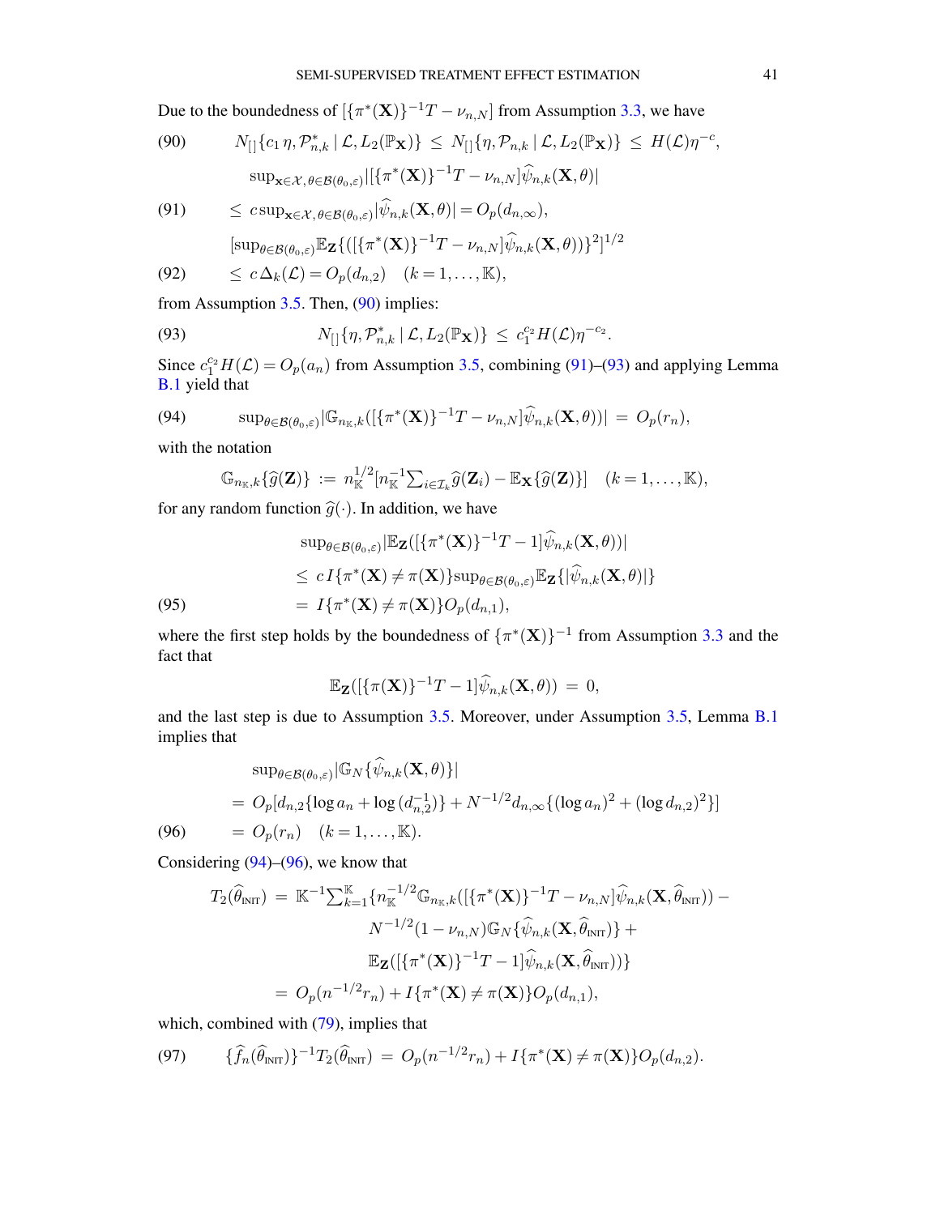Due to the boundedness of $[\{\pi^*(\mathbf{X})\}^{-1}T - \nu_{n,N}]$ from Assumption 3.3, we have

$$
N_{[]}\{c_1\,\eta, \mathcal{P}^*_{n,k} \mid \mathcal{L}, L_2(\mathbb{P}_{\mathbf{X}})\} \;\leq\; N_{[]}\{\eta, \mathcal{P}_{n,k} \mid \mathcal{L}, L_2(\mathbb{P}_{\mathbf{X}})\} \;\leq\; H(\mathcal{L})\eta^{-c}, \tag{90}
$$

$$
\begin{aligned}
&\sup\nolimits_{\mathbf{x}\in\mathcal{X},\,\theta\in\mathcal{B}(\theta_0,\varepsilon)} |[\{\pi^*(\mathbf{X})\}^{-1}T - \nu_{n,N}]\widehat{\psi}_{n,k}(\mathbf{X},\theta)| \\
&\leq\; c\sup\nolimits_{\mathbf{x}\in\mathcal{X},\,\theta\in\mathcal{B}(\theta_0,\varepsilon)} |\widehat{\psi}_{n,k}(\mathbf{X},\theta)| = O_p(d_{n,\infty}),
\end{aligned} \tag{91}
$$

$$
\begin{aligned}
&[\sup\nolimits_{\theta\in\mathcal{B}(\theta_0,\varepsilon)} \mathbb{E}_{\mathbf{Z}}\{([\{\pi^*(\mathbf{X})\}^{-1}T - \nu_{n,N}]\widehat{\psi}_{n,k}(\mathbf{X},\theta))\}^2]^{1/2} \\
&\leq\; c\,\Delta_k(\mathcal{L}) = O_p(d_{n,2}) \quad (k=1,\ldots,\mathbb{K}),
\end{aligned} \tag{92}
$$

from Assumption 3.5. Then, (90) implies:

$$
N_{[]}\{\eta, \mathcal{P}^*_{n,k} \mid \mathcal{L}, L_2(\mathbb{P}_{\mathbf{X}})\} \;\leq\; c_1^{c_2} H(\mathcal{L})\eta^{-c_2}. \tag{93}
$$

Since $c_1^{c_2}H(\mathcal{L}) = O_p(a_n)$ from Assumption 3.5, combining (91)–(93) and applying Lemma B.1 yield that

$$
\sup\nolimits_{\theta\in\mathcal{B}(\theta_0,\varepsilon)} |\mathbb{G}_{n_{\mathbb{K}},k}([\{\pi^*(\mathbf{X})\}^{-1}T - \nu_{n,N}]\widehat{\psi}_{n,k}(\mathbf{X},\theta))| \;=\; O_p(r_n), \tag{94}
$$

with the notation

$$
\mathbb{G}_{n_{\mathbb{K}},k}\{\widehat{g}(\mathbf{Z})\} \;:=\; n_{\mathbb{K}}^{1/2}[n_{\mathbb{K}}^{-1}\textstyle\sum_{i\in\mathcal{I}_k}\widehat{g}(\mathbf{Z}_i) - \mathbb{E}_{\mathbf{X}}\{\widehat{g}(\mathbf{Z})\}] \quad (k=1,\ldots,\mathbb{K}),
$$

for any random function $\widehat{g}(\cdot)$. In addition, we have

$$
\begin{aligned}
&\sup\nolimits_{\theta\in\mathcal{B}(\theta_0,\varepsilon)} |\mathbb{E}_{\mathbf{Z}}([\{\pi^*(\mathbf{X})\}^{-1}T - 1]\widehat{\psi}_{n,k}(\mathbf{X},\theta))| \\
&\leq\; c\, I\{\pi^*(\mathbf{X}) \neq \pi(\mathbf{X})\}\sup\nolimits_{\theta\in\mathcal{B}(\theta_0,\varepsilon)} \mathbb{E}_{\mathbf{Z}}\{|\widehat{\psi}_{n,k}(\mathbf{X},\theta)|\} \\
&=\; I\{\pi^*(\mathbf{X}) \neq \pi(\mathbf{X})\}O_p(d_{n,1}),
\end{aligned} \tag{95}
$$

where the first step holds by the boundedness of $\{\pi^*(\mathbf{X})\}^{-1}$ from Assumption 3.3 and the fact that

$$
\mathbb{E}_{\mathbf{Z}}([\{\pi(\mathbf{X})\}^{-1}T - 1]\widehat{\psi}_{n,k}(\mathbf{X},\theta)) \;=\; 0,
$$

and the last step is due to Assumption 3.5. Moreover, under Assumption 3.5, Lemma B.1 implies that

$$
\begin{aligned}
&\sup\nolimits_{\theta\in\mathcal{B}(\theta_0,\varepsilon)} |\mathbb{G}_N\{\widehat{\psi}_{n,k}(\mathbf{X},\theta)\}| \\
&=\; O_p[d_{n,2}\{\log a_n + \log(d_{n,2}^{-1})\} + N^{-1/2}d_{n,\infty}\{(\log a_n)^2 + (\log d_{n,2})^2\}] \\
&=\; O_p(r_n) \quad (k=1,\ldots,\mathbb{K}).
\end{aligned} \tag{96}
$$

Considering (94)–(96), we know that

$$
\begin{aligned}
T_2(\widehat{\theta}_{\text{INIT}}) \;=\; & \mathbb{K}^{-1}\textstyle\sum_{k=1}^{\mathbb{K}}\{n_{\mathbb{K}}^{-1/2}\mathbb{G}_{n_{\mathbb{K}},k}([\{\pi^*(\mathbf{X})\}^{-1}T - \nu_{n,N}]\widehat{\psi}_{n,k}(\mathbf{X},\widehat{\theta}_{\text{INIT}})) - \\
& N^{-1/2}(1-\nu_{n,N})\mathbb{G}_N\{\widehat{\psi}_{n,k}(\mathbf{X},\widehat{\theta}_{\text{INIT}})\} + \\
& \mathbb{E}_{\mathbf{Z}}([\{\pi^*(\mathbf{X})\}^{-1}T - 1]\widehat{\psi}_{n,k}(\mathbf{X},\widehat{\theta}_{\text{INIT}}))\} \\
=\; & O_p(n^{-1/2}r_n) + I\{\pi^*(\mathbf{X}) \neq \pi(\mathbf{X})\}O_p(d_{n,1}),
\end{aligned}
$$

which, combined with (79), implies that

$$
\{\widehat{f}_n(\widehat{\theta}_{\text{INIT}})\}^{-1}T_2(\widehat{\theta}_{\text{INIT}}) \;=\; O_p(n^{-1/2}r_n) + I\{\pi^*(\mathbf{X}) \neq \pi(\mathbf{X})\}O_p(d_{n,2}). \tag{97}
$$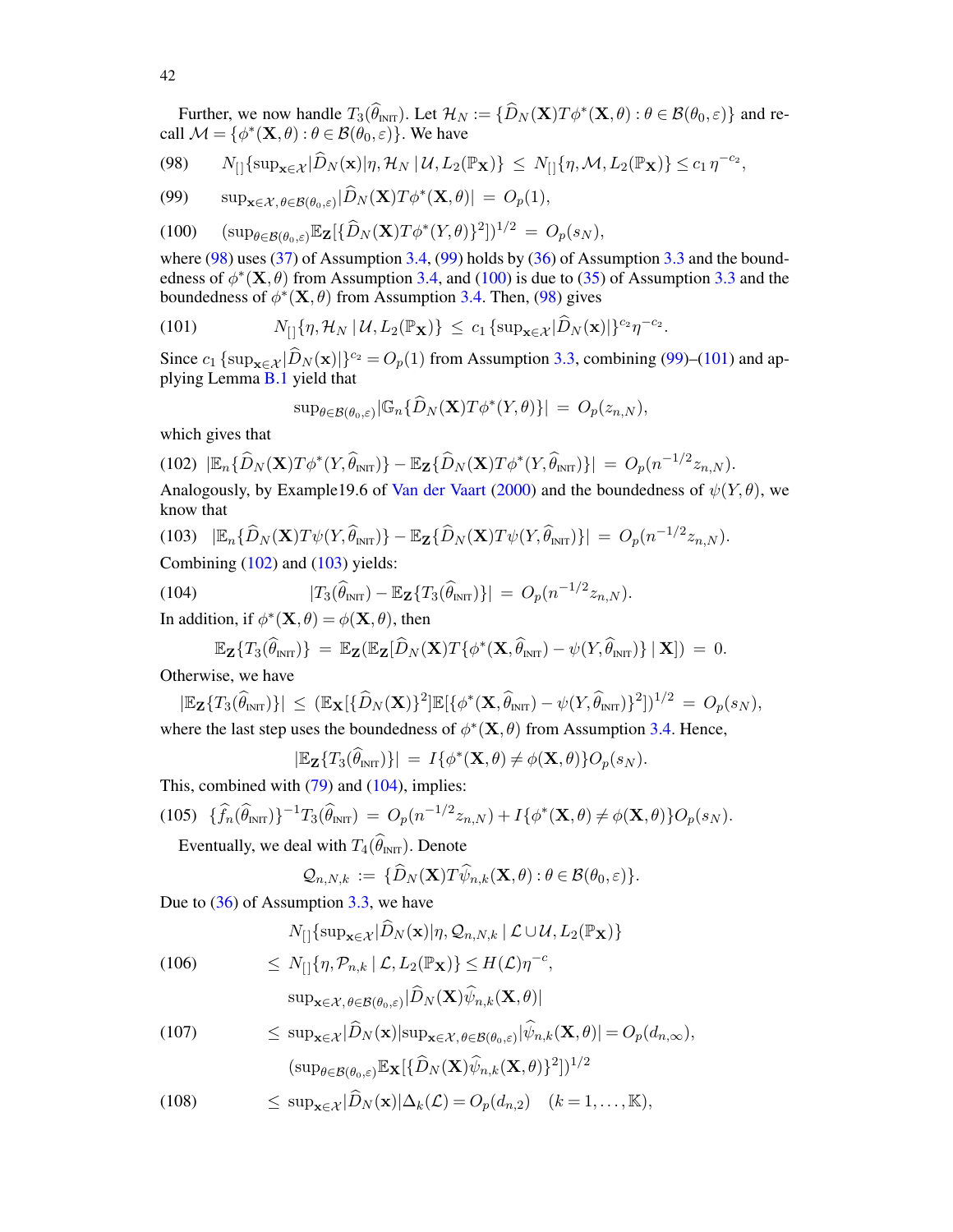Further, we now handle $T_3(\widehat{\theta}_{\text{INIT}})$. Let $\mathcal{H}_N := \{\widehat{D}_N(\mathbf{X})T\phi^*(\mathbf{X},\theta) : \theta \in \mathcal{B}(\theta_0,\varepsilon)\}$ and recall $\mathcal{M} = \{\phi^*(\mathbf{X},\theta) : \theta \in \mathcal{B}(\theta_0,\varepsilon)\}$. We have

$$
(98) \qquad N_{[]}\{\sup_{\mathbf{x}\in\mathcal{X}}|\widehat{D}_N(\mathbf{x})|\eta, \mathcal{H}_N \mid \mathcal{U}, L_2(\mathbb{P}_{\mathbf{X}})\} \;\le\; N_{[]}\{\eta, \mathcal{M}, L_2(\mathbb{P}_{\mathbf{X}})\} \le c_1\,\eta^{-c_2},
$$

$$
(99) \qquad \sup_{\mathbf{x}\in\mathcal{X},\,\theta\in\mathcal{B}(\theta_0,\varepsilon)}|\widehat{D}_N(\mathbf{X})T\phi^*(\mathbf{X},\theta)| \;=\; O_p(1),
$$

$$
(100) \qquad (\sup_{\theta\in\mathcal{B}(\theta_0,\varepsilon)}\mathbb{E}_{\mathbf{Z}}[\{\widehat{D}_N(\mathbf{X})T\phi^*(Y,\theta)\}^2])^{1/2} \;=\; O_p(s_N),
$$

where (98) uses (37) of Assumption 3.4, (99) holds by (36) of Assumption 3.3 and the boundedness of $\phi^*(\mathbf{X},\theta)$ from Assumption 3.4, and (100) is due to (35) of Assumption 3.3 and the boundedness of $\phi^*(\mathbf{X},\theta)$ from Assumption 3.4. Then, (98) gives

$$
(101) \qquad N_{[]}\{\eta, \mathcal{H}_N \mid \mathcal{U}, L_2(\mathbb{P}_{\mathbf{X}})\} \;\le\; c_1\,\{\sup_{\mathbf{x}\in\mathcal{X}}|\widehat{D}_N(\mathbf{x})|\}^{c_2}\eta^{-c_2}.
$$

Since $c_1\,\{\sup_{\mathbf{x}\in\mathcal{X}}|\widehat{D}_N(\mathbf{x})|\}^{c_2} = O_p(1)$ from Assumption 3.3, combining (99)–(101) and applying Lemma B.1 yield that

$$
\sup_{\theta\in\mathcal{B}(\theta_0,\varepsilon)}|\mathbb{G}_n\{\widehat{D}_N(\mathbf{X})T\phi^*(Y,\theta)\}| \;=\; O_p(z_{n,N}),
$$

which gives that

$$
(102) \quad |\mathbb{E}_n\{\widehat{D}_N(\mathbf{X})T\phi^*(Y,\widehat{\theta}_{\text{INIT}})\} - \mathbb{E}_{\mathbf{Z}}\{\widehat{D}_N(\mathbf{X})T\phi^*(Y,\widehat{\theta}_{\text{INIT}})\}| \;=\; O_p(n^{-1/2}z_{n,N}).
$$

Analogously, by Example19.6 of Van der Vaart (2000) and the boundedness of $\psi(Y,\theta)$, we know that

$$
(103) \quad |\mathbb{E}_n\{\widehat{D}_N(\mathbf{X})T\psi(Y,\widehat{\theta}_{\text{INIT}})\} - \mathbb{E}_{\mathbf{Z}}\{\widehat{D}_N(\mathbf{X})T\psi(Y,\widehat{\theta}_{\text{INIT}})\}| \;=\; O_p(n^{-1/2}z_{n,N}).
$$

Combining (102) and (103) yields:

$$
(104) \qquad |T_3(\widehat{\theta}_{\text{INIT}}) - \mathbb{E}_{\mathbf{Z}}\{T_3(\widehat{\theta}_{\text{INIT}})\}| \;=\; O_p(n^{-1/2}z_{n,N}).
$$

In addition, if $\phi^*(\mathbf{X},\theta) = \phi(\mathbf{X},\theta)$, then

$$
\mathbb{E}_{\mathbf{Z}}\{T_3(\widehat{\theta}_{\text{INIT}})\} \;=\; \mathbb{E}_{\mathbf{Z}}(\mathbb{E}_{\mathbf{Z}}[\widehat{D}_N(\mathbf{X})T\{\phi^*(\mathbf{X},\widehat{\theta}_{\text{INIT}}) - \psi(Y,\widehat{\theta}_{\text{INIT}})\} \mid \mathbf{X}]) \;=\; 0.
$$

Otherwise, we have

$$
|\mathbb{E}_{\mathbf{Z}}\{T_3(\widehat{\theta}_{\text{INIT}})\}| \;\le\; (\mathbb{E}_{\mathbf{X}}[\{\widehat{D}_N(\mathbf{X})\}^2]\mathbb{E}[\{\phi^*(\mathbf{X},\widehat{\theta}_{\text{INIT}}) - \psi(Y,\widehat{\theta}_{\text{INIT}})\}^2])^{1/2} \;=\; O_p(s_N),
$$

where the last step uses the boundedness of $\phi^*(\mathbf{X},\theta)$ from Assumption 3.4. Hence,

$$
|\mathbb{E}_{\mathbf{Z}}\{T_3(\widehat{\theta}_{\text{INIT}})\}| \;=\; I\{\phi^*(\mathbf{X},\theta) \ne \phi(\mathbf{X},\theta)\}O_p(s_N).
$$

This, combined with (79) and (104), implies:

$$
(105) \quad \{\widehat{f}_n(\widehat{\theta}_{\text{INIT}})\}^{-1}T_3(\widehat{\theta}_{\text{INIT}}) \;=\; O_p(n^{-1/2}z_{n,N}) + I\{\phi^*(\mathbf{X},\theta) \ne \phi(\mathbf{X},\theta)\}O_p(s_N).
$$

Eventually, we deal with $T_4(\widehat{\theta}_{\text{INIT}})$. Denote

$$
\mathcal{Q}_{n,N,k} \;:=\; \{\widehat{D}_N(\mathbf{X})T\widehat{\psi}_{n,k}(\mathbf{X},\theta) : \theta \in \mathcal{B}(\theta_0,\varepsilon)\}.
$$

Due to (36) of Assumption 3.3, we have

$$
\begin{aligned}
& N_{[]}\{\sup_{\mathbf{x}\in\mathcal{X}}|\widehat{D}_N(\mathbf{x})|\eta, \mathcal{Q}_{n,N,k} \mid \mathcal{L}\cup\mathcal{U}, L_2(\mathbb{P}_{\mathbf{X}})\} \\
(106) \qquad & \le\; N_{[]}\{\eta, \mathcal{P}_{n,k} \mid \mathcal{L}, L_2(\mathbb{P}_{\mathbf{X}})\} \le H(\mathcal{L})\eta^{-c}, \\
& \sup_{\mathbf{x}\in\mathcal{X},\,\theta\in\mathcal{B}(\theta_0,\varepsilon)}|\widehat{D}_N(\mathbf{X})\widehat{\psi}_{n,k}(\mathbf{X},\theta)| \\
(107) \qquad & \le\; \sup_{\mathbf{x}\in\mathcal{X}}|\widehat{D}_N(\mathbf{x})|\sup_{\mathbf{x}\in\mathcal{X},\,\theta\in\mathcal{B}(\theta_0,\varepsilon)}|\widehat{\psi}_{n,k}(\mathbf{X},\theta)| = O_p(d_{n,\infty}), \\
& (\sup_{\theta\in\mathcal{B}(\theta_0,\varepsilon)}\mathbb{E}_{\mathbf{X}}[\{\widehat{D}_N(\mathbf{X})\widehat{\psi}_{n,k}(\mathbf{X},\theta)\}^2])^{1/2} \\
(108) \qquad & \le\; \sup_{\mathbf{x}\in\mathcal{X}}|\widehat{D}_N(\mathbf{x})|\Delta_k(\mathcal{L}) = O_p(d_{n,2}) \quad (k = 1,\ldots,\mathbb{K}),
\end{aligned}
$$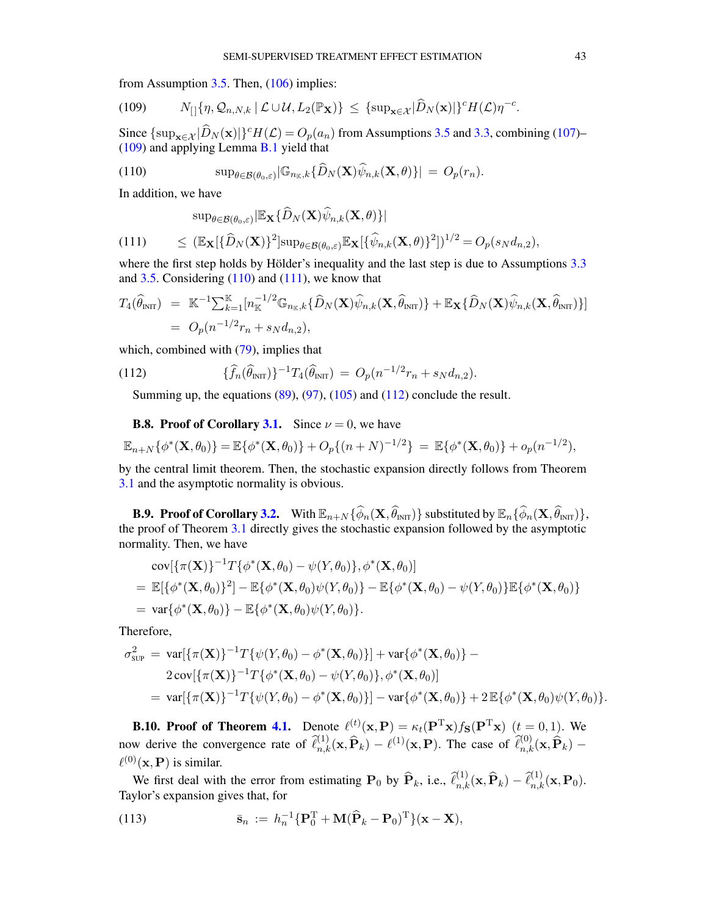from Assumption 3.5. Then, (106) implies:

$$N_{[]}\{\eta, \mathcal{Q}_{n,N,k} \mid \mathcal{L} \cup \mathcal{U}, L_2(\mathbb{P}_{\mathbf{X}})\} \;\leq\; \{\sup_{\mathbf{x}\in\mathcal{X}} |\widehat{D}_N(\mathbf{x})|\}^c H(\mathcal{L})\eta^{-c}. \tag{109}$$

Since $\{\sup_{\mathbf{x}\in\mathcal{X}} |\widehat{D}_N(\mathbf{x})|\}^c H(\mathcal{L}) = O_p(a_n)$ from Assumptions 3.5 and 3.3, combining (107)–(109) and applying Lemma B.1 yield that

$$\sup_{\theta\in\mathcal{B}(\theta_0,\varepsilon)} |\mathbb{G}_{n_{\mathbb{K}},k}\{\widehat{D}_N(\mathbf{X})\widehat{\psi}_{n,k}(\mathbf{X},\theta)\}| \;=\; O_p(r_n). \tag{110}$$

In addition, we have

$$\begin{aligned}
&\sup_{\theta\in\mathcal{B}(\theta_0,\varepsilon)} |\mathbb{E}_{\mathbf{X}}\{\widehat{D}_N(\mathbf{X})\widehat{\psi}_{n,k}(\mathbf{X},\theta)\}| \\
&\leq (\mathbb{E}_{\mathbf{X}}[\{\widehat{D}_N(\mathbf{X})\}^2] \sup_{\theta\in\mathcal{B}(\theta_0,\varepsilon)} \mathbb{E}_{\mathbf{X}}[\{\widehat{\psi}_{n,k}(\mathbf{X},\theta)\}^2])^{1/2} = O_p(s_N d_{n,2}),
\end{aligned} \tag{111}$$

where the first step holds by Hölder's inequality and the last step is due to Assumptions 3.3 and 3.5. Considering (110) and (111), we know that

$$\begin{aligned}
T_4(\widehat{\theta}_{\text{INIT}}) \;&=\; \mathbb{K}^{-1}\textstyle\sum_{k=1}^{\mathbb{K}} [n_{\mathbb{K}}^{-1/2}\mathbb{G}_{n_{\mathbb{K}},k}\{\widehat{D}_N(\mathbf{X})\widehat{\psi}_{n,k}(\mathbf{X},\widehat{\theta}_{\text{INIT}})\} + \mathbb{E}_{\mathbf{X}}\{\widehat{D}_N(\mathbf{X})\widehat{\psi}_{n,k}(\mathbf{X},\widehat{\theta}_{\text{INIT}})\}] \\
&=\; O_p(n^{-1/2}r_n + s_N d_{n,2}),
\end{aligned}$$

which, combined with (79), implies that

$$\{\widehat{f}_n(\widehat{\theta}_{\text{INIT}})\}^{-1} T_4(\widehat{\theta}_{\text{INIT}}) \;=\; O_p(n^{-1/2}r_n + s_N d_{n,2}). \tag{112}$$

Summing up, the equations (89), (97), (105) and (112) conclude the result.

**B.8. Proof of Corollary 3.1.** Since $\nu = 0$, we have

$$\mathbb{E}_{n+N}\{\phi^*(\mathbf{X},\theta_0)\} = \mathbb{E}\{\phi^*(\mathbf{X},\theta_0)\} + O_p\{(n+N)^{-1/2}\} \;=\; \mathbb{E}\{\phi^*(\mathbf{X},\theta_0)\} + o_p(n^{-1/2}),$$

by the central limit theorem. Then, the stochastic expansion directly follows from Theorem 3.1 and the asymptotic normality is obvious.

**B.9. Proof of Corollary 3.2.** With $\mathbb{E}_{n+N}\{\widehat{\phi}_n(\mathbf{X},\widehat{\theta}_{\text{INIT}})\}$ substituted by $\mathbb{E}_n\{\widehat{\phi}_n(\mathbf{X},\widehat{\theta}_{\text{INIT}})\}$, the proof of Theorem 3.1 directly gives the stochastic expansion followed by the asymptotic normality. Then, we have

$$\begin{aligned}
&\text{cov}[\{\pi(\mathbf{X})\}^{-1}T\{\phi^*(\mathbf{X},\theta_0) - \psi(Y,\theta_0)\}, \phi^*(\mathbf{X},\theta_0)] \\
&= \mathbb{E}[\{\phi^*(\mathbf{X},\theta_0)\}^2] - \mathbb{E}\{\phi^*(\mathbf{X},\theta_0)\psi(Y,\theta_0)\} - \mathbb{E}\{\phi^*(\mathbf{X},\theta_0) - \psi(Y,\theta_0)\}\mathbb{E}\{\phi^*(\mathbf{X},\theta_0)\} \\
&= \text{var}\{\phi^*(\mathbf{X},\theta_0)\} - \mathbb{E}\{\phi^*(\mathbf{X},\theta_0)\psi(Y,\theta_0)\}.
\end{aligned}$$

Therefore,

$$\begin{aligned}
\sigma^2_{\text{SUP}} \;&=\; \text{var}[\{\pi(\mathbf{X})\}^{-1}T\{\psi(Y,\theta_0) - \phi^*(\mathbf{X},\theta_0)\}] + \text{var}\{\phi^*(\mathbf{X},\theta_0)\} - \\
&\quad\; 2\,\text{cov}[\{\pi(\mathbf{X})\}^{-1}T\{\phi^*(\mathbf{X},\theta_0) - \psi(Y,\theta_0)\}, \phi^*(\mathbf{X},\theta_0)] \\
&= \text{var}[\{\pi(\mathbf{X})\}^{-1}T\{\psi(Y,\theta_0) - \phi^*(\mathbf{X},\theta_0)\}] - \text{var}\{\phi^*(\mathbf{X},\theta_0)\} + 2\,\mathbb{E}\{\phi^*(\mathbf{X},\theta_0)\psi(Y,\theta_0)\}.
\end{aligned}$$

**B.10. Proof of Theorem 4.1.** Denote $\ell^{(t)}(\mathbf{x},\mathbf{P}) = \kappa_t(\mathbf{P}^{\text{T}}\mathbf{x})f_{\mathbf{S}}(\mathbf{P}^{\text{T}}\mathbf{x})$ $(t = 0,1)$. We now derive the convergence rate of $\widehat{\ell}^{(1)}_{n,k}(\mathbf{x},\widehat{\mathbf{P}}_k) - \ell^{(1)}(\mathbf{x},\mathbf{P})$. The case of $\widehat{\ell}^{(0)}_{n,k}(\mathbf{x},\widehat{\mathbf{P}}_k) - \ell^{(0)}(\mathbf{x},\mathbf{P})$ is similar.

We first deal with the error from estimating $\mathbf{P}_0$ by $\widehat{\mathbf{P}}_k$, i.e., $\widehat{\ell}^{(1)}_{n,k}(\mathbf{x},\widehat{\mathbf{P}}_k) - \widehat{\ell}^{(1)}_{n,k}(\mathbf{x},\mathbf{P}_0)$. Taylor's expansion gives that, for

$$\bar{\mathbf{s}}_n \;:=\; h_n^{-1}\{\mathbf{P}_0^{\text{T}} + \mathbf{M}(\widehat{\mathbf{P}}_k - \mathbf{P}_0)^{\text{T}}\}(\mathbf{x} - \mathbf{X}), \tag{113}$$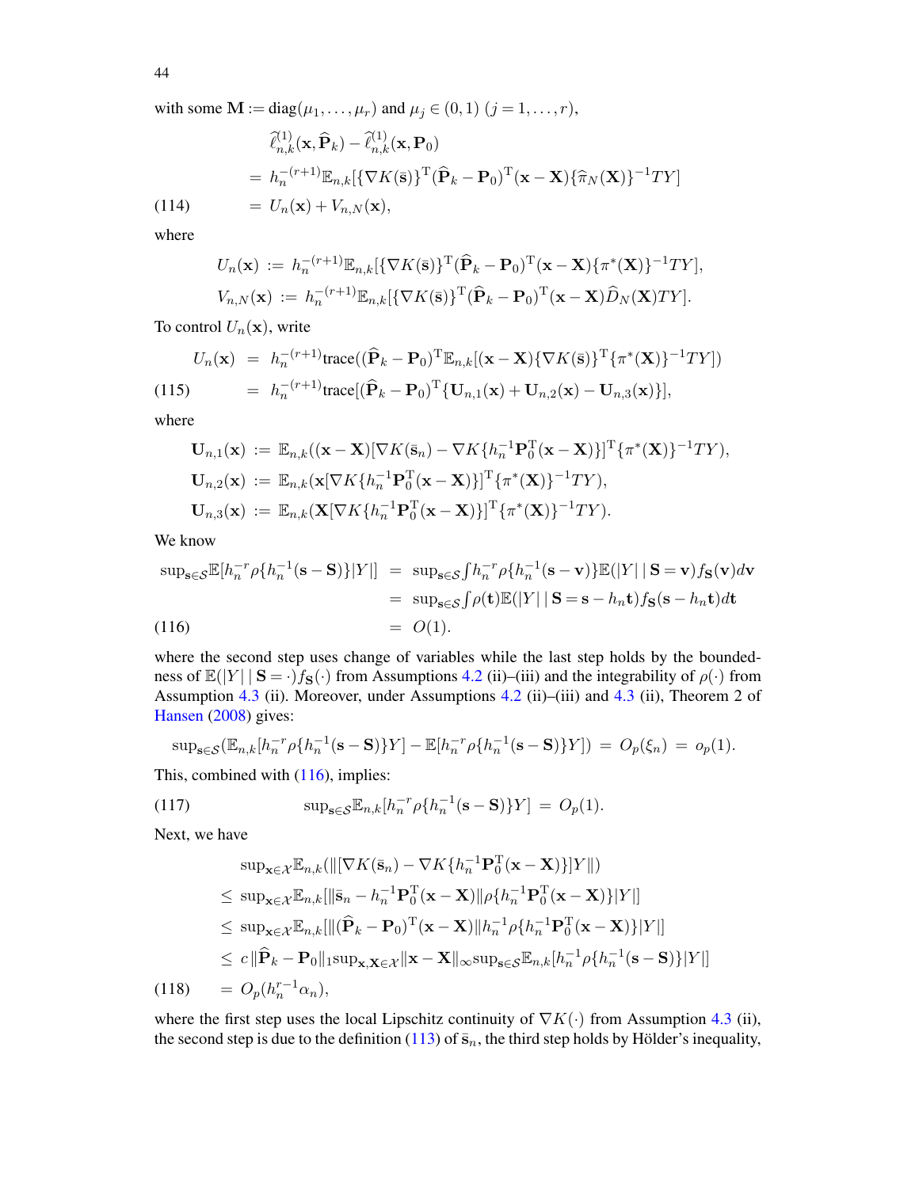with some $\mathbf{M} := \mathrm{diag}(\mu_1, \ldots, \mu_r)$ and $\mu_j \in (0,1)$ $(j = 1, \ldots, r)$,

$$
\begin{aligned}
&\widehat{\ell}^{(1)}_{n,k}(\mathbf{x}, \widehat{\mathbf{P}}_k) - \widehat{\ell}^{(1)}_{n,k}(\mathbf{x}, \mathbf{P}_0) \\
&= h_n^{-(r+1)} \mathbb{E}_{n,k}[\{\nabla K(\bar{\mathbf{s}})\}^{\mathrm{T}} (\widehat{\mathbf{P}}_k - \mathbf{P}_0)^{\mathrm{T}} (\mathbf{x} - \mathbf{X}) \{\widehat{\pi}_N(\mathbf{X})\}^{-1} TY] \\
&= U_n(\mathbf{x}) + V_{n,N}(\mathbf{x}), \qquad (114)
\end{aligned}
$$

where

$$
\begin{aligned}
U_n(\mathbf{x}) &:= h_n^{-(r+1)} \mathbb{E}_{n,k}[\{\nabla K(\bar{\mathbf{s}})\}^{\mathrm{T}} (\widehat{\mathbf{P}}_k - \mathbf{P}_0)^{\mathrm{T}} (\mathbf{x} - \mathbf{X}) \{\pi^*(\mathbf{X})\}^{-1} TY], \\
V_{n,N}(\mathbf{x}) &:= h_n^{-(r+1)} \mathbb{E}_{n,k}[\{\nabla K(\bar{\mathbf{s}})\}^{\mathrm{T}} (\widehat{\mathbf{P}}_k - \mathbf{P}_0)^{\mathrm{T}} (\mathbf{x} - \mathbf{X}) \widehat{D}_N(\mathbf{X}) TY].
\end{aligned}
$$

To control $U_n(\mathbf{x})$, write

$$
\begin{aligned}
U_n(\mathbf{x}) &= h_n^{-(r+1)} \mathrm{trace}((\widehat{\mathbf{P}}_k - \mathbf{P}_0)^{\mathrm{T}} \mathbb{E}_{n,k}[(\mathbf{x} - \mathbf{X}) \{\nabla K(\bar{\mathbf{s}})\}^{\mathrm{T}} \{\pi^*(\mathbf{X})\}^{-1} TY]) \\
&= h_n^{-(r+1)} \mathrm{trace}[(\widehat{\mathbf{P}}_k - \mathbf{P}_0)^{\mathrm{T}} \{\mathbf{U}_{n,1}(\mathbf{x}) + \mathbf{U}_{n,2}(\mathbf{x}) - \mathbf{U}_{n,3}(\mathbf{x})\}], \qquad (115)
\end{aligned}
$$

where

$$
\begin{aligned}
\mathbf{U}_{n,1}(\mathbf{x}) &:= \mathbb{E}_{n,k}((\mathbf{x} - \mathbf{X})[\nabla K(\bar{\mathbf{s}}_n) - \nabla K\{h_n^{-1} \mathbf{P}_0^{\mathrm{T}} (\mathbf{x} - \mathbf{X})\}]^{\mathrm{T}} \{\pi^*(\mathbf{X})\}^{-1} TY), \\
\mathbf{U}_{n,2}(\mathbf{x}) &:= \mathbb{E}_{n,k}(\mathbf{x}[\nabla K\{h_n^{-1} \mathbf{P}_0^{\mathrm{T}} (\mathbf{x} - \mathbf{X})\}]^{\mathrm{T}} \{\pi^*(\mathbf{X})\}^{-1} TY), \\
\mathbf{U}_{n,3}(\mathbf{x}) &:= \mathbb{E}_{n,k}(\mathbf{X}[\nabla K\{h_n^{-1} \mathbf{P}_0^{\mathrm{T}} (\mathbf{x} - \mathbf{X})\}]^{\mathrm{T}} \{\pi^*(\mathbf{X})\}^{-1} TY).
\end{aligned}
$$

We know

$$
\begin{aligned}
\sup_{\mathbf{s} \in \mathcal{S}} \mathbb{E}[h_n^{-r} \rho\{h_n^{-1}(\mathbf{s} - \mathbf{S})\} |Y|] &= \sup_{\mathbf{s} \in \mathcal{S}} \int h_n^{-r} \rho\{h_n^{-1}(\mathbf{s} - \mathbf{v})\} \mathbb{E}(|Y| \mid \mathbf{S} = \mathbf{v}) f_{\mathbf{S}}(\mathbf{v}) d\mathbf{v} \\
&= \sup_{\mathbf{s} \in \mathcal{S}} \int \rho(\mathbf{t}) \mathbb{E}(|Y| \mid \mathbf{S} = \mathbf{s} - h_n \mathbf{t}) f_{\mathbf{S}}(\mathbf{s} - h_n \mathbf{t}) d\mathbf{t} \\
&= O(1). \qquad (116)
\end{aligned}
$$

where the second step uses change of variables while the last step holds by the boundedness of $\mathbb{E}(|Y| \mid \mathbf{S} = \cdot) f_{\mathbf{S}}(\cdot)$ from Assumptions 4.2 (ii)–(iii) and the integrability of $\rho(\cdot)$ from Assumption 4.3 (ii). Moreover, under Assumptions 4.2 (ii)–(iii) and 4.3 (ii), Theorem 2 of Hansen (2008) gives:

$$
\sup_{\mathbf{s} \in \mathcal{S}} (\mathbb{E}_{n,k}[h_n^{-r} \rho\{h_n^{-1}(\mathbf{s} - \mathbf{S})\} Y] - \mathbb{E}[h_n^{-r} \rho\{h_n^{-1}(\mathbf{s} - \mathbf{S})\} Y]) = O_p(\xi_n) = o_p(1).
$$

This, combined with (116), implies:

$$
\sup_{\mathbf{s} \in \mathcal{S}} \mathbb{E}_{n,k}[h_n^{-r} \rho\{h_n^{-1}(\mathbf{s} - \mathbf{S})\} Y] = O_p(1). \qquad (117)
$$

Next, we have

$$
\begin{aligned}
&\sup_{\mathbf{x} \in \mathcal{X}} \mathbb{E}_{n,k}(\|[\nabla K(\bar{\mathbf{s}}_n) - \nabla K\{h_n^{-1} \mathbf{P}_0^{\mathrm{T}} (\mathbf{x} - \mathbf{X})\}] Y\|) \\
&\leq \sup_{\mathbf{x} \in \mathcal{X}} \mathbb{E}_{n,k}[\|\bar{\mathbf{s}}_n - h_n^{-1} \mathbf{P}_0^{\mathrm{T}} (\mathbf{x} - \mathbf{X})\| \rho\{h_n^{-1} \mathbf{P}_0^{\mathrm{T}} (\mathbf{x} - \mathbf{X})\} |Y|] \\
&\leq \sup_{\mathbf{x} \in \mathcal{X}} \mathbb{E}_{n,k}[\|(\widehat{\mathbf{P}}_k - \mathbf{P}_0)^{\mathrm{T}} (\mathbf{x} - \mathbf{X})\| h_n^{-1} \rho\{h_n^{-1} \mathbf{P}_0^{\mathrm{T}} (\mathbf{x} - \mathbf{X})\} |Y|] \\
&\leq c \|\widehat{\mathbf{P}}_k - \mathbf{P}_0\|_1 \sup_{\mathbf{x}, \mathbf{X} \in \mathcal{X}} \|\mathbf{x} - \mathbf{X}\|_\infty \sup_{\mathbf{s} \in \mathcal{S}} \mathbb{E}_{n,k}[h_n^{-1} \rho\{h_n^{-1}(\mathbf{s} - \mathbf{S})\} |Y|] \\
&= O_p(h_n^{r-1} \alpha_n), \qquad (118)
\end{aligned}
$$

where the first step uses the local Lipschitz continuity of $\nabla K(\cdot)$ from Assumption 4.3 (ii), the second step is due to the definition (113) of $\bar{\mathbf{s}}_n$, the third step holds by Hölder's inequality,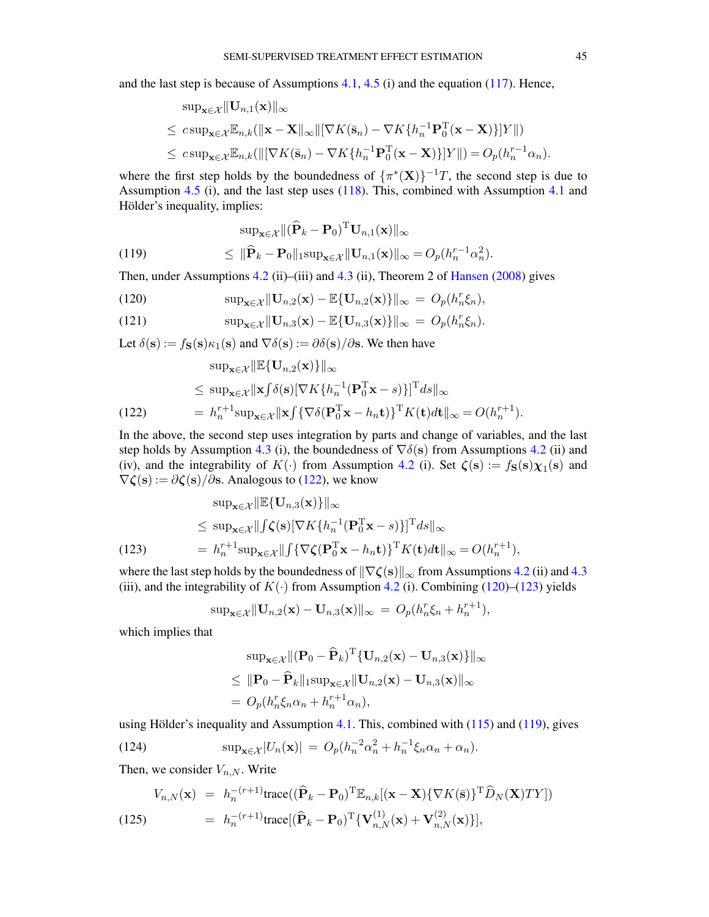and the last step is because of Assumptions 4.1, 4.5 (i) and the equation (117). Hence,

$$
\begin{aligned}
&\sup_{\mathbf{x}\in\mathcal{X}}\|\mathbf{U}_{n,1}(\mathbf{x})\|_\infty \\
\le\;& c\sup_{\mathbf{x}\in\mathcal{X}}\mathbb{E}_{n,k}(\|\mathbf{x}-\mathbf{X}\|_\infty\|[\nabla K(\bar{\mathbf{s}}_n)-\nabla K\{h_n^{-1}\mathbf{P}_0^{\mathrm{T}}(\mathbf{x}-\mathbf{X})\}]Y\|) \\
\le\;& c\sup_{\mathbf{x}\in\mathcal{X}}\mathbb{E}_{n,k}(\|[\nabla K(\bar{\mathbf{s}}_n)-\nabla K\{h_n^{-1}\mathbf{P}_0^{\mathrm{T}}(\mathbf{x}-\mathbf{X})\}]Y\|)=O_p(h_n^{r-1}\alpha_n).
\end{aligned}
$$

where the first step holds by the boundedness of $\{\pi^*(\mathbf{X})\}^{-1}T$, the second step is due to Assumption 4.5 (i), and the last step uses (118). This, combined with Assumption 4.1 and Hölder's inequality, implies:

$$
\begin{aligned}
&\sup_{\mathbf{x}\in\mathcal{X}}\|(\widehat{\mathbf{P}}_k-\mathbf{P}_0)^{\mathrm{T}}\mathbf{U}_{n,1}(\mathbf{x})\|_\infty \\
\le\;& \|\widehat{\mathbf{P}}_k-\mathbf{P}_0\|_1\sup_{\mathbf{x}\in\mathcal{X}}\|\mathbf{U}_{n,1}(\mathbf{x})\|_\infty=O_p(h_n^{r-1}\alpha_n^2). \qquad (119)
\end{aligned}
$$

Then, under Assumptions 4.2 (ii)–(iii) and 4.3 (ii), Theorem 2 of Hansen (2008) gives

$$
\sup_{\mathbf{x}\in\mathcal{X}}\|\mathbf{U}_{n,2}(\mathbf{x})-\mathbb{E}\{\mathbf{U}_{n,2}(\mathbf{x})\}\|_\infty \;=\; O_p(h_n^{r}\xi_n), \qquad (120)
$$

$$
\sup_{\mathbf{x}\in\mathcal{X}}\|\mathbf{U}_{n,3}(\mathbf{x})-\mathbb{E}\{\mathbf{U}_{n,3}(\mathbf{x})\}\|_\infty \;=\; O_p(h_n^{r}\xi_n). \qquad (121)
$$

Let $\delta(\mathbf{s}):=f_{\mathbf{S}}(\mathbf{s})\kappa_1(\mathbf{s})$ and $\nabla\delta(\mathbf{s}):=\partial\delta(\mathbf{s})/\partial\mathbf{s}$. We then have

$$
\begin{aligned}
&\sup_{\mathbf{x}\in\mathcal{X}}\|\mathbb{E}\{\mathbf{U}_{n,2}(\mathbf{x})\}\|_\infty \\
\le\;& \sup_{\mathbf{x}\in\mathcal{X}}\|\mathbf{x}\textstyle\int\delta(\mathbf{s})[\nabla K\{h_n^{-1}(\mathbf{P}_0^{\mathrm{T}}\mathbf{x}-s)\}]^{\mathrm{T}}ds\|_\infty \\
=\;& h_n^{r+1}\sup_{\mathbf{x}\in\mathcal{X}}\|\mathbf{x}\textstyle\int\{\nabla\delta(\mathbf{P}_0^{\mathrm{T}}\mathbf{x}-h_n\mathbf{t})\}^{\mathrm{T}}K(\mathbf{t})d\mathbf{t}\|_\infty=O(h_n^{r+1}). \qquad (122)
\end{aligned}
$$

In the above, the second step uses integration by parts and change of variables, and the last step holds by Assumption 4.3 (i), the boundedness of $\nabla\delta(\mathbf{s})$ from Assumptions 4.2 (ii) and (iv), and the integrability of $K(\cdot)$ from Assumption 4.2 (i). Set $\boldsymbol{\zeta}(\mathbf{s}):=f_{\mathbf{S}}(\mathbf{s})\boldsymbol{\chi}_1(\mathbf{s})$ and $\nabla\boldsymbol{\zeta}(\mathbf{s}):=\partial\boldsymbol{\zeta}(\mathbf{s})/\partial\mathbf{s}$. Analogous to (122), we know

$$
\begin{aligned}
&\sup_{\mathbf{x}\in\mathcal{X}}\|\mathbb{E}\{\mathbf{U}_{n,3}(\mathbf{x})\}\|_\infty \\
\le\;& \sup_{\mathbf{x}\in\mathcal{X}}\|\textstyle\int\boldsymbol{\zeta}(\mathbf{s})[\nabla K\{h_n^{-1}(\mathbf{P}_0^{\mathrm{T}}\mathbf{x}-s)\}]^{\mathrm{T}}ds\|_\infty \\
=\;& h_n^{r+1}\sup_{\mathbf{x}\in\mathcal{X}}\|\textstyle\int\{\nabla\boldsymbol{\zeta}(\mathbf{P}_0^{\mathrm{T}}\mathbf{x}-h_n\mathbf{t})\}^{\mathrm{T}}K(\mathbf{t})d\mathbf{t}\|_\infty=O(h_n^{r+1}), \qquad (123)
\end{aligned}
$$

where the last step holds by the boundedness of $\|\nabla\boldsymbol{\zeta}(\mathbf{s})\|_\infty$ from Assumptions 4.2 (ii) and 4.3 (iii), and the integrability of $K(\cdot)$ from Assumption 4.2 (i). Combining (120)–(123) yields

$$
\sup_{\mathbf{x}\in\mathcal{X}}\|\mathbf{U}_{n,2}(\mathbf{x})-\mathbf{U}_{n,3}(\mathbf{x})\|_\infty \;=\; O_p(h_n^{r}\xi_n+h_n^{r+1}),
$$

which implies that

$$
\begin{aligned}
&\sup_{\mathbf{x}\in\mathcal{X}}\|(\mathbf{P}_0-\widehat{\mathbf{P}}_k)^{\mathrm{T}}\{\mathbf{U}_{n,2}(\mathbf{x})-\mathbf{U}_{n,3}(\mathbf{x})\}\|_\infty \\
\le\;& \|\mathbf{P}_0-\widehat{\mathbf{P}}_k\|_1\sup_{\mathbf{x}\in\mathcal{X}}\|\mathbf{U}_{n,2}(\mathbf{x})-\mathbf{U}_{n,3}(\mathbf{x})\|_\infty \\
=\;& O_p(h_n^{r}\xi_n\alpha_n+h_n^{r+1}\alpha_n),
\end{aligned}
$$

using Hölder's inequality and Assumption 4.1. This, combined with (115) and (119), gives

$$
\sup_{\mathbf{x}\in\mathcal{X}}|U_n(\mathbf{x})| \;=\; O_p(h_n^{-2}\alpha_n^2+h_n^{-1}\xi_n\alpha_n+\alpha_n). \qquad (124)
$$

Then, we consider $V_{n,N}$. Write

$$
\begin{aligned}
V_{n,N}(\mathbf{x}) \;&=\; h_n^{-(r+1)}\mathrm{trace}((\widehat{\mathbf{P}}_k-\mathbf{P}_0)^{\mathrm{T}}\mathbb{E}_{n,k}[(\mathbf{x}-\mathbf{X})\{\nabla K(\bar{\mathbf{s}})\}^{\mathrm{T}}\widehat{D}_N(\mathbf{X})TY]) \\
&=\; h_n^{-(r+1)}\mathrm{trace}[(\widehat{\mathbf{P}}_k-\mathbf{P}_0)^{\mathrm{T}}\{\mathbf{V}_{n,N}^{(1)}(\mathbf{x})+\mathbf{V}_{n,N}^{(2)}(\mathbf{x})\}], \qquad (125)
\end{aligned}
$$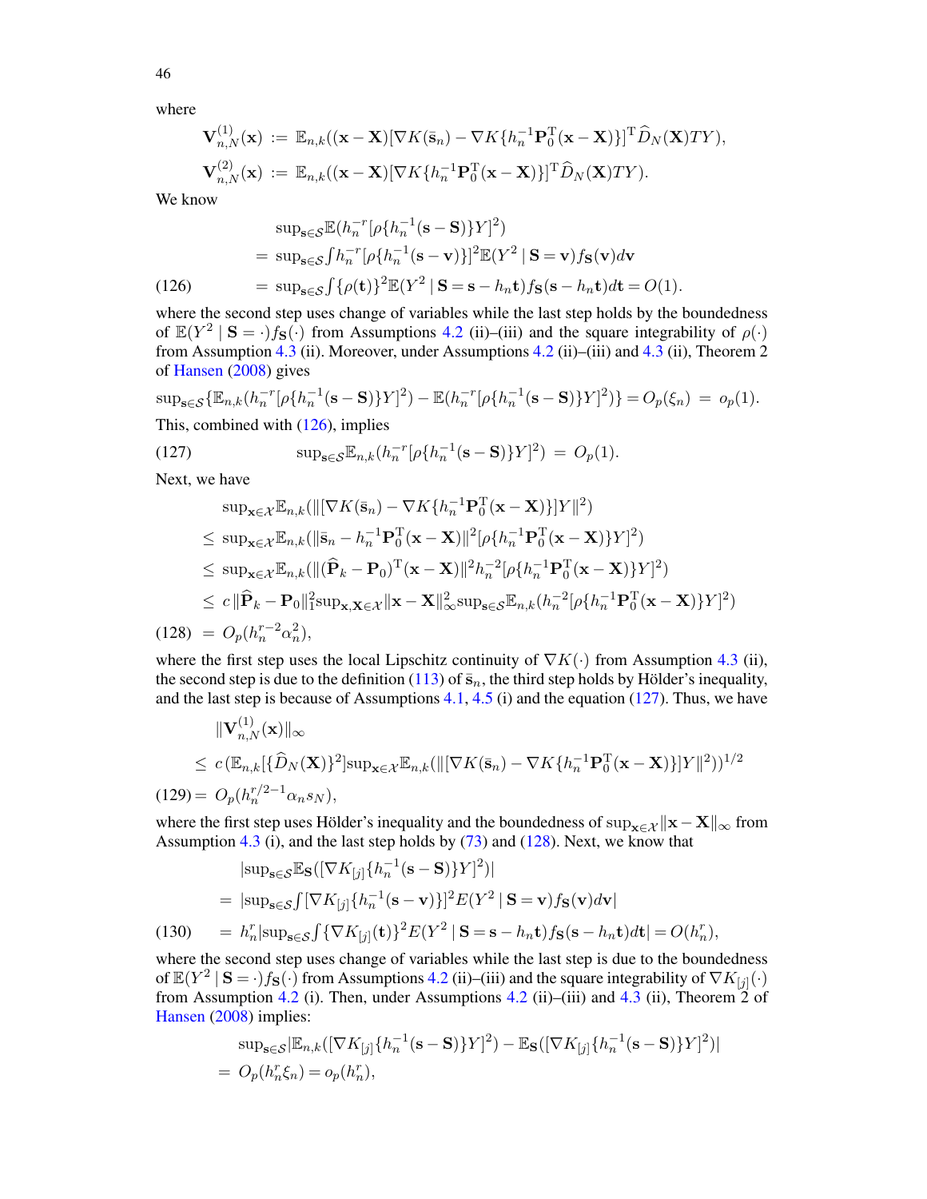where

$$\mathbf{V}_{n,N}^{(1)}(\mathbf{x}) := \mathbb{E}_{n,k}((\mathbf{x}-\mathbf{X})[\nabla K(\bar{\mathbf{s}}_n) - \nabla K\{h_n^{-1}\mathbf{P}_0^{\mathrm{T}}(\mathbf{x}-\mathbf{X})\}]^{\mathrm{T}}\widehat{D}_N(\mathbf{X})TY),$$

$$\mathbf{V}_{n,N}^{(2)}(\mathbf{x}) := \mathbb{E}_{n,k}((\mathbf{x}-\mathbf{X})[\nabla K\{h_n^{-1}\mathbf{P}_0^{\mathrm{T}}(\mathbf{x}-\mathbf{X})\}]^{\mathrm{T}}\widehat{D}_N(\mathbf{X})TY).$$

We know

$$\begin{aligned}
&\sup_{\mathbf{s}\in\mathcal{S}}\mathbb{E}(h_n^{-r}[\rho\{h_n^{-1}(\mathbf{s}-\mathbf{S})\}Y]^2) \\
&= \sup_{\mathbf{s}\in\mathcal{S}}\int h_n^{-r}[\rho\{h_n^{-1}(\mathbf{s}-\mathbf{v})\}]^2\mathbb{E}(Y^2 \mid \mathbf{S}=\mathbf{v})f_{\mathbf{S}}(\mathbf{v})d\mathbf{v} \\
&= \sup_{\mathbf{s}\in\mathcal{S}}\int \{\rho(\mathbf{t})\}^2\mathbb{E}(Y^2 \mid \mathbf{S}=\mathbf{s}-h_n\mathbf{t})f_{\mathbf{S}}(\mathbf{s}-h_n\mathbf{t})d\mathbf{t} = O(1).
\end{aligned} \tag{126}$$

where the second step uses change of variables while the last step holds by the boundedness of $\mathbb{E}(Y^2 \mid \mathbf{S}=\cdot)f_{\mathbf{S}}(\cdot)$ from Assumptions 4.2 (ii)–(iii) and the square integrability of $\rho(\cdot)$ from Assumption 4.3 (ii). Moreover, under Assumptions 4.2 (ii)–(iii) and 4.3 (ii), Theorem 2 of Hansen (2008) gives

$$\sup_{\mathbf{s}\in\mathcal{S}}\{\mathbb{E}_{n,k}(h_n^{-r}[\rho\{h_n^{-1}(\mathbf{s}-\mathbf{S})\}Y]^2) - \mathbb{E}(h_n^{-r}[\rho\{h_n^{-1}(\mathbf{s}-\mathbf{S})\}Y]^2)\} = O_p(\xi_n) = o_p(1).$$

This, combined with (126), implies

$$\sup_{\mathbf{s}\in\mathcal{S}}\mathbb{E}_{n,k}(h_n^{-r}[\rho\{h_n^{-1}(\mathbf{s}-\mathbf{S})\}Y]^2) = O_p(1). \tag{127}$$

Next, we have

$$\begin{aligned}
&\sup_{\mathbf{x}\in\mathcal{X}}\mathbb{E}_{n,k}(\|[\nabla K(\bar{\mathbf{s}}_n) - \nabla K\{h_n^{-1}\mathbf{P}_0^{\mathrm{T}}(\mathbf{x}-\mathbf{X})\}]Y\|^2) \\
&\leq \sup_{\mathbf{x}\in\mathcal{X}}\mathbb{E}_{n,k}(\|\bar{\mathbf{s}}_n - h_n^{-1}\mathbf{P}_0^{\mathrm{T}}(\mathbf{x}-\mathbf{X})\|^2[\rho\{h_n^{-1}\mathbf{P}_0^{\mathrm{T}}(\mathbf{x}-\mathbf{X})\}Y]^2) \\
&\leq \sup_{\mathbf{x}\in\mathcal{X}}\mathbb{E}_{n,k}(\|(\widehat{\mathbf{P}}_k-\mathbf{P}_0)^{\mathrm{T}}(\mathbf{x}-\mathbf{X})\|^2h_n^{-2}[\rho\{h_n^{-1}\mathbf{P}_0^{\mathrm{T}}(\mathbf{x}-\mathbf{X})\}Y]^2) \\
&\leq c\,\|\widehat{\mathbf{P}}_k-\mathbf{P}_0\|_1^2\sup_{\mathbf{x},\mathbf{X}\in\mathcal{X}}\|\mathbf{x}-\mathbf{X}\|_\infty^2\sup_{\mathbf{s}\in\mathcal{S}}\mathbb{E}_{n,k}(h_n^{-2}[\rho\{h_n^{-1}\mathbf{P}_0^{\mathrm{T}}(\mathbf{x}-\mathbf{X})\}Y]^2) \\
&= O_p(h_n^{r-2}\alpha_n^2),
\end{aligned} \tag{128}$$

where the first step uses the local Lipschitz continuity of $\nabla K(\cdot)$ from Assumption 4.3 (ii), the second step is due to the definition (113) of $\bar{\mathbf{s}}_n$, the third step holds by Hölder's inequality, and the last step is because of Assumptions 4.1, 4.5 (i) and the equation (127). Thus, we have

$$\begin{aligned}
&\|\mathbf{V}_{n,N}^{(1)}(\mathbf{x})\|_\infty \\
&\leq c\,(\mathbb{E}_{n,k}[\{\widehat{D}_N(\mathbf{X})\}^2]\sup_{\mathbf{x}\in\mathcal{X}}\mathbb{E}_{n,k}(\|[\nabla K(\bar{\mathbf{s}}_n) - \nabla K\{h_n^{-1}\mathbf{P}_0^{\mathrm{T}}(\mathbf{x}-\mathbf{X})\}]Y\|^2))^{1/2} \\
&= O_p(h_n^{r/2-1}\alpha_n s_N),
\end{aligned} \tag{129}$$

where the first step uses Hölder's inequality and the boundedness of $\sup_{\mathbf{x}\in\mathcal{X}}\|\mathbf{x}-\mathbf{X}\|_\infty$ from Assumption 4.3 (i), and the last step holds by (73) and (128). Next, we know that

$$\begin{aligned}
&|\sup_{\mathbf{s}\in\mathcal{S}}\mathbb{E}_{\mathbf{S}}([\nabla K_{[j]}\{h_n^{-1}(\mathbf{s}-\mathbf{S})\}Y]^2)| \\
&= |\sup_{\mathbf{s}\in\mathcal{S}}\int[\nabla K_{[j]}\{h_n^{-1}(\mathbf{s}-\mathbf{v})\}]^2E(Y^2 \mid \mathbf{S}=\mathbf{v})f_{\mathbf{S}}(\mathbf{v})d\mathbf{v}| \\
&= h_n^r|\sup_{\mathbf{s}\in\mathcal{S}}\int\{\nabla K_{[j]}(\mathbf{t})\}^2E(Y^2 \mid \mathbf{S}=\mathbf{s}-h_n\mathbf{t})f_{\mathbf{S}}(\mathbf{s}-h_n\mathbf{t})d\mathbf{t}| = O(h_n^r),
\end{aligned} \tag{130}$$

where the second step uses change of variables while the last step is due to the boundedness of $\mathbb{E}(Y^2 \mid \mathbf{S}=\cdot)f_{\mathbf{S}}(\cdot)$ from Assumptions 4.2 (ii)–(iii) and the square integrability $\nabla K_{[j]}(\cdot)$ from Assumption 4.2 (i). Then, under Assumptions 4.2 (ii)–(iii) and 4.3 (ii), Theorem 2 of Hansen (2008) implies:

$$\begin{aligned}
&\sup_{\mathbf{s}\in\mathcal{S}}|\mathbb{E}_{n,k}([\nabla K_{[j]}\{h_n^{-1}(\mathbf{s}-\mathbf{S})\}Y]^2) - \mathbb{E}_{\mathbf{S}}([\nabla K_{[j]}\{h_n^{-1}(\mathbf{s}-\mathbf{S})\}Y]^2)| \\
&= O_p(h_n^r\xi_n) = o_p(h_n^r),
\end{aligned}$$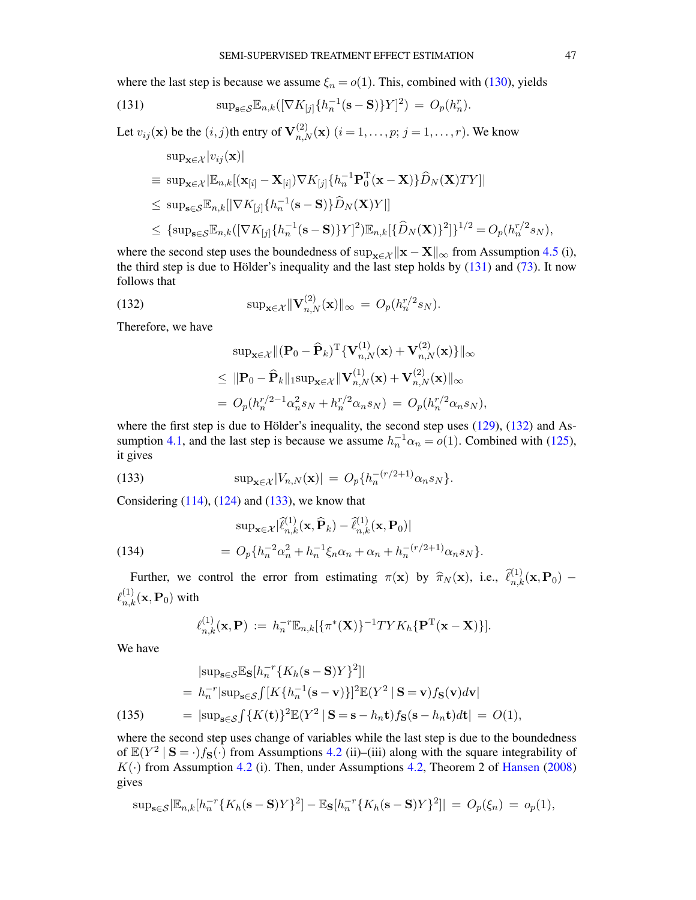where the last step is because we assume $\xi_n = o(1)$. This, combined with (130), yields

$$\sup_{\mathbf{s}\in\mathcal{S}}\mathbb{E}_{n,k}([\nabla K_{[j]}\{h_n^{-1}(\mathbf{s}-\mathbf{S})\}Y]^2) \;=\; O_p(h_n^r). \tag{131}$$

Let $v_{ij}(\mathbf{x})$ be the $(i,j)$th entry of $\mathbf{V}_{n,N}^{(2)}(\mathbf{x})$ $(i=1,\ldots,p;\ j=1,\ldots,r)$. We know

$$\begin{aligned}
&\sup_{\mathbf{x}\in\mathcal{X}}|v_{ij}(\mathbf{x})| \\
&\equiv \sup_{\mathbf{x}\in\mathcal{X}}|\mathbb{E}_{n,k}[(\mathbf{x}_{[i]}-\mathbf{X}_{[i]})\nabla K_{[j]}\{h_n^{-1}\mathbf{P}_0^{\mathrm{T}}(\mathbf{x}-\mathbf{X})\}\widehat{D}_N(\mathbf{X})TY]| \\
&\le \sup_{\mathbf{s}\in\mathcal{S}}\mathbb{E}_{n,k}[|\nabla K_{[j]}\{h_n^{-1}(\mathbf{s}-\mathbf{S})\}\widehat{D}_N(\mathbf{X})Y|] \\
&\le \{\sup_{\mathbf{s}\in\mathcal{S}}\mathbb{E}_{n,k}([\nabla K_{[j]}\{h_n^{-1}(\mathbf{s}-\mathbf{S})\}Y]^2)\mathbb{E}_{n,k}[\{\widehat{D}_N(\mathbf{X})\}^2]\}^{1/2} = O_p(h_n^{r/2}s_N),
\end{aligned}$$

where the second step uses the boundedness of $\sup_{\mathbf{x}\in\mathcal{X}}\|\mathbf{x}-\mathbf{X}\|_\infty$ from Assumption 4.5 (i), the third step is due to Hölder's inequality and the last step holds by (131) and (73). It now follows that

$$\sup_{\mathbf{x}\in\mathcal{X}}\|\mathbf{V}_{n,N}^{(2)}(\mathbf{x})\|_\infty \;=\; O_p(h_n^{r/2}s_N). \tag{132}$$

Therefore, we have

$$\begin{aligned}
&\sup_{\mathbf{x}\in\mathcal{X}}\|(\mathbf{P}_0-\widehat{\mathbf{P}}_k)^{\mathrm{T}}\{\mathbf{V}_{n,N}^{(1)}(\mathbf{x})+\mathbf{V}_{n,N}^{(2)}(\mathbf{x})\}\|_\infty \\
&\le \|\mathbf{P}_0-\widehat{\mathbf{P}}_k\|_1\sup_{\mathbf{x}\in\mathcal{X}}\|\mathbf{V}_{n,N}^{(1)}(\mathbf{x})+\mathbf{V}_{n,N}^{(2)}(\mathbf{x})\|_\infty \\
&= O_p(h_n^{r/2-1}\alpha_n^2 s_N + h_n^{r/2}\alpha_n s_N) \;=\; O_p(h_n^{r/2}\alpha_n s_N),
\end{aligned}$$

where the first step is due to Hölder's inequality, the second step uses (129), (132) and Assumption 4.1, and the last step is because we assume $h_n^{-1}\alpha_n = o(1)$. Combined with (125), it gives

$$\sup_{\mathbf{x}\in\mathcal{X}}|V_{n,N}(\mathbf{x})| \;=\; O_p\{h_n^{-(r/2+1)}\alpha_n s_N\}. \tag{133}$$

Considering (114), (124) and (133), we know that

$$\begin{aligned}
&\sup_{\mathbf{x}\in\mathcal{X}}|\widehat{\ell}_{n,k}^{(1)}(\mathbf{x},\widehat{\mathbf{P}}_k)-\widehat{\ell}_{n,k}^{(1)}(\mathbf{x},\mathbf{P}_0)| \\
&= O_p\{h_n^{-2}\alpha_n^2 + h_n^{-1}\xi_n\alpha_n + \alpha_n + h_n^{-(r/2+1)}\alpha_n s_N\}.
\end{aligned} \tag{134}$$

Further, we control the error from estimating $\pi(\mathbf{x})$ by $\widehat{\pi}_N(\mathbf{x})$, i.e., $\widehat{\ell}_{n,k}^{(1)}(\mathbf{x},\mathbf{P}_0) - \ell_{n,k}^{(1)}(\mathbf{x},\mathbf{P}_0)$ with

$$\ell_{n,k}^{(1)}(\mathbf{x},\mathbf{P}) \;:=\; h_n^{-r}\mathbb{E}_{n,k}[\{\pi^*(\mathbf{X})\}^{-1}TYK_h\{\mathbf{P}^{\mathrm{T}}(\mathbf{x}-\mathbf{X})\}].$$

We have

$$\begin{aligned}
&|\sup_{\mathbf{s}\in\mathcal{S}}\mathbb{E}_{\mathbf{S}}[h_n^{-r}\{K_h(\mathbf{s}-\mathbf{S})Y\}^2]| \\
&= h_n^{-r}|\sup_{\mathbf{s}\in\mathcal{S}}\textstyle\int[K\{h_n^{-1}(\mathbf{s}-\mathbf{v})\}]^2\mathbb{E}(Y^2\mid\mathbf{S}=\mathbf{v})f_{\mathbf{S}}(\mathbf{v})d\mathbf{v}| \\
&= |\sup_{\mathbf{s}\in\mathcal{S}}\textstyle\int\{K(\mathbf{t})\}^2\mathbb{E}(Y^2\mid\mathbf{S}=\mathbf{s}-h_n\mathbf{t})f_{\mathbf{S}}(\mathbf{s}-h_n\mathbf{t})d\mathbf{t}| \;=\; O(1),
\end{aligned} \tag{135}$$

where the second step uses change of variables while the last step is due to the boundedness of $\mathbb{E}(Y^2\mid\mathbf{S}=\cdot)f_{\mathbf{S}}(\cdot)$ from Assumptions 4.2 (ii)–(iii) along with the square integrability of $K(\cdot)$ from Assumption 4.2 (i). Then, under Assumptions 4.2, Theorem 2 of Hansen (2008) gives

$$\sup_{\mathbf{s}\in\mathcal{S}}|\mathbb{E}_{n,k}[h_n^{-r}\{K_h(\mathbf{s}-\mathbf{S})Y\}^2]-\mathbb{E}_{\mathbf{S}}[h_n^{-r}\{K_h(\mathbf{s}-\mathbf{S})Y\}^2]| \;=\; O_p(\xi_n) \;=\; o_p(1),$$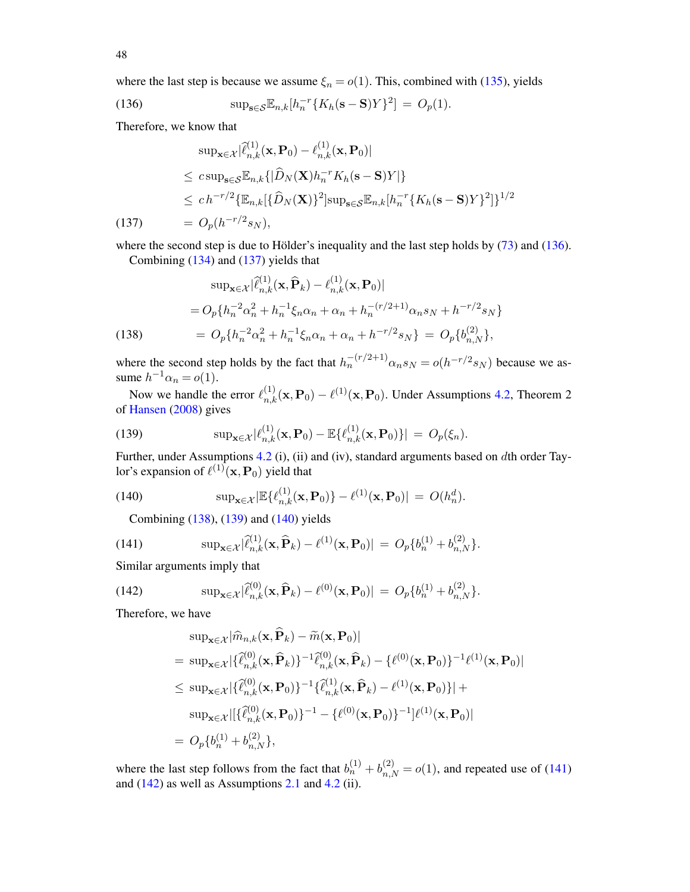where the last step is because we assume $\xi_n = o(1)$. This, combined with (135), yields

$$\sup_{\mathbf{s}\in\mathcal{S}}\mathbb{E}_{n,k}[h_n^{-r}\{K_h(\mathbf{s}-\mathbf{S})Y\}^2] \;=\; O_p(1). \tag{136}$$

Therefore, we know that

$$\begin{aligned}
&\sup_{\mathbf{x}\in\mathcal{X}}|\widehat{\ell}_{n,k}^{(1)}(\mathbf{x},\mathbf{P}_0) - \ell_{n,k}^{(1)}(\mathbf{x},\mathbf{P}_0)| \\
&\leq\; c\sup_{\mathbf{s}\in\mathcal{S}}\mathbb{E}_{n,k}\{|\widehat{D}_N(\mathbf{X})h_n^{-r}K_h(\mathbf{s}-\mathbf{S})Y|\} \\
&\leq\; c\,h^{-r/2}\{\mathbb{E}_{n,k}[\{\widehat{D}_N(\mathbf{X})\}^2]\sup_{\mathbf{s}\in\mathcal{S}}\mathbb{E}_{n,k}[h_n^{-r}\{K_h(\mathbf{s}-\mathbf{S})Y\}^2]\}^{1/2} \\
&=\; O_p(h^{-r/2}s_N),
\end{aligned} \tag{137}$$

where the second step is due to Hölder's inequality and the last step holds by (73) and (136).

Combining (134) and (137) yields that

$$\begin{aligned}
&\sup_{\mathbf{x}\in\mathcal{X}}|\widehat{\ell}_{n,k}^{(1)}(\mathbf{x},\widehat{\mathbf{P}}_k) - \ell_{n,k}^{(1)}(\mathbf{x},\mathbf{P}_0)| \\
&= O_p\{h_n^{-2}\alpha_n^2 + h_n^{-1}\xi_n\alpha_n + \alpha_n + h_n^{-(r/2+1)}\alpha_n s_N + h^{-r/2}s_N\} \\
&=\; O_p\{h_n^{-2}\alpha_n^2 + h_n^{-1}\xi_n\alpha_n + \alpha_n + h^{-r/2}s_N\} \;=\; O_p\{b_{n,N}^{(2)}\},
\end{aligned} \tag{138}$$

where the second step holds by the fact that $h_n^{-(r/2+1)}\alpha_n s_N = o(h^{-r/2}s_N)$ because we assume $h^{-1}\alpha_n = o(1)$.

Now we handle the error $\ell_{n,k}^{(1)}(\mathbf{x},\mathbf{P}_0) - \ell^{(1)}(\mathbf{x},\mathbf{P}_0)$. Under Assumptions 4.2, Theorem 2 of Hansen (2008) gives

$$\sup_{\mathbf{x}\in\mathcal{X}}|\ell_{n,k}^{(1)}(\mathbf{x},\mathbf{P}_0) - \mathbb{E}\{\ell_{n,k}^{(1)}(\mathbf{x},\mathbf{P}_0)\}| \;=\; O_p(\xi_n). \tag{139}$$

Further, under Assumptions 4.2 (i), (ii) and (iv), standard arguments based on $d$th order Taylor's expansion of $\ell^{(1)}(\mathbf{x},\mathbf{P}_0)$ yield that

$$\sup_{\mathbf{x}\in\mathcal{X}}|\mathbb{E}\{\ell_{n,k}^{(1)}(\mathbf{x},\mathbf{P}_0)\} - \ell^{(1)}(\mathbf{x},\mathbf{P}_0)| \;=\; O(h_n^d). \tag{140}$$

Combining (138), (139) and (140) yields

$$\sup_{\mathbf{x}\in\mathcal{X}}|\widehat{\ell}_{n,k}^{(1)}(\mathbf{x},\widehat{\mathbf{P}}_k) - \ell^{(1)}(\mathbf{x},\mathbf{P}_0)| \;=\; O_p\{b_n^{(1)} + b_{n,N}^{(2)}\}. \tag{141}$$

Similar arguments imply that

$$\sup_{\mathbf{x}\in\mathcal{X}}|\widehat{\ell}_{n,k}^{(0)}(\mathbf{x},\widehat{\mathbf{P}}_k) - \ell^{(0)}(\mathbf{x},\mathbf{P}_0)| \;=\; O_p\{b_n^{(1)} + b_{n,N}^{(2)}\}. \tag{142}$$

Therefore, we have

$$\begin{aligned}
&\sup_{\mathbf{x}\in\mathcal{X}}|\widehat{m}_{n,k}(\mathbf{x},\widehat{\mathbf{P}}_k) - \widetilde{m}(\mathbf{x},\mathbf{P}_0)| \\
&=\; \sup_{\mathbf{x}\in\mathcal{X}}|\{\widehat{\ell}_{n,k}^{(0)}(\mathbf{x},\widehat{\mathbf{P}}_k)\}^{-1}\widehat{\ell}_{n,k}^{(0)}(\mathbf{x},\widehat{\mathbf{P}}_k) - \{\ell^{(0)}(\mathbf{x},\mathbf{P}_0)\}^{-1}\ell^{(1)}(\mathbf{x},\mathbf{P}_0)| \\
&\leq\; \sup_{\mathbf{x}\in\mathcal{X}}|\{\widehat{\ell}_{n,k}^{(0)}(\mathbf{x},\mathbf{P}_0)\}^{-1}\{\widehat{\ell}_{n,k}^{(1)}(\mathbf{x},\widehat{\mathbf{P}}_k) - \ell^{(1)}(\mathbf{x},\mathbf{P}_0)\}| + \\
&\quad\; \sup_{\mathbf{x}\in\mathcal{X}}|[\{\widehat{\ell}_{n,k}^{(0)}(\mathbf{x},\mathbf{P}_0)\}^{-1} - \{\ell^{(0)}(\mathbf{x},\mathbf{P}_0)\}^{-1}]\ell^{(1)}(\mathbf{x},\mathbf{P}_0)| \\
&=\; O_p\{b_n^{(1)} + b_{n,N}^{(2)}\},
\end{aligned}$$

where the last step follows from the fact that $b_n^{(1)} + b_{n,N}^{(2)} = o(1)$, and repeated use of (141) and (142) as well as Assumptions 2.1 and 4.2 (ii).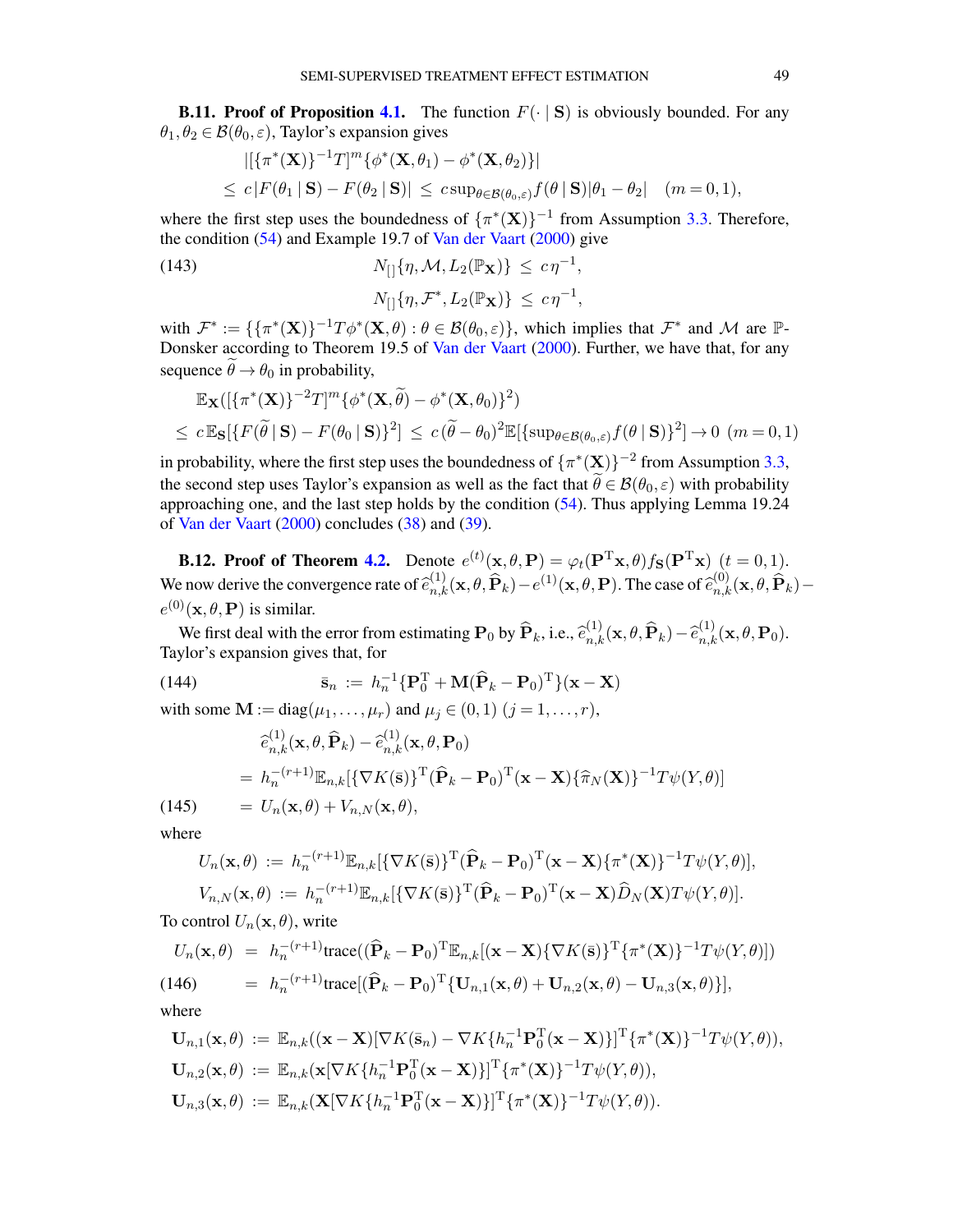**B.11. Proof of Proposition 4.1.** The function $F(\cdot \mid \mathbf{S})$ is obviously bounded. For any $\theta_1, \theta_2 \in \mathcal{B}(\theta_0, \varepsilon)$, Taylor's expansion gives

$$
\begin{aligned}
&|[\{\pi^*(\mathbf{X})\}^{-1}T]^m\{\phi^*(\mathbf{X},\theta_1) - \phi^*(\mathbf{X},\theta_2)\}| \\
&\leq c\,|F(\theta_1 \mid \mathbf{S}) - F(\theta_2 \mid \mathbf{S})| \leq c\sup_{\theta\in\mathcal{B}(\theta_0,\varepsilon)} f(\theta \mid \mathbf{S})|\theta_1 - \theta_2| \quad (m=0,1),
\end{aligned}
$$

where the first step uses the boundedness of $\{\pi^*(\mathbf{X})\}^{-1}$ from Assumption 3.3. Therefore, the condition (54) and Example 19.7 of Van der Vaart (2000) give

$$
\begin{aligned}
N_{[]}\{\eta, \mathcal{M}, L_2(\mathbb{P}_{\mathbf{X}})\} &\leq c\,\eta^{-1}, \\
N_{[]}\{\eta, \mathcal{F}^*, L_2(\mathbb{P}_{\mathbf{X}})\} &\leq c\,\eta^{-1},
\end{aligned}
\tag{143}
$$

with $\mathcal{F}^* := \{\{\pi^*(\mathbf{X})\}^{-1}T\phi^*(\mathbf{X},\theta) : \theta \in \mathcal{B}(\theta_0,\varepsilon)\}$, which implies that $\mathcal{F}^*$ and $\mathcal{M}$ are $\mathbb{P}$-Donsker according to Theorem 19.5 of Van der Vaart (2000). Further, we have that, for any sequence $\widetilde{\theta} \to \theta_0$ in probability,

$$
\begin{aligned}
&\mathbb{E}_{\mathbf{X}}([\{\pi^*(\mathbf{X})\}^{-2}T]^m\{\phi^*(\mathbf{X},\widetilde{\theta}) - \phi^*(\mathbf{X},\theta_0)\}^2) \\
&\leq c\,\mathbb{E}_{\mathbf{S}}[\{F(\widetilde{\theta} \mid \mathbf{S}) - F(\theta_0 \mid \mathbf{S})\}^2] \leq c\,(\widetilde{\theta} - \theta_0)^2\mathbb{E}[\{\sup_{\theta\in\mathcal{B}(\theta_0,\varepsilon)} f(\theta \mid \mathbf{S})\}^2] \to 0 \quad (m=0,1)
\end{aligned}
$$

in probability, where the first step uses the boundedness of $\{\pi^*(\mathbf{X})\}^{-2}$ from Assumption 3.3, the second step uses Taylor's expansion as well as the fact that $\widetilde{\theta} \in \mathcal{B}(\theta_0,\varepsilon)$ with probability approaching one, and the last step holds by the condition (54). Thus applying Lemma 19.24 of Van der Vaart (2000) concludes (38) and (39).

**B.12. Proof of Theorem 4.2.** Denote $e^{(t)}(\mathbf{x},\theta,\mathbf{P}) = \varphi_t(\mathbf{P}^{\rm T}\mathbf{x},\theta)f_{\mathbf{S}}(\mathbf{P}^{\rm T}\mathbf{x})$ $(t=0,1)$. We now derive the convergence rate of $\widehat{e}^{(1)}_{n,k}(\mathbf{x},\theta,\widehat{\mathbf{P}}_k) - e^{(1)}(\mathbf{x},\theta,\mathbf{P})$. The case of $\widehat{e}^{(0)}_{n,k}(\mathbf{x},\theta,\widehat{\mathbf{P}}_k) - e^{(0)}(\mathbf{x},\theta,\mathbf{P})$ is similar.

We first deal with the error from estimating $\mathbf{P}_0$ by $\widehat{\mathbf{P}}_k$, i.e., $\widehat{e}^{(1)}_{n,k}(\mathbf{x},\theta,\widehat{\mathbf{P}}_k) - \widehat{e}^{(1)}_{n,k}(\mathbf{x},\theta,\mathbf{P}_0)$. Taylor's expansion gives that, for

$$
\bar{\mathbf{s}}_n := h_n^{-1}\{\mathbf{P}_0^{\rm T} + \mathbf{M}(\widehat{\mathbf{P}}_k - \mathbf{P}_0)^{\rm T}\}(\mathbf{x} - \mathbf{X}) \tag{144}
$$

with some $\mathbf{M} := {\rm diag}(\mu_1,\ldots,\mu_r)$ and $\mu_j \in (0,1)$ $(j=1,\ldots,r)$,

$$
\begin{aligned}
&\widehat{e}^{(1)}_{n,k}(\mathbf{x},\theta,\widehat{\mathbf{P}}_k) - \widehat{e}^{(1)}_{n,k}(\mathbf{x},\theta,\mathbf{P}_0) \\
&= h_n^{-(r+1)}\mathbb{E}_{n,k}[\{\nabla K(\bar{\mathbf{s}})\}^{\rm T}(\widehat{\mathbf{P}}_k - \mathbf{P}_0)^{\rm T}(\mathbf{x} - \mathbf{X})\{\widehat{\pi}_N(\mathbf{X})\}^{-1}T\psi(Y,\theta)] \\
&= U_n(\mathbf{x},\theta) + V_{n,N}(\mathbf{x},\theta),
\end{aligned}
\tag{145}
$$

where

$$
\begin{aligned}
U_n(\mathbf{x},\theta) &:= h_n^{-(r+1)}\mathbb{E}_{n,k}[\{\nabla K(\bar{\mathbf{s}})\}^{\rm T}(\widehat{\mathbf{P}}_k - \mathbf{P}_0)^{\rm T}(\mathbf{x} - \mathbf{X})\{\pi^*(\mathbf{X})\}^{-1}T\psi(Y,\theta)], \\
V_{n,N}(\mathbf{x},\theta) &:= h_n^{-(r+1)}\mathbb{E}_{n,k}[\{\nabla K(\bar{\mathbf{s}})\}^{\rm T}(\widehat{\mathbf{P}}_k - \mathbf{P}_0)^{\rm T}(\mathbf{x} - \mathbf{X})\widehat{D}_N(\mathbf{X})T\psi(Y,\theta)].
\end{aligned}
$$

To control $U_n(\mathbf{x},\theta)$, write

$$
\begin{aligned}
U_n(\mathbf{x},\theta) &= h_n^{-(r+1)}{\rm trace}((\widehat{\mathbf{P}}_k - \mathbf{P}_0)^{\rm T}\mathbb{E}_{n,k}[(\mathbf{x} - \mathbf{X})\{\nabla K(\bar{\mathbf{s}})\}^{\rm T}\{\pi^*(\mathbf{X})\}^{-1}T\psi(Y,\theta)]) \\
&= h_n^{-(r+1)}{\rm trace}[(\widehat{\mathbf{P}}_k - \mathbf{P}_0)^{\rm T}\{\mathbf{U}_{n,1}(\mathbf{x},\theta) + \mathbf{U}_{n,2}(\mathbf{x},\theta) - \mathbf{U}_{n,3}(\mathbf{x},\theta)\}],
\end{aligned}
\tag{146}
$$

where

$$
\begin{aligned}
\mathbf{U}_{n,1}(\mathbf{x},\theta) &:= \mathbb{E}_{n,k}((\mathbf{x} - \mathbf{X})[\nabla K(\bar{\mathbf{s}}_n) - \nabla K\{h_n^{-1}\mathbf{P}_0^{\rm T}(\mathbf{x} - \mathbf{X})\}]^{\rm T}\{\pi^*(\mathbf{X})\}^{-1}T\psi(Y,\theta)), \\
\mathbf{U}_{n,2}(\mathbf{x},\theta) &:= \mathbb{E}_{n,k}(\mathbf{x}[\nabla K\{h_n^{-1}\mathbf{P}_0^{\rm T}(\mathbf{x} - \mathbf{X})\}]^{\rm T}\{\pi^*(\mathbf{X})\}^{-1}T\psi(Y,\theta)), \\
\mathbf{U}_{n,3}(\mathbf{x},\theta) &:= \mathbb{E}_{n,k}(\mathbf{X}[\nabla K\{h_n^{-1}\mathbf{P}_0^{\rm T}(\mathbf{x} - \mathbf{X})\}]^{\rm T}\{\pi^*(\mathbf{X})\}^{-1}T\psi(Y,\theta)).
\end{aligned}
$$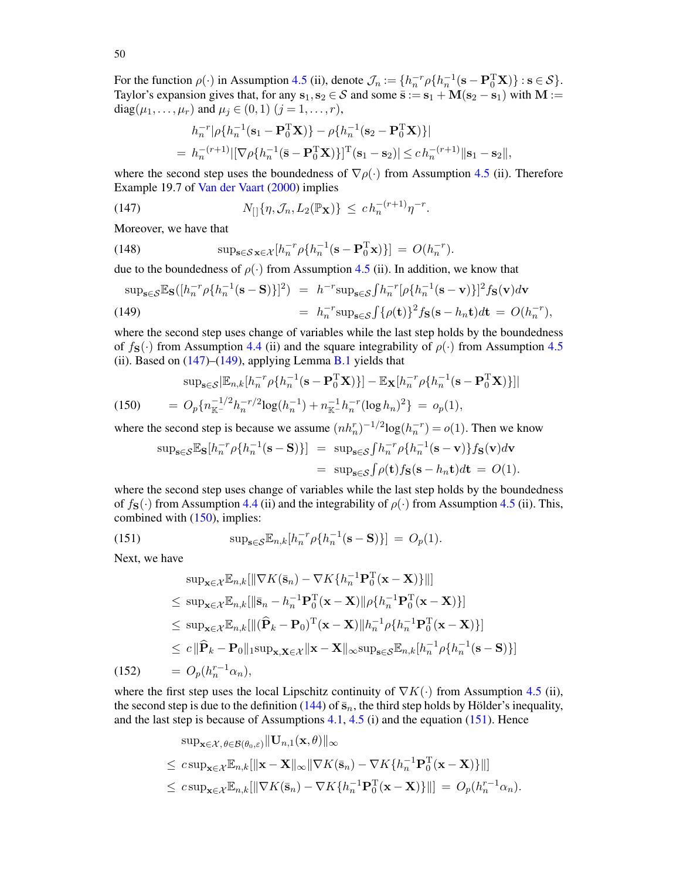For the function $\rho(\cdot)$ in Assumption 4.5 (ii), denote $\mathcal{J}_n := \{h_n^{-r}\rho\{h_n^{-1}(\mathbf{s}-\mathbf{P}_0^{\rm T}\mathbf{X})\} : \mathbf{s}\in\mathcal{S}\}$. Taylor's expansion gives that, for any $\mathbf{s}_1,\mathbf{s}_2\in\mathcal{S}$ and some $\bar{\mathbf{s}} := \mathbf{s}_1 + \mathbf{M}(\mathbf{s}_2-\mathbf{s}_1)$ with $\mathbf{M} := \mathrm{diag}(\mu_1,\ldots,\mu_r)$ and $\mu_j\in(0,1)$ $(j=1,\ldots,r)$,

$$
\begin{aligned}
&h_n^{-r}|\rho\{h_n^{-1}(\mathbf{s}_1-\mathbf{P}_0^{\rm T}\mathbf{X})\} - \rho\{h_n^{-1}(\mathbf{s}_2-\mathbf{P}_0^{\rm T}\mathbf{X})\}| \\
&= h_n^{-(r+1)}|[\nabla\rho\{h_n^{-1}(\bar{\mathbf{s}}-\mathbf{P}_0^{\rm T}\mathbf{X})\}]^{\rm T}(\mathbf{s}_1-\mathbf{s}_2)| \le c\,h_n^{-(r+1)}\|\mathbf{s}_1-\mathbf{s}_2\|,
\end{aligned}
$$

where the second step uses the boundedness of $\nabla\rho(\cdot)$ from Assumption 4.5 (ii). Therefore Example 19.7 of Van der Vaart (2000) implies

$$
N_{[\,]}\{\eta,\mathcal{J}_n,L_2(\mathbb{P}_{\mathbf{X}})\} \;\le\; c\,h_n^{-(r+1)}\eta^{-r}. \tag{147}
$$

Moreover, we have that

$$
\sup_{\mathbf{s}\in\mathcal{S}\,\mathbf{x}\in\mathcal{X}}[h_n^{-r}\rho\{h_n^{-1}(\mathbf{s}-\mathbf{P}_0^{\rm T}\mathbf{x})\}] \;=\; O(h_n^{-r}). \tag{148}
$$

due to the boundedness of $\rho(\cdot)$ from Assumption 4.5 (ii). In addition, we know that

$$
\begin{aligned}
\sup_{\mathbf{s}\in\mathcal{S}}\mathbb{E}_{\mathbf{S}}([h_n^{-r}\rho\{h_n^{-1}(\mathbf{s}-\mathbf{S})\}]^2) &= h^{-r}\sup_{\mathbf{s}\in\mathcal{S}}\int h_n^{-r}[\rho\{h_n^{-1}(\mathbf{s}-\mathbf{v})\}]^2 f_{\mathbf{S}}(\mathbf{v})d\mathbf{v} \\
&= h_n^{-r}\sup_{\mathbf{s}\in\mathcal{S}}\int\{\rho(\mathbf{t})\}^2 f_{\mathbf{S}}(\mathbf{s}-h_n\mathbf{t})d\mathbf{t} \;=\; O(h_n^{-r}),
\end{aligned} \tag{149}
$$

where the second step uses change of variables while the last step holds by the boundedness of $f_{\mathbf{S}}(\cdot)$ from Assumption 4.4 (ii) and the square integrability of $\rho(\cdot)$ from Assumption 4.5 (ii). Based on (147)–(149), applying Lemma B.1 yields that

$$
\begin{aligned}
&\sup_{\mathbf{s}\in\mathcal{S}}|\mathbb{E}_{n,k}[h_n^{-r}\rho\{h_n^{-1}(\mathbf{s}-\mathbf{P}_0^{\rm T}\mathbf{X})\}] - \mathbb{E}_{\mathbf{X}}[h_n^{-r}\rho\{h_n^{-1}(\mathbf{s}-\mathbf{P}_0^{\rm T}\mathbf{X})\}]| \\
&= O_p\{n_{\mathbb{K}^-}^{-1/2}h_n^{-r/2}\log(h_n^{-1}) + n_{\mathbb{K}^-}^{-1}h_n^{-r}(\log h_n)^2\} \;=\; o_p(1),
\end{aligned} \tag{150}
$$

where the second step is because we assume $(nh_n^r)^{-1/2}\log(h_n^{-r}) = o(1)$. Then we know

$$
\begin{aligned}
\sup_{\mathbf{s}\in\mathcal{S}}\mathbb{E}_{\mathbf{S}}[h_n^{-r}\rho\{h_n^{-1}(\mathbf{s}-\mathbf{S})\}] &= \sup_{\mathbf{s}\in\mathcal{S}}\int h_n^{-r}\rho\{h_n^{-1}(\mathbf{s}-\mathbf{v})\}f_{\mathbf{S}}(\mathbf{v})d\mathbf{v} \\
&= \sup_{\mathbf{s}\in\mathcal{S}}\int\rho(\mathbf{t})f_{\mathbf{S}}(\mathbf{s}-h_n\mathbf{t})d\mathbf{t} \;=\; O(1).
\end{aligned}
$$

where the second step uses change of variables while the last step holds by the boundedness of $f_{\mathbf{S}}(\cdot)$ from Assumption 4.4 (ii) and the integrability of $\rho(\cdot)$ from Assumption 4.5 (ii). This, combined with (150), implies:

$$
\sup_{\mathbf{s}\in\mathcal{S}}\mathbb{E}_{n,k}[h_n^{-r}\rho\{h_n^{-1}(\mathbf{s}-\mathbf{S})\}] \;=\; O_p(1). \tag{151}
$$

Next, we have

$$
\begin{aligned}
&\sup_{\mathbf{x}\in\mathcal{X}}\mathbb{E}_{n,k}[\|\nabla K(\bar{\mathbf{s}}_n) - \nabla K\{h_n^{-1}\mathbf{P}_0^{\rm T}(\mathbf{x}-\mathbf{X})\}\|] \\
&\le \sup_{\mathbf{x}\in\mathcal{X}}\mathbb{E}_{n,k}[\|\bar{\mathbf{s}}_n - h_n^{-1}\mathbf{P}_0^{\rm T}(\mathbf{x}-\mathbf{X})\|\rho\{h_n^{-1}\mathbf{P}_0^{\rm T}(\mathbf{x}-\mathbf{X})\}] \\
&\le \sup_{\mathbf{x}\in\mathcal{X}}\mathbb{E}_{n,k}[\|(\widehat{\mathbf{P}}_k-\mathbf{P}_0)^{\rm T}(\mathbf{x}-\mathbf{X})\|h_n^{-1}\rho\{h_n^{-1}\mathbf{P}_0^{\rm T}(\mathbf{x}-\mathbf{X})\}] \\
&\le c\,\|\widehat{\mathbf{P}}_k-\mathbf{P}_0\|_1\sup_{\mathbf{x},\mathbf{X}\in\mathcal{X}}\|\mathbf{x}-\mathbf{X}\|_\infty\sup_{\mathbf{s}\in\mathcal{S}}\mathbb{E}_{n,k}[h_n^{-1}\rho\{h_n^{-1}(\mathbf{s}-\mathbf{S})\}] \\
&= O_p(h_n^{r-1}\alpha_n),
\end{aligned} \tag{152}
$$

where the first step uses the local Lipschitz continuity of $\nabla K(\cdot)$ from Assumption 4.5 (ii), the second step is due to the definition (144) of $\bar{\mathbf{s}}_n$, the third step holds by Hölder's inequality, and the last step is because of Assumptions 4.1, 4.5 (i) and the equation (151). Hence

$$
\begin{aligned}
&\sup_{\mathbf{x}\in\mathcal{X},\,\theta\in\mathcal{B}(\theta_0,\varepsilon)}\|\mathbf{U}_{n,1}(\mathbf{x},\theta)\|_\infty \\
&\le c\sup_{\mathbf{x}\in\mathcal{X}}\mathbb{E}_{n,k}[\|\mathbf{x}-\mathbf{X}\|_\infty\|\nabla K(\bar{\mathbf{s}}_n) - \nabla K\{h_n^{-1}\mathbf{P}_0^{\rm T}(\mathbf{x}-\mathbf{X})\}\|] \\
&\le c\sup_{\mathbf{x}\in\mathcal{X}}\mathbb{E}_{n,k}[\|\nabla K(\bar{\mathbf{s}}_n) - \nabla K\{h_n^{-1}\mathbf{P}_0^{\rm T}(\mathbf{x}-\mathbf{X})\}\|] \;=\; O_p(h_n^{r-1}\alpha_n).
\end{aligned}
$$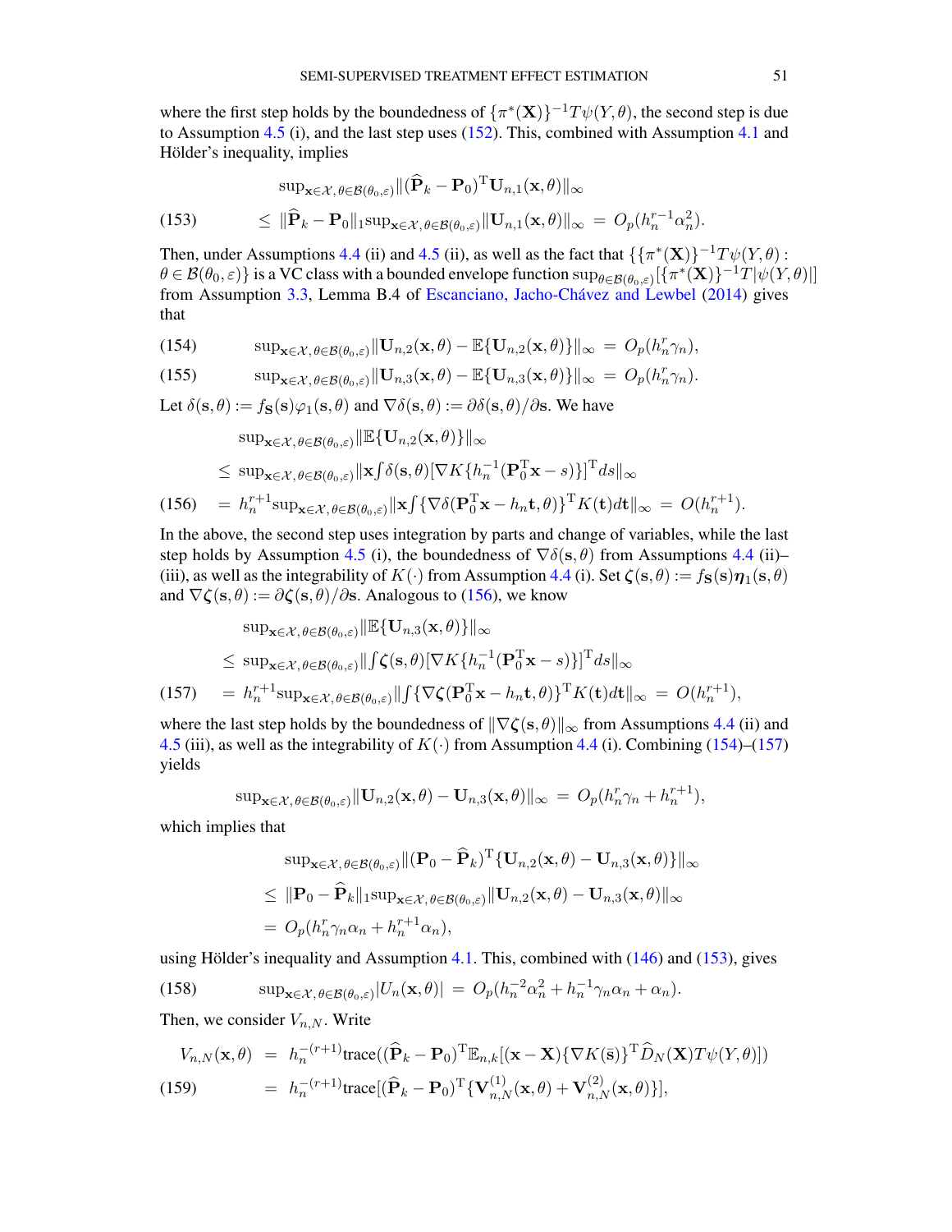where the first step holds by the boundedness of $\{\pi^*(\mathbf{X})\}^{-1}T\psi(Y,\theta)$, the second step is due to Assumption 4.5 (i), and the last step uses (152). This, combined with Assumption 4.1 and Hölder's inequality, implies

$$
\begin{aligned}
&\sup_{\mathbf{x}\in\mathcal{X},\,\theta\in\mathcal{B}(\theta_0,\varepsilon)}\|(\widehat{\mathbf{P}}_k-\mathbf{P}_0)^{\mathrm T}\mathbf{U}_{n,1}(\mathbf{x},\theta)\|_\infty \\
(153)\qquad &\leq \|\widehat{\mathbf{P}}_k-\mathbf{P}_0\|_1\sup_{\mathbf{x}\in\mathcal{X},\,\theta\in\mathcal{B}(\theta_0,\varepsilon)}\|\mathbf{U}_{n,1}(\mathbf{x},\theta)\|_\infty \;=\; O_p(h_n^{r-1}\alpha_n^2).
\end{aligned}
$$

Then, under Assumptions 4.4 (ii) and 4.5 (ii), as well as the fact that $\{\{\pi^*(\mathbf{X})\}^{-1}T\psi(Y,\theta):\theta\in\mathcal{B}(\theta_0,\varepsilon)\}$ is a VC class with a bounded envelope function $\sup_{\theta\in\mathcal{B}(\theta_0,\varepsilon)}[\{\pi^*(\mathbf{X})\}^{-1}T|\psi(Y,\theta)|]$ from Assumption 3.3, Lemma B.4 of Escanciano, Jacho-Chávez and Lewbel (2014) gives that

$$
(154)\qquad \sup_{\mathbf{x}\in\mathcal{X},\,\theta\in\mathcal{B}(\theta_0,\varepsilon)}\|\mathbf{U}_{n,2}(\mathbf{x},\theta)-\mathbb{E}\{\mathbf{U}_{n,2}(\mathbf{x},\theta)\}\|_\infty \;=\; O_p(h_n^r\gamma_n),
$$

$$
(155)\qquad \sup_{\mathbf{x}\in\mathcal{X},\,\theta\in\mathcal{B}(\theta_0,\varepsilon)}\|\mathbf{U}_{n,3}(\mathbf{x},\theta)-\mathbb{E}\{\mathbf{U}_{n,3}(\mathbf{x},\theta)\}\|_\infty \;=\; O_p(h_n^r\gamma_n).
$$

Let $\delta(\mathbf{s},\theta):=f_{\mathbf{S}}(\mathbf{s})\varphi_1(\mathbf{s},\theta)$ and $\nabla\delta(\mathbf{s},\theta):=\partial\delta(\mathbf{s},\theta)/\partial\mathbf{s}$. We have

$$
\begin{aligned}
&\sup_{\mathbf{x}\in\mathcal{X},\,\theta\in\mathcal{B}(\theta_0,\varepsilon)}\|\mathbb{E}\{\mathbf{U}_{n,2}(\mathbf{x},\theta)\}\|_\infty \\
&\leq \sup_{\mathbf{x}\in\mathcal{X},\,\theta\in\mathcal{B}(\theta_0,\varepsilon)}\|\mathbf{x}\textstyle\int\delta(\mathbf{s},\theta)[\nabla K\{h_n^{-1}(\mathbf{P}_0^{\mathrm T}\mathbf{x}-s)\}]^{\mathrm T}ds\|_\infty \\
(156)\qquad &= h_n^{r+1}\sup_{\mathbf{x}\in\mathcal{X},\,\theta\in\mathcal{B}(\theta_0,\varepsilon)}\|\mathbf{x}\textstyle\int\{\nabla\delta(\mathbf{P}_0^{\mathrm T}\mathbf{x}-h_n\mathbf{t},\theta)\}^{\mathrm T}K(\mathbf{t})d\mathbf{t}\|_\infty \;=\; O(h_n^{r+1}).
\end{aligned}
$$

In the above, the second step uses integration by parts and change of variables, while the last step holds by Assumption 4.5 (i), the boundedness of $\nabla\delta(\mathbf{s},\theta)$ from Assumptions 4.4 (ii)–(iii), as well as the integrability of $K(\cdot)$ from Assumption 4.4 (i). Set $\boldsymbol{\zeta}(\mathbf{s},\theta):=f_{\mathbf{S}}(\mathbf{s})\boldsymbol{\eta}_1(\mathbf{s},\theta)$ and $\nabla\boldsymbol{\zeta}(\mathbf{s},\theta):=\partial\boldsymbol{\zeta}(\mathbf{s},\theta)/\partial\mathbf{s}$. Analogous to (156), we know

$$
\begin{aligned}
&\sup_{\mathbf{x}\in\mathcal{X},\,\theta\in\mathcal{B}(\theta_0,\varepsilon)}\|\mathbb{E}\{\mathbf{U}_{n,3}(\mathbf{x},\theta)\}\|_\infty \\
&\leq \sup_{\mathbf{x}\in\mathcal{X},\,\theta\in\mathcal{B}(\theta_0,\varepsilon)}\|\textstyle\int\boldsymbol{\zeta}(\mathbf{s},\theta)[\nabla K\{h_n^{-1}(\mathbf{P}_0^{\mathrm T}\mathbf{x}-s)\}]^{\mathrm T}ds\|_\infty \\
(157)\qquad &= h_n^{r+1}\sup_{\mathbf{x}\in\mathcal{X},\,\theta\in\mathcal{B}(\theta_0,\varepsilon)}\|\textstyle\int\{\nabla\boldsymbol{\zeta}(\mathbf{P}_0^{\mathrm T}\mathbf{x}-h_n\mathbf{t},\theta)\}^{\mathrm T}K(\mathbf{t})d\mathbf{t}\|_\infty \;=\; O(h_n^{r+1}),
\end{aligned}
$$

where the last step holds by the boundedness of $\|\nabla\boldsymbol{\zeta}(\mathbf{s},\theta)\|_\infty$ from Assumptions 4.4 (ii) and 4.5 (iii), as well as the integrability of $K(\cdot)$ from Assumption 4.4 (i). Combining (154)–(157) yields

$$
\sup_{\mathbf{x}\in\mathcal{X},\,\theta\in\mathcal{B}(\theta_0,\varepsilon)}\|\mathbf{U}_{n,2}(\mathbf{x},\theta)-\mathbf{U}_{n,3}(\mathbf{x},\theta)\|_\infty \;=\; O_p(h_n^r\gamma_n+h_n^{r+1}),
$$

which implies that

$$
\begin{aligned}
&\sup_{\mathbf{x}\in\mathcal{X},\,\theta\in\mathcal{B}(\theta_0,\varepsilon)}\|(\mathbf{P}_0-\widehat{\mathbf{P}}_k)^{\mathrm T}\{\mathbf{U}_{n,2}(\mathbf{x},\theta)-\mathbf{U}_{n,3}(\mathbf{x},\theta)\}\|_\infty \\
&\leq \|\mathbf{P}_0-\widehat{\mathbf{P}}_k\|_1\sup_{\mathbf{x}\in\mathcal{X},\,\theta\in\mathcal{B}(\theta_0,\varepsilon)}\|\mathbf{U}_{n,2}(\mathbf{x},\theta)-\mathbf{U}_{n,3}(\mathbf{x},\theta)\|_\infty \\
&= O_p(h_n^r\gamma_n\alpha_n+h_n^{r+1}\alpha_n),
\end{aligned}
$$

using Hölder's inequality and Assumption 4.1. This, combined with (146) and (153), gives

$$
(158)\qquad \sup_{\mathbf{x}\in\mathcal{X},\,\theta\in\mathcal{B}(\theta_0,\varepsilon)}|U_n(\mathbf{x},\theta)| \;=\; O_p(h_n^{-2}\alpha_n^2+h_n^{-1}\gamma_n\alpha_n+\alpha_n).
$$

Then, we consider $V_{n,N}$. Write

$$
\begin{aligned}
V_{n,N}(\mathbf{x},\theta) &= h_n^{-(r+1)}\mathrm{trace}((\widehat{\mathbf{P}}_k-\mathbf{P}_0)^{\mathrm T}\mathbb{E}_{n,k}[(\mathbf{x}-\mathbf{X})\{\nabla K(\bar{\mathbf{s}})\}^{\mathrm T}\widehat{D}_N(\mathbf{X})T\psi(Y,\theta)]) \\
(159)\qquad &= h_n^{-(r+1)}\mathrm{trace}[(\widehat{\mathbf{P}}_k-\mathbf{P}_0)^{\mathrm T}\{\mathbf{V}_{n,N}^{(1)}(\mathbf{x},\theta)+\mathbf{V}_{n,N}^{(2)}(\mathbf{x},\theta)\}],
\end{aligned}
$$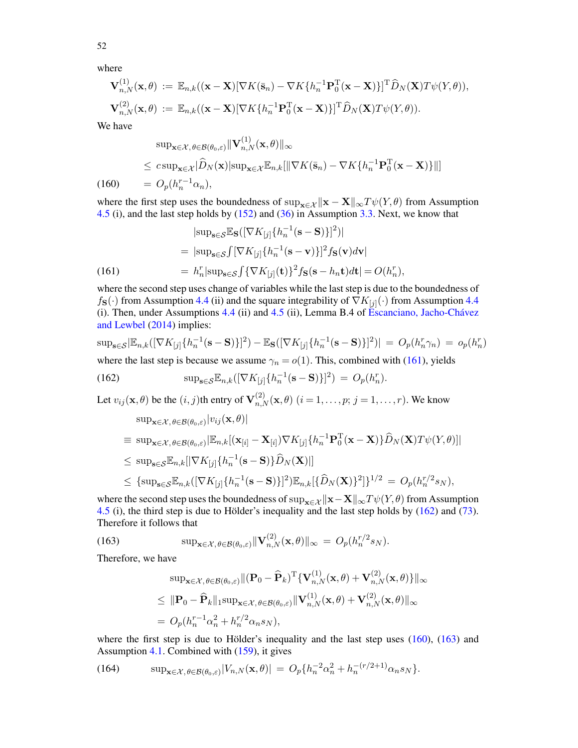where

$$\mathbf{V}_{n,N}^{(1)}(\mathbf{x},\theta) := \mathbb{E}_{n,k}((\mathbf{x}-\mathbf{X})[\nabla K(\bar{\mathbf{s}}_n) - \nabla K\{h_n^{-1}\mathbf{P}_0^{\mathrm{T}}(\mathbf{x}-\mathbf{X})\}]^{\mathrm{T}}\widehat{D}_N(\mathbf{X})T\psi(Y,\theta)),$$

$$\mathbf{V}_{n,N}^{(2)}(\mathbf{x},\theta) := \mathbb{E}_{n,k}((\mathbf{x}-\mathbf{X})[\nabla K\{h_n^{-1}\mathbf{P}_0^{\mathrm{T}}(\mathbf{x}-\mathbf{X})\}]^{\mathrm{T}}\widehat{D}_N(\mathbf{X})T\psi(Y,\theta)).$$

We have

$$\begin{aligned}
&\sup_{\mathbf{x}\in\mathcal{X},\,\theta\in\mathcal{B}(\theta_0,\varepsilon)}\|\mathbf{V}_{n,N}^{(1)}(\mathbf{x},\theta)\|_\infty \\
&\leq c\sup_{\mathbf{x}\in\mathcal{X}}|\widehat{D}_N(\mathbf{x})|\sup_{\mathbf{x}\in\mathcal{X}}\mathbb{E}_{n,k}[\|\nabla K(\bar{\mathbf{s}}_n) - \nabla K\{h_n^{-1}\mathbf{P}_0^{\mathrm{T}}(\mathbf{x}-\mathbf{X})\}\|] \\
&= O_p(h_n^{r-1}\alpha_n), \qquad (160)
\end{aligned}$$

where the first step uses the boundedness of $\sup_{\mathbf{x}\in\mathcal{X}}\|\mathbf{x}-\mathbf{X}\|_\infty T\psi(Y,\theta)$ from Assumption 4.5 (i), and the last step holds by (152) and (36) in Assumption 3.3. Next, we know that

$$\begin{aligned}
&|\sup_{\mathbf{s}\in\mathcal{S}}\mathbb{E}_{\mathbf{S}}([\nabla K_{[j]}\{h_n^{-1}(\mathbf{s}-\mathbf{S})\}]^2)| \\
&= |\sup_{\mathbf{s}\in\mathcal{S}}\textstyle\int[\nabla K_{[j]}\{h_n^{-1}(\mathbf{s}-\mathbf{v})\}]^2 f_{\mathbf{S}}(\mathbf{v})d\mathbf{v}| \\
&= h_n^r|\sup_{\mathbf{s}\in\mathcal{S}}\textstyle\int\{\nabla K_{[j]}(\mathbf{t})\}^2 f_{\mathbf{S}}(\mathbf{s}-h_n\mathbf{t})d\mathbf{t}| = O(h_n^r), \qquad (161)
\end{aligned}$$

where the second step uses change of variables while the last step is due to the boundedness of $f_{\mathbf{S}}(\cdot)$ from Assumption 4.4 (ii) and the square integrability of $\nabla K_{[j]}(\cdot)$ from Assumption 4.4 (i). Then, under Assumptions 4.4 (ii) and 4.5 (ii), Lemma B.4 of Escanciano, Jacho-Chávez and Lewbel (2014) implies:

$$\sup_{\mathbf{s}\in\mathcal{S}}|\mathbb{E}_{n,k}([\nabla K_{[j]}\{h_n^{-1}(\mathbf{s}-\mathbf{S})\}]^2) - \mathbb{E}_{\mathbf{S}}([\nabla K_{[j]}\{h_n^{-1}(\mathbf{s}-\mathbf{S})\}]^2)| = O_p(h_n^r\gamma_n) = o_p(h_n^r)$$

where the last step is because we assume $\gamma_n = o(1)$. This, combined with (161), yields

$$\sup_{\mathbf{s}\in\mathcal{S}}\mathbb{E}_{n,k}([\nabla K_{[j]}\{h_n^{-1}(\mathbf{s}-\mathbf{S})\}]^2) = O_p(h_n^r). \qquad (162)$$

Let $v_{ij}(\mathbf{x},\theta)$ be the $(i,j)$th entry of $\mathbf{V}_{n,N}^{(2)}(\mathbf{x},\theta)$ $(i=1,\ldots,p;\ j=1,\ldots,r)$. We know

$$\begin{aligned}
&\sup_{\mathbf{x}\in\mathcal{X},\,\theta\in\mathcal{B}(\theta_0,\varepsilon)}|v_{ij}(\mathbf{x},\theta)| \\
&\equiv \sup_{\mathbf{x}\in\mathcal{X},\,\theta\in\mathcal{B}(\theta_0,\varepsilon)}|\mathbb{E}_{n,k}[(\mathbf{x}_{[i]}-\mathbf{X}_{[i]})\nabla K_{[j]}\{h_n^{-1}\mathbf{P}_0^{\mathrm{T}}(\mathbf{x}-\mathbf{X})\}\widehat{D}_N(\mathbf{X})T\psi(Y,\theta)]| \\
&\leq \sup_{\mathbf{s}\in\mathcal{S}}\mathbb{E}_{n,k}[|\nabla K_{[j]}\{h_n^{-1}(\mathbf{s}-\mathbf{S})\}\widehat{D}_N(\mathbf{X})|] \\
&\leq \{\sup_{\mathbf{s}\in\mathcal{S}}\mathbb{E}_{n,k}([\nabla K_{[j]}\{h_n^{-1}(\mathbf{s}-\mathbf{S})\}]^2)\mathbb{E}_{n,k}[\{\widehat{D}_N(\mathbf{X})\}^2]\}^{1/2} = O_p(h_n^{r/2}s_N),
\end{aligned}$$

where the second step uses the boundedness of $\sup_{\mathbf{x}\in\mathcal{X}}\|\mathbf{x}-\mathbf{X}\|_\infty T\psi(Y,\theta)$ from Assumption 4.5 (i), the third step is due to Hölder's inequality and the last step holds by (162) and (73). Therefore it follows that

$$\sup_{\mathbf{x}\in\mathcal{X},\,\theta\in\mathcal{B}(\theta_0,\varepsilon)}\|\mathbf{V}_{n,N}^{(2)}(\mathbf{x},\theta)\|_\infty = O_p(h_n^{r/2}s_N). \qquad (163)$$

Therefore, we have

$$\begin{aligned}
&\sup_{\mathbf{x}\in\mathcal{X},\,\theta\in\mathcal{B}(\theta_0,\varepsilon)}\|(\mathbf{P}_0-\widehat{\mathbf{P}}_k)^{\mathrm{T}}\{\mathbf{V}_{n,N}^{(1)}(\mathbf{x},\theta)+\mathbf{V}_{n,N}^{(2)}(\mathbf{x},\theta)\}\|_\infty \\
&\leq \|\mathbf{P}_0-\widehat{\mathbf{P}}_k\|_1\sup_{\mathbf{x}\in\mathcal{X},\,\theta\in\mathcal{B}(\theta_0,\varepsilon)}\|\mathbf{V}_{n,N}^{(1)}(\mathbf{x},\theta)+\mathbf{V}_{n,N}^{(2)}(\mathbf{x},\theta)\|_\infty \\
&= O_p(h_n^{r-1}\alpha_n^2 + h_n^{r/2}\alpha_n s_N),
\end{aligned}$$

where the first step is due to Hölder's inequality and the last step uses (160), (163) and Assumption 4.1. Combined with (159), it gives

$$\sup_{\mathbf{x}\in\mathcal{X},\,\theta\in\mathcal{B}(\theta_0,\varepsilon)}|V_{n,N}(\mathbf{x},\theta)| = O_p\{h_n^{-2}\alpha_n^2 + h_n^{-(r/2+1)}\alpha_n s_N\}. \qquad (164)$$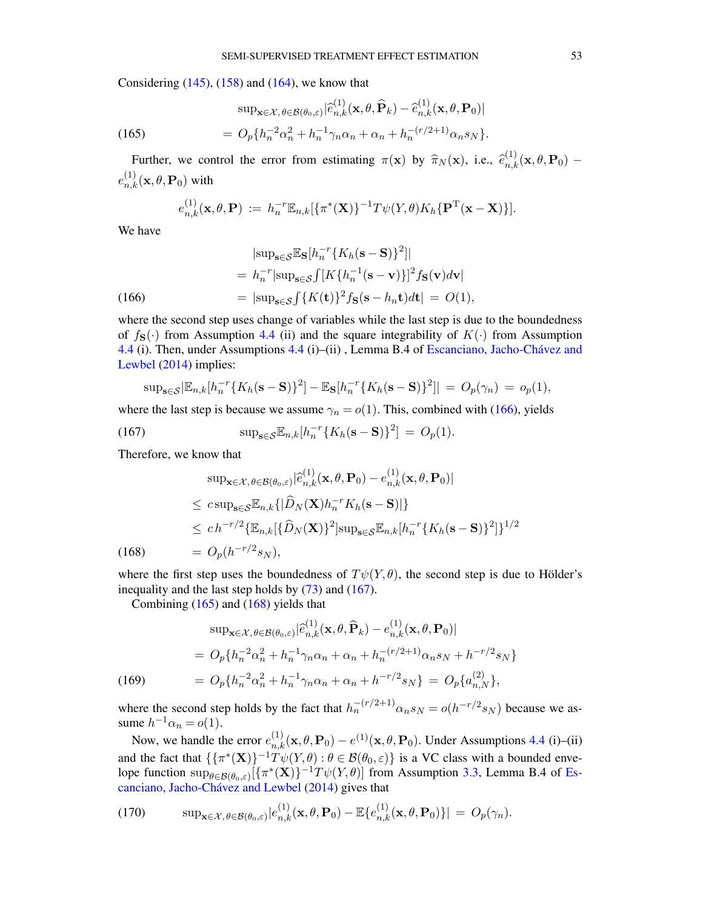Considering (145), (158) and (164), we know that

$$
\begin{aligned}
&\sup_{\mathbf{x}\in\mathcal{X},\,\theta\in\mathcal{B}(\theta_0,\varepsilon)}|\widehat{e}^{(1)}_{n,k}(\mathbf{x},\theta,\widehat{\mathbf{P}}_k)-\widehat{e}^{(1)}_{n,k}(\mathbf{x},\theta,\mathbf{P}_0)| \\
&\quad = O_p\{h_n^{-2}\alpha_n^2+h_n^{-1}\gamma_n\alpha_n+\alpha_n+h_n^{-(r/2+1)}\alpha_n s_N\}. \qquad (165)
\end{aligned}
$$

Further, we control the error from estimating $\pi(\mathbf{x})$ by $\widehat{\pi}_N(\mathbf{x})$, i.e., $\widehat{e}^{(1)}_{n,k}(\mathbf{x},\theta,\mathbf{P}_0)-e^{(1)}_{n,k}(\mathbf{x},\theta,\mathbf{P}_0)$ with

$$
e^{(1)}_{n,k}(\mathbf{x},\theta,\mathbf{P}) \;:=\; h_n^{-r}\mathbb{E}_{n,k}[\{\pi^*(\mathbf{X})\}^{-1}T\psi(Y,\theta)K_h\{\mathbf{P}^{\mathrm{T}}(\mathbf{x}-\mathbf{X})\}].
$$

We have

$$
\begin{aligned}
&|\sup_{\mathbf{s}\in\mathcal{S}}\mathbb{E}_{\mathbf{S}}[h_n^{-r}\{K_h(\mathbf{s}-\mathbf{S})\}^2]| \\
&\quad = h_n^{-r}|\sup_{\mathbf{s}\in\mathcal{S}}\textstyle\int[K\{h_n^{-1}(\mathbf{s}-\mathbf{v})\}]^2 f_{\mathbf{S}}(\mathbf{v})d\mathbf{v}| \\
&\quad = |\sup_{\mathbf{s}\in\mathcal{S}}\textstyle\int\{K(\mathbf{t})\}^2 f_{\mathbf{S}}(\mathbf{s}-h_n\mathbf{t})d\mathbf{t}| \;=\; O(1), \qquad (166)
\end{aligned}
$$

where the second step uses change of variables while the last step is due to the boundedness of $f_{\mathbf{S}}(\cdot)$ from Assumption 4.4 (ii) and the square integrability of $K(\cdot)$ from Assumption 4.4 (i). Then, under Assumptions 4.4 (i)–(ii) , Lemma B.4 of Escanciano, Jacho-Chávez and Lewbel (2014) implies:

$$
\sup_{\mathbf{s}\in\mathcal{S}}|\mathbb{E}_{n,k}[h_n^{-r}\{K_h(\mathbf{s}-\mathbf{S})\}^2]-\mathbb{E}_{\mathbf{S}}[h_n^{-r}\{K_h(\mathbf{s}-\mathbf{S})\}^2]| \;=\; O_p(\gamma_n) \;=\; o_p(1),
$$

where the last step is because we assume $\gamma_n=o(1)$. This, combined with (166), yields

$$
\sup_{\mathbf{s}\in\mathcal{S}}\mathbb{E}_{n,k}[h_n^{-r}\{K_h(\mathbf{s}-\mathbf{S})\}^2] \;=\; O_p(1). \qquad (167)
$$

Therefore, we know that

$$
\begin{aligned}
&\sup_{\mathbf{x}\in\mathcal{X},\,\theta\in\mathcal{B}(\theta_0,\varepsilon)}|\widehat{e}^{(1)}_{n,k}(\mathbf{x},\theta,\mathbf{P}_0)-e^{(1)}_{n,k}(\mathbf{x},\theta,\mathbf{P}_0)| \\
&\quad \le c\sup_{\mathbf{s}\in\mathcal{S}}\mathbb{E}_{n,k}\{|\widehat{D}_N(\mathbf{X})h_n^{-r}K_h(\mathbf{s}-\mathbf{S})|\} \\
&\quad \le c\,h^{-r/2}\{\mathbb{E}_{n,k}[\{\widehat{D}_N(\mathbf{X})\}^2]\sup_{\mathbf{s}\in\mathcal{S}}\mathbb{E}_{n,k}[h_n^{-r}\{K_h(\mathbf{s}-\mathbf{S})\}^2]\}^{1/2} \\
&\quad = O_p(h^{-r/2}s_N), \qquad (168)
\end{aligned}
$$

where the first step uses the boundedness of $T\psi(Y,\theta)$, the second step is due to Hölder's inequality and the last step holds by (73) and (167).

Combining (165) and (168) yields that

$$
\begin{aligned}
&\sup_{\mathbf{x}\in\mathcal{X},\,\theta\in\mathcal{B}(\theta_0,\varepsilon)}|\widehat{e}^{(1)}_{n,k}(\mathbf{x},\theta,\widehat{\mathbf{P}}_k)-e^{(1)}_{n,k}(\mathbf{x},\theta,\mathbf{P}_0)| \\
&\quad = O_p\{h_n^{-2}\alpha_n^2+h_n^{-1}\gamma_n\alpha_n+\alpha_n+h_n^{-(r/2+1)}\alpha_n s_N+h^{-r/2}s_N\} \\
&\quad = O_p\{h_n^{-2}\alpha_n^2+h_n^{-1}\gamma_n\alpha_n+\alpha_n+h^{-r/2}s_N\} \;=\; O_p\{a^{(2)}_{n,N}\}, \qquad (169)
\end{aligned}
$$

where the second step holds by the fact that $h_n^{-(r/2+1)}\alpha_n s_N=o(h^{-r/2}s_N)$ because we assume $h^{-1}\alpha_n=o(1)$.

Now, we handle the error $e^{(1)}_{n,k}(\mathbf{x},\theta,\mathbf{P}_0)-e^{(1)}(\mathbf{x},\theta,\mathbf{P}_0)$. Under Assumptions 4.4 (i)–(ii) and the fact that $\{\{\pi^*(\mathbf{X})\}^{-1}T\psi(Y,\theta):\theta\in\mathcal{B}(\theta_0,\varepsilon)\}$ is a VC class with a bounded envelope function $\sup_{\theta\in\mathcal{B}(\theta_0,\varepsilon)}|\{\pi^*(\mathbf{X})\}^{-1}T\psi(Y,\theta)|$ from Assumption 3.3, Lemma B.4 of Escanciano, Jacho-Chávez and Lewbel (2014) gives that

$$
\sup_{\mathbf{x}\in\mathcal{X},\,\theta\in\mathcal{B}(\theta_0,\varepsilon)}|e^{(1)}_{n,k}(\mathbf{x},\theta,\mathbf{P}_0)-\mathbb{E}\{e^{(1)}_{n,k}(\mathbf{x},\theta,\mathbf{P}_0)\}| \;=\; O_p(\gamma_n). \qquad (170)
$$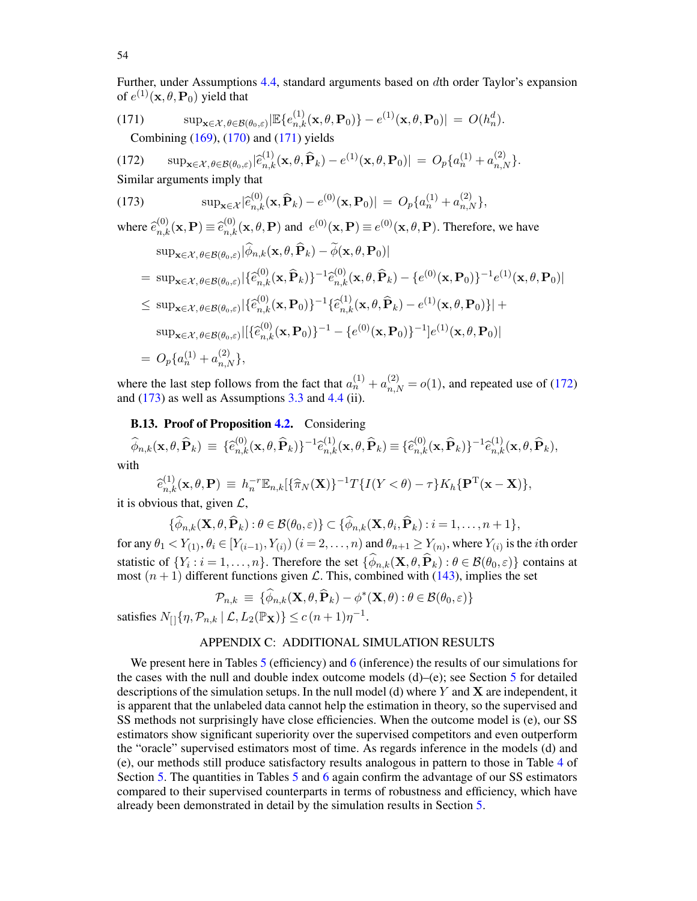Further, under Assumptions 4.4, standard arguments based on $d$th order Taylor's expansion of $e^{(1)}(\mathbf{x},\theta,\mathbf{P}_0)$ yield that

$$\sup_{\mathbf{x}\in\mathcal{X},\,\theta\in\mathcal{B}(\theta_0,\varepsilon)}|\mathbb{E}\{e^{(1)}_{n,k}(\mathbf{x},\theta,\mathbf{P}_0)\}-e^{(1)}(\mathbf{x},\theta,\mathbf{P}_0)| \;=\; O(h_n^d). \tag{171}$$

Combining (169), (170) and (171) yields

$$\sup_{\mathbf{x}\in\mathcal{X},\,\theta\in\mathcal{B}(\theta_0,\varepsilon)}|\widehat{e}^{(1)}_{n,k}(\mathbf{x},\theta,\widehat{\mathbf{P}}_k)-e^{(1)}(\mathbf{x},\theta,\mathbf{P}_0)| \;=\; O_p\{a_n^{(1)}+a_{n,N}^{(2)}\}. \tag{172}$$

Similar arguments imply that

$$\sup_{\mathbf{x}\in\mathcal{X}}|\widehat{e}^{(0)}_{n,k}(\mathbf{x},\widehat{\mathbf{P}}_k)-e^{(0)}(\mathbf{x},\mathbf{P}_0)| \;=\; O_p\{a_n^{(1)}+a_{n,N}^{(2)}\}, \tag{173}$$

where $\widehat{e}^{(0)}_{n,k}(\mathbf{x},\mathbf{P})\equiv\widehat{e}^{(0)}_{n,k}(\mathbf{x},\theta,\mathbf{P})$ and $e^{(0)}(\mathbf{x},\mathbf{P})\equiv e^{(0)}(\mathbf{x},\theta,\mathbf{P})$. Therefore, we have

$$
\begin{aligned}
&\sup_{\mathbf{x}\in\mathcal{X},\,\theta\in\mathcal{B}(\theta_0,\varepsilon)}|\widehat{\phi}_{n,k}(\mathbf{x},\theta,\widehat{\mathbf{P}}_k)-\widetilde{\phi}(\mathbf{x},\theta,\mathbf{P}_0)|\\
&=\;\sup_{\mathbf{x}\in\mathcal{X},\,\theta\in\mathcal{B}(\theta_0,\varepsilon)}|\{\widehat{e}^{(0)}_{n,k}(\mathbf{x},\widehat{\mathbf{P}}_k)\}^{-1}\widehat{e}^{(0)}_{n,k}(\mathbf{x},\theta,\widehat{\mathbf{P}}_k)-\{e^{(0)}(\mathbf{x},\mathbf{P}_0)\}^{-1}e^{(1)}(\mathbf{x},\theta,\mathbf{P}_0)|\\
&\le\;\sup_{\mathbf{x}\in\mathcal{X},\,\theta\in\mathcal{B}(\theta_0,\varepsilon)}|\{\widehat{e}^{(0)}_{n,k}(\mathbf{x},\mathbf{P}_0)\}^{-1}\{\widehat{e}^{(1)}_{n,k}(\mathbf{x},\theta,\widehat{\mathbf{P}}_k)-e^{(1)}(\mathbf{x},\theta,\mathbf{P}_0)\}|\;+\\
&\quad\;\sup_{\mathbf{x}\in\mathcal{X},\,\theta\in\mathcal{B}(\theta_0,\varepsilon)}|[\{\widehat{e}^{(0)}_{n,k}(\mathbf{x},\mathbf{P}_0)\}^{-1}-\{e^{(0)}(\mathbf{x},\mathbf{P}_0)\}^{-1}]e^{(1)}(\mathbf{x},\theta,\mathbf{P}_0)|\\
&=\;O_p\{a_n^{(1)}+a_{n,N}^{(2)}\},
\end{aligned}
$$

where the last step follows from the fact that $a_n^{(1)}+a_{n,N}^{(2)}=o(1)$, and repeated use of (172) and (173) as well as Assumptions 3.3 and 4.4 (ii).

**B.13. Proof of Proposition 4.2.** Considering

$$\widehat{\phi}_{n,k}(\mathbf{x},\theta,\widehat{\mathbf{P}}_k)\;\equiv\;\{\widehat{e}^{(0)}_{n,k}(\mathbf{x},\theta,\widehat{\mathbf{P}}_k)\}^{-1}\widehat{e}^{(1)}_{n,k}(\mathbf{x},\theta,\widehat{\mathbf{P}}_k)\equiv\{\widehat{e}^{(0)}_{n,k}(\mathbf{x},\widehat{\mathbf{P}}_k)\}^{-1}\widehat{e}^{(1)}_{n,k}(\mathbf{x},\theta,\widehat{\mathbf{P}}_k),$$

with

$$\widehat{e}^{(1)}_{n,k}(\mathbf{x},\theta,\mathbf{P})\;\equiv\;h_n^{-r}\mathbb{E}_{n,k}[\{\widehat{\pi}_N(\mathbf{X})\}^{-1}T\{I(Y<\theta)-\tau\}K_h\{\mathbf{P}^{\mathrm{T}}(\mathbf{x}-\mathbf{X})\}],$$

it is obvious that, given $\mathcal{L}$,

$$\{\widehat{\phi}_{n,k}(\mathbf{X},\theta,\widehat{\mathbf{P}}_k):\theta\in\mathcal{B}(\theta_0,\varepsilon)\}\subset\{\widehat{\phi}_{n,k}(\mathbf{X},\theta_i,\widehat{\mathbf{P}}_k):i=1,\ldots,n+1\},$$

for any $\theta_1<Y_{(1)},\theta_i\in[Y_{(i-1)},Y_{(i)})$ $(i=2,\ldots,n)$ and $\theta_{n+1}\ge Y_{(n)}$, where $Y_{(i)}$ is the $i$th order statistic of $\{Y_i:i=1,\ldots,n\}$. Therefore the set $\{\widehat{\phi}_{n,k}(\mathbf{X},\theta,\widehat{\mathbf{P}}_k):\theta\in\mathcal{B}(\theta_0,\varepsilon)\}$ contains at most $(n+1)$ different functions given $\mathcal{L}$. This, combined with (143), implies the set

$$\mathcal{P}_{n,k}\;\equiv\;\{\widehat{\phi}_{n,k}(\mathbf{X},\theta,\widehat{\mathbf{P}}_k)-\phi^*(\mathbf{X},\theta):\theta\in\mathcal{B}(\theta_0,\varepsilon)\}$$

satisfies $N_{[]}\{\eta,\mathcal{P}_{n,k}\mid\mathcal{L},L_2(\mathbb{P}_{\mathbf{X}})\}\le c\,(n+1)\eta^{-1}$.

## APPENDIX C: ADDITIONAL SIMULATION RESULTS

We present here in Tables 5 (efficiency) and 6 (inference) the results of our simulations for the cases with the null and double index outcome models (d)–(e); see Section 5 for detailed descriptions of the simulation setups. In the null model (d) where $Y$ and $\mathbf{X}$ are independent, it is apparent that the unlabeled data cannot help the estimation in theory, so the supervised and SS methods not surprisingly have close efficiencies. When the outcome model is (e), our SS estimators show significant superiority over the supervised competitors and even outperform the "oracle" supervised estimators most of time. As regards inference in the models (d) and (e), our methods still produce satisfactory results analogous in pattern to those in Table 4 of Section 5. The quantities in Tables 5 and 6 again confirm the advantage of our SS estimators compared to their supervised counterparts in terms of robustness and efficiency, which have already been demonstrated in detail by the simulation results in Section 5.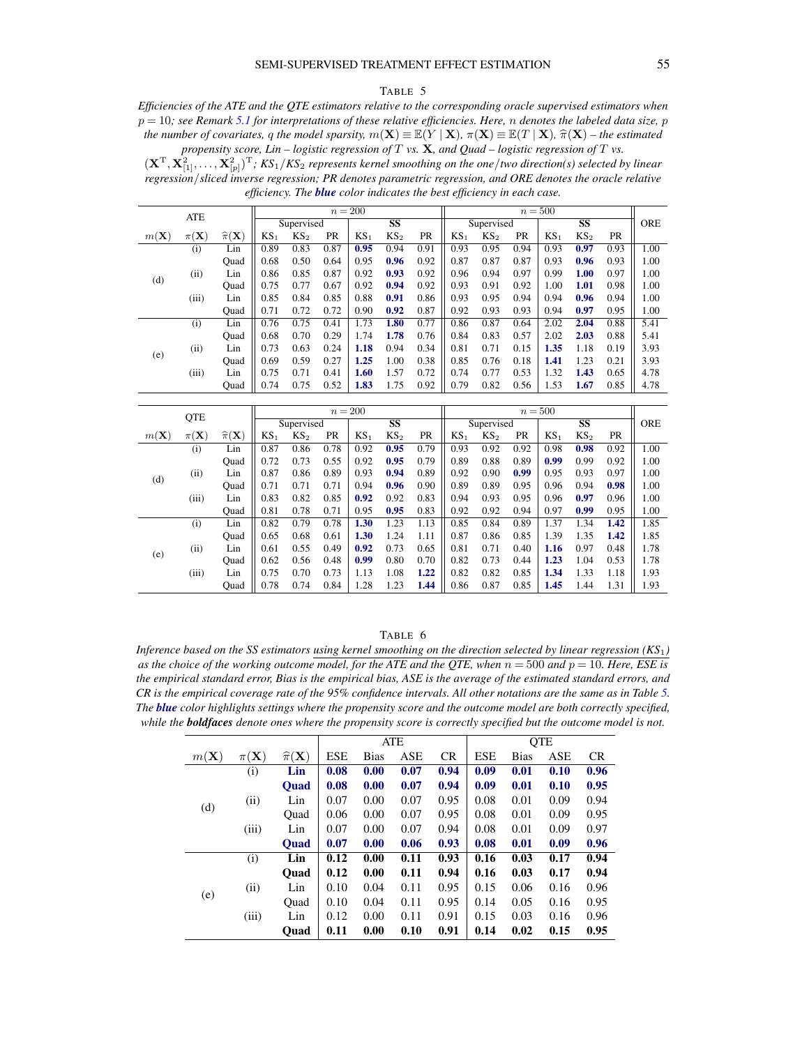TABLE 5

*Efficiencies of the ATE and the QTE estimators relative to the corresponding oracle supervised estimators when $p = 10$; see Remark 5.1 for interpretations of these relative efficiencies. Here, $n$ denotes the labeled data size, $p$ the number of covariates, $q$ the model sparsity, $m(\mathbf{X}) \equiv \mathbb{E}(Y \mid \mathbf{X})$, $\pi(\mathbf{X}) \equiv \mathbb{E}(T \mid \mathbf{X})$, $\widehat{\pi}(\mathbf{X})$ – the estimated propensity score, Lin – logistic regression of $T$ vs. $\mathbf{X}$, and Quad – logistic regression of $T$ vs. $(\mathbf{X}^{\mathrm{T}}, \mathbf{X}_{[1]}^2, \ldots, \mathbf{X}_{[p]}^2)^{\mathrm{T}}$; $\mathrm{KS}_1/\mathrm{KS}_2$ represents kernel smoothing on the one/two direction(s) selected by linear regression/sliced inverse regression; PR denotes parametric regression, and ORE denotes the oracle relative efficiency. The **blue** color indicates the best efficiency in each case.*

| ATE | | | $n = 200$ | | | | | | $n = 500$ | | | | | | ORE |
|---|---|---|---|---|---|---|---|---|---|---|---|---|---|---|---|
| | | | Supervised | | | SS | | | Supervised | | | SS | | | |
| $m(\mathbf{X})$ | $\pi(\mathbf{X})$ | $\widehat{\pi}(\mathbf{X})$ | $\mathrm{KS}_1$ | $\mathrm{KS}_2$ | PR | $\mathrm{KS}_1$ | $\mathrm{KS}_2$ | PR | $\mathrm{KS}_1$ | $\mathrm{KS}_2$ | PR | $\mathrm{KS}_1$ | $\mathrm{KS}_2$ | PR | |
| (d) | (i) | Lin | 0.89 | 0.83 | 0.87 | **0.95** | 0.94 | 0.91 | 0.93 | 0.95 | 0.94 | 0.93 | **0.97** | 0.93 | 1.00 |
| | | Quad | 0.68 | 0.50 | 0.64 | 0.95 | **0.96** | 0.92 | 0.87 | 0.87 | 0.87 | 0.93 | **0.96** | 0.93 | 1.00 |
| | (ii) | Lin | 0.86 | 0.85 | 0.87 | 0.92 | **0.93** | 0.92 | 0.96 | 0.94 | 0.97 | 0.99 | **1.00** | 0.97 | 1.00 |
| | | Quad | 0.75 | 0.77 | 0.67 | 0.92 | **0.94** | 0.92 | 0.93 | 0.91 | 0.92 | 1.00 | **1.01** | 0.98 | 1.00 |
| | (iii) | Lin | 0.85 | 0.84 | 0.85 | 0.88 | **0.91** | 0.86 | 0.93 | 0.95 | 0.94 | 0.94 | **0.96** | 0.94 | 1.00 |
| | | Quad | 0.71 | 0.72 | 0.72 | 0.90 | **0.92** | 0.87 | 0.92 | 0.93 | 0.93 | 0.94 | **0.97** | 0.95 | 1.00 |
| (e) | (i) | Lin | 0.76 | 0.75 | 0.41 | 1.73 | **1.80** | 0.77 | 0.86 | 0.87 | 0.64 | 2.02 | **2.04** | 0.88 | 5.41 |
| | | Quad | 0.68 | 0.70 | 0.29 | 1.74 | **1.78** | 0.76 | 0.84 | 0.83 | 0.57 | 2.02 | **2.03** | 0.88 | 5.41 |
| | (ii) | Lin | 0.73 | 0.63 | 0.24 | **1.18** | 0.94 | 0.34 | 0.81 | 0.71 | 0.15 | **1.35** | 1.18 | 0.19 | 3.93 |
| | | Quad | 0.69 | 0.59 | 0.27 | **1.25** | 1.00 | 0.38 | 0.85 | 0.76 | 0.18 | **1.41** | 1.23 | 0.21 | 3.93 |
| | (iii) | Lin | 0.75 | 0.71 | 0.41 | **1.60** | 1.57 | 0.72 | 0.74 | 0.77 | 0.53 | 1.32 | **1.43** | 0.65 | 4.78 |
| | | Quad | 0.74 | 0.75 | 0.52 | **1.83** | 1.75 | 0.92 | 0.79 | 0.82 | 0.56 | 1.53 | **1.67** | 0.85 | 4.78 |

| QTE | | | $n = 200$ | | | | | | $n = 500$ | | | | | | ORE |
|---|---|---|---|---|---|---|---|---|---|---|---|---|---|---|---|
| | | | Supervised | | | SS | | | Supervised | | | SS | | | |
| $m(\mathbf{X})$ | $\pi(\mathbf{X})$ | $\widehat{\pi}(\mathbf{X})$ | $\mathrm{KS}_1$ | $\mathrm{KS}_2$ | PR | $\mathrm{KS}_1$ | $\mathrm{KS}_2$ | PR | $\mathrm{KS}_1$ | $\mathrm{KS}_2$ | PR | $\mathrm{KS}_1$ | $\mathrm{KS}_2$ | PR | |
| (d) | (i) | Lin | 0.87 | 0.86 | 0.78 | 0.92 | **0.95** | 0.79 | 0.93 | 0.92 | 0.92 | 0.98 | **0.98** | 0.92 | 1.00 |
| | | Quad | 0.72 | 0.73 | 0.55 | 0.92 | **0.95** | 0.79 | 0.89 | 0.88 | 0.89 | **0.99** | 0.99 | 0.92 | 1.00 |
| | (ii) | Lin | 0.87 | 0.86 | 0.89 | 0.93 | **0.94** | 0.89 | 0.92 | 0.90 | **0.99** | 0.95 | 0.93 | 0.97 | 1.00 |
| | | Quad | 0.71 | 0.71 | 0.71 | 0.94 | **0.96** | 0.90 | 0.89 | 0.89 | 0.95 | 0.96 | 0.94 | **0.98** | 1.00 |
| | (iii) | Lin | 0.83 | 0.82 | 0.85 | **0.92** | 0.92 | 0.83 | 0.94 | 0.93 | 0.95 | 0.96 | **0.97** | 0.96 | 1.00 |
| | | Quad | 0.81 | 0.78 | 0.71 | 0.95 | **0.95** | 0.83 | 0.92 | 0.92 | 0.94 | 0.97 | **0.99** | 0.95 | 1.00 |
| (e) | (i) | Lin | 0.82 | 0.79 | 0.78 | **1.30** | 1.23 | 1.13 | 0.85 | 0.84 | 0.89 | 1.37 | 1.34 | **1.42** | 1.85 |
| | | Quad | 0.65 | 0.68 | 0.61 | **1.30** | 1.24 | 1.11 | 0.87 | 0.86 | 0.85 | 1.39 | 1.35 | **1.42** | 1.85 |
| | (ii) | Lin | 0.61 | 0.55 | 0.49 | **0.92** | 0.73 | 0.65 | 0.81 | 0.71 | 0.40 | **1.16** | 0.97 | 0.48 | 1.78 |
| | | Quad | 0.62 | 0.56 | 0.48 | **0.99** | 0.80 | 0.70 | 0.82 | 0.73 | 0.44 | **1.23** | 1.04 | 0.53 | 1.78 |
| | (iii) | Lin | 0.75 | 0.70 | 0.73 | 1.13 | 1.08 | **1.22** | 0.82 | 0.82 | 0.85 | **1.34** | 1.33 | 1.18 | 1.93 |
| | | Quad | 0.78 | 0.74 | 0.84 | 1.28 | 1.23 | **1.44** | 0.86 | 0.87 | 0.85 | **1.45** | 1.44 | 1.31 | 1.93 |

TABLE 6

*Inference based on the SS estimators using kernel smoothing on the direction selected by linear regression ($\mathrm{KS}_1$) as the choice of the working outcome model, for the ATE and the QTE, when $n = 500$ and $p = 10$. Here, ESE is the empirical standard error, Bias is the empirical bias, ASE is the average of the estimated standard errors, and CR is the empirical coverage rate of the 95% confidence intervals. All other notations are the same as in Table 5. The **blue** color highlights settings where the propensity score and the outcome model are both correctly specified, while the **boldfaces** denote ones where the propensity score is correctly specified but the outcome model is not.*

| $m(\mathbf{X})$ | $\pi(\mathbf{X})$ | $\widehat{\pi}(\mathbf{X})$ | ATE | | | | QTE | | | |
|---|---|---|---|---|---|---|---|---|---|---|
| | | | ESE | Bias | ASE | CR | ESE | Bias | ASE | CR |
| (d) | (i) | **Lin** | **0.08** | **0.00** | **0.07** | **0.94** | **0.09** | **0.01** | **0.10** | **0.96** |
| | | **Quad** | **0.08** | **0.00** | **0.07** | **0.94** | **0.09** | **0.01** | **0.10** | **0.95** |
| | (ii) | Lin | 0.07 | 0.00 | 0.07 | 0.95 | 0.08 | 0.01 | 0.09 | 0.94 |
| | | Quad | 0.06 | 0.00 | 0.07 | 0.95 | 0.08 | 0.01 | 0.09 | 0.95 |
| | (iii) | Lin | 0.07 | 0.00 | 0.07 | 0.94 | 0.08 | 0.01 | 0.09 | 0.97 |
| | | **Quad** | **0.07** | **0.00** | **0.06** | **0.93** | **0.08** | **0.01** | **0.09** | **0.96** |
| (e) | (i) | **Lin** | **0.12** | **0.00** | **0.11** | **0.93** | **0.16** | **0.03** | **0.17** | **0.94** |
| | | **Quad** | **0.12** | **0.00** | **0.11** | **0.94** | **0.16** | **0.03** | **0.17** | **0.94** |
| | (ii) | Lin | 0.10 | 0.04 | 0.11 | 0.95 | 0.15 | 0.06 | 0.16 | 0.96 |
| | | Quad | 0.10 | 0.04 | 0.11 | 0.95 | 0.14 | 0.05 | 0.16 | 0.95 |
| | (iii) | Lin | 0.12 | 0.00 | 0.11 | 0.91 | 0.15 | 0.03 | 0.16 | 0.96 |
| | | **Quad** | **0.11** | **0.00** | **0.10** | **0.91** | **0.14** | **0.02** | **0.15** | **0.95** |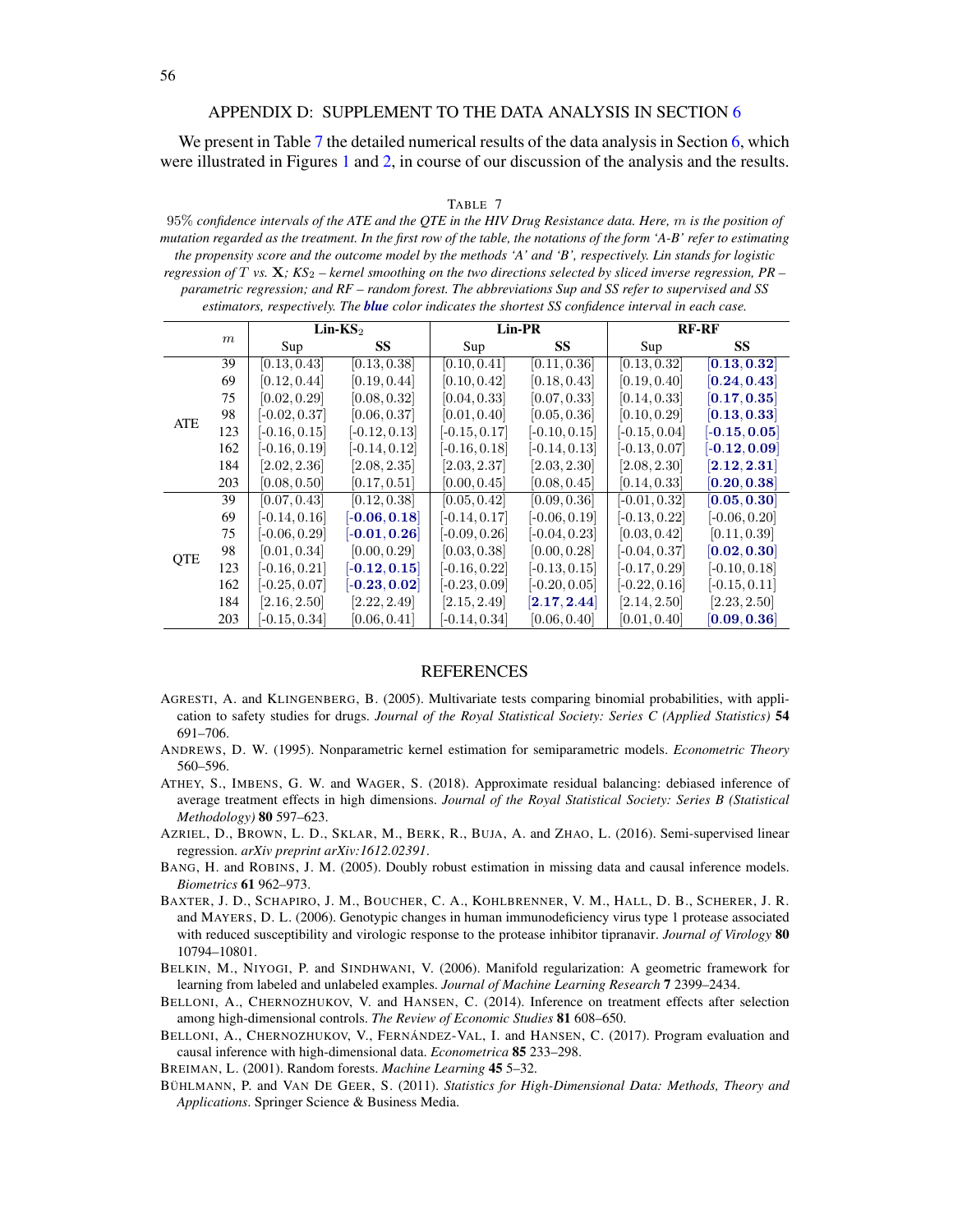## APPENDIX D: SUPPLEMENT TO THE DATA ANALYSIS IN SECTION 6

We present in Table 7 the detailed numerical results of the data analysis in Section 6, which were illustrated in Figures 1 and 2, in course of our discussion of the analysis and the results.

TABLE 7

*95% confidence intervals of the ATE and the QTE in the HIV Drug Resistance data. Here, $m$ is the position of mutation regarded as the treatment. In the first row of the table, the notations of the form 'A-B' refer to estimating the propensity score and the outcome model by the methods 'A' and 'B', respectively. Lin stands for logistic regression of $T$ vs. $\mathbf{X}$; KS$_2$ – kernel smoothing on the two directions selected by sliced inverse regression, PR – parametric regression; and RF – random forest. The abbreviations Sup and SS refer to supervised and SS estimators, respectively. The **blue** color indicates the shortest SS confidence interval in each case.*

| | $m$ | **Lin-KS$_2$** | | **Lin-PR** | | **RF-RF** | |
|---|---|---|---|---|---|---|---|
| | | Sup | **SS** | Sup | **SS** | Sup | **SS** |
| ATE | 39 | [0.13, 0.43] | [0.13, 0.38] | [0.10, 0.41] | [0.11, 0.36] | [0.13, 0.32] | **[0.13, 0.32]** |
| | 69 | [0.12, 0.44] | [0.19, 0.44] | [0.10, 0.42] | [0.18, 0.43] | [0.19, 0.40] | **[0.24, 0.43]** |
| | 75 | [0.02, 0.29] | [0.08, 0.32] | [0.04, 0.33] | [0.07, 0.33] | [0.14, 0.33] | **[0.17, 0.35]** |
| | 98 | [-0.02, 0.37] | [0.06, 0.37] | [0.01, 0.40] | [0.05, 0.36] | [0.10, 0.29] | **[0.13, 0.33]** |
| | 123 | [-0.16, 0.15] | [-0.12, 0.13] | [-0.15, 0.17] | [-0.10, 0.15] | [-0.15, 0.04] | **[-0.15, 0.05]** |
| | 162 | [-0.16, 0.19] | [-0.14, 0.12] | [-0.16, 0.18] | [-0.14, 0.13] | [-0.13, 0.07] | **[-0.12, 0.09]** |
| | 184 | [2.02, 2.36] | [2.08, 2.35] | [2.03, 2.37] | [2.03, 2.30] | [2.08, 2.30] | **[2.12, 2.31]** |
| | 203 | [0.08, 0.50] | [0.17, 0.51] | [0.00, 0.45] | [0.08, 0.45] | [0.14, 0.33] | **[0.20, 0.38]** |
| QTE | 39 | [0.07, 0.43] | [0.12, 0.38] | [0.05, 0.42] | [0.09, 0.36] | [-0.01, 0.32] | **[0.05, 0.30]** |
| | 69 | [-0.14, 0.16] | **[-0.06, 0.18]** | [-0.14, 0.17] | [-0.06, 0.19] | [-0.13, 0.22] | [-0.06, 0.20] |
| | 75 | [-0.06, 0.29] | **[-0.01, 0.26]** | [-0.09, 0.26] | [-0.04, 0.23] | [0.03, 0.42] | [0.11, 0.39] |
| | 98 | [0.01, 0.34] | [0.00, 0.29] | [0.03, 0.38] | [0.00, 0.28] | [-0.04, 0.37] | **[0.02, 0.30]** |
| | 123 | [-0.16, 0.21] | **[-0.12, 0.15]** | [-0.16, 0.22] | [-0.13, 0.15] | [-0.17, 0.29] | [-0.10, 0.18] |
| | 162 | [-0.25, 0.07] | **[-0.23, 0.02]** | [-0.23, 0.09] | [-0.20, 0.05] | [-0.22, 0.16] | [-0.15, 0.11] |
| | 184 | [2.16, 2.50] | [2.22, 2.49] | [2.15, 2.49] | **[2.17, 2.44]** | [2.14, 2.50] | [2.23, 2.50] |
| | 203 | [-0.15, 0.34] | [0.06, 0.41] | [-0.14, 0.34] | [0.06, 0.40] | [0.01, 0.40] | **[0.09, 0.36]** |

## REFERENCES

AGRESTI, A. and KLINGENBERG, B. (2005). Multivariate tests comparing binomial probabilities, with application to safety studies for drugs. *Journal of the Royal Statistical Society: Series C (Applied Statistics)* **54** 691–706.

ANDREWS, D. W. (1995). Nonparametric kernel estimation for semiparametric models. *Econometric Theory* 560–596.

ATHEY, S., IMBENS, G. W. and WAGER, S. (2018). Approximate residual balancing: debiased inference of average treatment effects in high dimensions. *Journal of the Royal Statistical Society: Series B (Statistical Methodology)* **80** 597–623.

AZRIEL, D., BROWN, L. D., SKLAR, M., BERK, R., BUJA, A. and ZHAO, L. (2016). Semi-supervised linear regression. *arXiv preprint arXiv:1612.02391*.

BANG, H. and ROBINS, J. M. (2005). Doubly robust estimation in missing data and causal inference models. *Biometrics* **61** 962–973.

BAXTER, J. D., SCHAPIRO, J. M., BOUCHER, C. A., KOHLBRENNER, V. M., HALL, D. B., SCHERER, J. R. and MAYERS, D. L. (2006). Genotypic changes in human immunodeficiency virus type 1 protease associated with reduced susceptibility and virologic response to the protease inhibitor tipranavir. *Journal of Virology* **80** 10794–10801.

BELKIN, M., NIYOGI, P. and SINDHWANI, V. (2006). Manifold regularization: A geometric framework for learning from labeled and unlabeled examples. *Journal of Machine Learning Research* **7** 2399–2434.

BELLONI, A., CHERNOZHUKOV, V. and HANSEN, C. (2014). Inference on treatment effects after selection among high-dimensional controls. *The Review of Economic Studies* **81** 608–650.

BELLONI, A., CHERNOZHUKOV, V., FERNÁNDEZ-VAL, I. and HANSEN, C. (2017). Program evaluation and causal inference with high-dimensional data. *Econometrica* **85** 233–298.

BREIMAN, L. (2001). Random forests. *Machine Learning* **45** 5–32.

BÜHLMANN, P. and VAN DE GEER, S. (2011). *Statistics for High-Dimensional Data: Methods, Theory and Applications*. Springer Science & Business Media.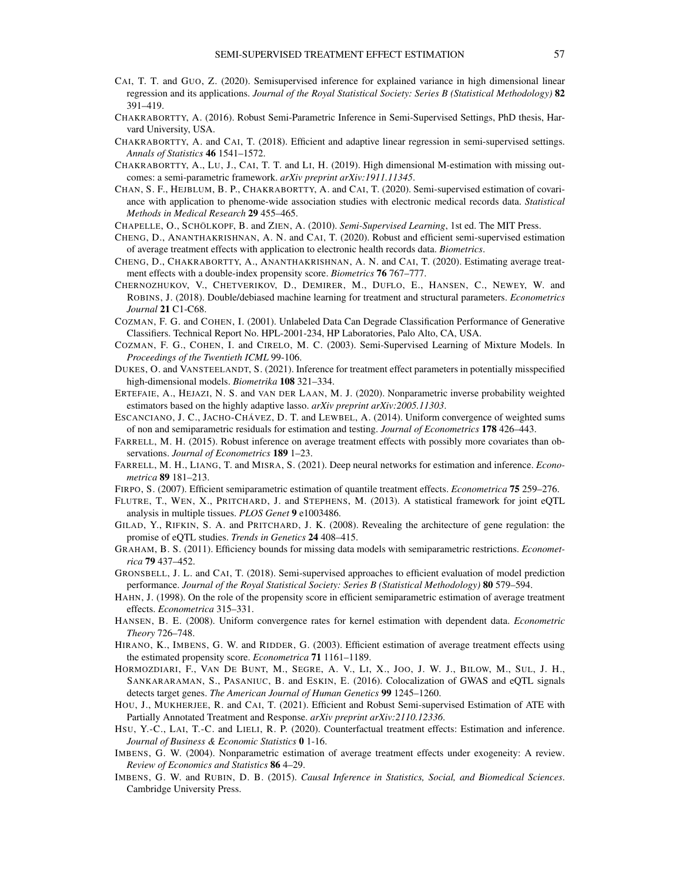CAI, T. T. and GUO, Z. (2020). Semisupervised inference for explained variance in high dimensional linear regression and its applications. *Journal of the Royal Statistical Society: Series B (Statistical Methodology)* **82** 391–419.

CHAKRABORTTY, A. (2016). Robust Semi-Parametric Inference in Semi-Supervised Settings, PhD thesis, Harvard University, USA.

CHAKRABORTTY, A. and CAI, T. (2018). Efficient and adaptive linear regression in semi-supervised settings. *Annals of Statistics* **46** 1541–1572.

CHAKRABORTTY, A., LU, J., CAI, T. T. and LI, H. (2019). High dimensional M-estimation with missing outcomes: a semi-parametric framework. *arXiv preprint arXiv:1911.11345*.

CHAN, S. F., HEJBLUM, B. P., CHAKRABORTTY, A. and CAI, T. (2020). Semi-supervised estimation of covariance with application to phenome-wide association studies with electronic medical records data. *Statistical Methods in Medical Research* **29** 455–465.

CHAPELLE, O., SCHÖLKOPF, B. and ZIEN, A. (2010). *Semi-Supervised Learning*, 1st ed. The MIT Press.

CHENG, D., ANANTHAKRISHNAN, A. N. and CAI, T. (2020). Robust and efficient semi-supervised estimation of average treatment effects with application to electronic health records data. *Biometrics*.

CHENG, D., CHAKRABORTTY, A., ANANTHAKRISHNAN, A. N. and CAI, T. (2020). Estimating average treatment effects with a double-index propensity score. *Biometrics* **76** 767–777.

CHERNOZHUKOV, V., CHETVERIKOV, D., DEMIRER, M., DUFLO, E., HANSEN, C., NEWEY, W. and ROBINS, J. (2018). Double/debiased machine learning for treatment and structural parameters. *Econometrics Journal* **21** C1-C68.

COZMAN, F. G. and COHEN, I. (2001). Unlabeled Data Can Degrade Classification Performance of Generative Classifiers. Technical Report No. HPL-2001-234, HP Laboratories, Palo Alto, CA, USA.

COZMAN, F. G., COHEN, I. and CIRELO, M. C. (2003). Semi-Supervised Learning of Mixture Models. In *Proceedings of the Twentieth ICML* 99-106.

DUKES, O. and VANSTEELANDT, S. (2021). Inference for treatment effect parameters in potentially misspecified high-dimensional models. *Biometrika* **108** 321–334.

ERTEFAIE, A., HEJAZI, N. S. and VAN DER LAAN, M. J. (2020). Nonparametric inverse probability weighted estimators based on the highly adaptive lasso. *arXiv preprint arXiv:2005.11303*.

ESCANCIANO, J. C., JACHO-CHÁVEZ, D. T. and LEWBEL, A. (2014). Uniform convergence of weighted sums of non and semiparametric residuals for estimation and testing. *Journal of Econometrics* **178** 426–443.

FARRELL, M. H. (2015). Robust inference on average treatment effects with possibly more covariates than observations. *Journal of Econometrics* **189** 1–23.

FARRELL, M. H., LIANG, T. and MISRA, S. (2021). Deep neural networks for estimation and inference. *Econometrica* **89** 181–213.

FIRPO, S. (2007). Efficient semiparametric estimation of quantile treatment effects. *Econometrica* **75** 259–276.

FLUTRE, T., WEN, X., PRITCHARD, J. and STEPHENS, M. (2013). A statistical framework for joint eQTL analysis in multiple tissues. *PLOS Genet* **9** e1003486.

GILAD, Y., RIFKIN, S. A. and PRITCHARD, J. K. (2008). Revealing the architecture of gene regulation: the promise of eQTL studies. *Trends in Genetics* **24** 408–415.

GRAHAM, B. S. (2011). Efficiency bounds for missing data models with semiparametric restrictions. *Econometrica* **79** 437–452.

GRONSBELL, J. L. and CAI, T. (2018). Semi-supervised approaches to efficient evaluation of model prediction performance. *Journal of the Royal Statistical Society: Series B (Statistical Methodology)* **80** 579–594.

HAHN, J. (1998). On the role of the propensity score in efficient semiparametric estimation of average treatment effects. *Econometrica* 315–331.

HANSEN, B. E. (2008). Uniform convergence rates for kernel estimation with dependent data. *Econometric Theory* 726–748.

HIRANO, K., IMBENS, G. W. and RIDDER, G. (2003). Efficient estimation of average treatment effects using the estimated propensity score. *Econometrica* **71** 1161–1189.

HORMOZDIARI, F., VAN DE BUNT, M., SEGRE, A. V., LI, X., JOO, J. W. J., BILOW, M., SUL, J. H., SANKARARAMAN, S., PASANIUC, B. and ESKIN, E. (2016). Colocalization of GWAS and eQTL signals detects target genes. *The American Journal of Human Genetics* **99** 1245–1260.

HOU, J., MUKHERJEE, R. and CAI, T. (2021). Efficient and Robust Semi-supervised Estimation of ATE with Partially Annotated Treatment and Response. *arXiv preprint arXiv:2110.12336*.

HSU, Y.-C., LAI, T.-C. and LIELI, R. P. (2020). Counterfactual treatment effects: Estimation and inference. *Journal of Business & Economic Statistics* **0** 1-16.

IMBENS, G. W. (2004). Nonparametric estimation of average treatment effects under exogeneity: A review. *Review of Economics and Statistics* **86** 4–29.

IMBENS, G. W. and RUBIN, D. B. (2015). *Causal Inference in Statistics, Social, and Biomedical Sciences*. Cambridge University Press.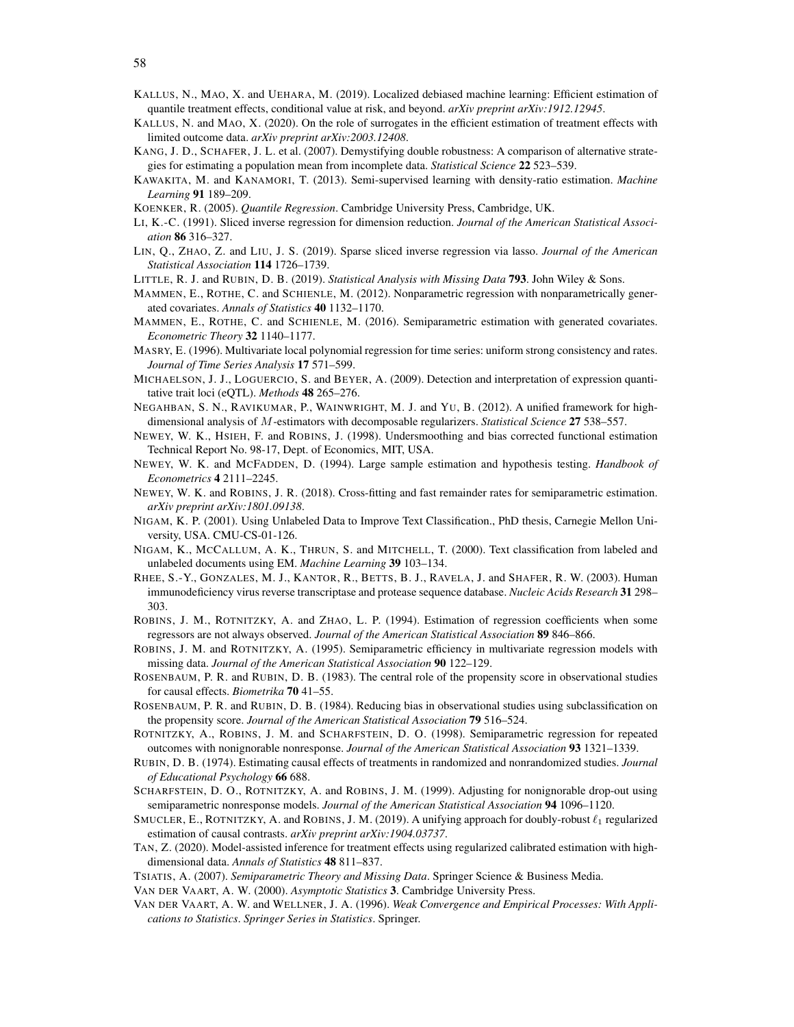KALLUS, N., MAO, X. and UEHARA, M. (2019). Localized debiased machine learning: Efficient estimation of quantile treatment effects, conditional value at risk, and beyond. *arXiv preprint arXiv:1912.12945*.

KALLUS, N. and MAO, X. (2020). On the role of surrogates in the efficient estimation of treatment effects with limited outcome data. *arXiv preprint arXiv:2003.12408*.

KANG, J. D., SCHAFER, J. L. et al. (2007). Demystifying double robustness: A comparison of alternative strategies for estimating a population mean from incomplete data. *Statistical Science* **22** 523–539.

KAWAKITA, M. and KANAMORI, T. (2013). Semi-supervised learning with density-ratio estimation. *Machine Learning* **91** 189–209.

KOENKER, R. (2005). *Quantile Regression*. Cambridge University Press, Cambridge, UK.

LI, K.-C. (1991). Sliced inverse regression for dimension reduction. *Journal of the American Statistical Association* **86** 316–327.

LIN, Q., ZHAO, Z. and LIU, J. S. (2019). Sparse sliced inverse regression via lasso. *Journal of the American Statistical Association* **114** 1726–1739.

LITTLE, R. J. and RUBIN, D. B. (2019). *Statistical Analysis with Missing Data* **793**. John Wiley & Sons.

MAMMEN, E., ROTHE, C. and SCHIENLE, M. (2012). Nonparametric regression with nonparametrically generated covariates. *Annals of Statistics* **40** 1132–1170.

MAMMEN, E., ROTHE, C. and SCHIENLE, M. (2016). Semiparametric estimation with generated covariates. *Econometric Theory* **32** 1140–1177.

MASRY, E. (1996). Multivariate local polynomial regression for time series: uniform strong consistency and rates. *Journal of Time Series Analysis* **17** 571–599.

MICHAELSON, J. J., LOGUERCIO, S. and BEYER, A. (2009). Detection and interpretation of expression quantitative trait loci (eQTL). *Methods* **48** 265–276.

NEGAHBAN, S. N., RAVIKUMAR, P., WAINWRIGHT, M. J. and YU, B. (2012). A unified framework for high-dimensional analysis of $M$-estimators with decomposable regularizers. *Statistical Science* **27** 538–557.

NEWEY, W. K., HSIEH, F. and ROBINS, J. (1998). Undersmoothing and bias corrected functional estimation Technical Report No. 98-17, Dept. of Economics, MIT, USA.

NEWEY, W. K. and MCFADDEN, D. (1994). Large sample estimation and hypothesis testing. *Handbook of Econometrics* **4** 2111–2245.

NEWEY, W. K. and ROBINS, J. R. (2018). Cross-fitting and fast remainder rates for semiparametric estimation. *arXiv preprint arXiv:1801.09138*.

NIGAM, K. P. (2001). Using Unlabeled Data to Improve Text Classification., PhD thesis, Carnegie Mellon University, USA. CMU-CS-01-126.

NIGAM, K., MCCALLUM, A. K., THRUN, S. and MITCHELL, T. (2000). Text classification from labeled and unlabeled documents using EM. *Machine Learning* **39** 103–134.

RHEE, S.-Y., GONZALES, M. J., KANTOR, R., BETTS, B. J., RAVELA, J. and SHAFER, R. W. (2003). Human immunodeficiency virus reverse transcriptase and protease sequence database. *Nucleic Acids Research* **31** 298–303.

ROBINS, J. M., ROTNITZKY, A. and ZHAO, L. P. (1994). Estimation of regression coefficients when some regressors are not always observed. *Journal of the American Statistical Association* **89** 846–866.

ROBINS, J. M. and ROTNITZKY, A. (1995). Semiparametric efficiency in multivariate regression models with missing data. *Journal of the American Statistical Association* **90** 122–129.

ROSENBAUM, P. R. and RUBIN, D. B. (1983). The central role of the propensity score in observational studies for causal effects. *Biometrika* **70** 41–55.

ROSENBAUM, P. R. and RUBIN, D. B. (1984). Reducing bias in observational studies using subclassification on the propensity score. *Journal of the American Statistical Association* **79** 516–524.

ROTNITZKY, A., ROBINS, J. M. and SCHARFSTEIN, D. O. (1998). Semiparametric regression for repeated outcomes with nonignorable nonresponse. *Journal of the American Statistical Association* **93** 1321–1339.

RUBIN, D. B. (1974). Estimating causal effects of treatments in randomized and nonrandomized studies. *Journal of Educational Psychology* **66** 688.

SCHARFSTEIN, D. O., ROTNITZKY, A. and ROBINS, J. M. (1999). Adjusting for nonignorable drop-out using semiparametric nonresponse models. *Journal of the American Statistical Association* **94** 1096–1120.

SMUCLER, E., ROTNITZKY, A. and ROBINS, J. M. (2019). A unifying approach for doubly-robust $\ell_1$ regularized estimation of causal contrasts. *arXiv preprint arXiv:1904.03737*.

TAN, Z. (2020). Model-assisted inference for treatment effects using regularized calibrated estimation with high-dimensional data. *Annals of Statistics* **48** 811–837.

TSIATIS, A. (2007). *Semiparametric Theory and Missing Data*. Springer Science & Business Media.

VAN DER VAART, A. W. (2000). *Asymptotic Statistics* **3**. Cambridge University Press.

VAN DER VAART, A. W. and WELLNER, J. A. (1996). *Weak Convergence and Empirical Processes: With Applications to Statistics*. *Springer Series in Statistics*. Springer.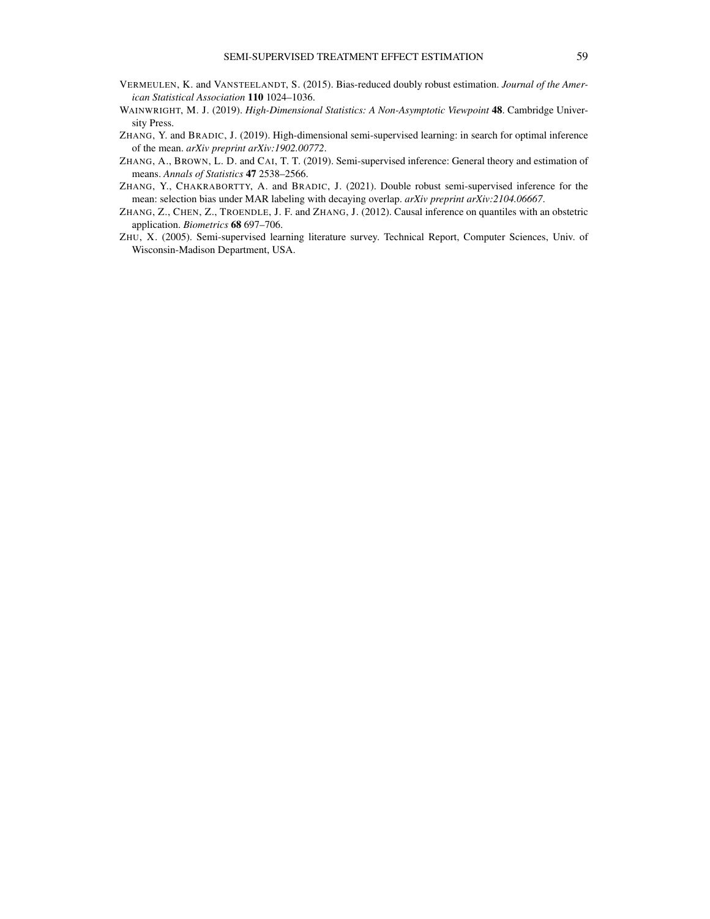VERMEULEN, K. and VANSTEELANDT, S. (2015). Bias-reduced doubly robust estimation. *Journal of the American Statistical Association* **110** 1024–1036.

WAINWRIGHT, M. J. (2019). *High-Dimensional Statistics: A Non-Asymptotic Viewpoint* **48**. Cambridge University Press.

ZHANG, Y. and BRADIC, J. (2019). High-dimensional semi-supervised learning: in search for optimal inference of the mean. *arXiv preprint arXiv:1902.00772*.

ZHANG, A., BROWN, L. D. and CAI, T. T. (2019). Semi-supervised inference: General theory and estimation of means. *Annals of Statistics* **47** 2538–2566.

ZHANG, Y., CHAKRABORTTY, A. and BRADIC, J. (2021). Double robust semi-supervised inference for the mean: selection bias under MAR labeling with decaying overlap. *arXiv preprint arXiv:2104.06667*.

ZHANG, Z., CHEN, Z., TROENDLE, J. F. and ZHANG, J. (2012). Causal inference on quantiles with an obstetric application. *Biometrics* **68** 697–706.

ZHU, X. (2005). Semi-supervised learning literature survey. Technical Report, Computer Sciences, Univ. of Wisconsin-Madison Department, USA.